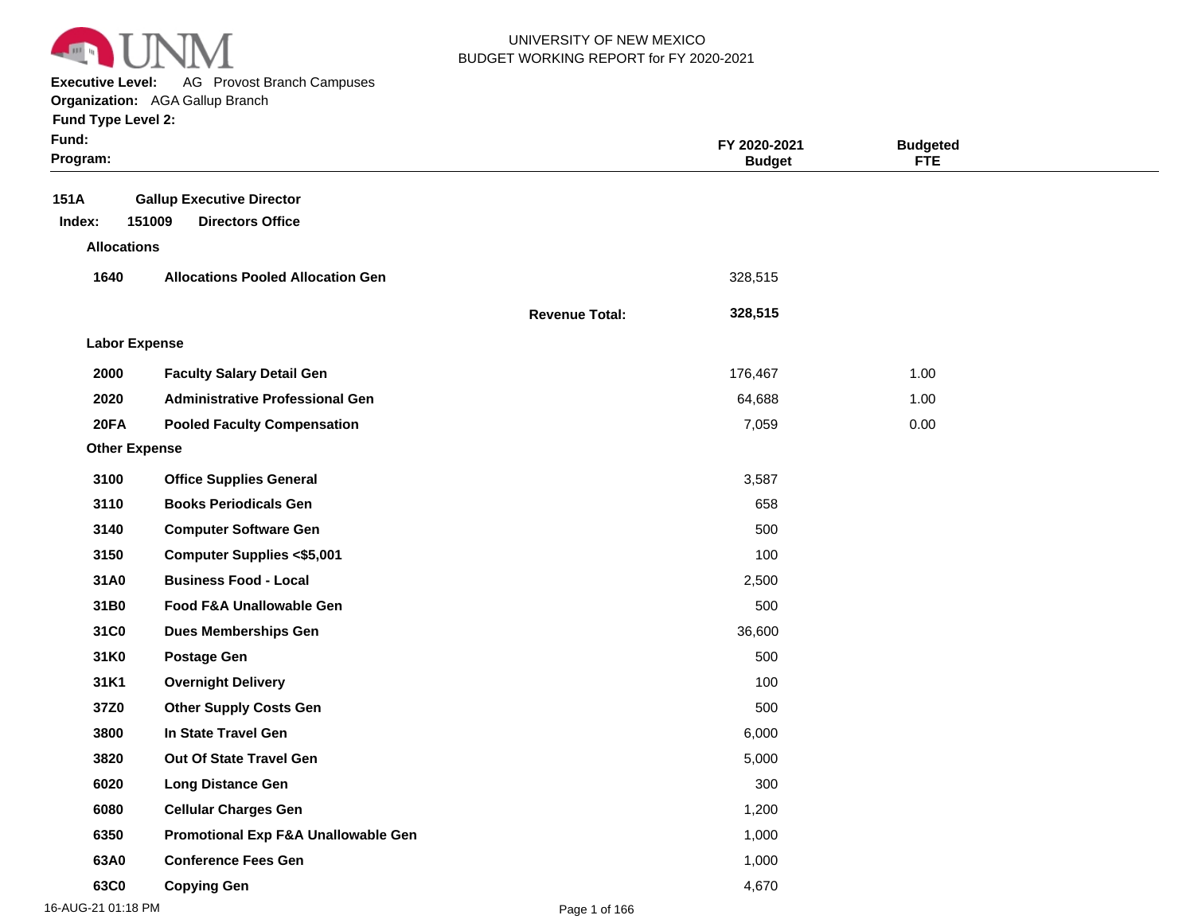UNIVERSITY OF NEW MEXICO
BUDGET WORKING REPORT for FY 2020-2021

**Executive Level:** AG Provost Branch Campuses
**Organization:** AGA Gallup Branch
**Fund Type Level 2:**
**Fund:**
**Program:**

| | | | FY 2020-2021 Budget | Budgeted FTE |
|---|---|---|---|---|
| **151A** | **Gallup Executive Director** | | | |
| **Index: 151009** | **Directors Office** | | | |
| **Allocations** | | | | |
| **1640** | **Allocations Pooled Allocation Gen** | | 328,515 | |
| | | **Revenue Total:** | **328,515** | |
| **Labor Expense** | | | | |
| **2000** | **Faculty Salary Detail Gen** | | 176,467 | 1.00 |
| **2020** | **Administrative Professional Gen** | | 64,688 | 1.00 |
| **20FA** | **Pooled Faculty Compensation** | | 7,059 | 0.00 |
| **Other Expense** | | | | |
| **3100** | **Office Supplies General** | | 3,587 | |
| **3110** | **Books Periodicals Gen** | | 658 | |
| **3140** | **Computer Software Gen** | | 500 | |
| **3150** | **Computer Supplies <$5,001** | | 100 | |
| **31A0** | **Business Food - Local** | | 2,500 | |
| **31B0** | **Food F&A Unallowable Gen** | | 500 | |
| **31C0** | **Dues Memberships Gen** | | 36,600 | |
| **31K0** | **Postage Gen** | | 500 | |
| **31K1** | **Overnight Delivery** | | 100 | |
| **37Z0** | **Other Supply Costs Gen** | | 500 | |
| **3800** | **In State Travel Gen** | | 6,000 | |
| **3820** | **Out Of State Travel Gen** | | 5,000 | |
| **6020** | **Long Distance Gen** | | 300 | |
| **6080** | **Cellular Charges Gen** | | 1,200 | |
| **6350** | **Promotional Exp F&A Unallowable Gen** | | 1,000 | |
| **63A0** | **Conference Fees Gen** | | 1,000 | |
| **63C0** | **Copying Gen** | | 4,670 | |

16-AUG-21 01:18 PM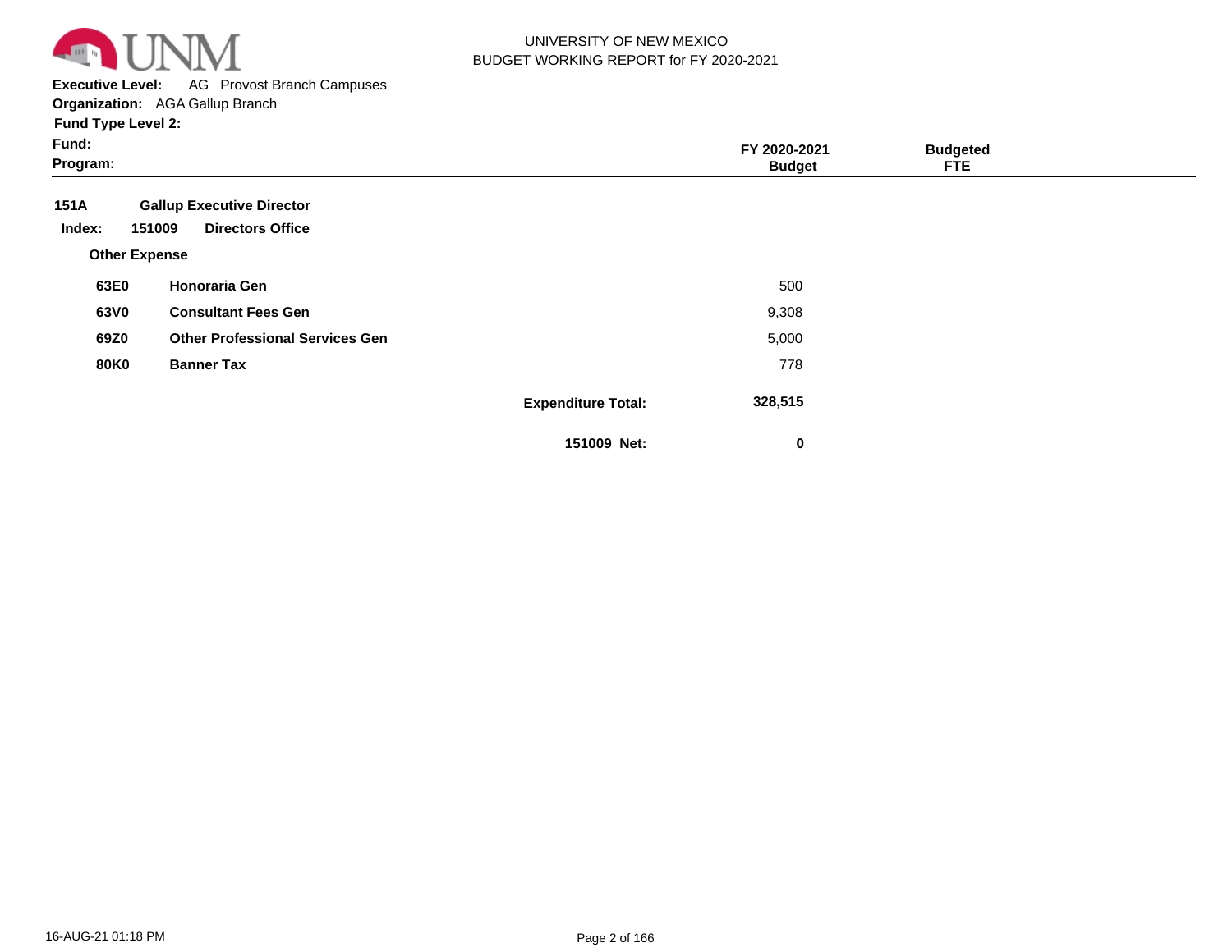UNIVERSITY OF NEW MEXICO
BUDGET WORKING REPORT for FY 2020-2021

**Executive Level:** AG Provost Branch Campuses
**Organization:** AGA Gallup Branch
**Fund Type Level 2:**
**Fund:**
**Program:**

| | | | FY 2020-2021 Budget | Budgeted FTE |
|---|---|---|---|---|
| **151A** | **Gallup Executive Director** | | | |
| **Index: 151009** | **Directors Office** | | | |
| **Other Expense** | | | | |
| **63E0** | **Honoraria Gen** | | 500 | |
| **63V0** | **Consultant Fees Gen** | | 9,308 | |
| **69Z0** | **Other Professional Services Gen** | | 5,000 | |
| **80K0** | **Banner Tax** | | 778 | |
| | | **Expenditure Total:** | **328,515** | |
| | | **151009 Net:** | **0** | |

16-AUG-21 01:18 PM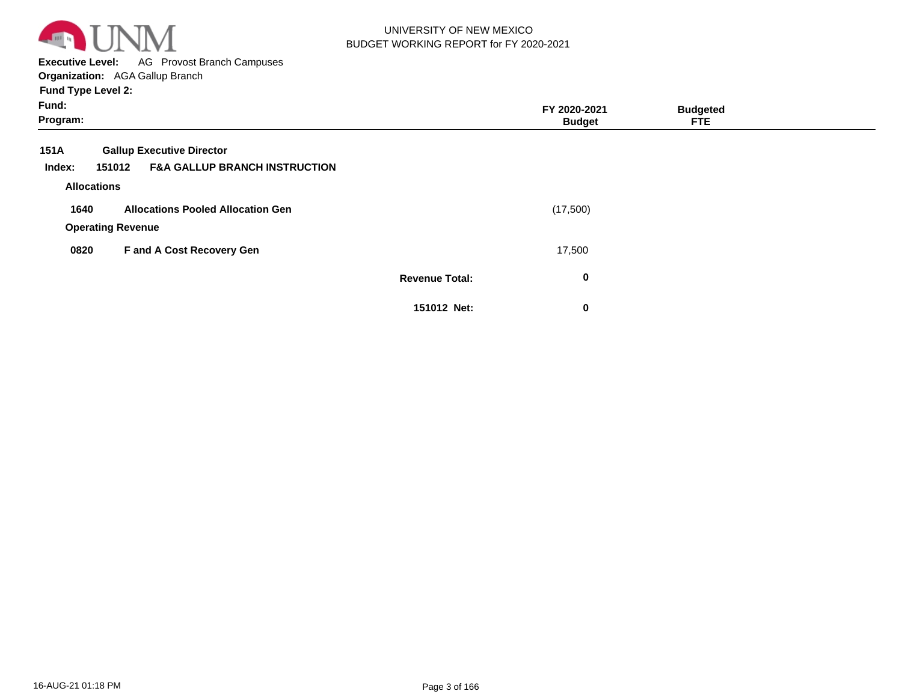UNIVERSITY OF NEW MEXICO
BUDGET WORKING REPORT for FY 2020-2021

**Executive Level:** AG Provost Branch Campuses
**Organization:** AGA Gallup Branch
**Fund Type Level 2:**
**Fund:**
**Program:**

| | | | FY 2020-2021 Budget | Budgeted FTE |
|---|---|---|---|---|
| **151A** | **Gallup Executive Director** | | | |
| **Index: 151012** | **F&A GALLUP BRANCH INSTRUCTION** | | | |
| **Allocations** | | | | |
| **1640** | **Allocations Pooled Allocation Gen** | | (17,500) | |
| **Operating Revenue** | | | | |
| **0820** | **F and A Cost Recovery Gen** | | 17,500 | |
| | | **Revenue Total:** | **0** | |
| | | **151012 Net:** | **0** | |

16-AUG-21 01:18 PM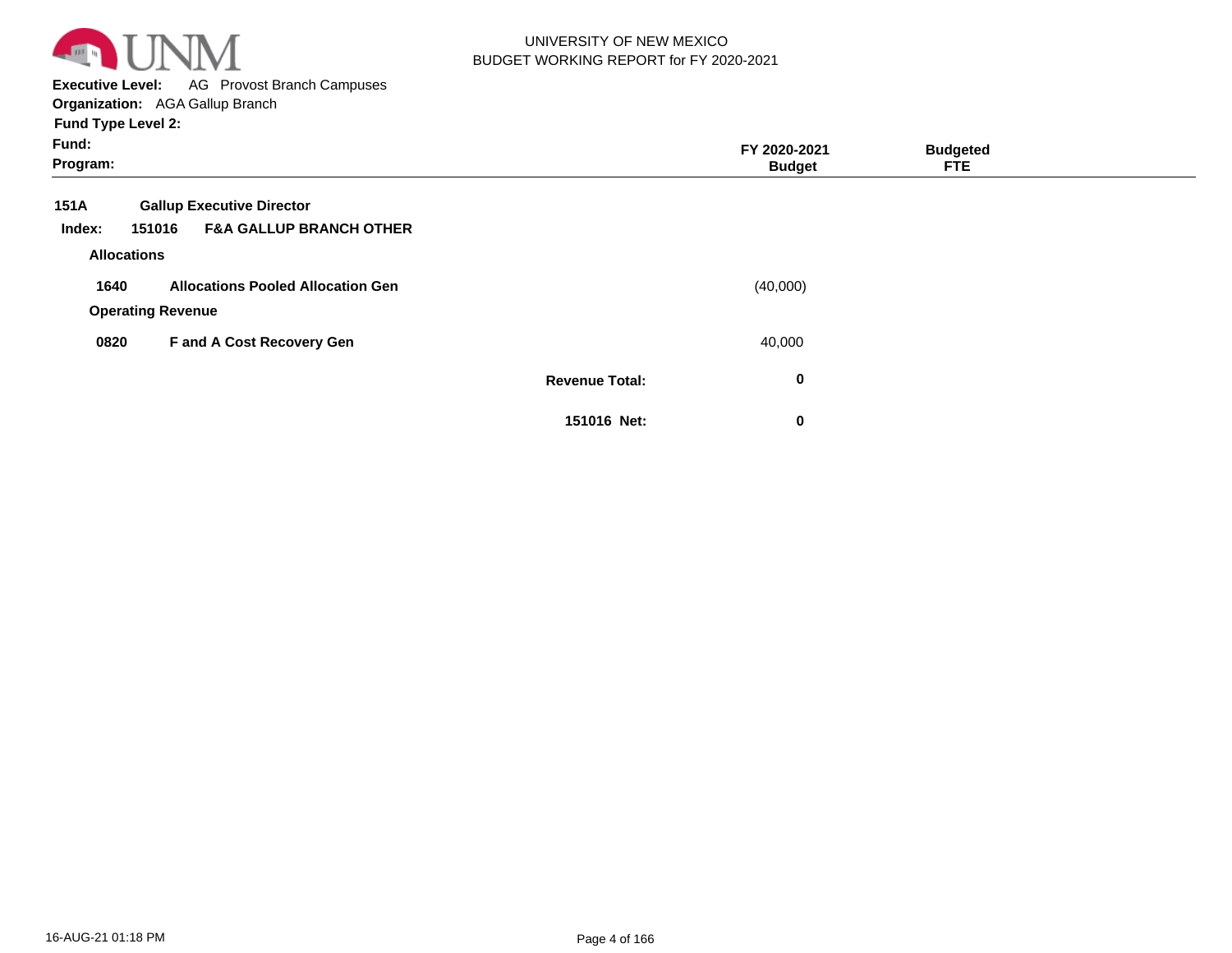UNIVERSITY OF NEW MEXICO
BUDGET WORKING REPORT for FY 2020-2021

**Executive Level:** AG Provost Branch Campuses
**Organization:** AGA Gallup Branch
**Fund Type Level 2:**
**Fund:**
**Program:**

| | | | FY 2020-2021 Budget | Budgeted FTE |
|---|---|---|---|---|
| **151A** | **Gallup Executive Director** | | | |
| **Index: 151016** | **F&A GALLUP BRANCH OTHER** | | | |
| **Allocations** | | | | |
| **1640** | **Allocations Pooled Allocation Gen** | | (40,000) | |
| **Operating Revenue** | | | | |
| **0820** | **F and A Cost Recovery Gen** | | 40,000 | |
| | | **Revenue Total:** | **0** | |
| | | **151016 Net:** | **0** | |

16-AUG-21 01:18 PM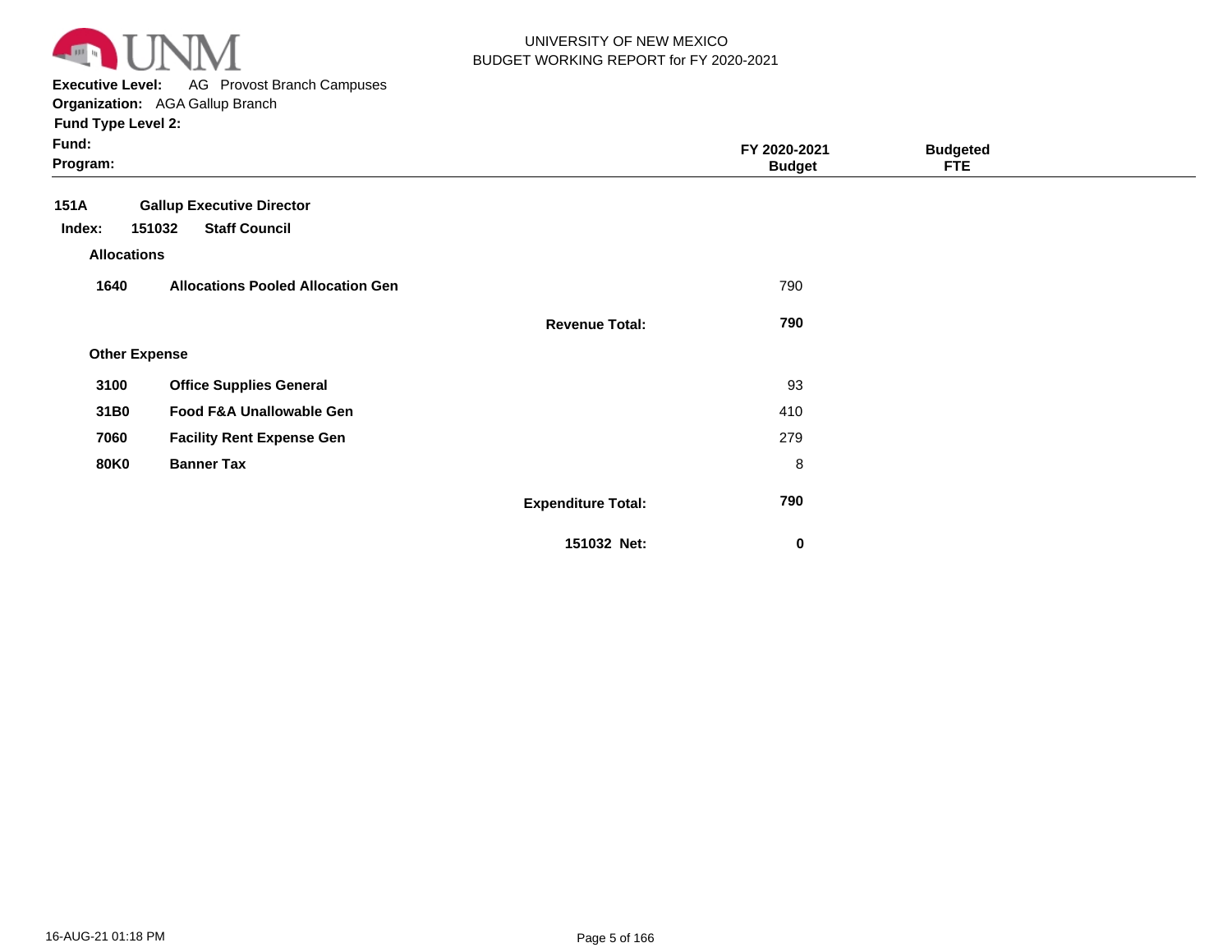**UNIVERSITY OF NEW MEXICO**
**BUDGET WORKING REPORT for FY 2020-2021**

**Executive Level:** AG Provost Branch Campuses
**Organization:** AGA Gallup Branch
**Fund Type Level 2:**
**Fund:**
**Program:**

| | | | FY 2020-2021 Budget | Budgeted FTE |
|---|---|---|---|---|
| **151A** | **Gallup Executive Director** | | | |
| **Index: 151032** | **Staff Council** | | | |
| **Allocations** | | | | |
| **1640** | **Allocations Pooled Allocation Gen** | | 790 | |
| | | **Revenue Total:** | **790** | |
| **Other Expense** | | | | |
| **3100** | **Office Supplies General** | | 93 | |
| **31B0** | **Food F&A Unallowable Gen** | | 410 | |
| **7060** | **Facility Rent Expense Gen** | | 279 | |
| **80K0** | **Banner Tax** | | 8 | |
| | | **Expenditure Total:** | **790** | |
| | | **151032 Net:** | **0** | |

16-AUG-21 01:18 PM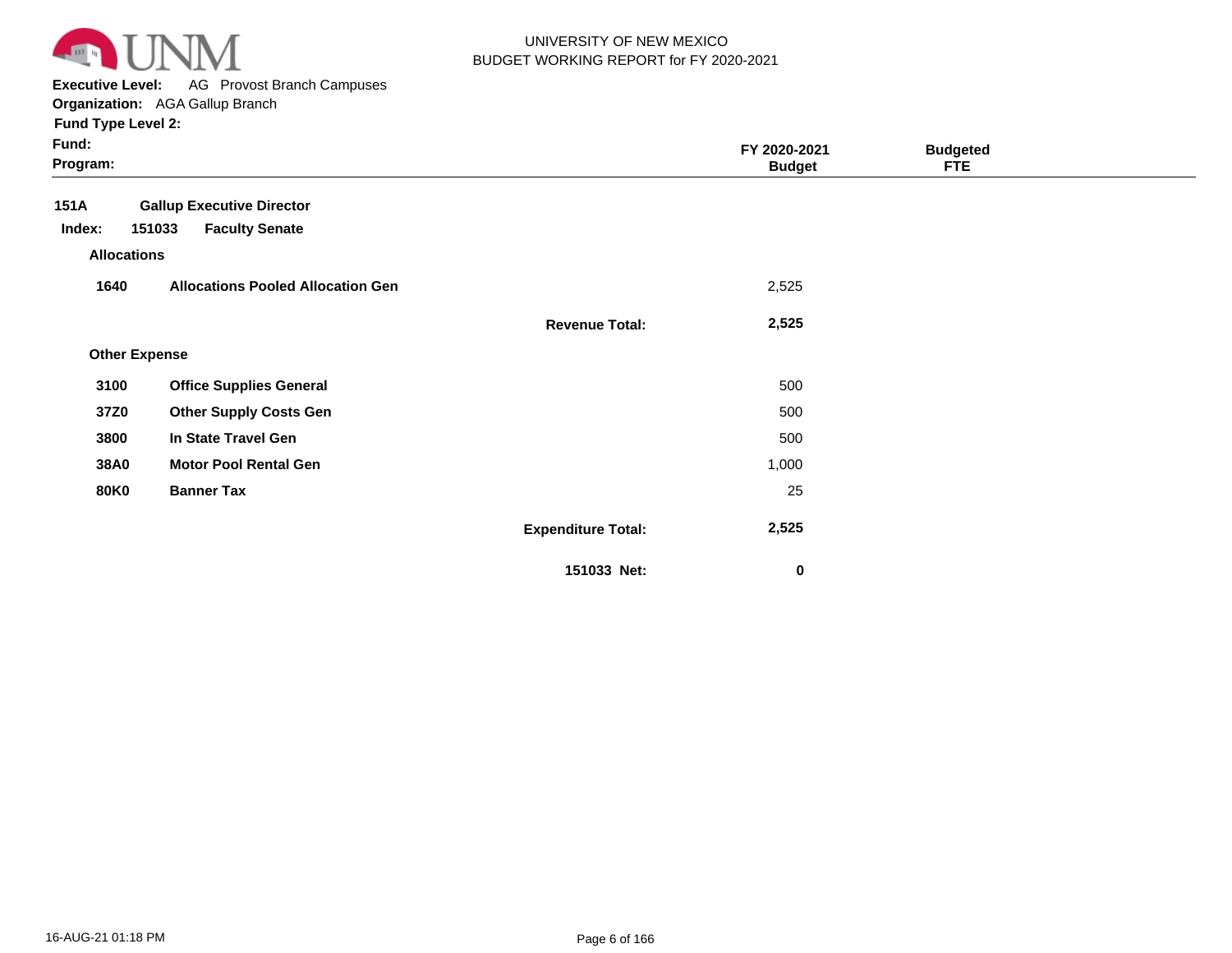UNIVERSITY OF NEW MEXICO
BUDGET WORKING REPORT for FY 2020-2021

**Executive Level:** AG Provost Branch Campuses
**Organization:** AGA Gallup Branch
**Fund Type Level 2:**
**Fund:**
**Program:**

| | | | FY 2020-2021 Budget | Budgeted FTE |
|---|---|---|---|---|
| **151A** | **Gallup Executive Director** | | | |
| **Index: 151033** | **Faculty Senate** | | | |
| **Allocations** | | | | |
| **1640** | **Allocations Pooled Allocation Gen** | | 2,525 | |
| | | **Revenue Total:** | **2,525** | |
| **Other Expense** | | | | |
| **3100** | **Office Supplies General** | | 500 | |
| **37Z0** | **Other Supply Costs Gen** | | 500 | |
| **3800** | **In State Travel Gen** | | 500 | |
| **38A0** | **Motor Pool Rental Gen** | | 1,000 | |
| **80K0** | **Banner Tax** | | 25 | |
| | | **Expenditure Total:** | **2,525** | |
| | | **151033 Net:** | **0** | |

16-AUG-21 01:18 PM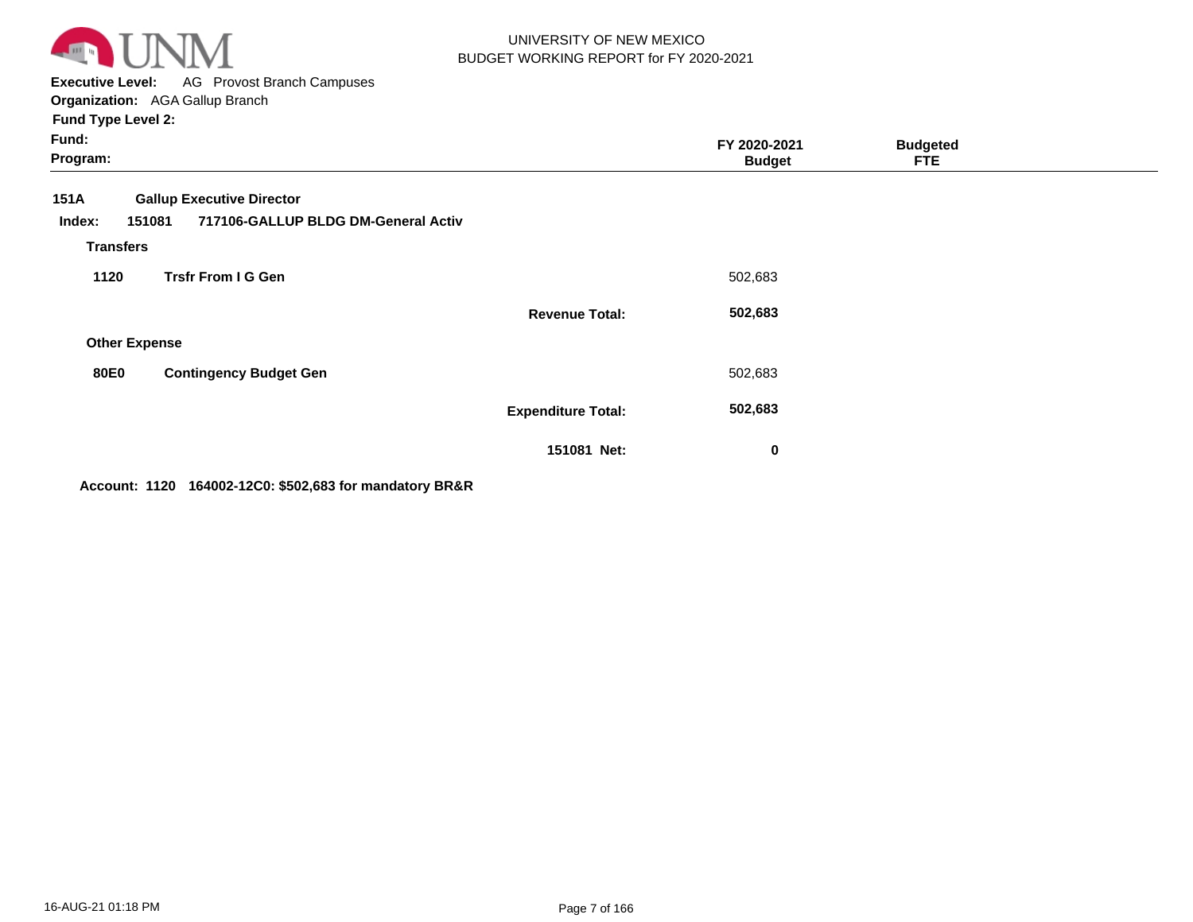UNIVERSITY OF NEW MEXICO
BUDGET WORKING REPORT for FY 2020-2021

**Executive Level:** AG Provost Branch Campuses
**Organization:** AGA Gallup Branch
**Fund Type Level 2:**
**Fund:**
**Program:**

| | | | FY 2020-2021 Budget | Budgeted FTE |
|---|---|---|---|---|
| **151A** | **Gallup Executive Director** | | | |
| **Index: 151081** | **717106-GALLUP BLDG DM-General Activ** | | | |
| **Transfers** | | | | |
| **1120** | **Trsfr From I G Gen** | | 502,683 | |
| | | **Revenue Total:** | **502,683** | |
| **Other Expense** | | | | |
| **80E0** | **Contingency Budget Gen** | | 502,683 | |
| | | **Expenditure Total:** | **502,683** | |
| | | **151081 Net:** | **0** | |

**Account: 1120 164002-12C0: $502,683 for mandatory BR&R**

16-AUG-21 01:18 PM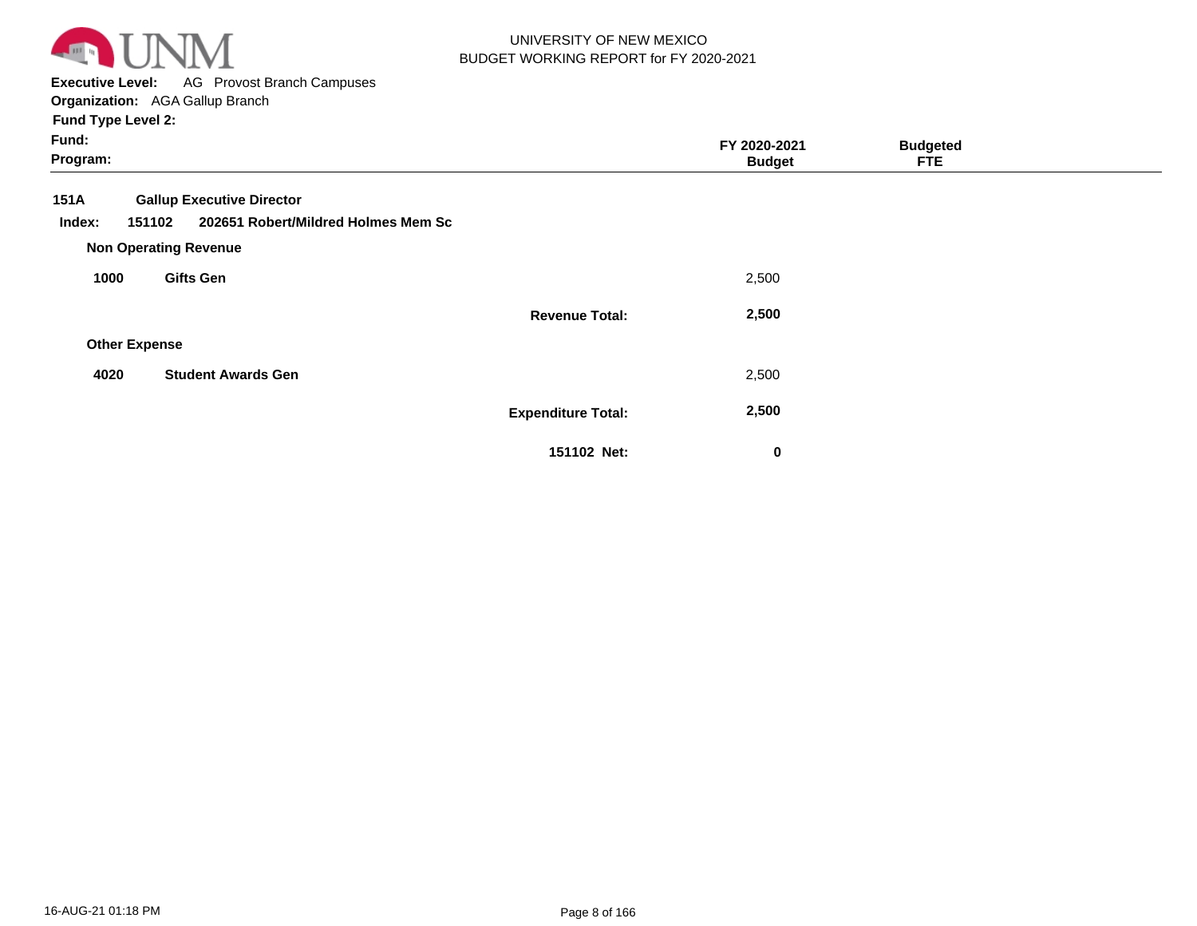UNIVERSITY OF NEW MEXICO
BUDGET WORKING REPORT for FY 2020-2021

**Executive Level:** AG Provost Branch Campuses
**Organization:** AGA Gallup Branch
**Fund Type Level 2:**
**Fund:**
**Program:**

| | | | FY 2020-2021 Budget | Budgeted FTE |
|---|---|---|---|---|
| **151A** | **Gallup Executive Director** | | | |
| **Index: 151102** | **202651 Robert/Mildred Holmes Mem Sc** | | | |
| **Non Operating Revenue** | | | | |
| **1000** | **Gifts Gen** | | 2,500 | |
| | | **Revenue Total:** | **2,500** | |
| **Other Expense** | | | | |
| **4020** | **Student Awards Gen** | | 2,500 | |
| | | **Expenditure Total:** | **2,500** | |
| | | **151102 Net:** | **0** | |

16-AUG-21 01:18 PM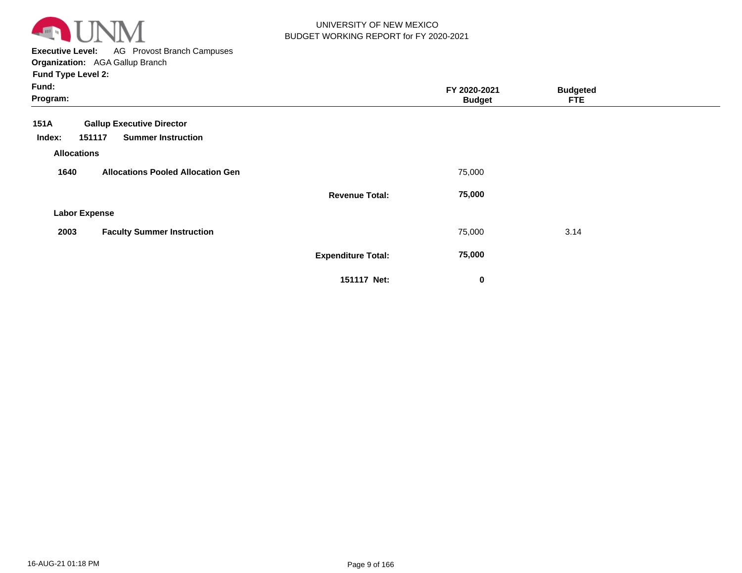UNIVERSITY OF NEW MEXICO
BUDGET WORKING REPORT for FY 2020-2021

**Executive Level:** AG Provost Branch Campuses
**Organization:** AGA Gallup Branch
**Fund Type Level 2:**
**Fund:**
**Program:**

| | | FY 2020-2021 Budget | Budgeted FTE |
|---|---|---|---|
| **151A** | **Gallup Executive Director** | | |
| **Index: 151117** | **Summer Instruction** | | |
| **Allocations** | | | |
| **1640** | **Allocations Pooled Allocation Gen** | 75,000 | |
| | **Revenue Total:** | **75,000** | |
| **Labor Expense** | | | |
| **2003** | **Faculty Summer Instruction** | 75,000 | 3.14 |
| | **Expenditure Total:** | **75,000** | |
| | **151117 Net:** | **0** | |

16-AUG-21 01:18 PM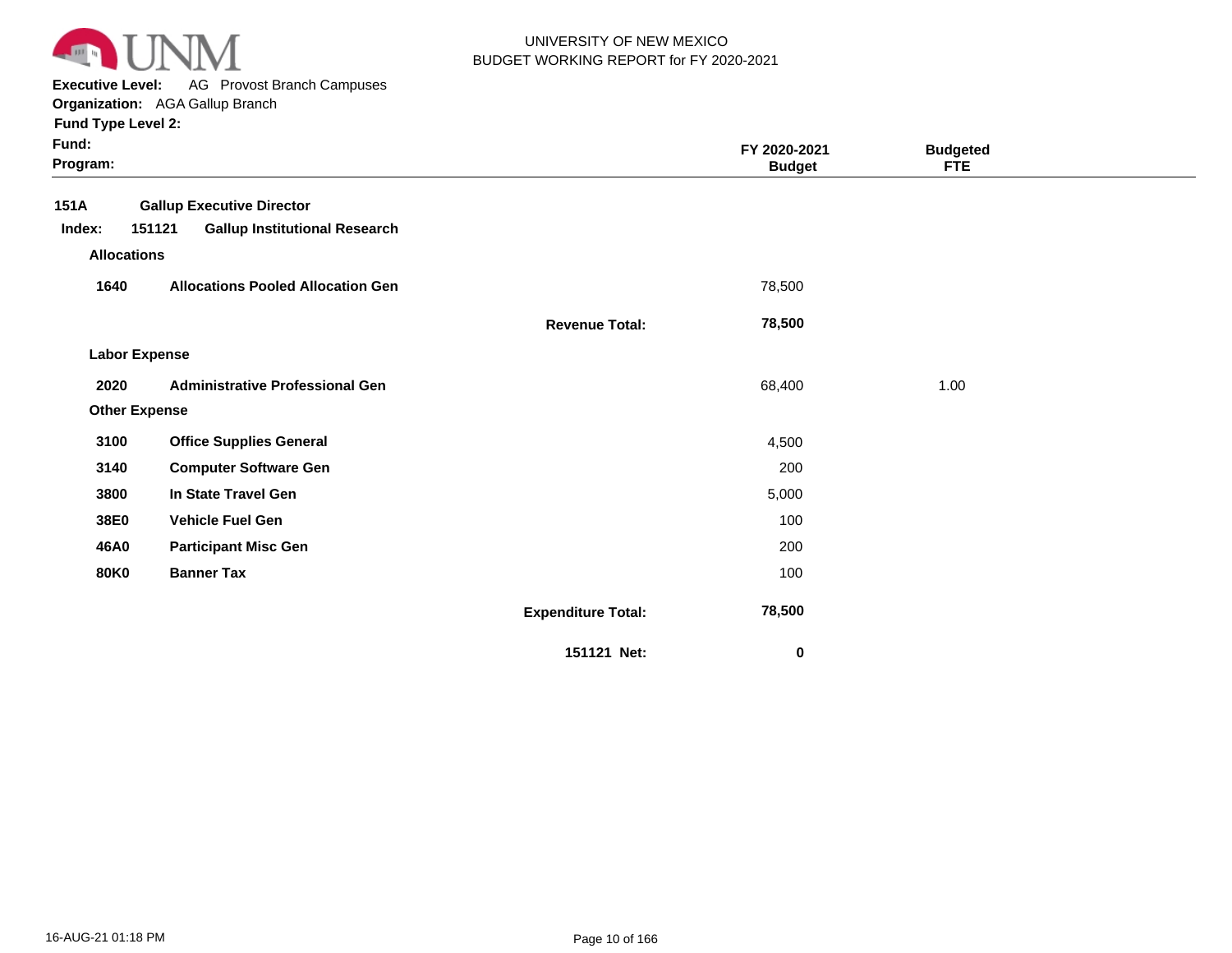UNIVERSITY OF NEW MEXICO
BUDGET WORKING REPORT for FY 2020-2021

**Executive Level:** AG Provost Branch Campuses
**Organization:** AGA Gallup Branch
**Fund Type Level 2:**
**Fund:**
**Program:**

| | | | FY 2020-2021 Budget | Budgeted FTE |
|---|---|---|---|---|
| **151A** | **Gallup Executive Director** | | | |
| **Index: 151121** | **Gallup Institutional Research** | | | |
| **Allocations** | | | | |
| **1640** | **Allocations Pooled Allocation Gen** | | 78,500 | |
| | | **Revenue Total:** | **78,500** | |
| **Labor Expense** | | | | |
| **2020** | **Administrative Professional Gen** | | 68,400 | 1.00 |
| **Other Expense** | | | | |
| **3100** | **Office Supplies General** | | 4,500 | |
| **3140** | **Computer Software Gen** | | 200 | |
| **3800** | **In State Travel Gen** | | 5,000 | |
| **38E0** | **Vehicle Fuel Gen** | | 100 | |
| **46A0** | **Participant Misc Gen** | | 200 | |
| **80K0** | **Banner Tax** | | 100 | |
| | | **Expenditure Total:** | **78,500** | |
| | | **151121 Net:** | **0** | |

16-AUG-21 01:18 PM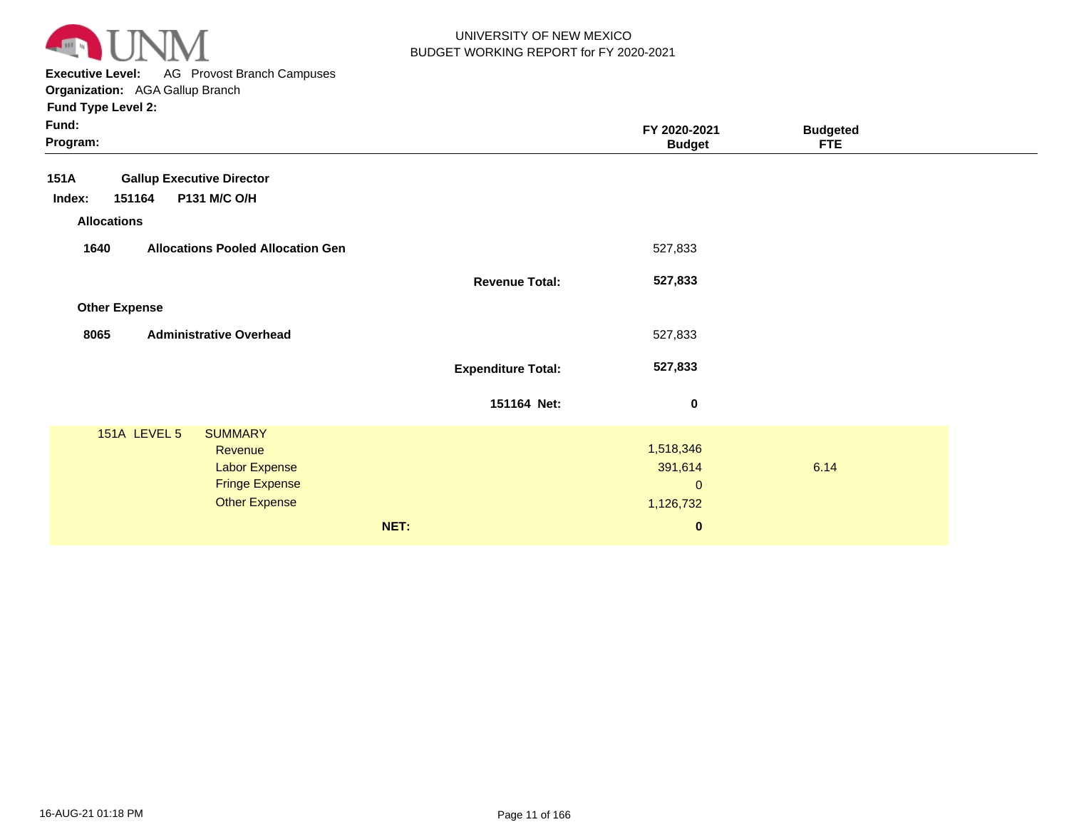UNIVERSITY OF NEW MEXICO
BUDGET WORKING REPORT for FY 2020-2021

**Executive Level:** AG Provost Branch Campuses
**Organization:** AGA Gallup Branch
**Fund Type Level 2:**
**Fund:**
**Program:**

| | | | FY 2020-2021 Budget | Budgeted FTE |
|---|---|---|---|---|
| **151A** | **Gallup Executive Director** | | | |
| **Index: 151164** | **P131 M/C O/H** | | | |
| **Allocations** | | | | |
| **1640** | **Allocations Pooled Allocation Gen** | | 527,833 | |
| | | **Revenue Total:** | **527,833** | |
| **Other Expense** | | | | |
| **8065** | **Administrative Overhead** | | 527,833 | |
| | | **Expenditure Total:** | **527,833** | |
| | | **151164 Net:** | **0** | |

| 151A LEVEL 5 | SUMMARY | FY 2020-2021 Budget | Budgeted FTE |
|---|---|---|---|
| | Revenue | 1,518,346 | |
| | Labor Expense | 391,614 | 6.14 |
| | Fringe Expense | 0 | |
| | Other Expense | 1,126,732 | |
| | **NET:** | **0** | |

16-AUG-21 01:18 PM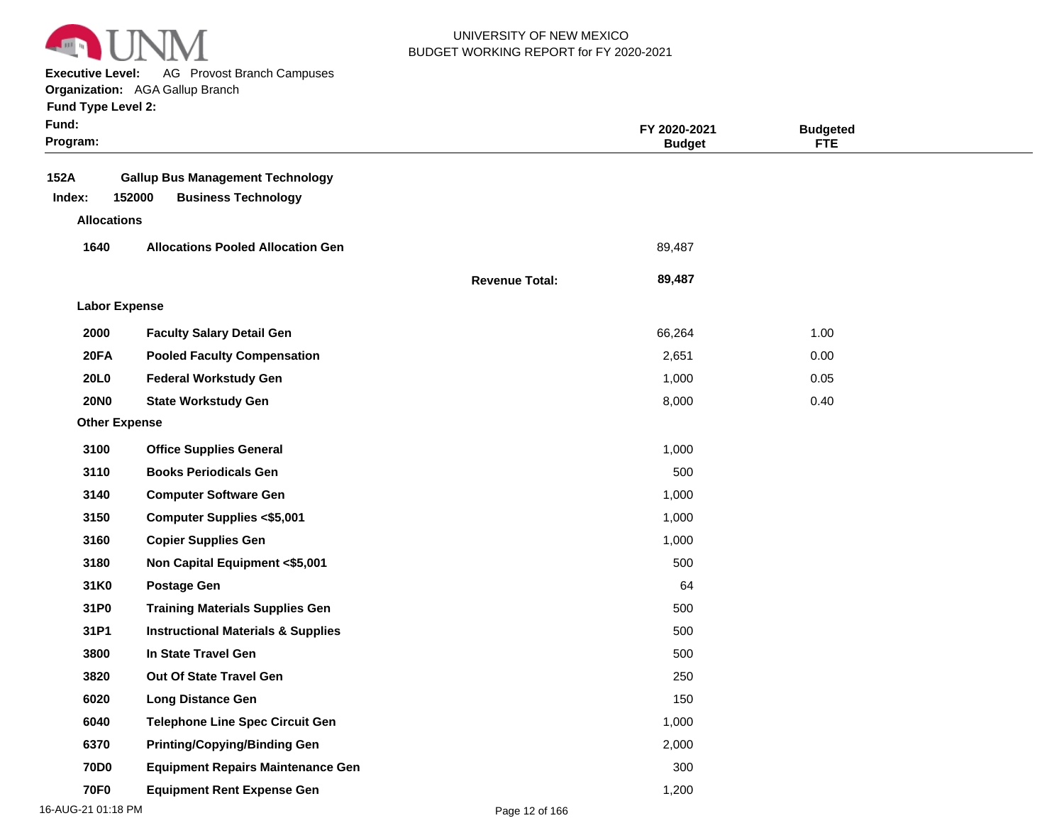UNIVERSITY OF NEW MEXICO
BUDGET WORKING REPORT for FY 2020-2021

**Executive Level:** AG Provost Branch Campuses
**Organization:** AGA Gallup Branch
**Fund Type Level 2:**
**Fund:**
**Program:**

| | | | FY 2020-2021 Budget | Budgeted FTE |
|---|---|---|---|---|
| **152A** | **Gallup Bus Management Technology** | | | |
| **Index: 152000** | **Business Technology** | | | |
| **Allocations** | | | | |
| **1640** | **Allocations Pooled Allocation Gen** | | 89,487 | |
| | | **Revenue Total:** | **89,487** | |
| **Labor Expense** | | | | |
| **2000** | **Faculty Salary Detail Gen** | | 66,264 | 1.00 |
| **20FA** | **Pooled Faculty Compensation** | | 2,651 | 0.00 |
| **20L0** | **Federal Workstudy Gen** | | 1,000 | 0.05 |
| **20N0** | **State Workstudy Gen** | | 8,000 | 0.40 |
| **Other Expense** | | | | |
| **3100** | **Office Supplies General** | | 1,000 | |
| **3110** | **Books Periodicals Gen** | | 500 | |
| **3140** | **Computer Software Gen** | | 1,000 | |
| **3150** | **Computer Supplies <$5,001** | | 1,000 | |
| **3160** | **Copier Supplies Gen** | | 1,000 | |
| **3180** | **Non Capital Equipment <$5,001** | | 500 | |
| **31K0** | **Postage Gen** | | 64 | |
| **31P0** | **Training Materials Supplies Gen** | | 500 | |
| **31P1** | **Instructional Materials & Supplies** | | 500 | |
| **3800** | **In State Travel Gen** | | 500 | |
| **3820** | **Out Of State Travel Gen** | | 250 | |
| **6020** | **Long Distance Gen** | | 150 | |
| **6040** | **Telephone Line Spec Circuit Gen** | | 1,000 | |
| **6370** | **Printing/Copying/Binding Gen** | | 2,000 | |
| **70D0** | **Equipment Repairs Maintenance Gen** | | 300 | |
| **70F0** | **Equipment Rent Expense Gen** | | 1,200 | |

16-AUG-21 01:18 PM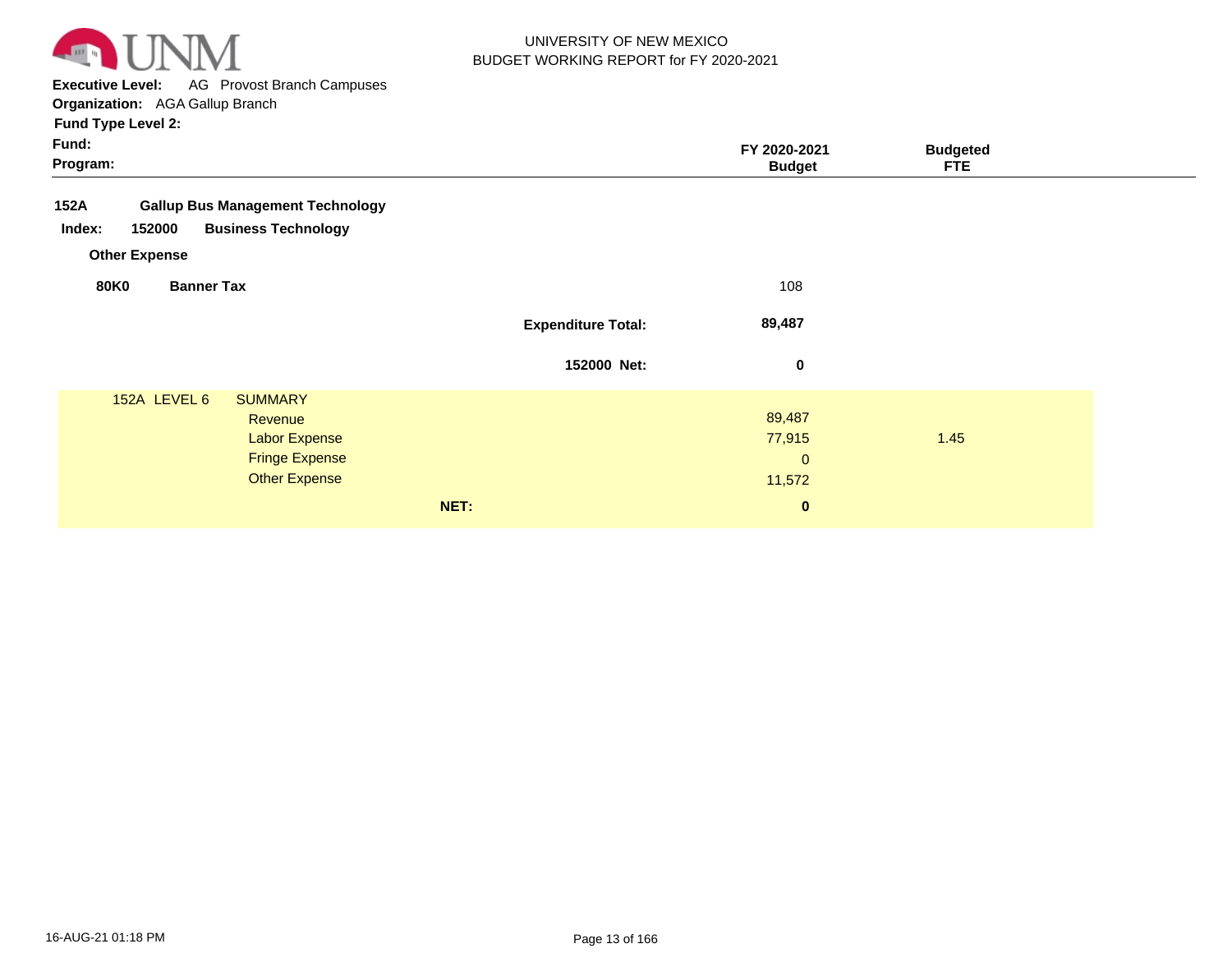UNIVERSITY OF NEW MEXICO
BUDGET WORKING REPORT for FY 2020-2021

**Executive Level:** AG Provost Branch Campuses
**Organization:** AGA Gallup Branch
**Fund Type Level 2:**
**Fund:**
**Program:**

| | FY 2020-2021 Budget | Budgeted FTE |
|---|---|---|
| **152A Gallup Bus Management Technology** | | |
| **Index: 152000 Business Technology** | | |
| **Other Expense** | | |
| **80K0 Banner Tax** | 108 | |
| **Expenditure Total:** | **89,487** | |
| **152000 Net:** | **0** | |
| 152A LEVEL 6 SUMMARY | | |
| Revenue | 89,487 | |
| Labor Expense | 77,915 | 1.45 |
| Fringe Expense | 0 | |
| Other Expense | 11,572 | |
| **NET:** | **0** | |

16-AUG-21 01:18 PM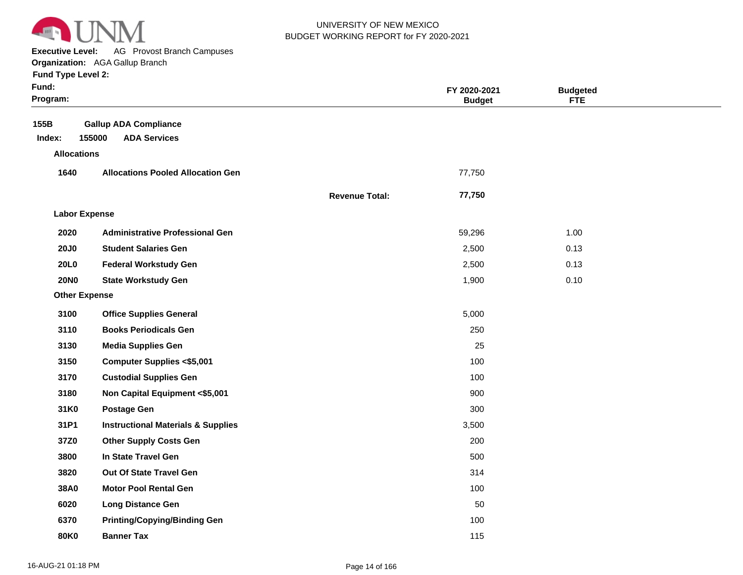UNIVERSITY OF NEW MEXICO
BUDGET WORKING REPORT for FY 2020-2021

**Executive Level:** AG Provost Branch Campuses
**Organization:** AGA Gallup Branch
**Fund Type Level 2:**
**Fund:**
**Program:**

| | | | FY 2020-2021 Budget | Budgeted FTE |
|---|---|---|---|---|
| **155B** | **Gallup ADA Compliance** | | | |
| **Index: 155000** | **ADA Services** | | | |
| **Allocations** | | | | |
| **1640** | **Allocations Pooled Allocation Gen** | | 77,750 | |
| | | **Revenue Total:** | **77,750** | |
| **Labor Expense** | | | | |
| **2020** | **Administrative Professional Gen** | | 59,296 | 1.00 |
| **20J0** | **Student Salaries Gen** | | 2,500 | 0.13 |
| **20L0** | **Federal Workstudy Gen** | | 2,500 | 0.13 |
| **20N0** | **State Workstudy Gen** | | 1,900 | 0.10 |
| **Other Expense** | | | | |
| **3100** | **Office Supplies General** | | 5,000 | |
| **3110** | **Books Periodicals Gen** | | 250 | |
| **3130** | **Media Supplies Gen** | | 25 | |
| **3150** | **Computer Supplies <$5,001** | | 100 | |
| **3170** | **Custodial Supplies Gen** | | 100 | |
| **3180** | **Non Capital Equipment <$5,001** | | 900 | |
| **31K0** | **Postage Gen** | | 300 | |
| **31P1** | **Instructional Materials & Supplies** | | 3,500 | |
| **37Z0** | **Other Supply Costs Gen** | | 200 | |
| **3800** | **In State Travel Gen** | | 500 | |
| **3820** | **Out Of State Travel Gen** | | 314 | |
| **38A0** | **Motor Pool Rental Gen** | | 100 | |
| **6020** | **Long Distance Gen** | | 50 | |
| **6370** | **Printing/Copying/Binding Gen** | | 100 | |
| **80K0** | **Banner Tax** | | 115 | |

16-AUG-21 01:18 PM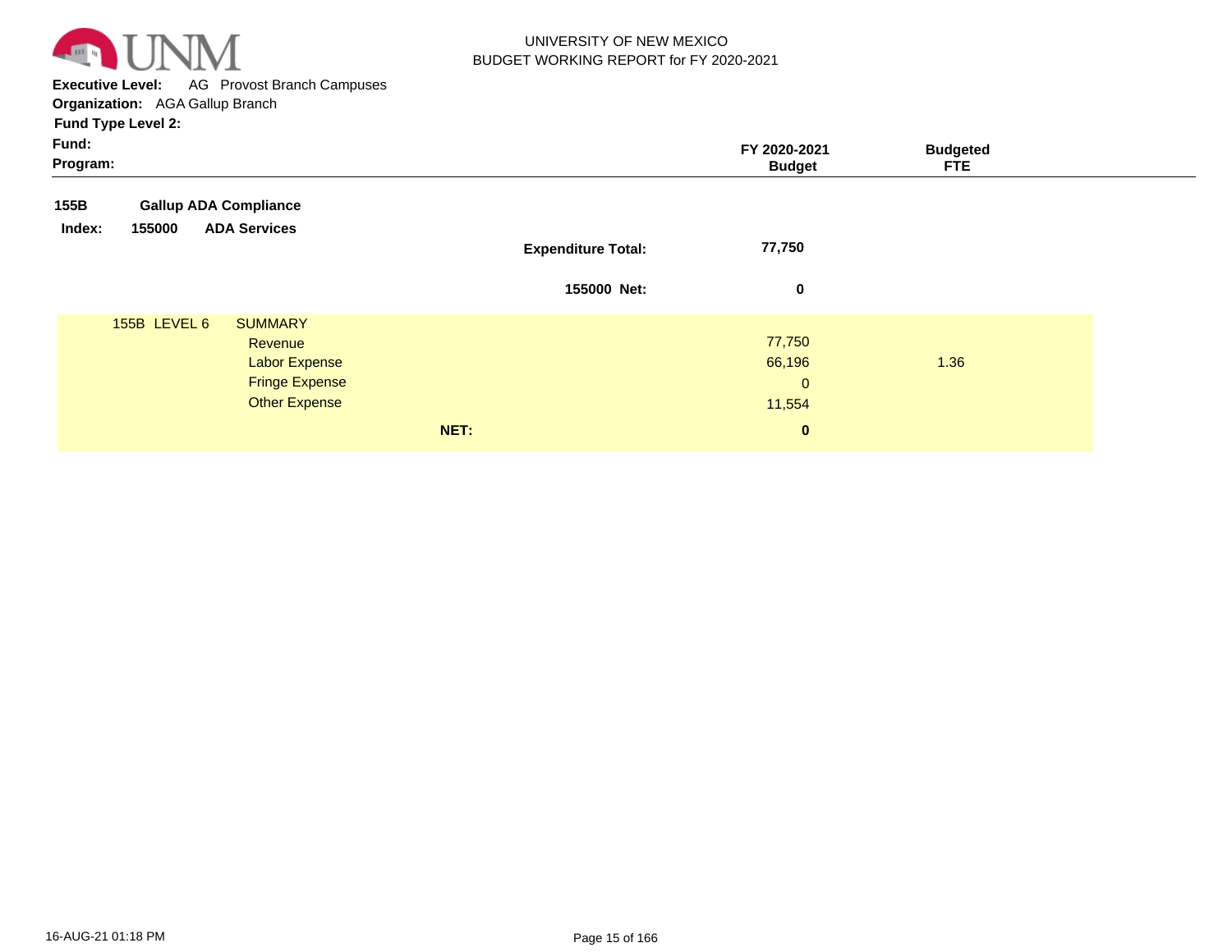UNIVERSITY OF NEW MEXICO
BUDGET WORKING REPORT for FY 2020-2021

**Executive Level:** AG Provost Branch Campuses
**Organization:** AGA Gallup Branch
**Fund Type Level 2:**
**Fund:**
**Program:**

| | | FY 2020-2021 Budget | Budgeted FTE |
|---|---|---|---|
| **155B** | **Gallup ADA Compliance** | | |
| **Index: 155000** | **ADA Services** | | |
| | **Expenditure Total:** | **77,750** | |
| | **155000 Net:** | **0** | |
| 155B LEVEL 6 | SUMMARY | | |
| | Revenue | 77,750 | |
| | Labor Expense | 66,196 | 1.36 |
| | Fringe Expense | 0 | |
| | Other Expense | 11,554 | |
| | **NET:** | **0** | |

16-AUG-21 01:18 PM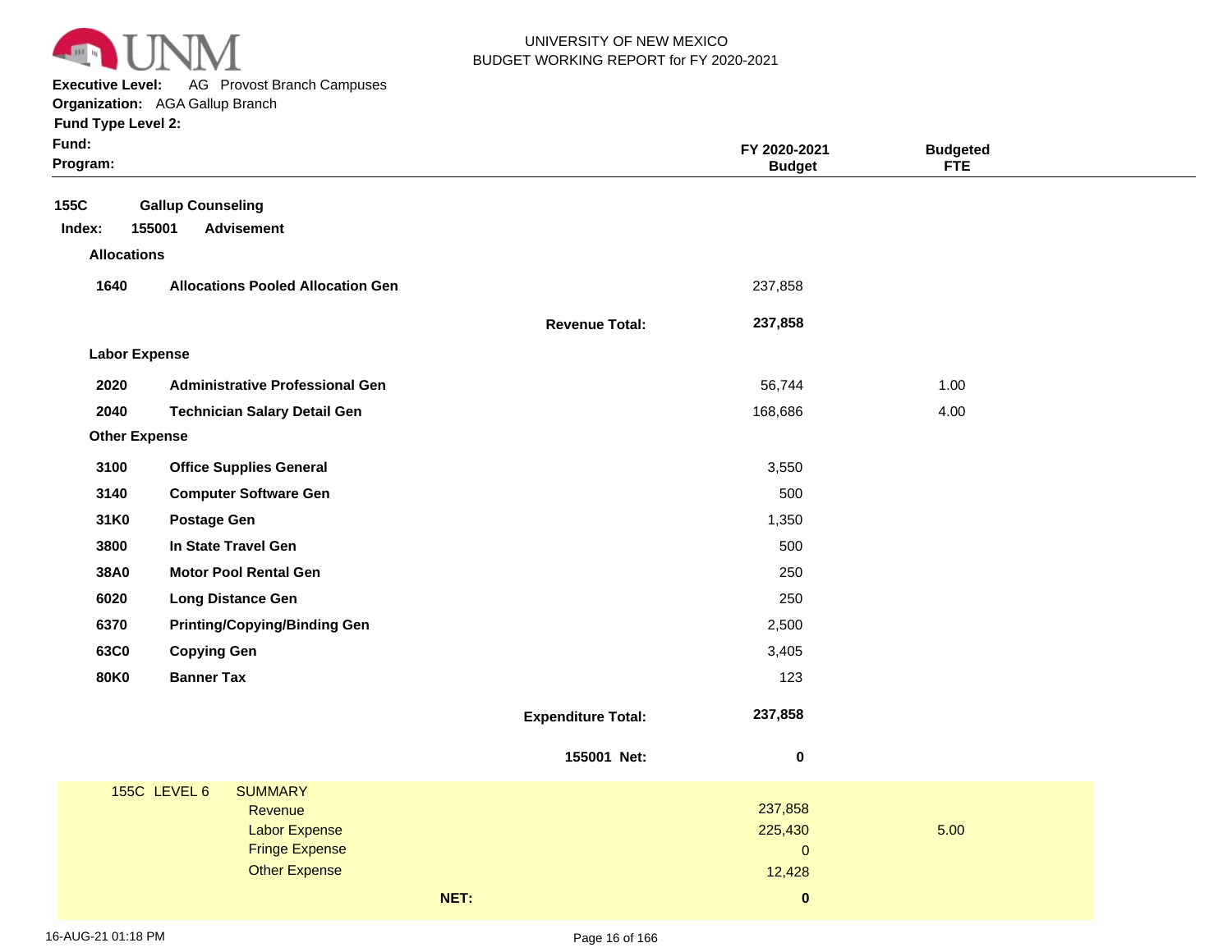UNIVERSITY OF NEW MEXICO
BUDGET WORKING REPORT for FY 2020-2021

**Executive Level:** AG Provost Branch Campuses
**Organization:** AGA Gallup Branch
**Fund Type Level 2:**
**Fund:**
**Program:**

| | | | FY 2020-2021 Budget | Budgeted FTE |
|---|---|---|---|---|
| **155C** | **Gallup Counseling** | | | |
| **Index: 155001** | **Advisement** | | | |
| **Allocations** | | | | |
| **1640** | **Allocations Pooled Allocation Gen** | | 237,858 | |
| | | **Revenue Total:** | **237,858** | |
| **Labor Expense** | | | | |
| **2020** | **Administrative Professional Gen** | | 56,744 | 1.00 |
| **2040** | **Technician Salary Detail Gen** | | 168,686 | 4.00 |
| **Other Expense** | | | | |
| **3100** | **Office Supplies General** | | 3,550 | |
| **3140** | **Computer Software Gen** | | 500 | |
| **31K0** | **Postage Gen** | | 1,350 | |
| **3800** | **In State Travel Gen** | | 500 | |
| **38A0** | **Motor Pool Rental Gen** | | 250 | |
| **6020** | **Long Distance Gen** | | 250 | |
| **6370** | **Printing/Copying/Binding Gen** | | 2,500 | |
| **63C0** | **Copying Gen** | | 3,405 | |
| **80K0** | **Banner Tax** | | 123 | |
| | | **Expenditure Total:** | **237,858** | |
| | | **155001 Net:** | **0** | |

| 155C LEVEL 6 | SUMMARY | | |
|---|---|---|---|
| | Revenue | 237,858 | |
| | Labor Expense | 225,430 | 5.00 |
| | Fringe Expense | 0 | |
| | Other Expense | 12,428 | |
| | **NET:** | **0** | |

16-AUG-21 01:18 PM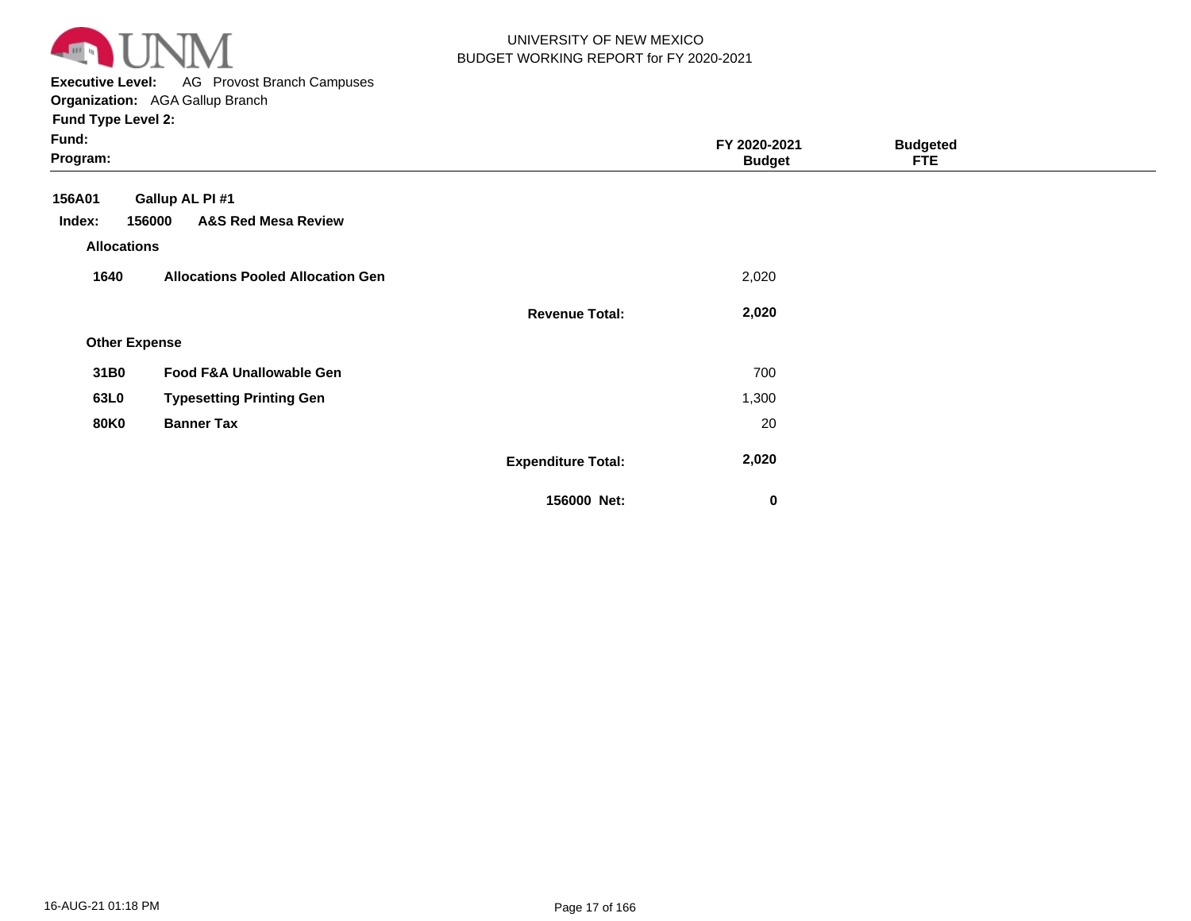UNIVERSITY OF NEW MEXICO
BUDGET WORKING REPORT for FY 2020-2021

**Executive Level:** AG Provost Branch Campuses
**Organization:** AGA Gallup Branch
**Fund Type Level 2:**
**Fund:**
**Program:**

| | | | FY 2020-2021 Budget | Budgeted FTE |
|---|---|---|---|---|
| **156A01** | **Gallup AL PI #1** | | | |
| **Index: 156000** | **A&S Red Mesa Review** | | | |
| **Allocations** | | | | |
| **1640** | **Allocations Pooled Allocation Gen** | | 2,020 | |
| | | **Revenue Total:** | **2,020** | |
| **Other Expense** | | | | |
| **31B0** | **Food F&A Unallowable Gen** | | 700 | |
| **63L0** | **Typesetting Printing Gen** | | 1,300 | |
| **80K0** | **Banner Tax** | | 20 | |
| | | **Expenditure Total:** | **2,020** | |
| | | **156000 Net:** | **0** | |

16-AUG-21 01:18 PM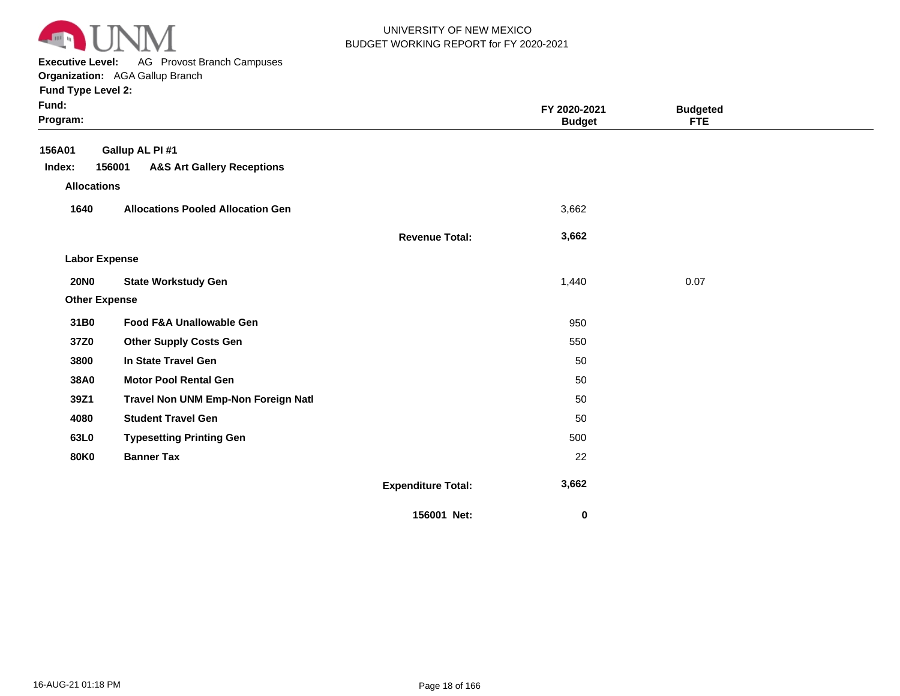UNIVERSITY OF NEW MEXICO
BUDGET WORKING REPORT for FY 2020-2021

**Executive Level:** AG Provost Branch Campuses
**Organization:** AGA Gallup Branch
**Fund Type Level 2:**
**Fund:**
**Program:**

| | | | FY 2020-2021 Budget | Budgeted FTE |
|---|---|---|---|---|
| **156A01** | **Gallup AL PI #1** | | | |
| **Index: 156001** | **A&S Art Gallery Receptions** | | | |
| **Allocations** | | | | |
| **1640** | **Allocations Pooled Allocation Gen** | | 3,662 | |
| | | **Revenue Total:** | **3,662** | |
| **Labor Expense** | | | | |
| **20N0** | **State Workstudy Gen** | | 1,440 | 0.07 |
| **Other Expense** | | | | |
| **31B0** | **Food F&A Unallowable Gen** | | 950 | |
| **37Z0** | **Other Supply Costs Gen** | | 550 | |
| **3800** | **In State Travel Gen** | | 50 | |
| **38A0** | **Motor Pool Rental Gen** | | 50 | |
| **39Z1** | **Travel Non UNM Emp-Non Foreign Natl** | | 50 | |
| **4080** | **Student Travel Gen** | | 50 | |
| **63L0** | **Typesetting Printing Gen** | | 500 | |
| **80K0** | **Banner Tax** | | 22 | |
| | | **Expenditure Total:** | **3,662** | |
| | | **156001 Net:** | **0** | |

16-AUG-21 01:18 PM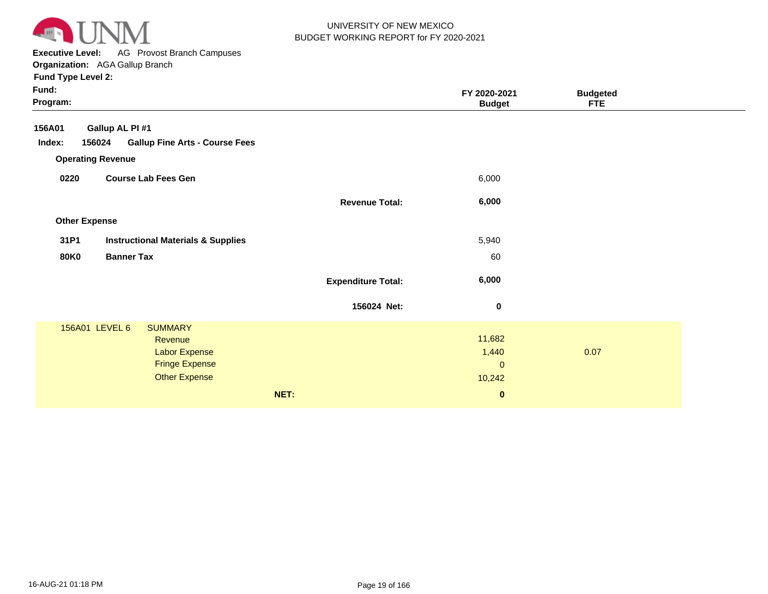UNIVERSITY OF NEW MEXICO
BUDGET WORKING REPORT for FY 2020-2021

**Executive Level:** AG Provost Branch Campuses
**Organization:** AGA Gallup Branch
**Fund Type Level 2:**
**Fund:**
**Program:**

| | | | FY 2020-2021 Budget | Budgeted FTE |
|---|---|---|---|---|
| **156A01** | **Gallup AL PI #1** | | | |
| **Index: 156024** | **Gallup Fine Arts - Course Fees** | | | |
| **Operating Revenue** | | | | |
| **0220** | **Course Lab Fees Gen** | | 6,000 | |
| | | **Revenue Total:** | **6,000** | |
| **Other Expense** | | | | |
| **31P1** | **Instructional Materials & Supplies** | | 5,940 | |
| **80K0** | **Banner Tax** | | 60 | |
| | | **Expenditure Total:** | **6,000** | |
| | | **156024 Net:** | **0** | |

| 156A01 LEVEL 6 | SUMMARY | | |
|---|---|---|---|
| | Revenue | 11,682 | |
| | Labor Expense | 1,440 | 0.07 |
| | Fringe Expense | 0 | |
| | Other Expense | 10,242 | |
| | **NET:** | **0** | |

16-AUG-21 01:18 PM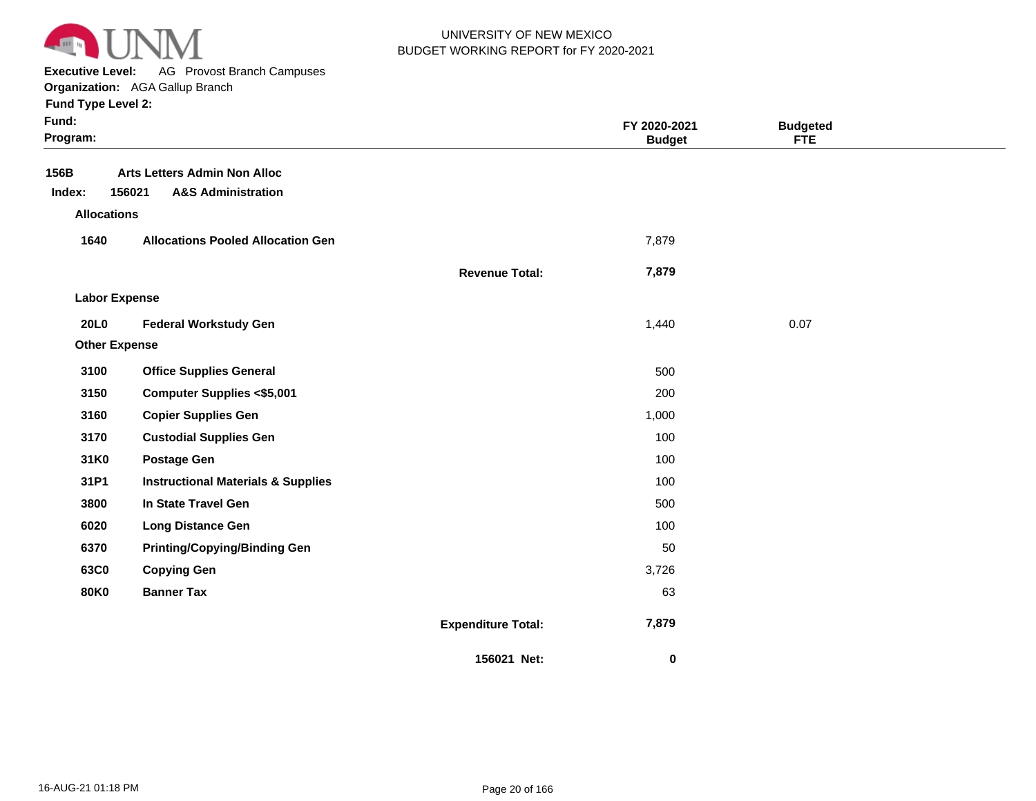UNIVERSITY OF NEW MEXICO
BUDGET WORKING REPORT for FY 2020-2021

**Executive Level:** AG Provost Branch Campuses
**Organization:** AGA Gallup Branch
**Fund Type Level 2:**
**Fund:**
**Program:**

| | | | FY 2020-2021 Budget | Budgeted FTE |
|---|---|---|---|---|
| **156B** | **Arts Letters Admin Non Alloc** | | | |
| **Index: 156021** | **A&S Administration** | | | |
| **Allocations** | | | | |
| **1640** | **Allocations Pooled Allocation Gen** | | 7,879 | |
| | | **Revenue Total:** | **7,879** | |
| **Labor Expense** | | | | |
| **20L0** | **Federal Workstudy Gen** | | 1,440 | 0.07 |
| **Other Expense** | | | | |
| **3100** | **Office Supplies General** | | 500 | |
| **3150** | **Computer Supplies <$5,001** | | 200 | |
| **3160** | **Copier Supplies Gen** | | 1,000 | |
| **3170** | **Custodial Supplies Gen** | | 100 | |
| **31K0** | **Postage Gen** | | 100 | |
| **31P1** | **Instructional Materials & Supplies** | | 100 | |
| **3800** | **In State Travel Gen** | | 500 | |
| **6020** | **Long Distance Gen** | | 100 | |
| **6370** | **Printing/Copying/Binding Gen** | | 50 | |
| **63C0** | **Copying Gen** | | 3,726 | |
| **80K0** | **Banner Tax** | | 63 | |
| | | **Expenditure Total:** | **7,879** | |
| | | **156021 Net:** | **0** | |

16-AUG-21 01:18 PM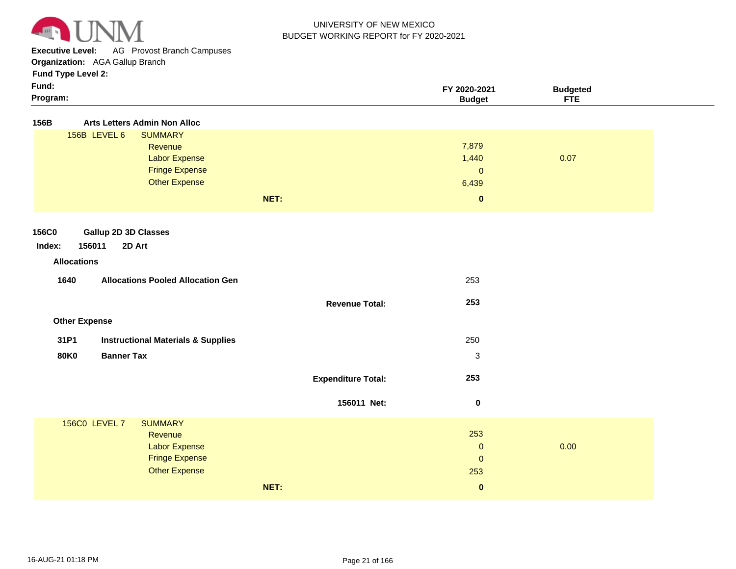UNIVERSITY OF NEW MEXICO
BUDGET WORKING REPORT for FY 2020-2021

**Executive Level:** AG Provost Branch Campuses
**Organization:** AGA Gallup Branch
**Fund Type Level 2:**
**Fund:**
**Program:**

| | | FY 2020-2021 Budget | Budgeted FTE |
|---|---|---|---|
| **156B** | **Arts Letters Admin Non Alloc** | | |
| 156B LEVEL 6 | SUMMARY | | |
| | Revenue | 7,879 | |
| | Labor Expense | 1,440 | 0.07 |
| | Fringe Expense | 0 | |
| | Other Expense | 6,439 | |
| | **NET:** | **0** | |

**156C0** **Gallup 2D 3D Classes**

**Index: 156011 2D Art**

| | | FY 2020-2021 Budget | Budgeted FTE |
|---|---|---|---|
| **Allocations** | | | |
| **1640** | **Allocations Pooled Allocation Gen** | 253 | |
| | **Revenue Total:** | **253** | |
| **Other Expense** | | | |
| **31P1** | **Instructional Materials & Supplies** | 250 | |
| **80K0** | **Banner Tax** | 3 | |
| | **Expenditure Total:** | **253** | |
| | **156011 Net:** | **0** | |

| | | FY 2020-2021 Budget | Budgeted FTE |
|---|---|---|---|
| 156C0 LEVEL 7 | SUMMARY | | |
| | Revenue | 253 | |
| | Labor Expense | 0 | 0.00 |
| | Fringe Expense | 0 | |
| | Other Expense | 253 | |
| | **NET:** | **0** | |

16-AUG-21 01:18 PM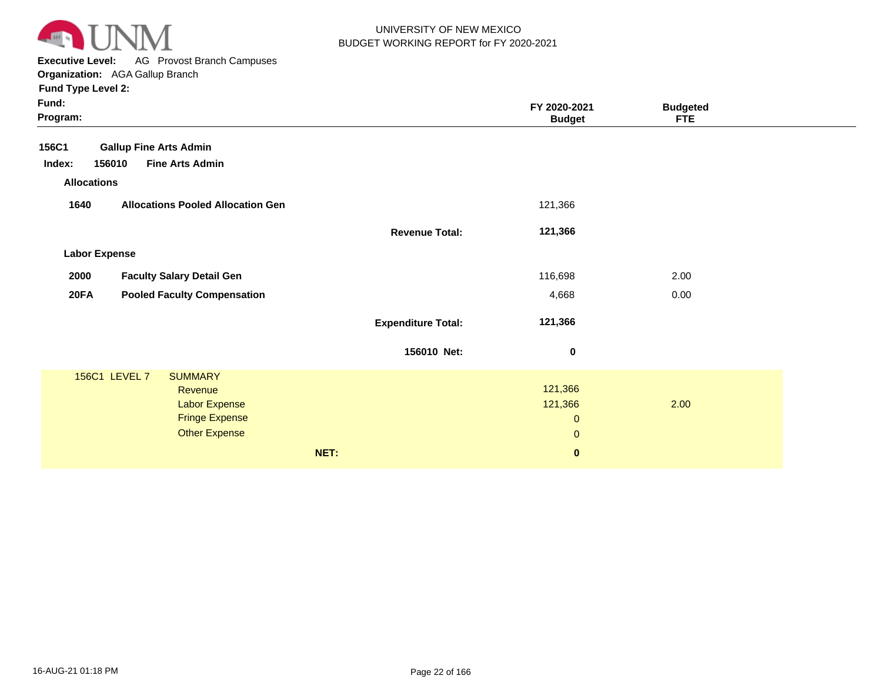UNIVERSITY OF NEW MEXICO
BUDGET WORKING REPORT for FY 2020-2021

**Executive Level:** AG Provost Branch Campuses
**Organization:** AGA Gallup Branch
**Fund Type Level 2:**
**Fund:**
**Program:**

| | | | FY 2020-2021 Budget | Budgeted FTE |
|---|---|---|---|---|
| **156C1** | **Gallup Fine Arts Admin** | | | |
| **Index: 156010** | **Fine Arts Admin** | | | |
| **Allocations** | | | | |
| **1640** | **Allocations Pooled Allocation Gen** | | 121,366 | |
| | | **Revenue Total:** | **121,366** | |
| **Labor Expense** | | | | |
| **2000** | **Faculty Salary Detail Gen** | | 116,698 | 2.00 |
| **20FA** | **Pooled Faculty Compensation** | | 4,668 | 0.00 |
| | | **Expenditure Total:** | **121,366** | |
| | | **156010 Net:** | **0** | |

| 156C1 LEVEL 7 | SUMMARY | FY 2020-2021 Budget | Budgeted FTE |
|---|---|---|---|
| | Revenue | 121,366 | |
| | Labor Expense | 121,366 | 2.00 |
| | Fringe Expense | 0 | |
| | Other Expense | 0 | |
| | **NET:** | **0** | |

16-AUG-21 01:18 PM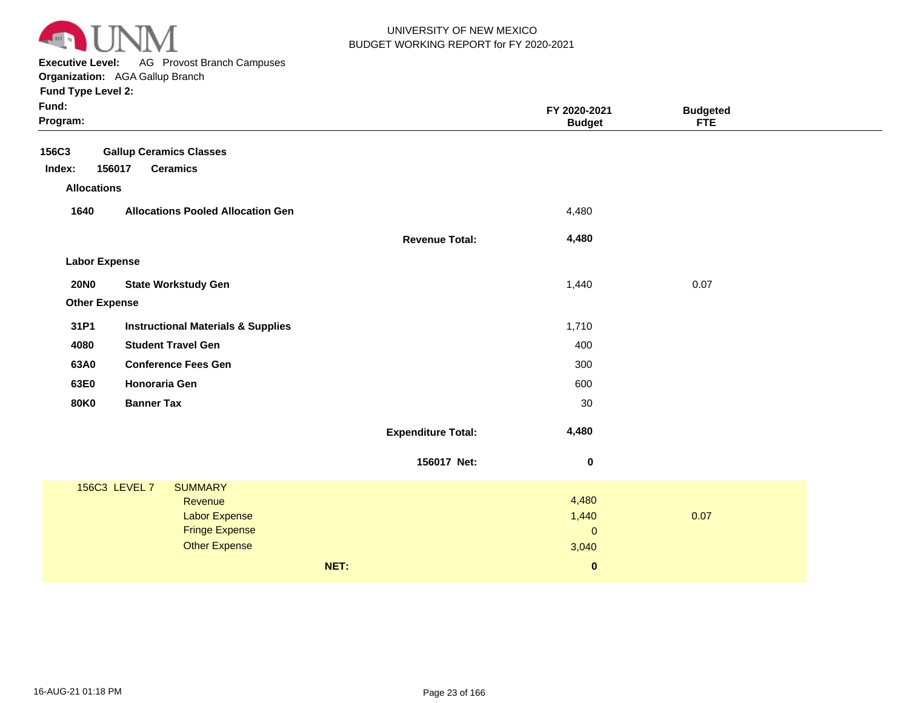UNIVERSITY OF NEW MEXICO
BUDGET WORKING REPORT for FY 2020-2021

**Executive Level:** AG Provost Branch Campuses
**Organization:** AGA Gallup Branch
**Fund Type Level 2:**
**Fund:**
**Program:**

| | | | FY 2020-2021 Budget | Budgeted FTE |
|---|---|---|---|---|
| **156C3** | **Gallup Ceramics Classes** | | | |
| **Index: 156017** | **Ceramics** | | | |
| **Allocations** | | | | |
| **1640** | **Allocations Pooled Allocation Gen** | | 4,480 | |
| | | **Revenue Total:** | **4,480** | |
| **Labor Expense** | | | | |
| **20N0** | **State Workstudy Gen** | | 1,440 | 0.07 |
| **Other Expense** | | | | |
| **31P1** | **Instructional Materials & Supplies** | | 1,710 | |
| **4080** | **Student Travel Gen** | | 400 | |
| **63A0** | **Conference Fees Gen** | | 300 | |
| **63E0** | **Honoraria Gen** | | 600 | |
| **80K0** | **Banner Tax** | | 30 | |
| | | **Expenditure Total:** | **4,480** | |
| | | **156017 Net:** | **0** | |

| 156C3 LEVEL 7 | SUMMARY | | |
|---|---|---|---|
| | Revenue | 4,480 | |
| | Labor Expense | 1,440 | 0.07 |
| | Fringe Expense | 0 | |
| | Other Expense | 3,040 | |
| | **NET:** | **0** | |

16-AUG-21 01:18 PM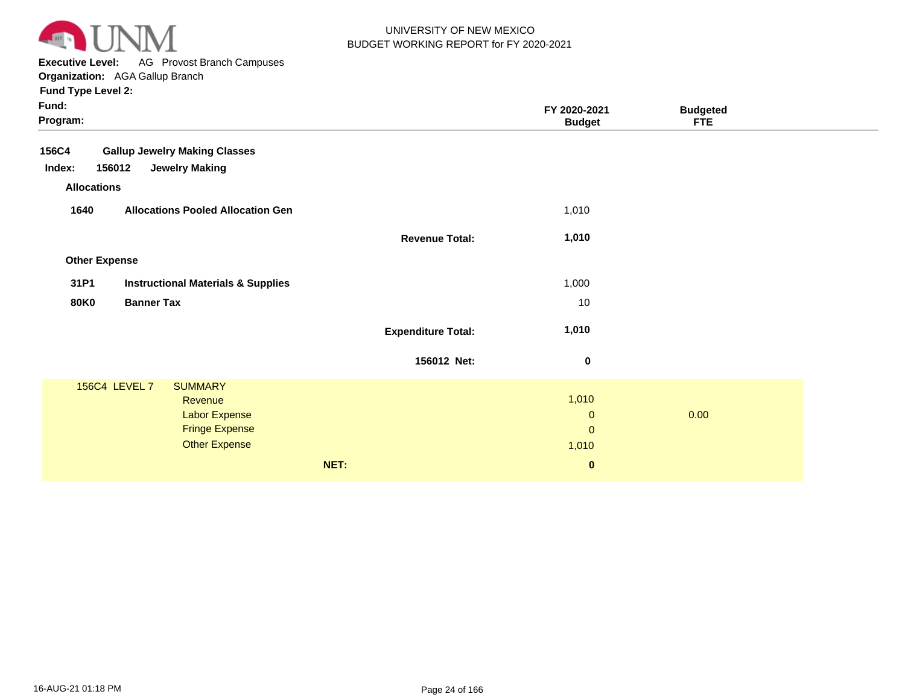UNIVERSITY OF NEW MEXICO
BUDGET WORKING REPORT for FY 2020-2021

**Executive Level:** AG Provost Branch Campuses
**Organization:** AGA Gallup Branch
**Fund Type Level 2:**
**Fund:**
**Program:**

| | | | FY 2020-2021 Budget | Budgeted FTE |
|---|---|---|---|---|
| **156C4** | **Gallup Jewelry Making Classes** | | | |
| **Index: 156012** | **Jewelry Making** | | | |
| **Allocations** | | | | |
| **1640** | **Allocations Pooled Allocation Gen** | | 1,010 | |
| | | **Revenue Total:** | **1,010** | |
| **Other Expense** | | | | |
| **31P1** | **Instructional Materials & Supplies** | | 1,000 | |
| **80K0** | **Banner Tax** | | 10 | |
| | | **Expenditure Total:** | **1,010** | |
| | | **156012 Net:** | **0** | |

| 156C4 LEVEL 7 | SUMMARY | | |
|---|---|---|---|
| | Revenue | 1,010 | |
| | Labor Expense | 0 | 0.00 |
| | Fringe Expense | 0 | |
| | Other Expense | 1,010 | |
| | **NET:** | **0** | |

16-AUG-21 01:18 PM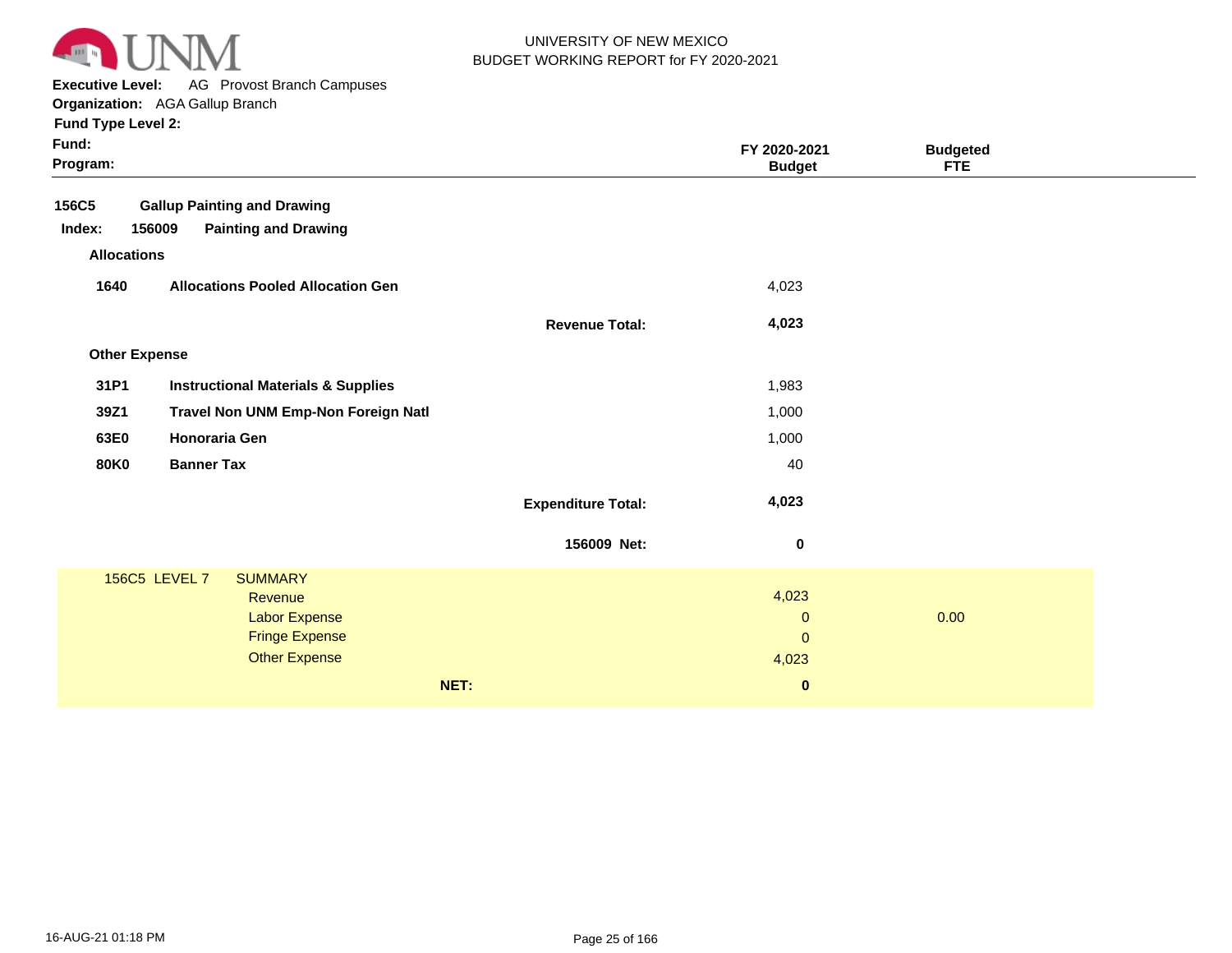UNIVERSITY OF NEW MEXICO
BUDGET WORKING REPORT for FY 2020-2021

**Executive Level:** AG Provost Branch Campuses
**Organization:** AGA Gallup Branch
**Fund Type Level 2:**
**Fund:**
**Program:**

| | | | FY 2020-2021 Budget | Budgeted FTE |
|---|---|---|---|---|
| **156C5** | **Gallup Painting and Drawing** | | | |
| **Index: 156009** | **Painting and Drawing** | | | |
| **Allocations** | | | | |
| **1640** | **Allocations Pooled Allocation Gen** | | 4,023 | |
| | | **Revenue Total:** | **4,023** | |
| **Other Expense** | | | | |
| **31P1** | **Instructional Materials & Supplies** | | 1,983 | |
| **39Z1** | **Travel Non UNM Emp-Non Foreign Natl** | | 1,000 | |
| **63E0** | **Honoraria Gen** | | 1,000 | |
| **80K0** | **Banner Tax** | | 40 | |
| | | **Expenditure Total:** | **4,023** | |
| | | **156009 Net:** | **0** | |

| 156C5 LEVEL 7 | SUMMARY | | |
|---|---|---|---|
| | Revenue | 4,023 | |
| | Labor Expense | 0 | 0.00 |
| | Fringe Expense | 0 | |
| | Other Expense | 4,023 | |
| | **NET:** | **0** | |

16-AUG-21 01:18 PM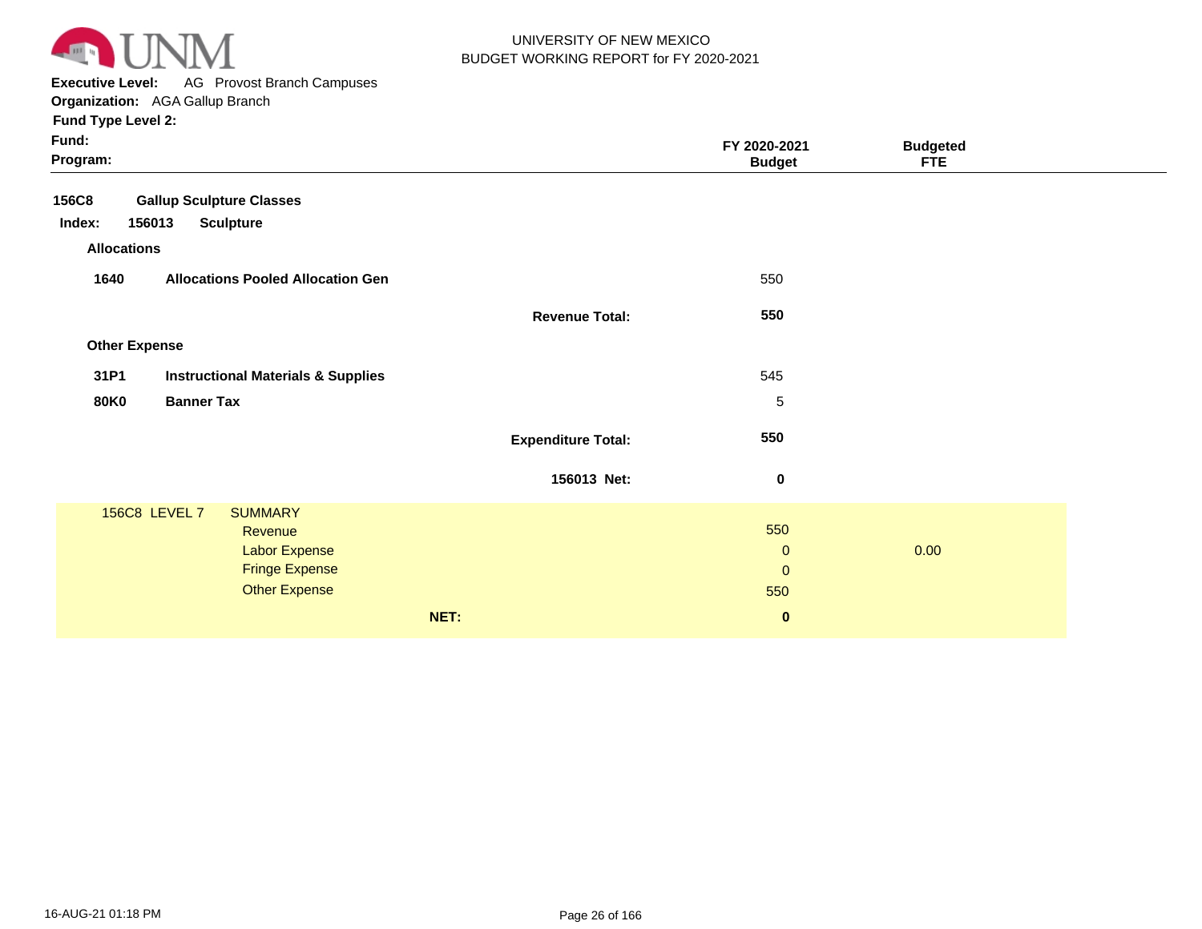UNIVERSITY OF NEW MEXICO
BUDGET WORKING REPORT for FY 2020-2021

**Executive Level:** AG Provost Branch Campuses
**Organization:** AGA Gallup Branch
**Fund Type Level 2:**
**Fund:**
**Program:**

| | | | FY 2020-2021 Budget | Budgeted FTE |
|---|---|---|---|---|
| **156C8** | **Gallup Sculpture Classes** | | | |
| **Index: 156013** | **Sculpture** | | | |
| **Allocations** | | | | |
| **1640** | **Allocations Pooled Allocation Gen** | | 550 | |
| | | **Revenue Total:** | **550** | |
| **Other Expense** | | | | |
| **31P1** | **Instructional Materials & Supplies** | | 545 | |
| **80K0** | **Banner Tax** | | 5 | |
| | | **Expenditure Total:** | **550** | |
| | | **156013 Net:** | **0** | |
| 156C8 LEVEL 7 | SUMMARY | | | |
| | Revenue | | 550 | |
| | Labor Expense | | 0 | 0.00 |
| | Fringe Expense | | 0 | |
| | Other Expense | | 550 | |
| | | **NET:** | **0** | |

16-AUG-21 01:18 PM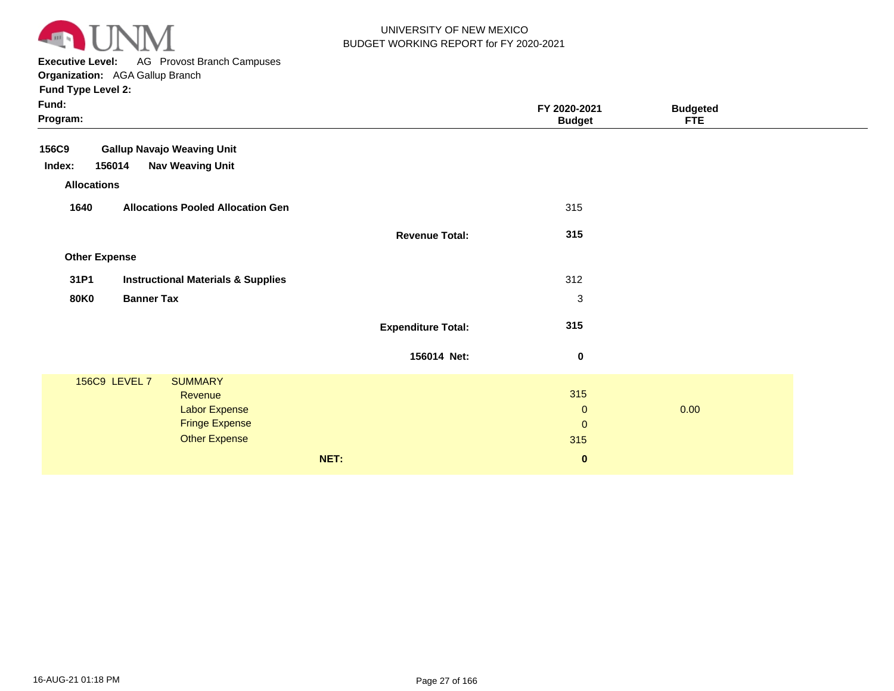UNIVERSITY OF NEW MEXICO
BUDGET WORKING REPORT for FY 2020-2021

**Executive Level:** AG Provost Branch Campuses
**Organization:** AGA Gallup Branch
**Fund Type Level 2:**
**Fund:**
**Program:**

| | | FY 2020-2021 Budget | Budgeted FTE |
|---|---|---|---|
| **156C9** | **Gallup Navajo Weaving Unit** | | |
| **Index: 156014** | **Nav Weaving Unit** | | |
| **Allocations** | | | |
| **1640** | **Allocations Pooled Allocation Gen** | 315 | |
| | **Revenue Total:** | **315** | |
| **Other Expense** | | | |
| **31P1** | **Instructional Materials & Supplies** | 312 | |
| **80K0** | **Banner Tax** | 3 | |
| | **Expenditure Total:** | **315** | |
| | **156014 Net:** | **0** | |

| 156C9 LEVEL 7 | SUMMARY | FY 2020-2021 Budget | Budgeted FTE |
|---|---|---|---|
| | Revenue | 315 | |
| | Labor Expense | 0 | 0.00 |
| | Fringe Expense | 0 | |
| | Other Expense | 315 | |
| | **NET:** | **0** | |

16-AUG-21 01:18 PM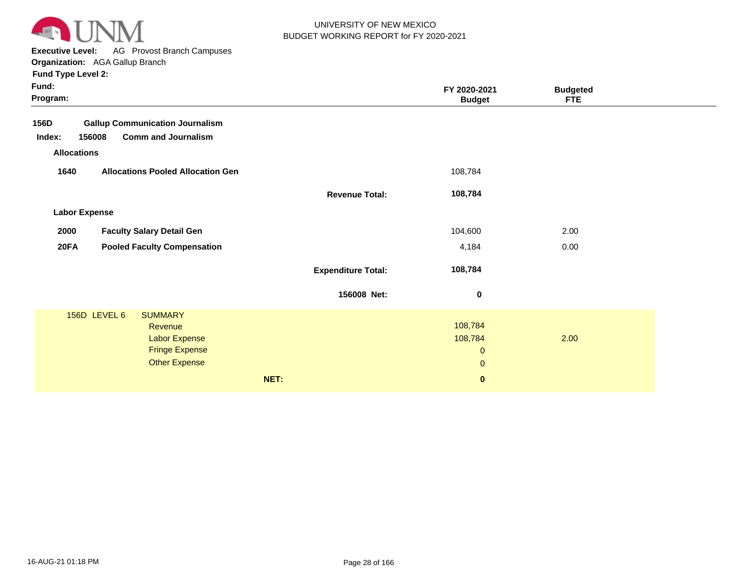UNIVERSITY OF NEW MEXICO
BUDGET WORKING REPORT for FY 2020-2021

**Executive Level:** AG Provost Branch Campuses
**Organization:** AGA Gallup Branch
**Fund Type Level 2:**
**Fund:**
**Program:**

| | | | FY 2020-2021 Budget | Budgeted FTE |
|---|---|---|---|---|
| **156D** | **Gallup Communication Journalism** | | | |
| **Index: 156008** | **Comm and Journalism** | | | |
| **Allocations** | | | | |
| **1640** | **Allocations Pooled Allocation Gen** | | 108,784 | |
| | | **Revenue Total:** | **108,784** | |
| **Labor Expense** | | | | |
| **2000** | **Faculty Salary Detail Gen** | | 104,600 | 2.00 |
| **20FA** | **Pooled Faculty Compensation** | | 4,184 | 0.00 |
| | | **Expenditure Total:** | **108,784** | |
| | | **156008 Net:** | **0** | |

| 156D LEVEL 6 | SUMMARY | | |
|---|---|---|---|
| | Revenue | 108,784 | |
| | Labor Expense | 108,784 | 2.00 |
| | Fringe Expense | 0 | |
| | Other Expense | 0 | |
| | **NET:** | **0** | |

16-AUG-21 01:18 PM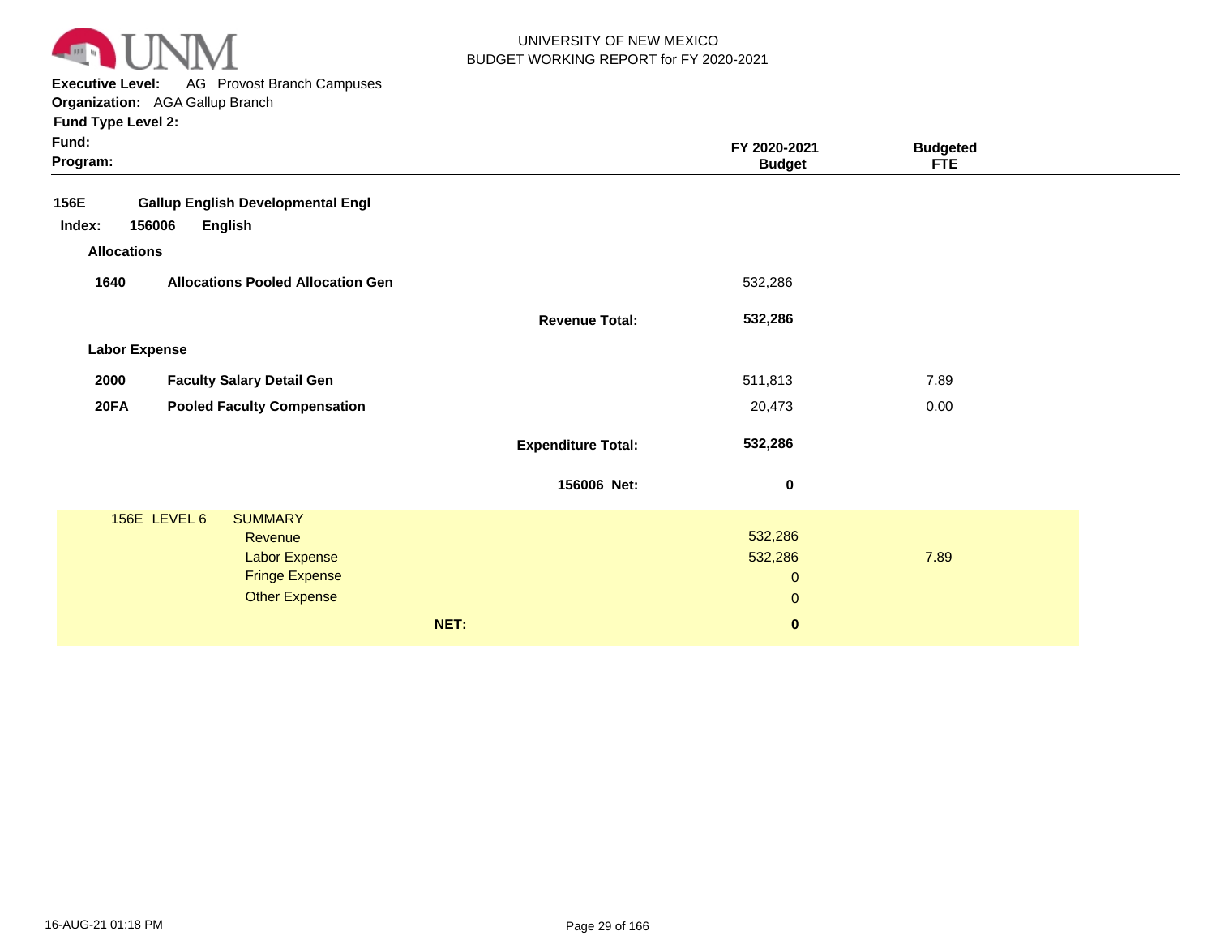UNIVERSITY OF NEW MEXICO
BUDGET WORKING REPORT for FY 2020-2021

**Executive Level:** AG Provost Branch Campuses
**Organization:** AGA Gallup Branch
**Fund Type Level 2:**
**Fund:**
**Program:**

| | | | FY 2020-2021 Budget | Budgeted FTE |
|---|---|---|---|---|
| **156E** | **Gallup English Developmental Engl** | | | |
| **Index: 156006** | **English** | | | |
| **Allocations** | | | | |
| **1640** | **Allocations Pooled Allocation Gen** | | 532,286 | |
| | | **Revenue Total:** | **532,286** | |
| **Labor Expense** | | | | |
| **2000** | **Faculty Salary Detail Gen** | | 511,813 | 7.89 |
| **20FA** | **Pooled Faculty Compensation** | | 20,473 | 0.00 |
| | | **Expenditure Total:** | **532,286** | |
| | | **156006 Net:** | **0** | |

| 156E LEVEL 6 | SUMMARY | Budget | FTE |
|---|---|---|---|
| | Revenue | 532,286 | |
| | Labor Expense | 532,286 | 7.89 |
| | Fringe Expense | 0 | |
| | Other Expense | 0 | |
| | **NET:** | **0** | |

16-AUG-21 01:18 PM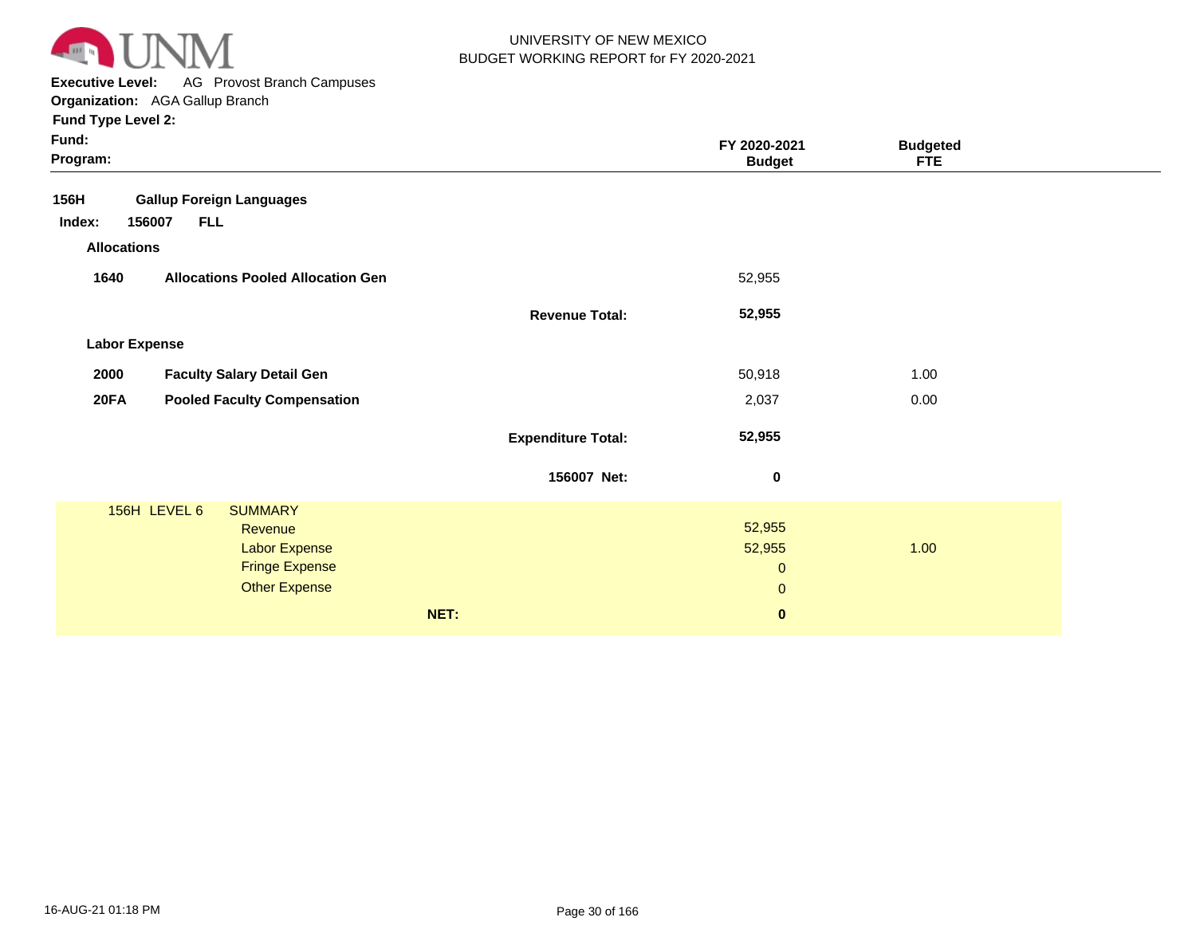UNIVERSITY OF NEW MEXICO
BUDGET WORKING REPORT for FY 2020-2021

**Executive Level:** AG Provost Branch Campuses
**Organization:** AGA Gallup Branch
**Fund Type Level 2:**
**Fund:**
**Program:**

| | | | FY 2020-2021 Budget | Budgeted FTE |
|---|---|---|---|---|
| **156H** | **Gallup Foreign Languages** | | | |
| **Index: 156007** | **FLL** | | | |
| **Allocations** | | | | |
| **1640** | **Allocations Pooled Allocation Gen** | | 52,955 | |
| | | **Revenue Total:** | **52,955** | |
| **Labor Expense** | | | | |
| **2000** | **Faculty Salary Detail Gen** | | 50,918 | 1.00 |
| **20FA** | **Pooled Faculty Compensation** | | 2,037 | 0.00 |
| | | **Expenditure Total:** | **52,955** | |
| | | **156007 Net:** | **0** | |

| 156H LEVEL 6 | SUMMARY | Budget | FTE |
|---|---|---|---|
| | Revenue | 52,955 | |
| | Labor Expense | 52,955 | 1.00 |
| | Fringe Expense | 0 | |
| | Other Expense | 0 | |
| | **NET:** | **0** | |

16-AUG-21 01:18 PM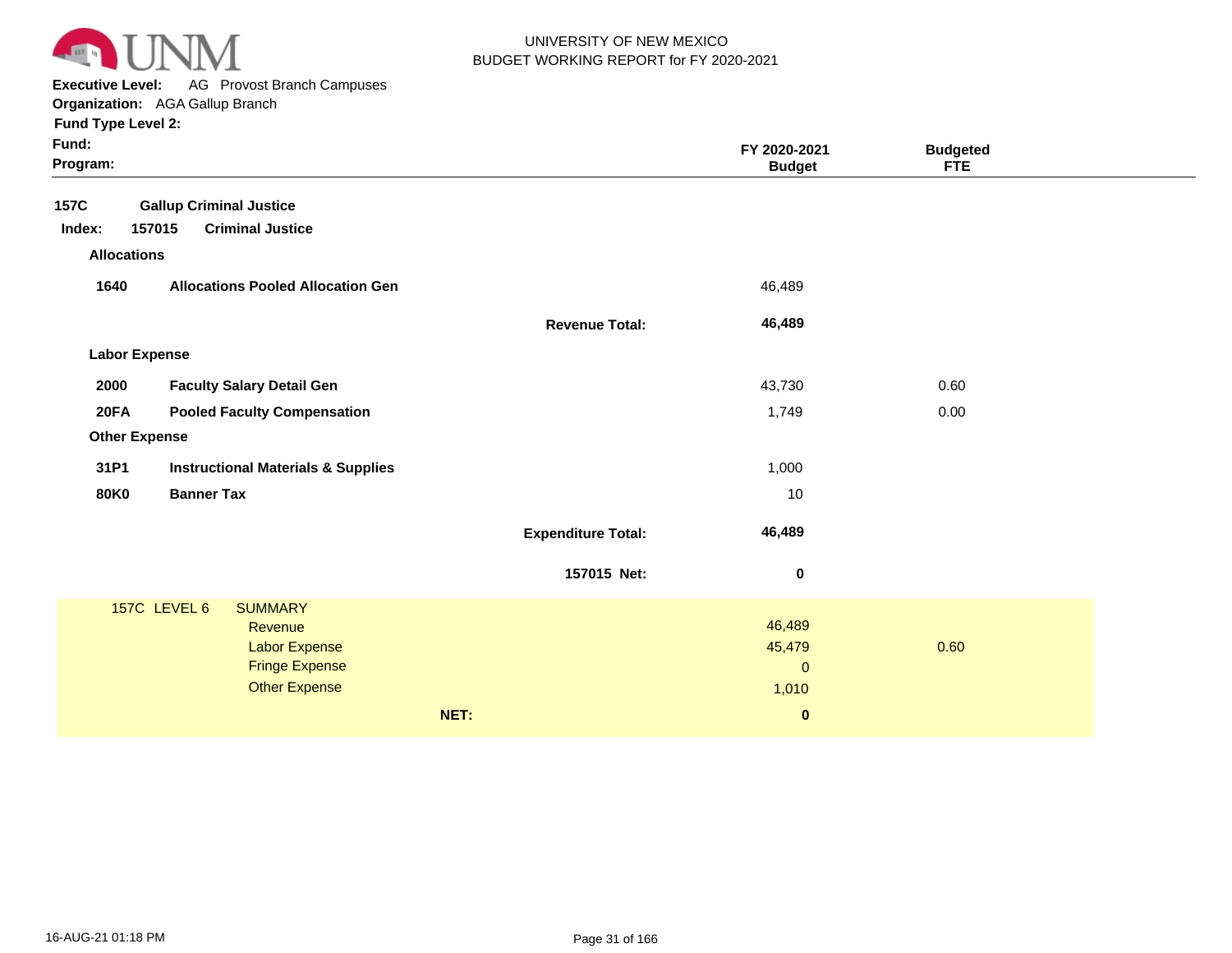UNIVERSITY OF NEW MEXICO
BUDGET WORKING REPORT for FY 2020-2021

**Executive Level:** AG Provost Branch Campuses
**Organization:** AGA Gallup Branch
**Fund Type Level 2:**
**Fund:**
**Program:**

| | | FY 2020-2021 Budget | Budgeted FTE |
|---|---|---|---|
| **157C** | **Gallup Criminal Justice** | | |
| **Index: 157015** | **Criminal Justice** | | |
| **Allocations** | | | |
| **1640** | **Allocations Pooled Allocation Gen** | 46,489 | |
| | **Revenue Total:** | **46,489** | |
| **Labor Expense** | | | |
| **2000** | **Faculty Salary Detail Gen** | 43,730 | 0.60 |
| **20FA** | **Pooled Faculty Compensation** | 1,749 | 0.00 |
| **Other Expense** | | | |
| **31P1** | **Instructional Materials & Supplies** | 1,000 | |
| **80K0** | **Banner Tax** | 10 | |
| | **Expenditure Total:** | **46,489** | |
| | **157015 Net:** | **0** | |

| 157C LEVEL 6 | SUMMARY | | |
|---|---|---|---|
| | Revenue | 46,489 | |
| | Labor Expense | 45,479 | 0.60 |
| | Fringe Expense | 0 | |
| | Other Expense | 1,010 | |
| | **NET:** | **0** | |

16-AUG-21 01:18 PM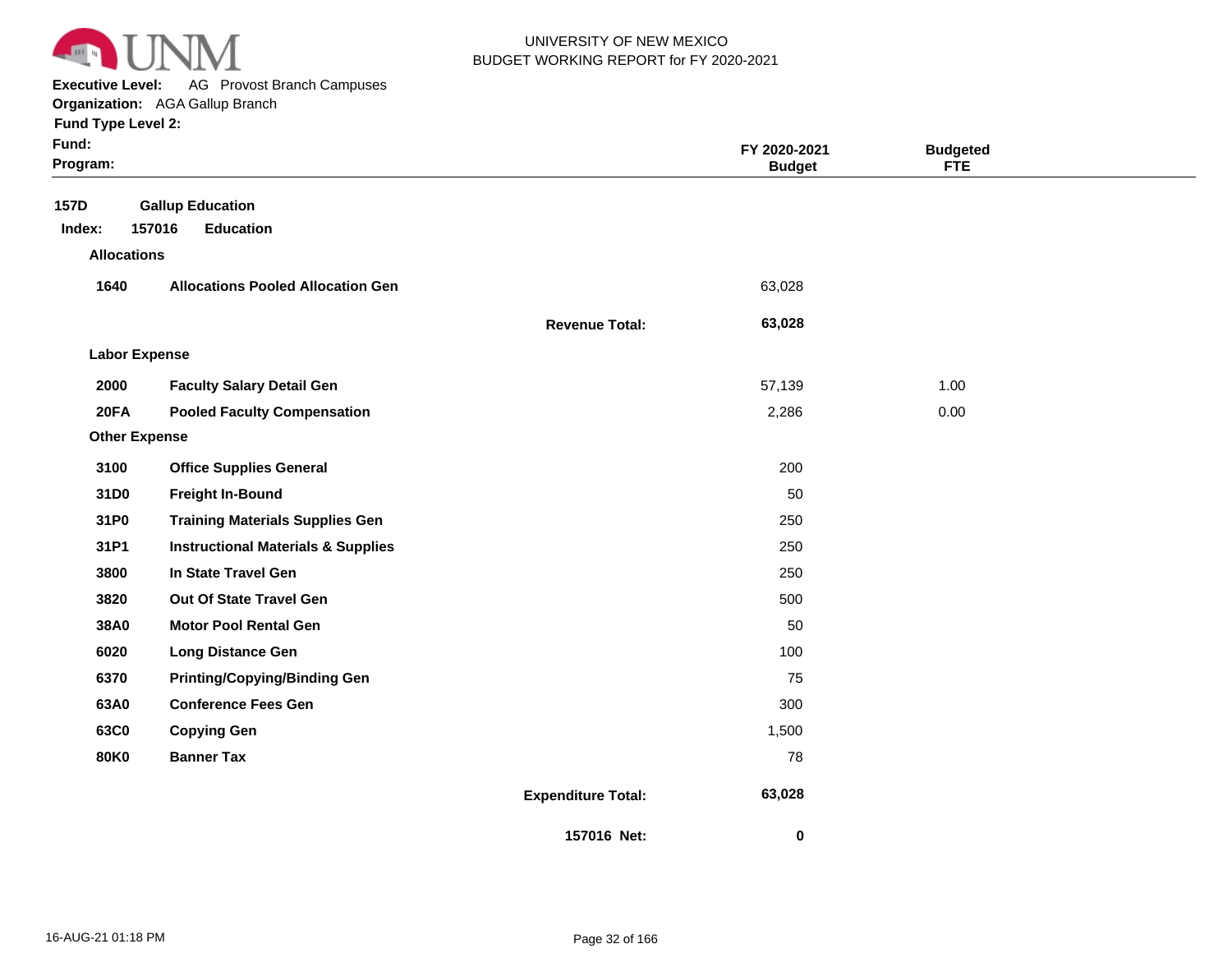UNIVERSITY OF NEW MEXICO
BUDGET WORKING REPORT for FY 2020-2021

**Executive Level:** AG Provost Branch Campuses
**Organization:** AGA Gallup Branch
**Fund Type Level 2:**
**Fund:**
**Program:**

| | | | FY 2020-2021 Budget | Budgeted FTE |
|---|---|---|---|---|
| **157D** | **Gallup Education** | | | |
| **Index: 157016** | **Education** | | | |
| **Allocations** | | | | |
| **1640** | **Allocations Pooled Allocation Gen** | | 63,028 | |
| | | **Revenue Total:** | **63,028** | |
| **Labor Expense** | | | | |
| **2000** | **Faculty Salary Detail Gen** | | 57,139 | 1.00 |
| **20FA** | **Pooled Faculty Compensation** | | 2,286 | 0.00 |
| **Other Expense** | | | | |
| **3100** | **Office Supplies General** | | 200 | |
| **31D0** | **Freight In-Bound** | | 50 | |
| **31P0** | **Training Materials Supplies Gen** | | 250 | |
| **31P1** | **Instructional Materials & Supplies** | | 250 | |
| **3800** | **In State Travel Gen** | | 250 | |
| **3820** | **Out Of State Travel Gen** | | 500 | |
| **38A0** | **Motor Pool Rental Gen** | | 50 | |
| **6020** | **Long Distance Gen** | | 100 | |
| **6370** | **Printing/Copying/Binding Gen** | | 75 | |
| **63A0** | **Conference Fees Gen** | | 300 | |
| **63C0** | **Copying Gen** | | 1,500 | |
| **80K0** | **Banner Tax** | | 78 | |
| | | **Expenditure Total:** | **63,028** | |
| | | **157016 Net:** | **0** | |

16-AUG-21 01:18 PM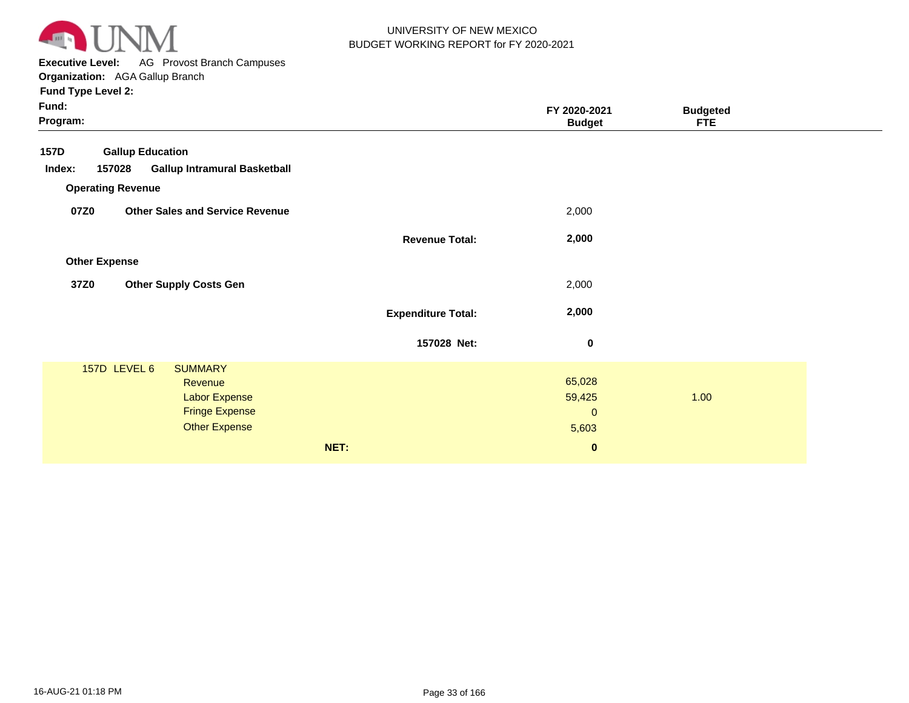UNIVERSITY OF NEW MEXICO
BUDGET WORKING REPORT for FY 2020-2021

**Executive Level:** AG Provost Branch Campuses
**Organization:** AGA Gallup Branch
**Fund Type Level 2:**
**Fund:**
**Program:**

| | | FY 2020-2021 Budget | Budgeted FTE |
|---|---|---|---|
| **157D** | **Gallup Education** | | |
| **Index: 157028** | **Gallup Intramural Basketball** | | |
| **Operating Revenue** | | | |
| **07Z0** | **Other Sales and Service Revenue** | 2,000 | |
| | **Revenue Total:** | **2,000** | |
| **Other Expense** | | | |
| **37Z0** | **Other Supply Costs Gen** | 2,000 | |
| | **Expenditure Total:** | **2,000** | |
| | **157028 Net:** | **0** | |

| 157D LEVEL 6 | SUMMARY | | |
|---|---|---|---|
| | Revenue | 65,028 | |
| | Labor Expense | 59,425 | 1.00 |
| | Fringe Expense | 0 | |
| | Other Expense | 5,603 | |
| | **NET:** | **0** | |

16-AUG-21 01:18 PM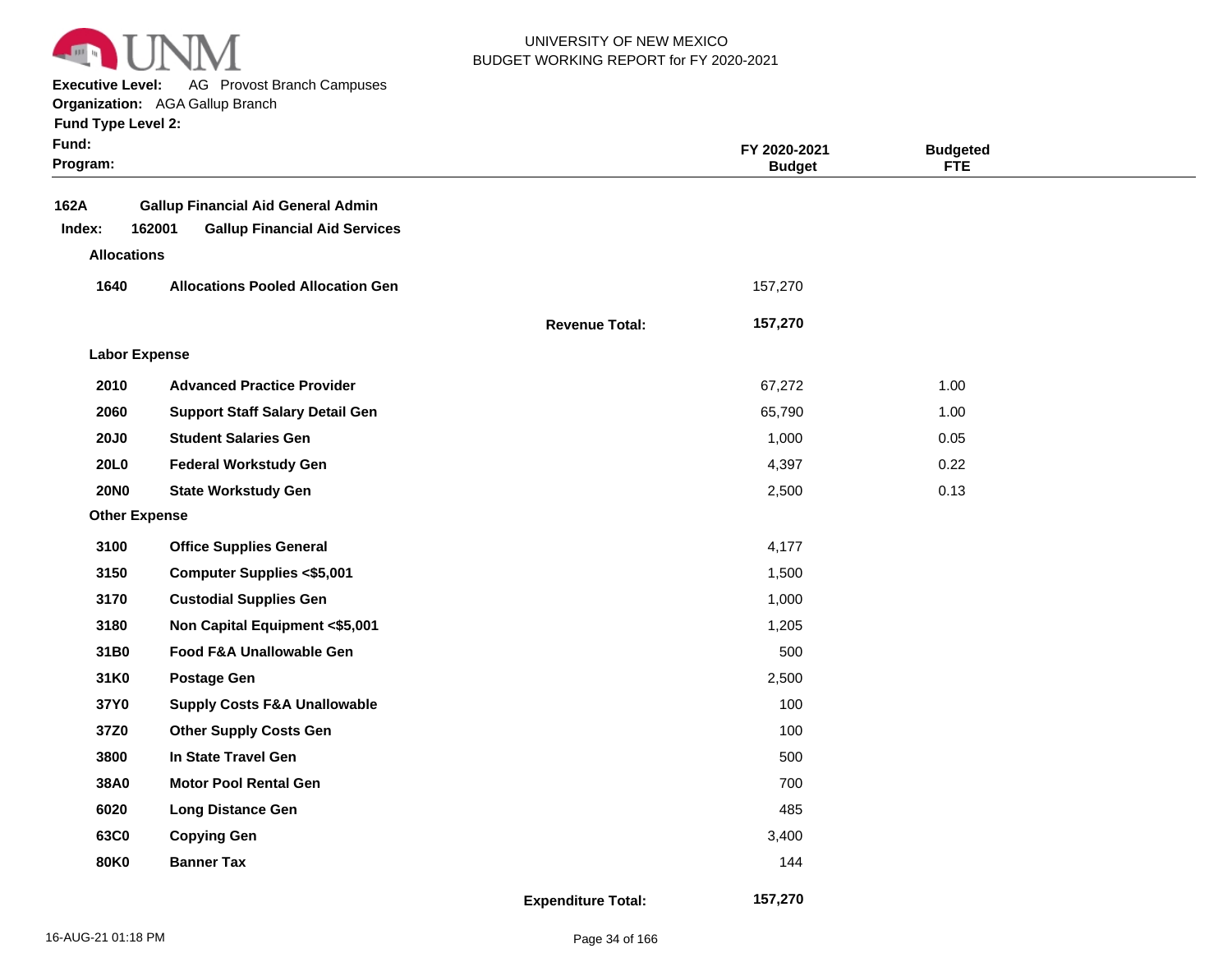UNIVERSITY OF NEW MEXICO
BUDGET WORKING REPORT for FY 2020-2021

**Executive Level:** AG Provost Branch Campuses
**Organization:** AGA Gallup Branch
**Fund Type Level 2:**
**Fund:**
**Program:**

| | | | FY 2020-2021 Budget | Budgeted FTE |
|---|---|---|---|---|
| **162A** | **Gallup Financial Aid General Admin** | | | |
| **Index: 162001** | **Gallup Financial Aid Services** | | | |
| **Allocations** | | | | |
| **1640** | **Allocations Pooled Allocation Gen** | | 157,270 | |
| | | **Revenue Total:** | **157,270** | |
| **Labor Expense** | | | | |
| **2010** | **Advanced Practice Provider** | | 67,272 | 1.00 |
| **2060** | **Support Staff Salary Detail Gen** | | 65,790 | 1.00 |
| **20J0** | **Student Salaries Gen** | | 1,000 | 0.05 |
| **20L0** | **Federal Workstudy Gen** | | 4,397 | 0.22 |
| **20N0** | **State Workstudy Gen** | | 2,500 | 0.13 |
| **Other Expense** | | | | |
| **3100** | **Office Supplies General** | | 4,177 | |
| **3150** | **Computer Supplies <$5,001** | | 1,500 | |
| **3170** | **Custodial Supplies Gen** | | 1,000 | |
| **3180** | **Non Capital Equipment <$5,001** | | 1,205 | |
| **31B0** | **Food F&A Unallowable Gen** | | 500 | |
| **31K0** | **Postage Gen** | | 2,500 | |
| **37Y0** | **Supply Costs F&A Unallowable** | | 100 | |
| **37Z0** | **Other Supply Costs Gen** | | 100 | |
| **3800** | **In State Travel Gen** | | 500 | |
| **38A0** | **Motor Pool Rental Gen** | | 700 | |
| **6020** | **Long Distance Gen** | | 485 | |
| **63C0** | **Copying Gen** | | 3,400 | |
| **80K0** | **Banner Tax** | | 144 | |
| | | **Expenditure Total:** | **157,270** | |

16-AUG-21 01:18 PM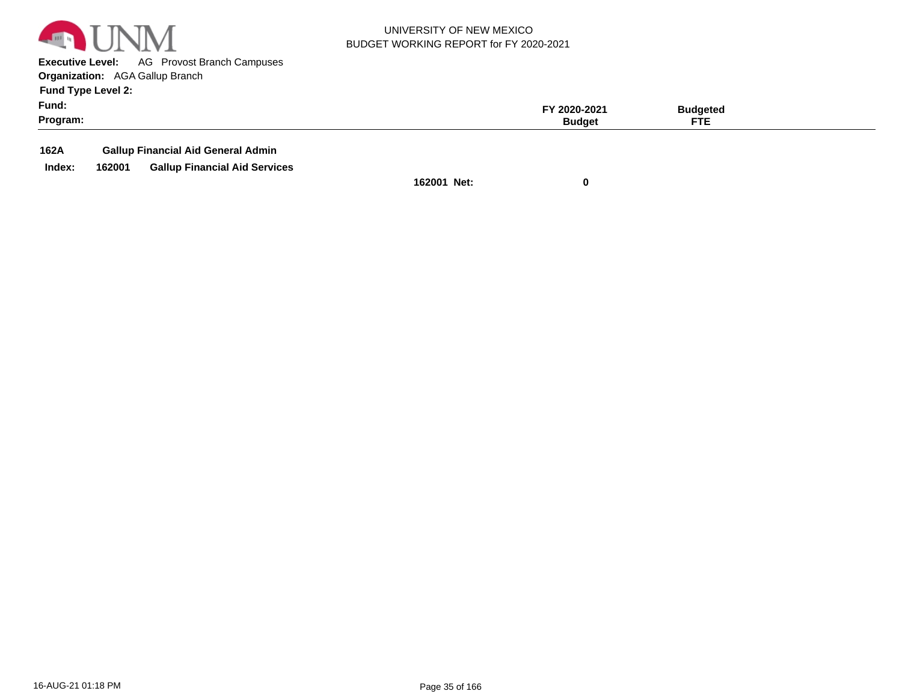UNIVERSITY OF NEW MEXICO
BUDGET WORKING REPORT for FY 2020-2021

**Executive Level:** AG Provost Branch Campuses
**Organization:** AGA Gallup Branch
**Fund Type Level 2:**
**Fund:**
**Program:**

| | | | FY 2020-2021 Budget | Budgeted FTE |
|---|---|---|---|---|
| **162A** | **Gallup Financial Aid General Admin** | | | |
| **Index: 162001** | **Gallup Financial Aid Services** | | | |
| | | **162001 Net:** | **0** | |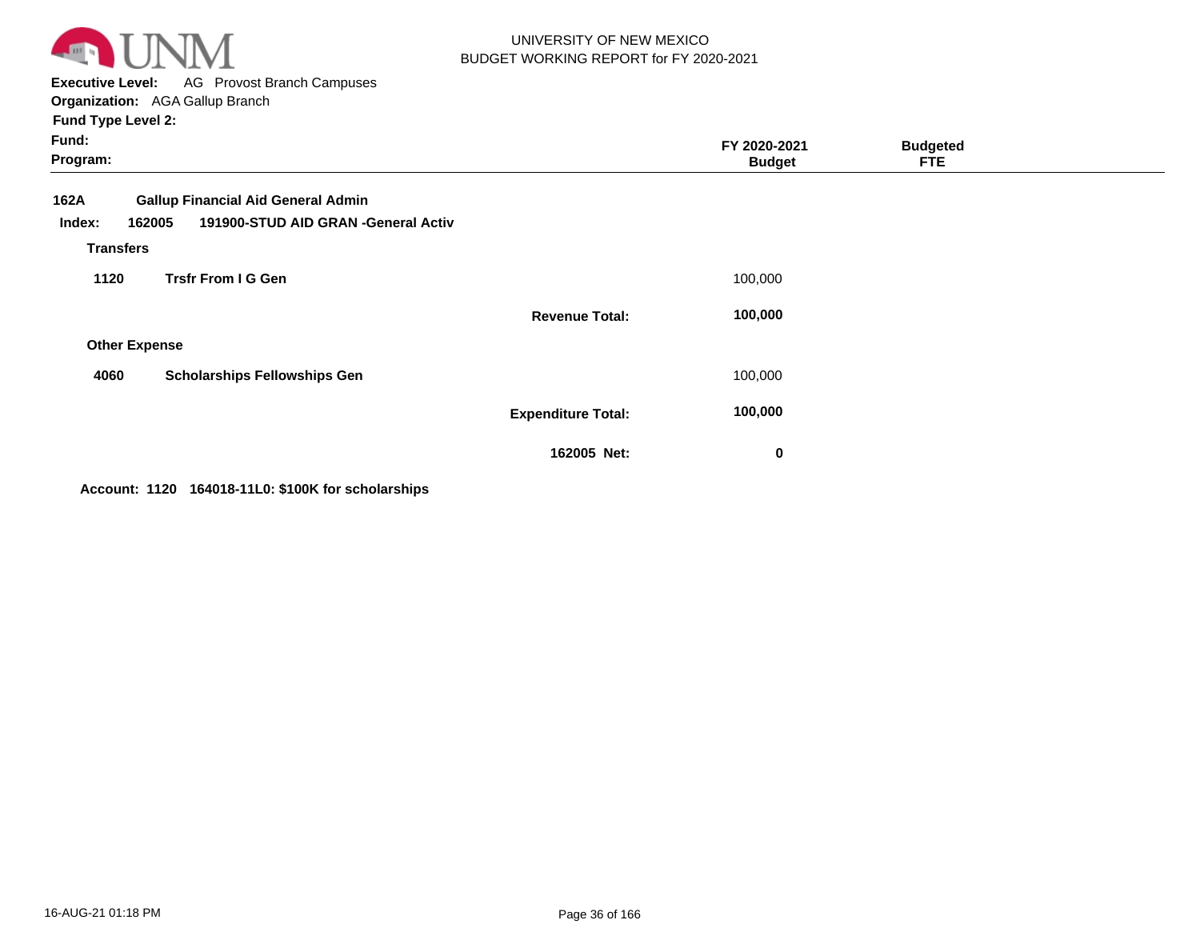UNIVERSITY OF NEW MEXICO
BUDGET WORKING REPORT for FY 2020-2021

**Executive Level:** AG Provost Branch Campuses
**Organization:** AGA Gallup Branch
**Fund Type Level 2:**
**Fund:**
**Program:**

| | | | FY 2020-2021 Budget | Budgeted FTE |
|---|---|---|---|---|
| **162A** | **Gallup Financial Aid General Admin** | | | |
| **Index: 162005** | **191900-STUD AID GRAN -General Activ** | | | |
| **Transfers** | | | | |
| **1120** | **Trsfr From I G Gen** | | 100,000 | |
| | | **Revenue Total:** | **100,000** | |
| **Other Expense** | | | | |
| **4060** | **Scholarships Fellowships Gen** | | 100,000 | |
| | | **Expenditure Total:** | **100,000** | |
| | | **162005 Net:** | **0** | |

**Account: 1120 164018-11L0: $100K for scholarships**

16-AUG-21 01:18 PM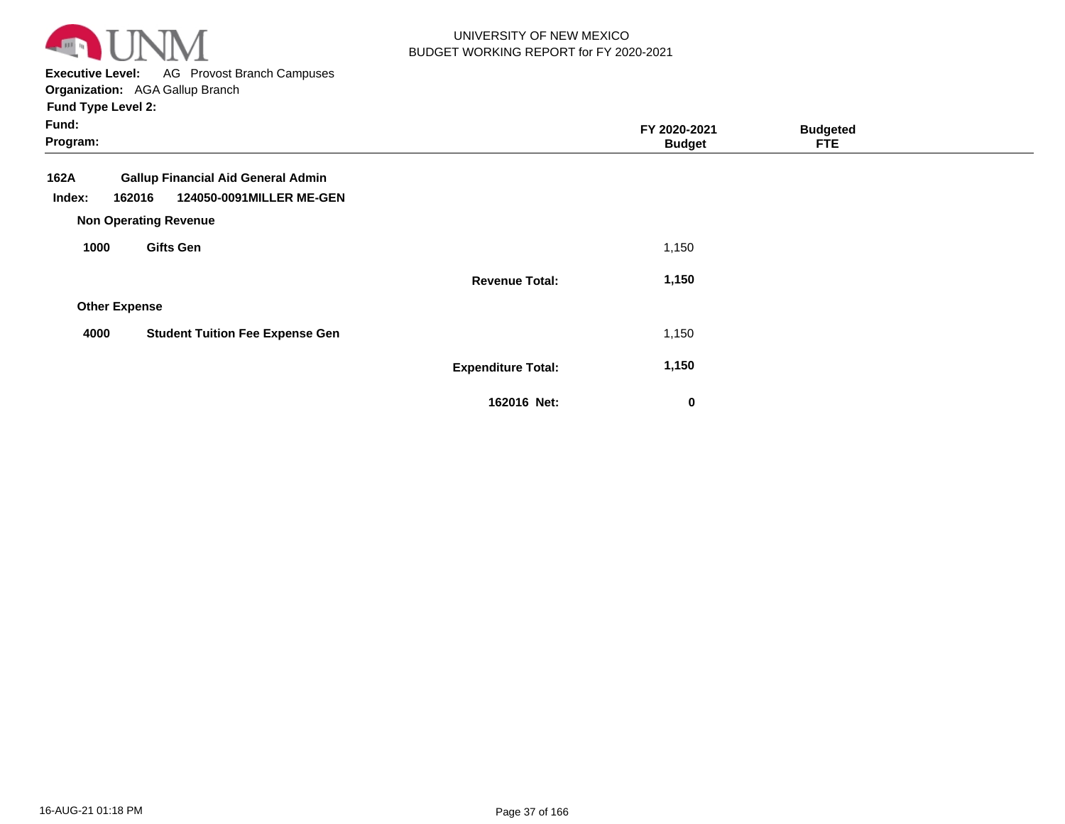UNIVERSITY OF NEW MEXICO
BUDGET WORKING REPORT for FY 2020-2021

**Executive Level:** AG Provost Branch Campuses
**Organization:** AGA Gallup Branch
**Fund Type Level 2:**
**Fund:**
**Program:**

| | | FY 2020-2021 Budget | Budgeted FTE |
|---|---|---|---|
| **162A** | **Gallup Financial Aid General Admin** | | |
| **Index: 162016** | **124050-0091MILLER ME-GEN** | | |
| **Non Operating Revenue** | | | |
| **1000** | **Gifts Gen** | 1,150 | |
| | **Revenue Total:** | **1,150** | |
| **Other Expense** | | | |
| **4000** | **Student Tuition Fee Expense Gen** | 1,150 | |
| | **Expenditure Total:** | **1,150** | |
| | **162016 Net:** | **0** | |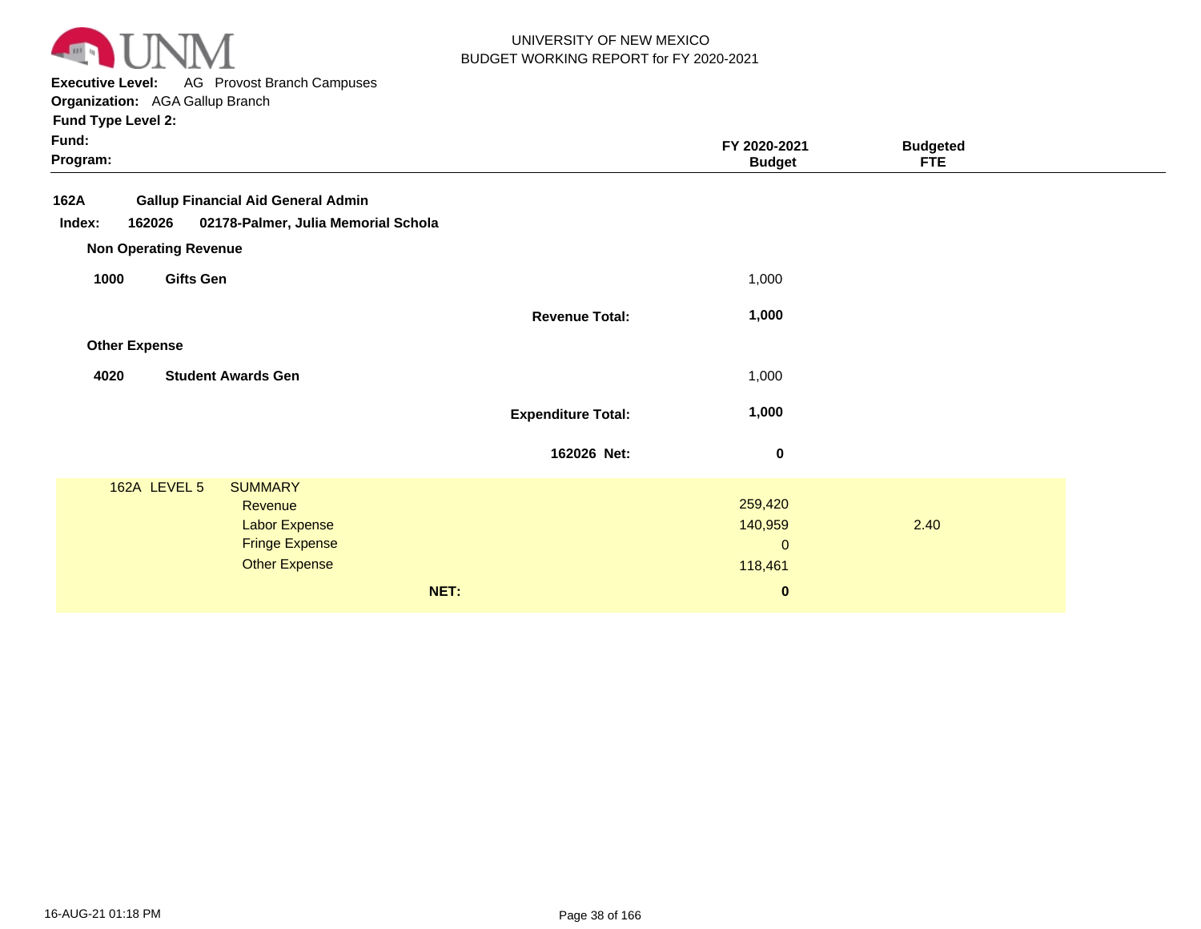UNIVERSITY OF NEW MEXICO
BUDGET WORKING REPORT for FY 2020-2021

**Executive Level:** AG Provost Branch Campuses
**Organization:** AGA Gallup Branch
**Fund Type Level 2:**
**Fund:**
**Program:**

| | | | FY 2020-2021 Budget | Budgeted FTE |
|---|---|---|---|---|
| **162A** | **Gallup Financial Aid General Admin** | | | |
| **Index: 162026** | **02178-Palmer, Julia Memorial Schola** | | | |
| **Non Operating Revenue** | | | | |
| **1000** | **Gifts Gen** | | 1,000 | |
| | | **Revenue Total:** | **1,000** | |
| **Other Expense** | | | | |
| **4020** | **Student Awards Gen** | | 1,000 | |
| | | **Expenditure Total:** | **1,000** | |
| | | **162026 Net:** | **0** | |

| 162A LEVEL 5 | SUMMARY | FY 2020-2021 Budget | Budgeted FTE |
|---|---|---|---|
| | Revenue | 259,420 | |
| | Labor Expense | 140,959 | 2.40 |
| | Fringe Expense | 0 | |
| | Other Expense | 118,461 | |
| | **NET:** | **0** | |

16-AUG-21 01:18 PM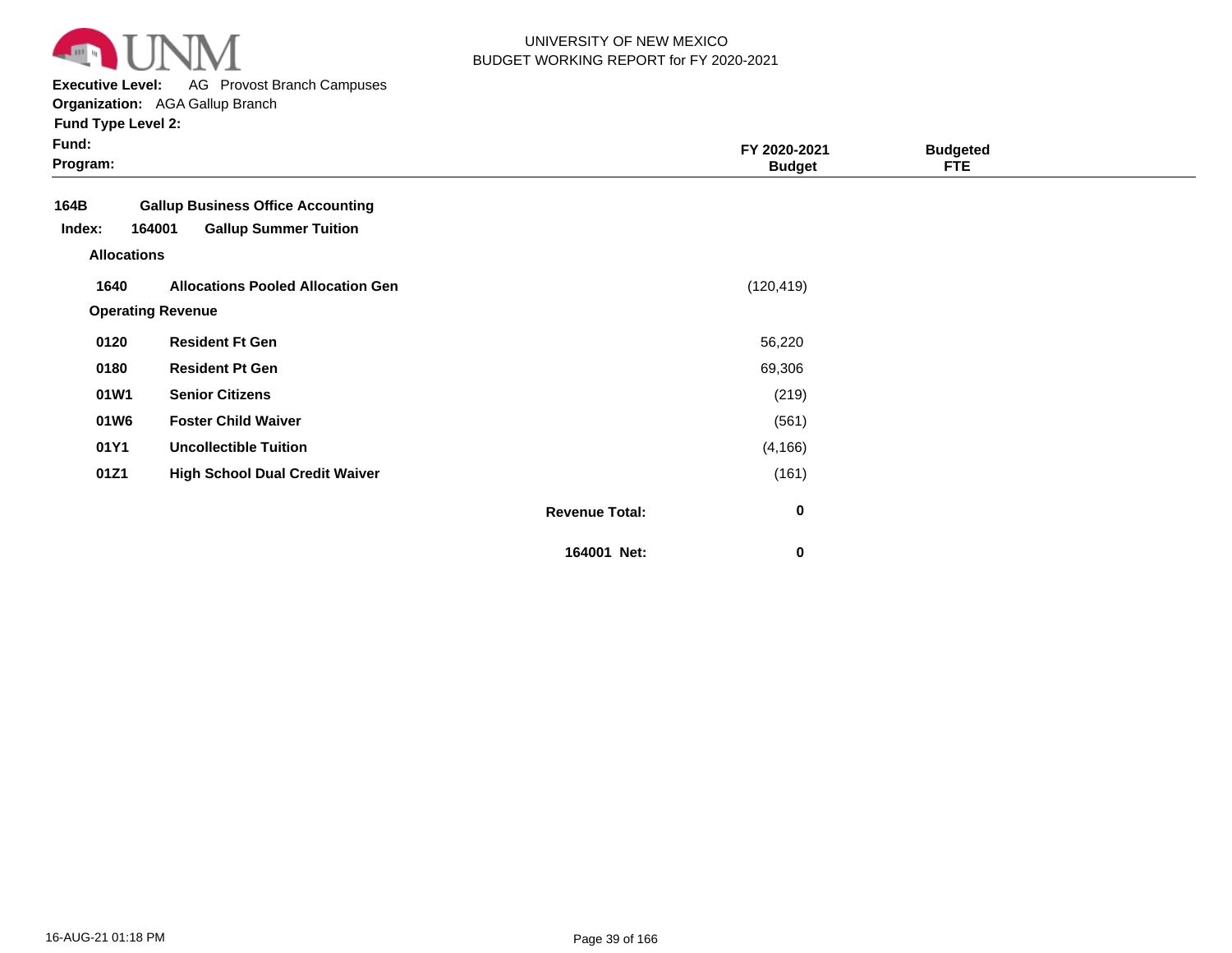UNIVERSITY OF NEW MEXICO
BUDGET WORKING REPORT for FY 2020-2021

**Executive Level:** AG Provost Branch Campuses
**Organization:** AGA Gallup Branch
**Fund Type Level 2:**
**Fund:**
**Program:**

| | | | FY 2020-2021 Budget | Budgeted FTE |
|---|---|---|---|---|
| **164B** | **Gallup Business Office Accounting** | | | |
| **Index: 164001** | **Gallup Summer Tuition** | | | |
| **Allocations** | | | | |
| **1640** | **Allocations Pooled Allocation Gen** | | (120,419) | |
| **Operating Revenue** | | | | |
| **0120** | **Resident Ft Gen** | | 56,220 | |
| **0180** | **Resident Pt Gen** | | 69,306 | |
| **01W1** | **Senior Citizens** | | (219) | |
| **01W6** | **Foster Child Waiver** | | (561) | |
| **01Y1** | **Uncollectible Tuition** | | (4,166) | |
| **01Z1** | **High School Dual Credit Waiver** | | (161) | |
| | | **Revenue Total:** | **0** | |
| | | **164001 Net:** | **0** | |

16-AUG-21 01:18 PM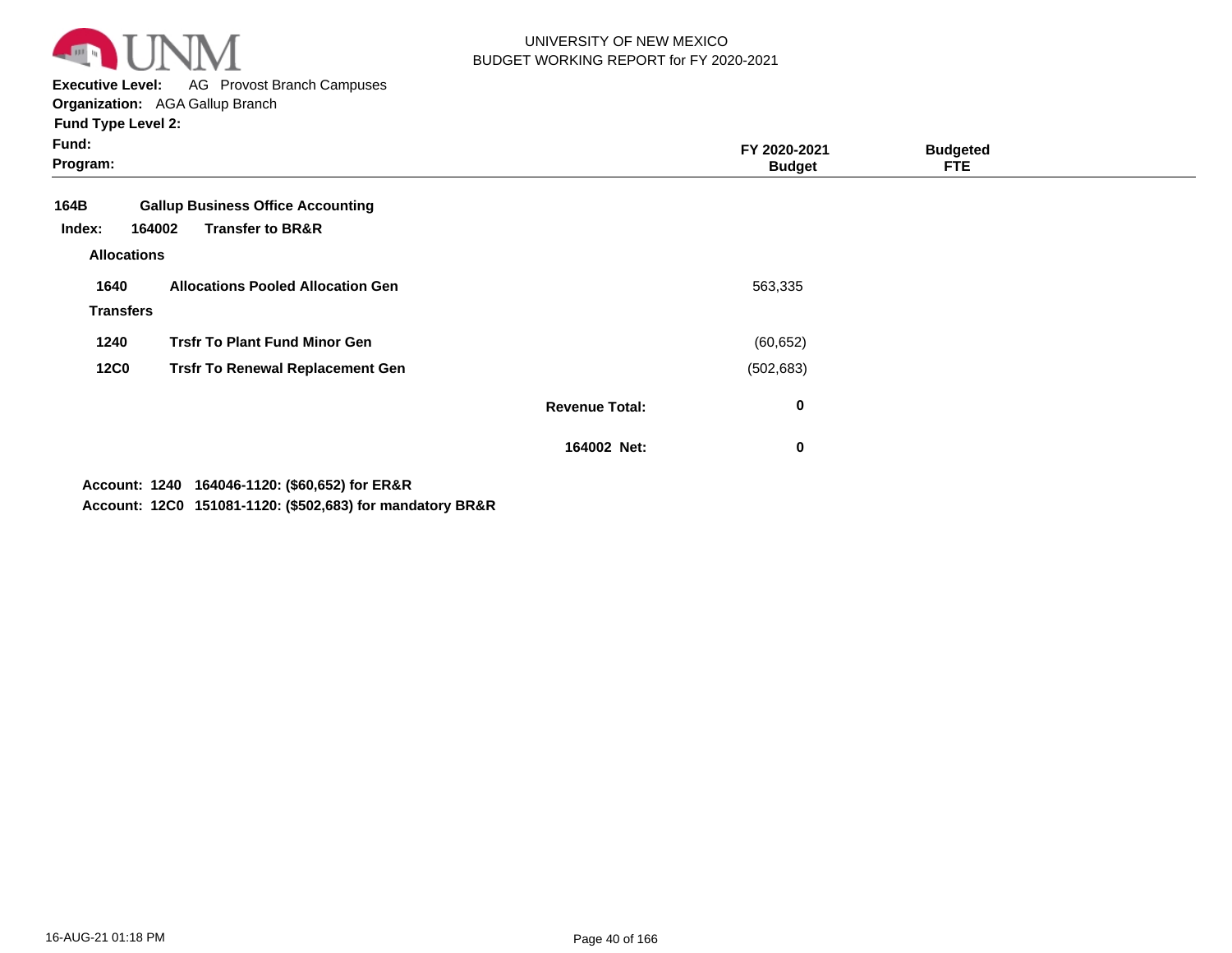**UNIVERSITY OF NEW MEXICO**
**BUDGET WORKING REPORT for FY 2020-2021**

**Executive Level:** AG Provost Branch Campuses
**Organization:** AGA Gallup Branch
**Fund Type Level 2:**
**Fund:**
**Program:**

| | | FY 2020-2021 Budget | Budgeted FTE |
|---|---|---|---|
| **164B** | **Gallup Business Office Accounting** | | |
| **Index: 164002** | **Transfer to BR&R** | | |
| **Allocations** | | | |
| **1640** | **Allocations Pooled Allocation Gen** | 563,335 | |
| **Transfers** | | | |
| **1240** | **Trsfr To Plant Fund Minor Gen** | (60,652) | |
| **12C0** | **Trsfr To Renewal Replacement Gen** | (502,683) | |
| | **Revenue Total:** | **0** | |
| | **164002 Net:** | **0** | |

**Account: 1240 164046-1120: ($60,652) for ER&R**
**Account: 12C0 151081-1120: ($502,683) for mandatory BR&R**

16-AUG-21 01:18 PM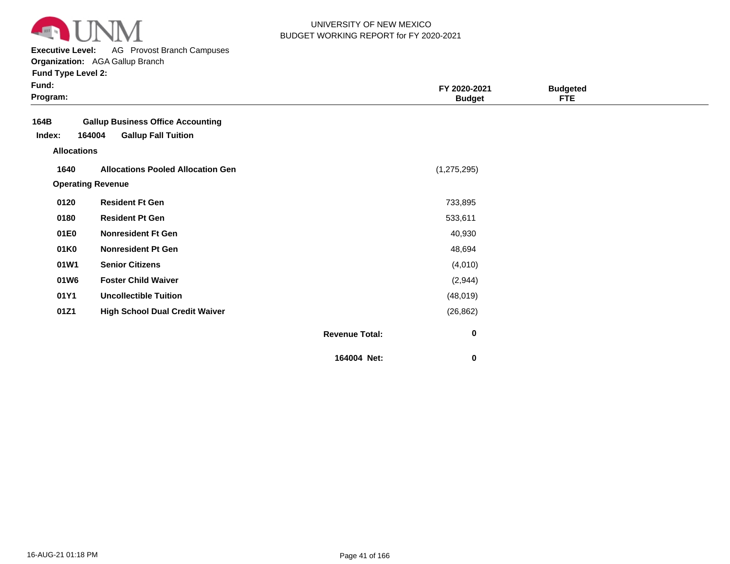UNIVERSITY OF NEW MEXICO
BUDGET WORKING REPORT for FY 2020-2021

**Executive Level:** AG Provost Branch Campuses
**Organization:** AGA Gallup Branch
**Fund Type Level 2:**
**Fund:**
**Program:**

| | | FY 2020-2021 Budget | Budgeted FTE |
|---|---|---|---|
| **164B** | **Gallup Business Office Accounting** | | |
| **Index: 164004** | **Gallup Fall Tuition** | | |
| **Allocations** | | | |
| **1640** | **Allocations Pooled Allocation Gen** | (1,275,295) | |
| **Operating Revenue** | | | |
| **0120** | **Resident Ft Gen** | 733,895 | |
| **0180** | **Resident Pt Gen** | 533,611 | |
| **01E0** | **Nonresident Ft Gen** | 40,930 | |
| **01K0** | **Nonresident Pt Gen** | 48,694 | |
| **01W1** | **Senior Citizens** | (4,010) | |
| **01W6** | **Foster Child Waiver** | (2,944) | |
| **01Y1** | **Uncollectible Tuition** | (48,019) | |
| **01Z1** | **High School Dual Credit Waiver** | (26,862) | |
| | **Revenue Total:** | **0** | |
| | **164004 Net:** | **0** | |

16-AUG-21 01:18 PM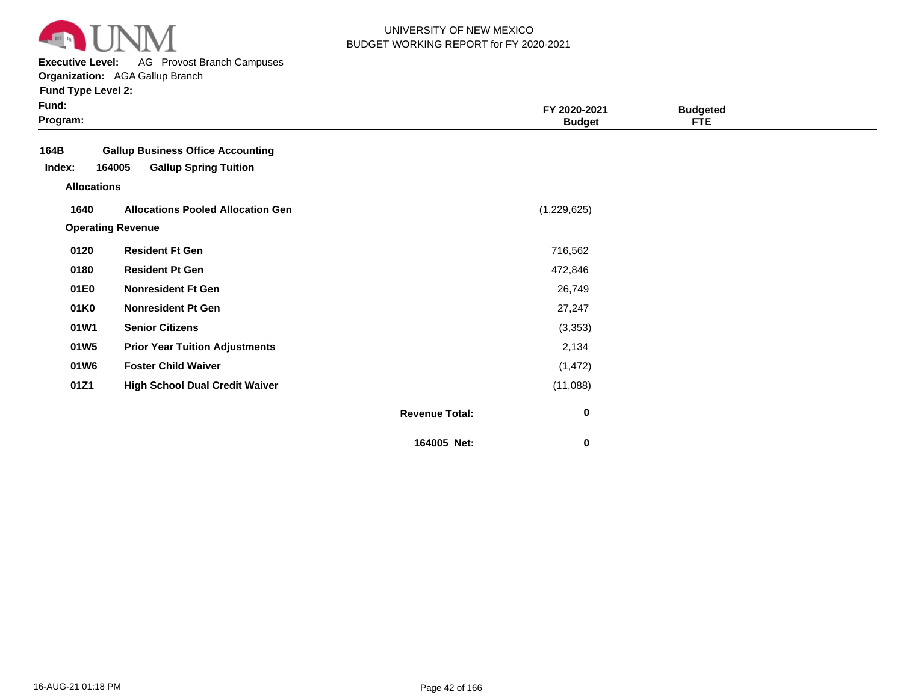UNIVERSITY OF NEW MEXICO
BUDGET WORKING REPORT for FY 2020-2021

**Executive Level:** AG Provost Branch Campuses
**Organization:** AGA Gallup Branch
**Fund Type Level 2:**
**Fund:**
**Program:**

| | | | FY 2020-2021 Budget | Budgeted FTE |
|---|---|---|---|---|
| **164B** | **Gallup Business Office Accounting** | | | |
| **Index: 164005** | **Gallup Spring Tuition** | | | |
| **Allocations** | | | | |
| **1640** | **Allocations Pooled Allocation Gen** | | (1,229,625) | |
| **Operating Revenue** | | | | |
| **0120** | **Resident Ft Gen** | | 716,562 | |
| **0180** | **Resident Pt Gen** | | 472,846 | |
| **01E0** | **Nonresident Ft Gen** | | 26,749 | |
| **01K0** | **Nonresident Pt Gen** | | 27,247 | |
| **01W1** | **Senior Citizens** | | (3,353) | |
| **01W5** | **Prior Year Tuition Adjustments** | | 2,134 | |
| **01W6** | **Foster Child Waiver** | | (1,472) | |
| **01Z1** | **High School Dual Credit Waiver** | | (11,088) | |
| | | **Revenue Total:** | **0** | |
| | | **164005 Net:** | **0** | |

16-AUG-21 01:18 PM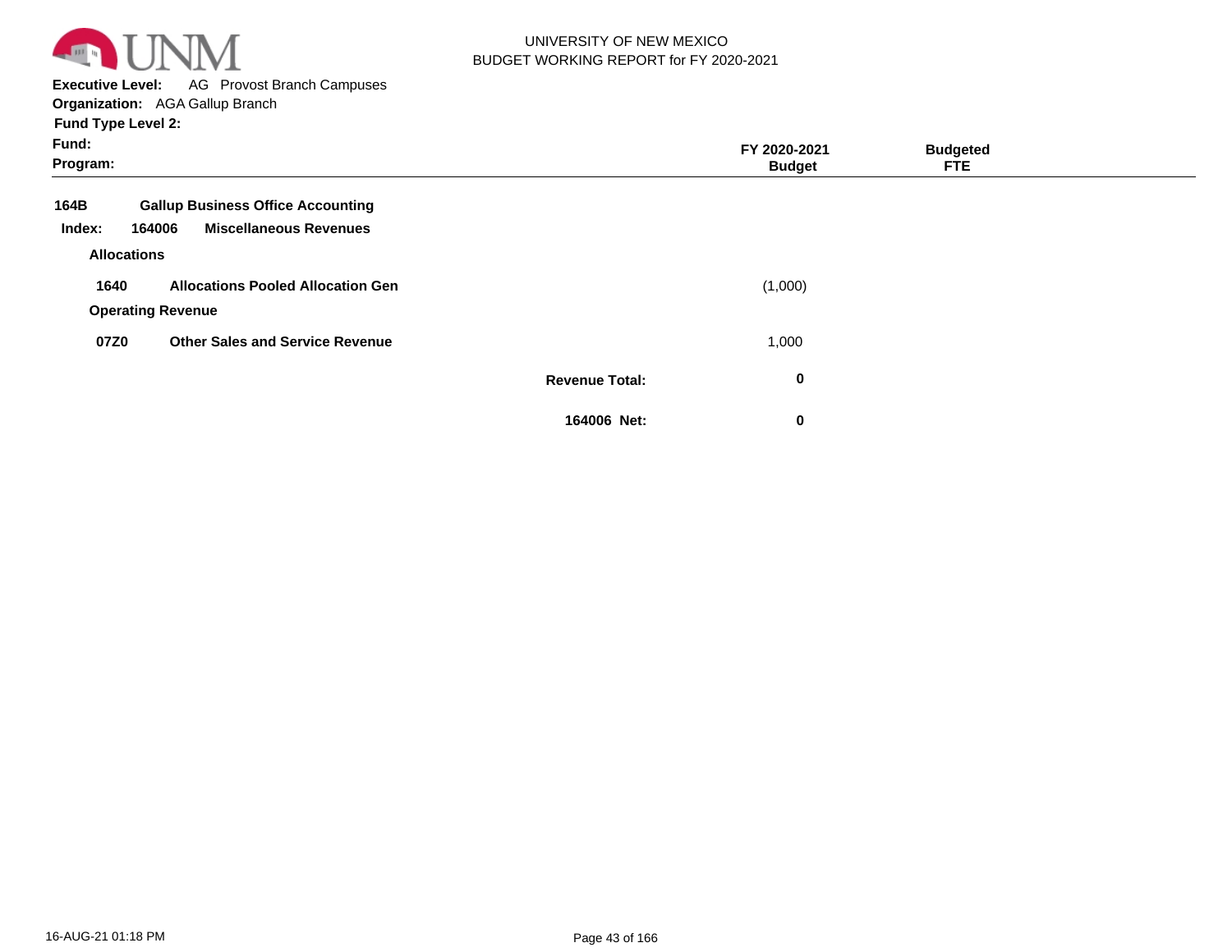UNIVERSITY OF NEW MEXICO
BUDGET WORKING REPORT for FY 2020-2021

**Executive Level:** AG Provost Branch Campuses
**Organization:** AGA Gallup Branch
**Fund Type Level 2:**
**Fund:**
**Program:**

| | | | FY 2020-2021 Budget | Budgeted FTE |
|---|---|---|---|---|
| **164B** | **Gallup Business Office Accounting** | | | |
| **Index: 164006** | **Miscellaneous Revenues** | | | |
| **Allocations** | | | | |
| **1640** | **Allocations Pooled Allocation Gen** | | (1,000) | |
| **Operating Revenue** | | | | |
| **07Z0** | **Other Sales and Service Revenue** | | 1,000 | |
| | | **Revenue Total:** | **0** | |
| | | **164006 Net:** | **0** | |

16-AUG-21 01:18 PM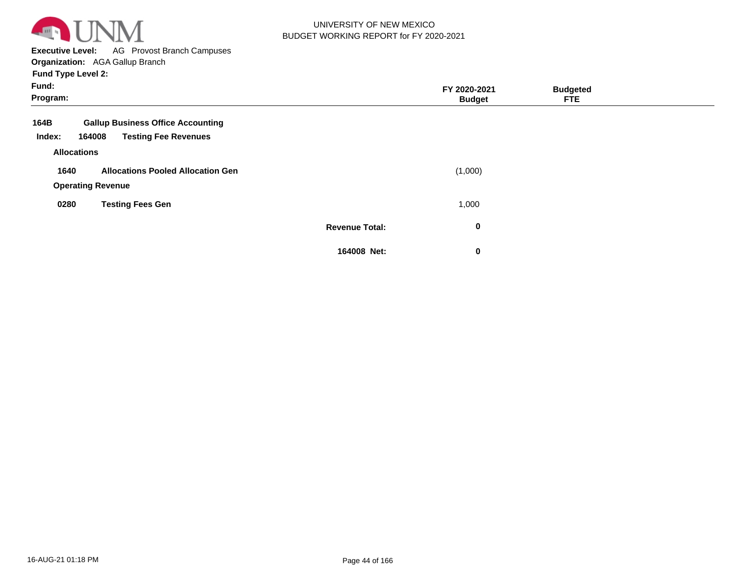UNIVERSITY OF NEW MEXICO
BUDGET WORKING REPORT for FY 2020-2021

**Executive Level:** AG Provost Branch Campuses
**Organization:** AGA Gallup Branch
**Fund Type Level 2:**
**Fund:**
**Program:**

| | | | FY 2020-2021 Budget | Budgeted FTE |
|---|---|---|---|---|
| **164B** | **Gallup Business Office Accounting** | | | |
| **Index: 164008** | **Testing Fee Revenues** | | | |
| **Allocations** | | | | |
| **1640** | **Allocations Pooled Allocation Gen** | | (1,000) | |
| **Operating Revenue** | | | | |
| **0280** | **Testing Fees Gen** | | 1,000 | |
| | | **Revenue Total:** | **0** | |
| | | **164008 Net:** | **0** | |

16-AUG-21 01:18 PM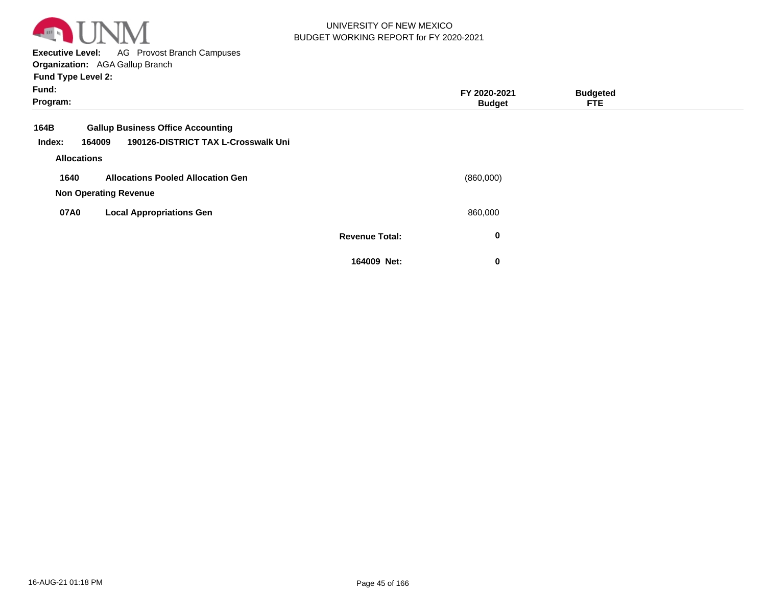UNIVERSITY OF NEW MEXICO
BUDGET WORKING REPORT for FY 2020-2021

**Executive Level:** AG Provost Branch Campuses
**Organization:** AGA Gallup Branch
**Fund Type Level 2:**
**Fund:**
**Program:**

| | | | FY 2020-2021 Budget | Budgeted FTE |
|---|---|---|---|---|
| **164B** | **Gallup Business Office Accounting** | | | |
| **Index:** 164009 | **190126-DISTRICT TAX L-Crosswalk Uni** | | | |
| **Allocations** | | | | |
| **1640** | **Allocations Pooled Allocation Gen** | | (860,000) | |
| **Non Operating Revenue** | | | | |
| **07A0** | **Local Appropriations Gen** | | 860,000 | |
| | | **Revenue Total:** | **0** | |
| | | **164009 Net:** | **0** | |

16-AUG-21 01:18 PM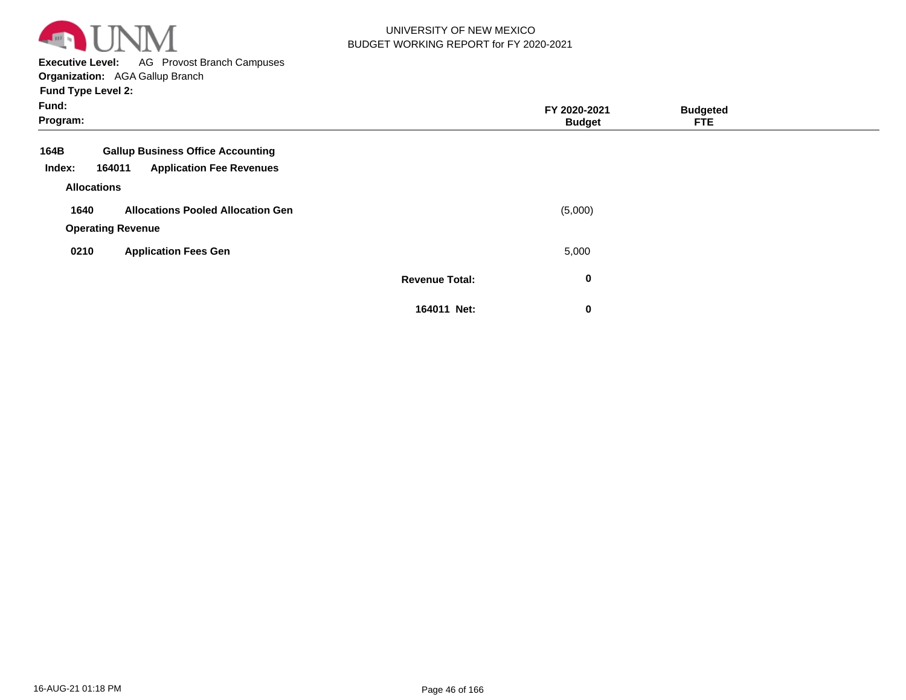UNIVERSITY OF NEW MEXICO
BUDGET WORKING REPORT for FY 2020-2021

**Executive Level:** AG Provost Branch Campuses
**Organization:** AGA Gallup Branch
**Fund Type Level 2:**
**Fund:**
**Program:**

| | | | FY 2020-2021 Budget | Budgeted FTE |
|---|---|---|---|---|
| **164B** | **Gallup Business Office Accounting** | | | |
| **Index: 164011** | **Application Fee Revenues** | | | |
| **Allocations** | | | | |
| **1640** | **Allocations Pooled Allocation Gen** | | (5,000) | |
| **Operating Revenue** | | | | |
| **0210** | **Application Fees Gen** | | 5,000 | |
| | | **Revenue Total:** | **0** | |
| | | **164011 Net:** | **0** | |

16-AUG-21 01:18 PM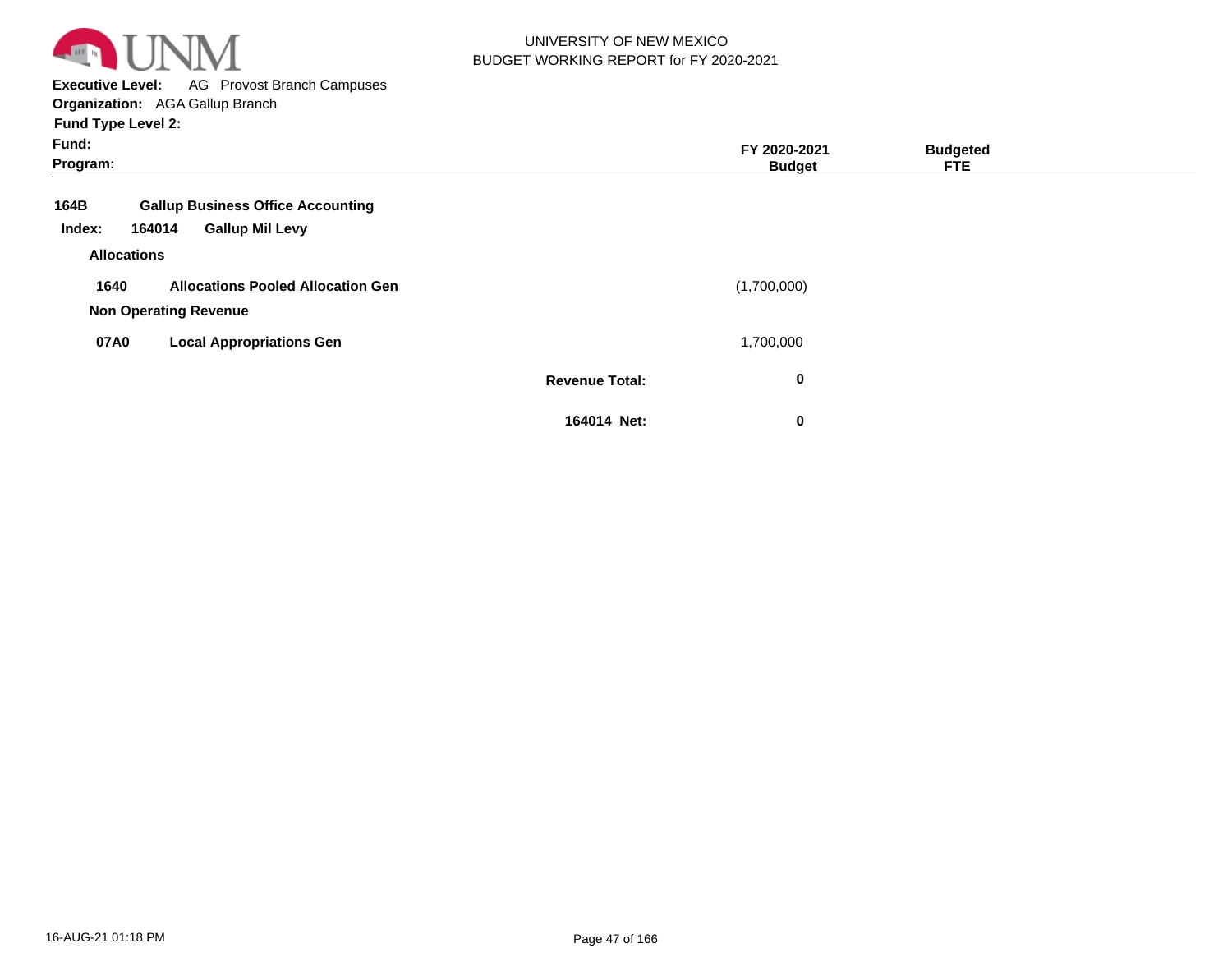UNIVERSITY OF NEW MEXICO
BUDGET WORKING REPORT for FY 2020-2021

**Executive Level:** AG Provost Branch Campuses
**Organization:** AGA Gallup Branch
**Fund Type Level 2:**
**Fund:**
**Program:**

| | | | FY 2020-2021 Budget | Budgeted FTE |
|---|---|---|---|---|
| **164B** | **Gallup Business Office Accounting** | | | |
| **Index: 164014** | **Gallup Mil Levy** | | | |
| **Allocations** | | | | |
| **1640** | **Allocations Pooled Allocation Gen** | | (1,700,000) | |
| **Non Operating Revenue** | | | | |
| **07A0** | **Local Appropriations Gen** | | 1,700,000 | |
| | | **Revenue Total:** | **0** | |
| | | **164014 Net:** | **0** | |

16-AUG-21 01:18 PM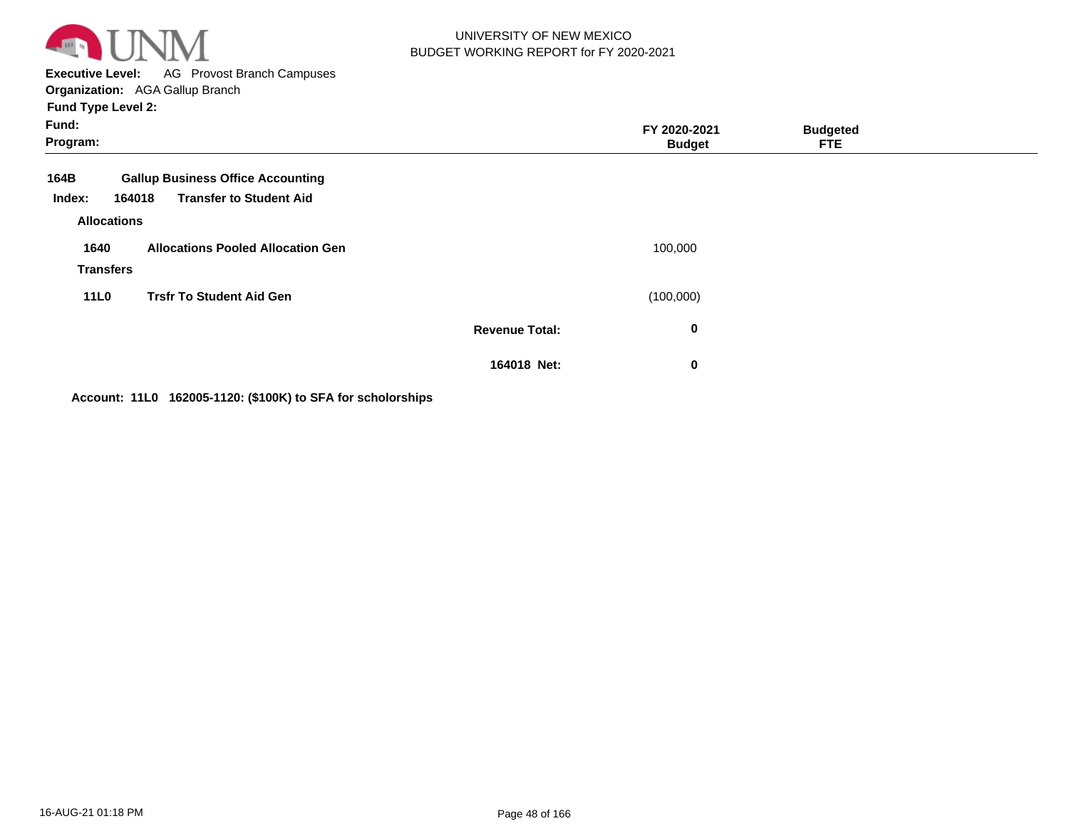UNIVERSITY OF NEW MEXICO
BUDGET WORKING REPORT for FY 2020-2021

**Executive Level:** AG Provost Branch Campuses
**Organization:** AGA Gallup Branch
**Fund Type Level 2:**
**Fund:**
**Program:**

| | | | FY 2020-2021 Budget | Budgeted FTE |
|---|---|---|---|---|
| **164B** | **Gallup Business Office Accounting** | | | |
| **Index: 164018** | **Transfer to Student Aid** | | | |
| **Allocations** | | | | |
| **1640** | **Allocations Pooled Allocation Gen** | | 100,000 | |
| **Transfers** | | | | |
| **11L0** | **Trsfr To Student Aid Gen** | | (100,000) | |
| | | **Revenue Total:** | **0** | |
| | | **164018 Net:** | **0** | |

**Account: 11L0 162005-1120: ($100K) to SFA for scholarships**

16-AUG-21 01:18 PM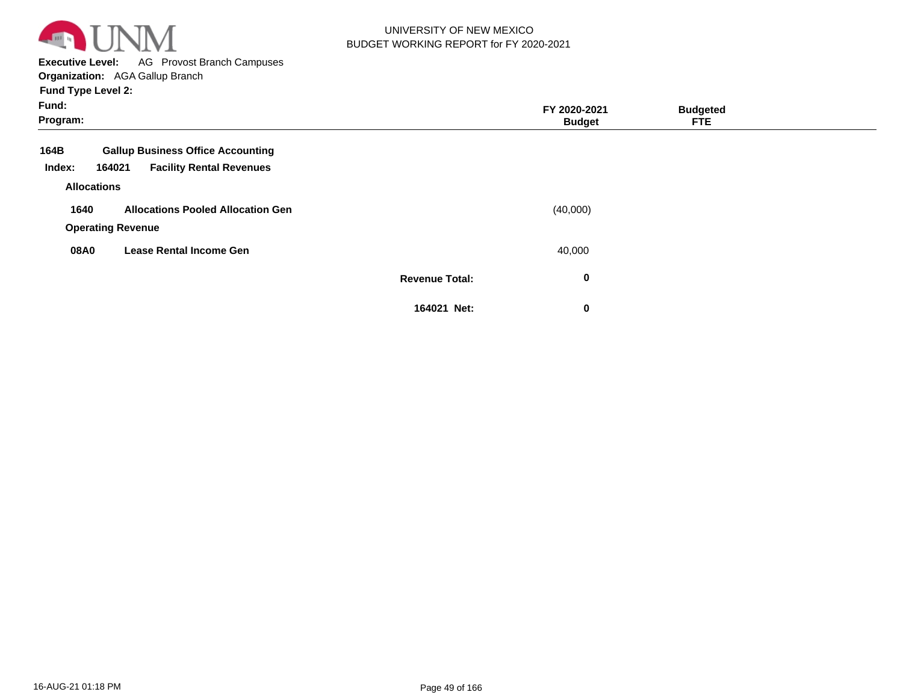UNIVERSITY OF NEW MEXICO
BUDGET WORKING REPORT for FY 2020-2021

**Executive Level:** AG Provost Branch Campuses
**Organization:** AGA Gallup Branch
**Fund Type Level 2:**
**Fund:**
**Program:**

| | | | FY 2020-2021 Budget | Budgeted FTE |
|---|---|---|---|---|
| **164B** | **Gallup Business Office Accounting** | | | |
| **Index: 164021** | **Facility Rental Revenues** | | | |
| **Allocations** | | | | |
| **1640** | **Allocations Pooled Allocation Gen** | | (40,000) | |
| **Operating Revenue** | | | | |
| **08A0** | **Lease Rental Income Gen** | | 40,000 | |
| | | **Revenue Total:** | **0** | |
| | | **164021 Net:** | **0** | |

16-AUG-21 01:18 PM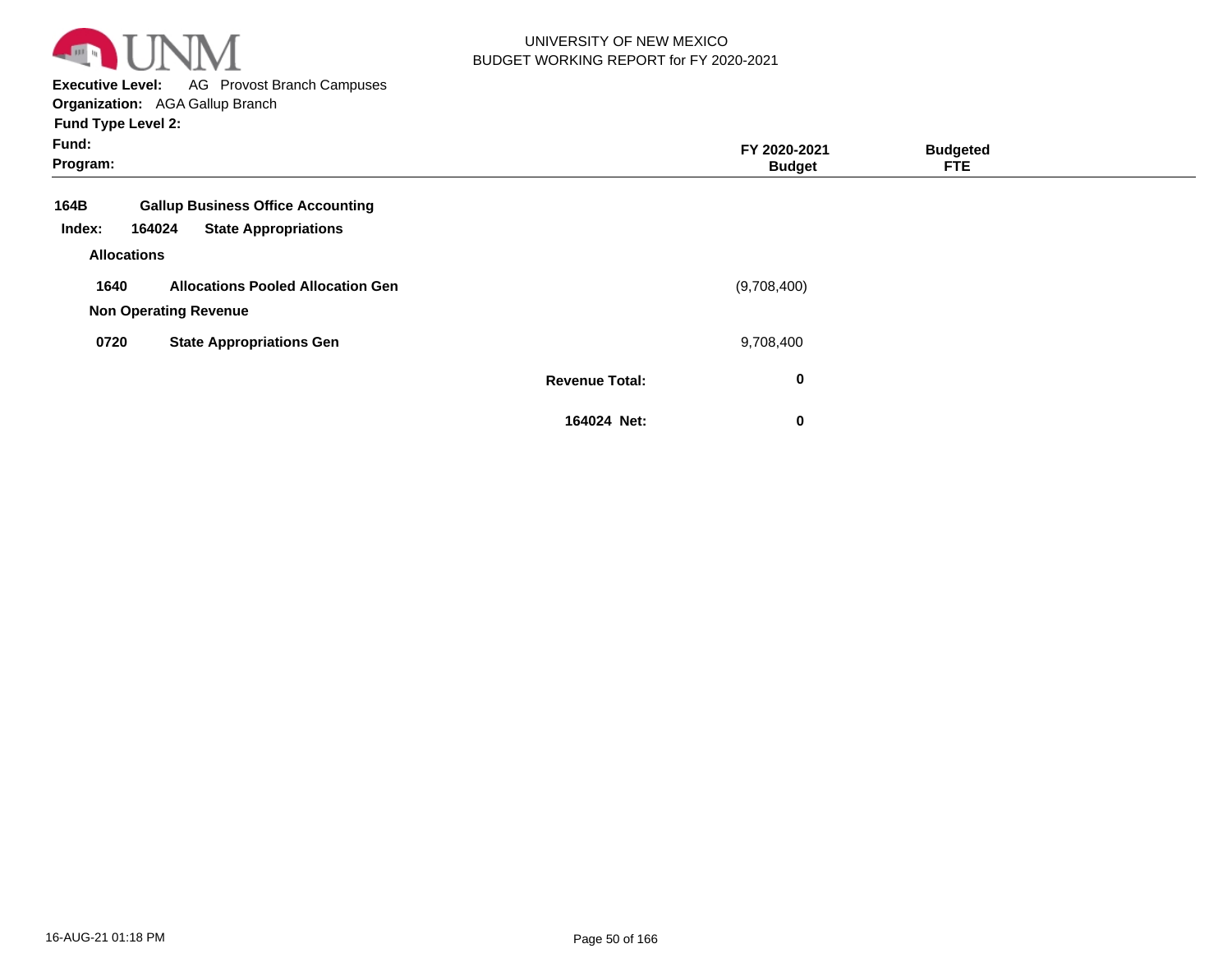UNIVERSITY OF NEW MEXICO
BUDGET WORKING REPORT for FY 2020-2021

**Executive Level:** AG Provost Branch Campuses
**Organization:** AGA Gallup Branch
**Fund Type Level 2:**
**Fund:**
**Program:**

| | | FY 2020-2021 Budget | Budgeted FTE |
|---|---|---|---|
| **164B** | **Gallup Business Office Accounting** | | |
| **Index: 164024** | **State Appropriations** | | |
| **Allocations** | | | |
| **1640** | **Allocations Pooled Allocation Gen** | (9,708,400) | |
| **Non Operating Revenue** | | | |
| **0720** | **State Appropriations Gen** | 9,708,400 | |
| | **Revenue Total:** | **0** | |
| | **164024 Net:** | **0** | |

16-AUG-21 01:18 PM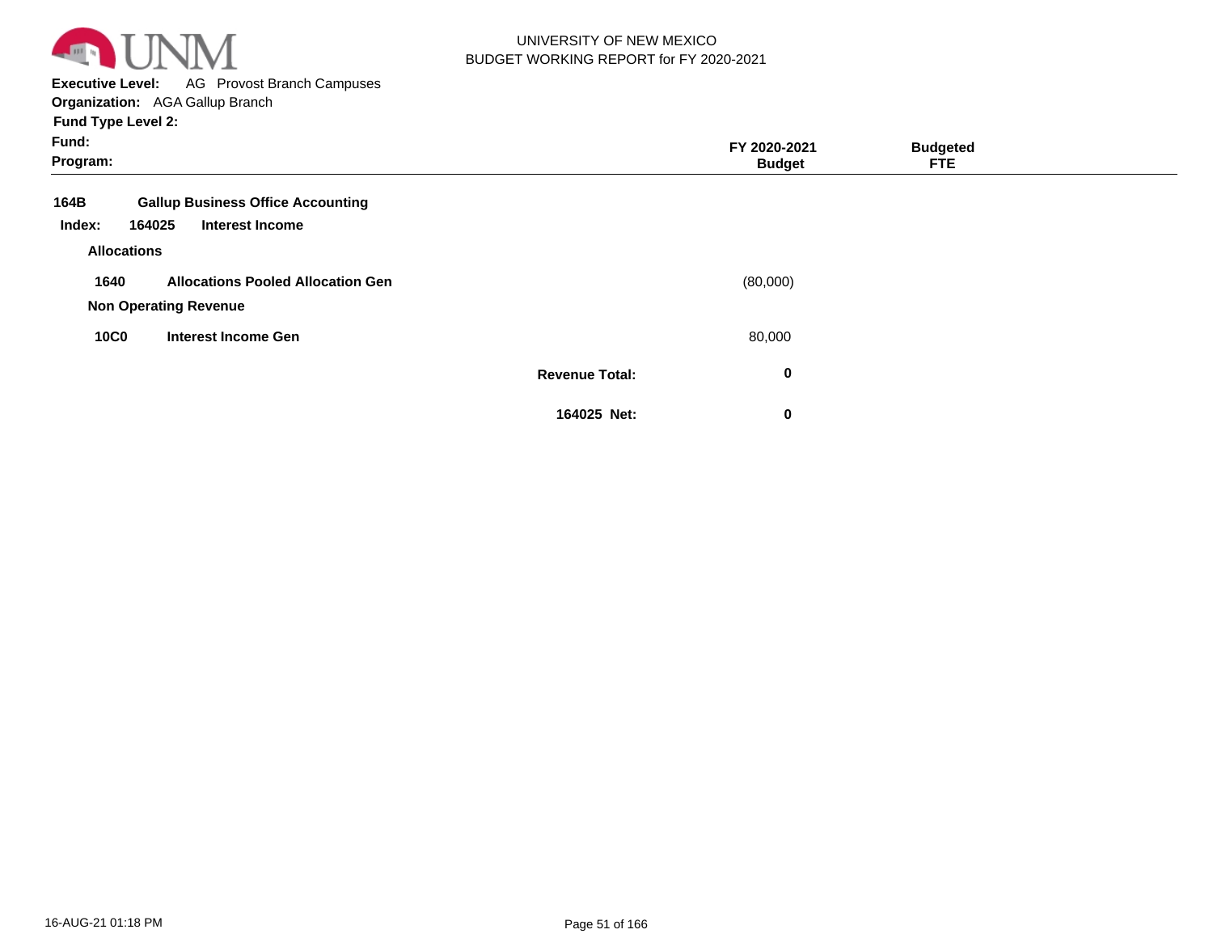UNIVERSITY OF NEW MEXICO
BUDGET WORKING REPORT for FY 2020-2021

**Executive Level:** AG Provost Branch Campuses
**Organization:** AGA Gallup Branch
**Fund Type Level 2:**
**Fund:**
**Program:**

| | | | FY 2020-2021 Budget | Budgeted FTE |
|---|---|---|---|---|
| **164B** | **Gallup Business Office Accounting** | | | |
| **Index: 164025** | **Interest Income** | | | |
| **Allocations** | | | | |
| **1640** | **Allocations Pooled Allocation Gen** | | (80,000) | |
| **Non Operating Revenue** | | | | |
| **10C0** | **Interest Income Gen** | | 80,000 | |
| | | **Revenue Total:** | **0** | |
| | | **164025 Net:** | **0** | |

16-AUG-21 01:18 PM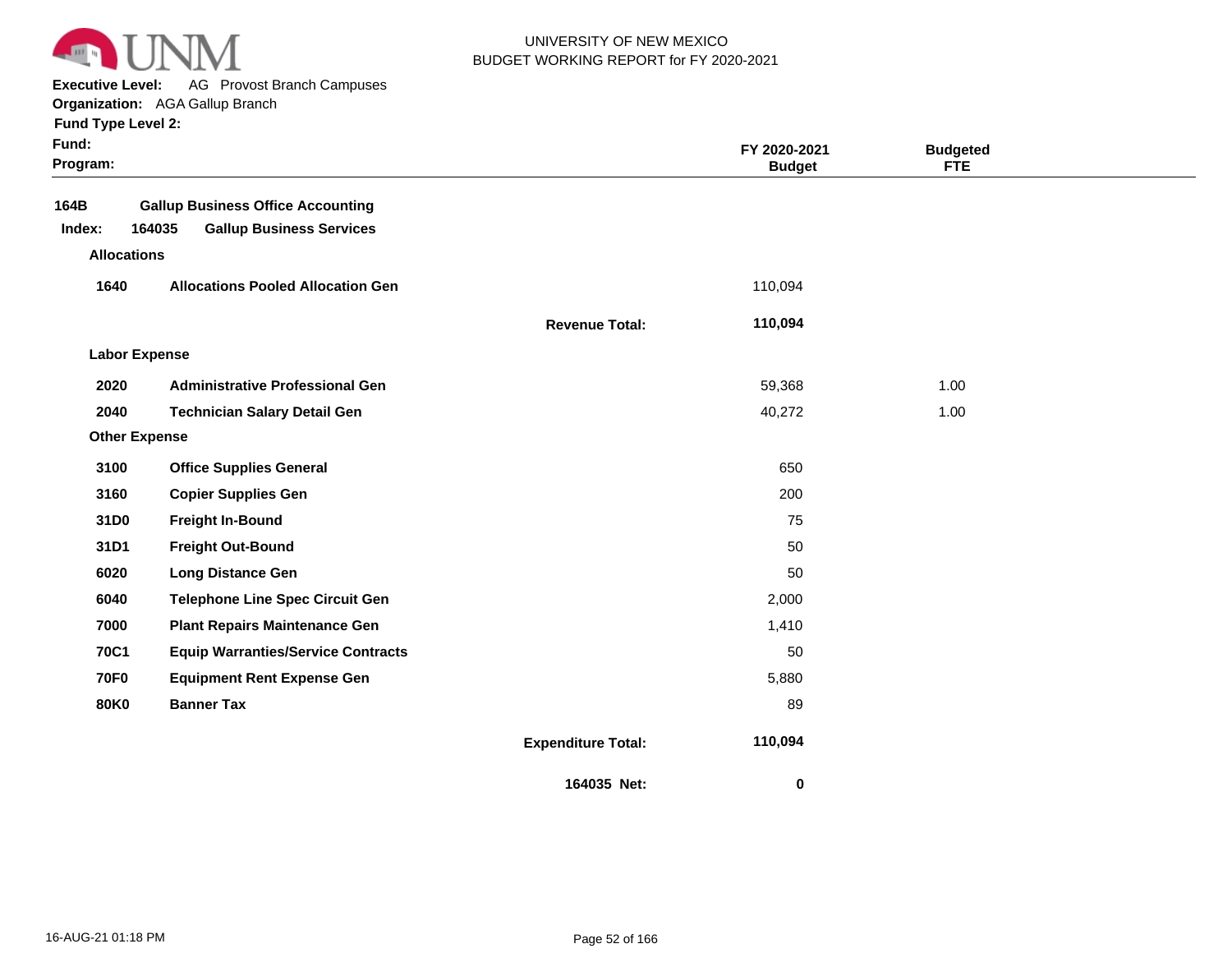UNIVERSITY OF NEW MEXICO
BUDGET WORKING REPORT for FY 2020-2021

**Executive Level:** AG Provost Branch Campuses
**Organization:** AGA Gallup Branch
**Fund Type Level 2:**
**Fund:**
**Program:**

| | | | FY 2020-2021 Budget | Budgeted FTE |
|---|---|---|---|---|
| **164B** | **Gallup Business Office Accounting** | | | |
| **Index: 164035** | **Gallup Business Services** | | | |
| **Allocations** | | | | |
| **1640** | **Allocations Pooled Allocation Gen** | | 110,094 | |
| | | **Revenue Total:** | **110,094** | |
| **Labor Expense** | | | | |
| **2020** | **Administrative Professional Gen** | | 59,368 | 1.00 |
| **2040** | **Technician Salary Detail Gen** | | 40,272 | 1.00 |
| **Other Expense** | | | | |
| **3100** | **Office Supplies General** | | 650 | |
| **3160** | **Copier Supplies Gen** | | 200 | |
| **31D0** | **Freight In-Bound** | | 75 | |
| **31D1** | **Freight Out-Bound** | | 50 | |
| **6020** | **Long Distance Gen** | | 50 | |
| **6040** | **Telephone Line Spec Circuit Gen** | | 2,000 | |
| **7000** | **Plant Repairs Maintenance Gen** | | 1,410 | |
| **70C1** | **Equip Warranties/Service Contracts** | | 50 | |
| **70F0** | **Equipment Rent Expense Gen** | | 5,880 | |
| **80K0** | **Banner Tax** | | 89 | |
| | | **Expenditure Total:** | **110,094** | |
| | | **164035 Net:** | **0** | |

16-AUG-21 01:18 PM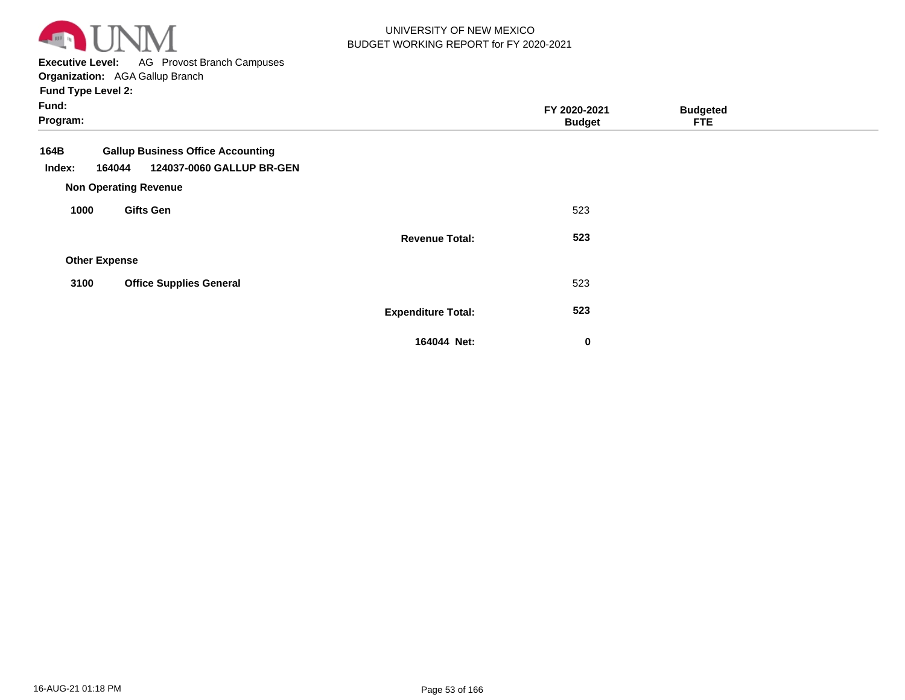UNIVERSITY OF NEW MEXICO
BUDGET WORKING REPORT for FY 2020-2021

**Executive Level:** AG Provost Branch Campuses
**Organization:** AGA Gallup Branch
**Fund Type Level 2:**
**Fund:**
**Program:**

| | | | FY 2020-2021 Budget | Budgeted FTE |
|---|---|---|---|---|
| **164B** | **Gallup Business Office Accounting** | | | |
| **Index: 164044** | **124037-0060 GALLUP BR-GEN** | | | |
| **Non Operating Revenue** | | | | |
| **1000** | **Gifts Gen** | | 523 | |
| | | **Revenue Total:** | **523** | |
| **Other Expense** | | | | |
| **3100** | **Office Supplies General** | | 523 | |
| | | **Expenditure Total:** | **523** | |
| | | **164044 Net:** | **0** | |

16-AUG-21 01:18 PM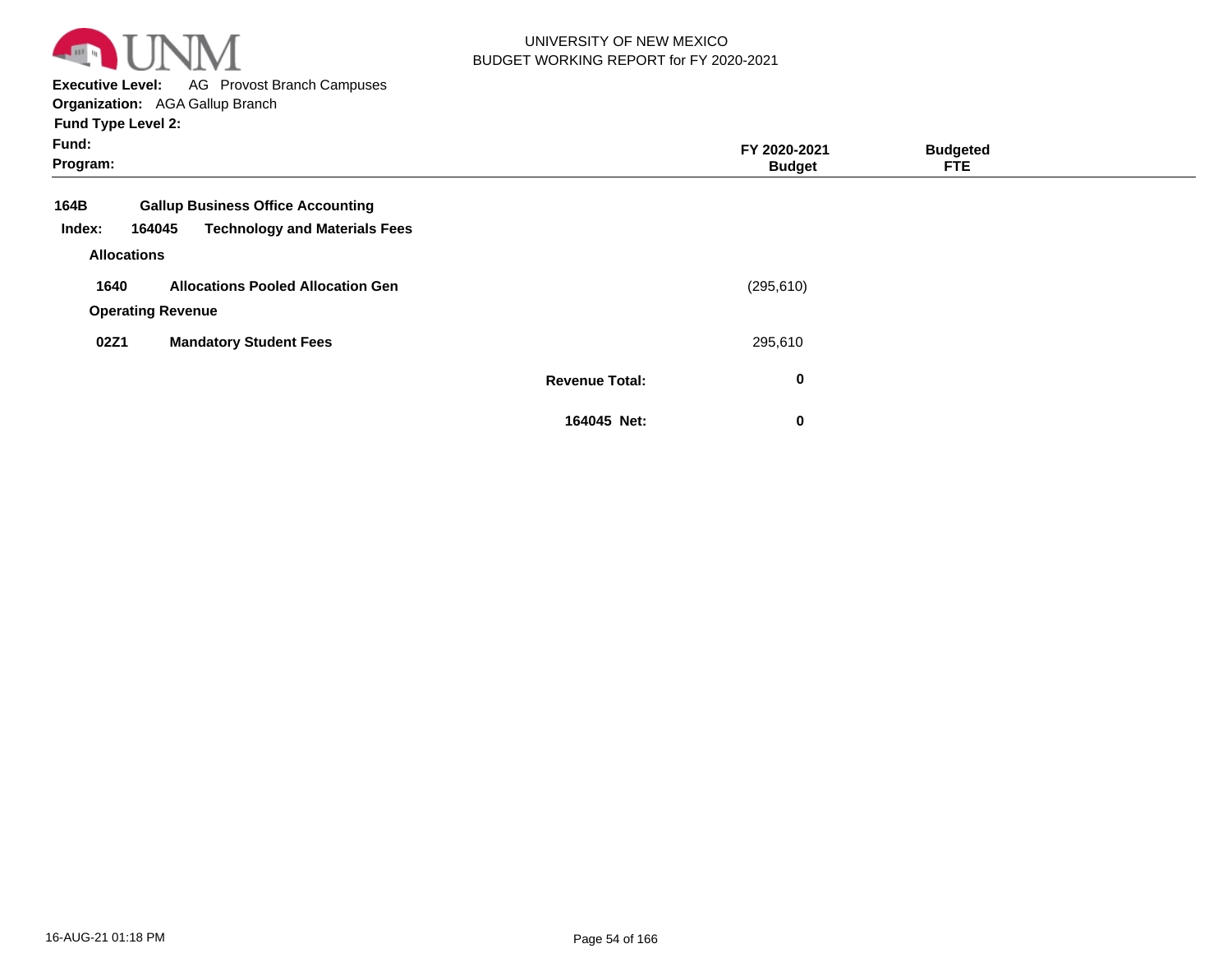UNIVERSITY OF NEW MEXICO
BUDGET WORKING REPORT for FY 2020-2021

**Executive Level:** AG Provost Branch Campuses
**Organization:** AGA Gallup Branch
**Fund Type Level 2:**
**Fund:**
**Program:**

| | | FY 2020-2021 Budget | Budgeted FTE |
|---|---|---|---|
| **164B** | **Gallup Business Office Accounting** | | |
| **Index: 164045** | **Technology and Materials Fees** | | |
| **Allocations** | | | |
| **1640** | **Allocations Pooled Allocation Gen** | (295,610) | |
| **Operating Revenue** | | | |
| **02Z1** | **Mandatory Student Fees** | 295,610 | |
| | **Revenue Total:** | **0** | |
| | **164045 Net:** | **0** | |

16-AUG-21 01:18 PM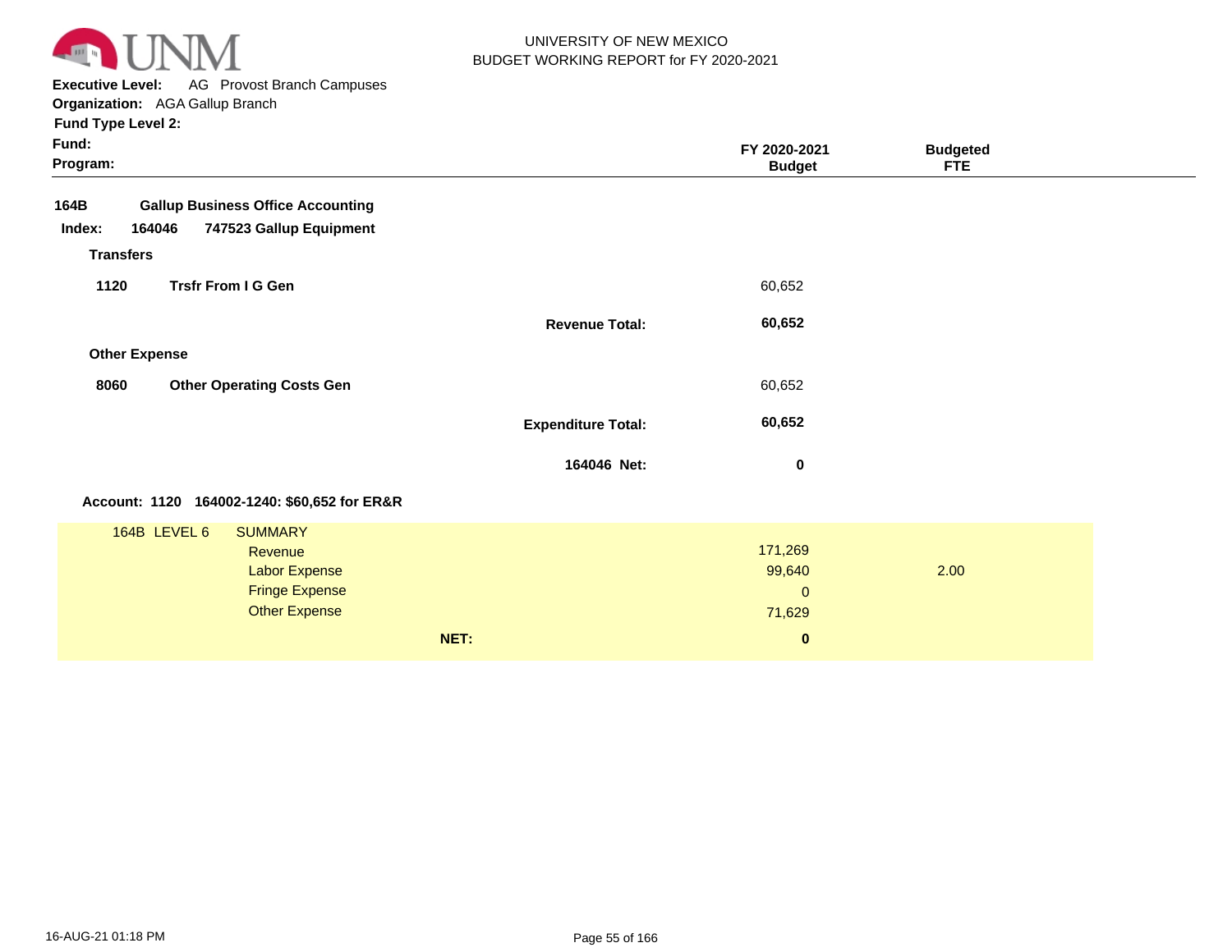UNIVERSITY OF NEW MEXICO
BUDGET WORKING REPORT for FY 2020-2021

**Executive Level:** AG Provost Branch Campuses
**Organization:** AGA Gallup Branch
**Fund Type Level 2:**
**Fund:**
**Program:**

| | | | FY 2020-2021 Budget | Budgeted FTE |
|---|---|---|---|---|
| **164B** | **Gallup Business Office Accounting** | | | |
| **Index: 164046** | **747523 Gallup Equipment** | | | |
| **Transfers** | | | | |
| **1120** | **Trsfr From I G Gen** | | 60,652 | |
| | | **Revenue Total:** | **60,652** | |
| **Other Expense** | | | | |
| **8060** | **Other Operating Costs Gen** | | 60,652 | |
| | | **Expenditure Total:** | **60,652** | |
| | | **164046 Net:** | **0** | |

**Account: 1120 164002-1240: $60,652 for ER&R**

| 164B LEVEL 6 | SUMMARY | | FY 2020-2021 Budget | Budgeted FTE |
|---|---|---|---|---|
| | Revenue | | 171,269 | |
| | Labor Expense | | 99,640 | 2.00 |
| | Fringe Expense | | 0 | |
| | Other Expense | | 71,629 | |
| | | **NET:** | **0** | |

16-AUG-21 01:18 PM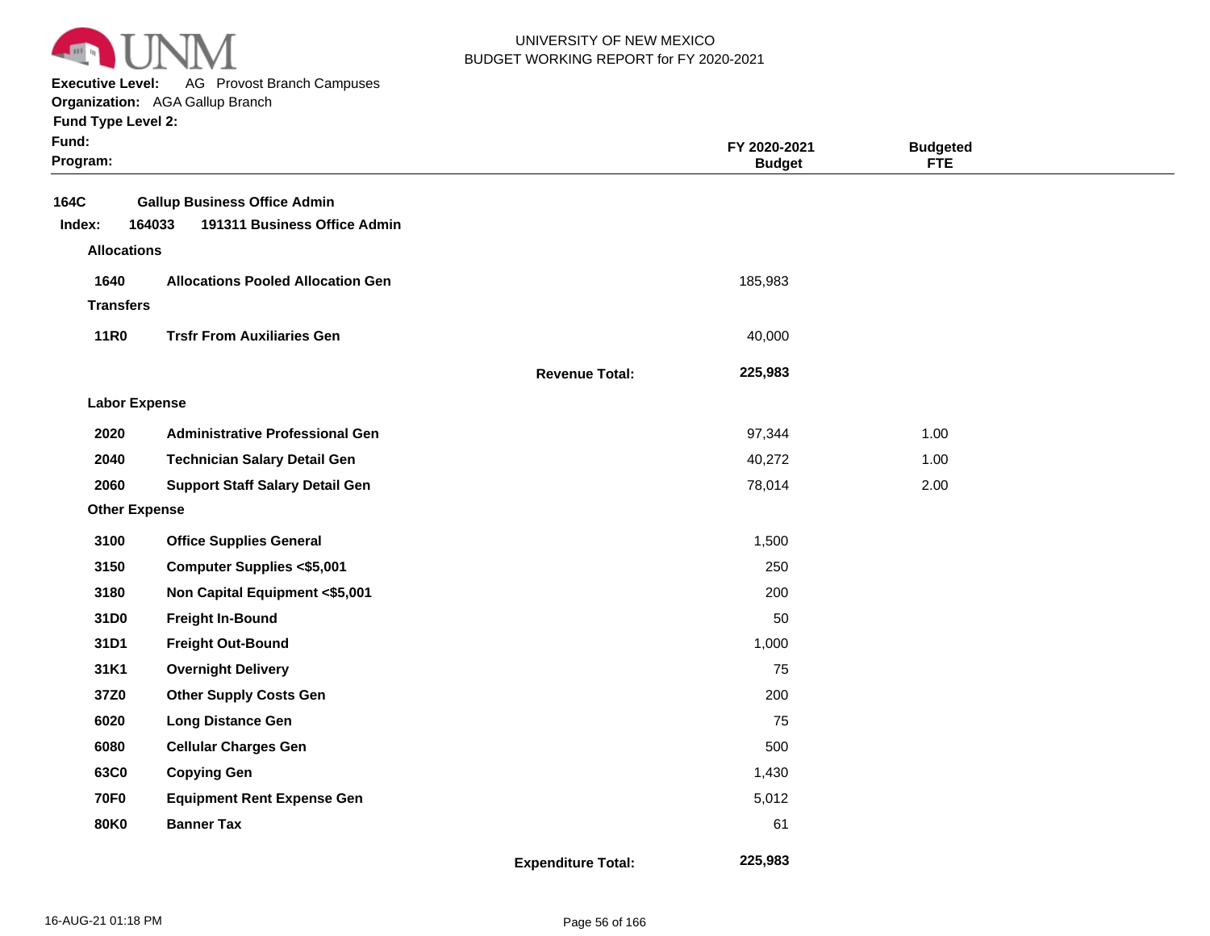UNIVERSITY OF NEW MEXICO
BUDGET WORKING REPORT for FY 2020-2021

**Executive Level:** AG Provost Branch Campuses
**Organization:** AGA Gallup Branch
**Fund Type Level 2:**
**Fund:**
**Program:**

| | | | FY 2020-2021 Budget | Budgeted FTE |
|---|---|---|---|---|
| **164C** | **Gallup Business Office Admin** | | | |
| **Index: 164033** | **191311 Business Office Admin** | | | |
| **Allocations** | | | | |
| **1640** | **Allocations Pooled Allocation Gen** | | 185,983 | |
| **Transfers** | | | | |
| **11R0** | **Trsfr From Auxiliaries Gen** | | 40,000 | |
| | | **Revenue Total:** | **225,983** | |
| **Labor Expense** | | | | |
| **2020** | **Administrative Professional Gen** | | 97,344 | 1.00 |
| **2040** | **Technician Salary Detail Gen** | | 40,272 | 1.00 |
| **2060** | **Support Staff Salary Detail Gen** | | 78,014 | 2.00 |
| **Other Expense** | | | | |
| **3100** | **Office Supplies General** | | 1,500 | |
| **3150** | **Computer Supplies <$5,001** | | 250 | |
| **3180** | **Non Capital Equipment <$5,001** | | 200 | |
| **31D0** | **Freight In-Bound** | | 50 | |
| **31D1** | **Freight Out-Bound** | | 1,000 | |
| **31K1** | **Overnight Delivery** | | 75 | |
| **37Z0** | **Other Supply Costs Gen** | | 200 | |
| **6020** | **Long Distance Gen** | | 75 | |
| **6080** | **Cellular Charges Gen** | | 500 | |
| **63C0** | **Copying Gen** | | 1,430 | |
| **70F0** | **Equipment Rent Expense Gen** | | 5,012 | |
| **80K0** | **Banner Tax** | | 61 | |
| | | **Expenditure Total:** | **225,983** | |

16-AUG-21 01:18 PM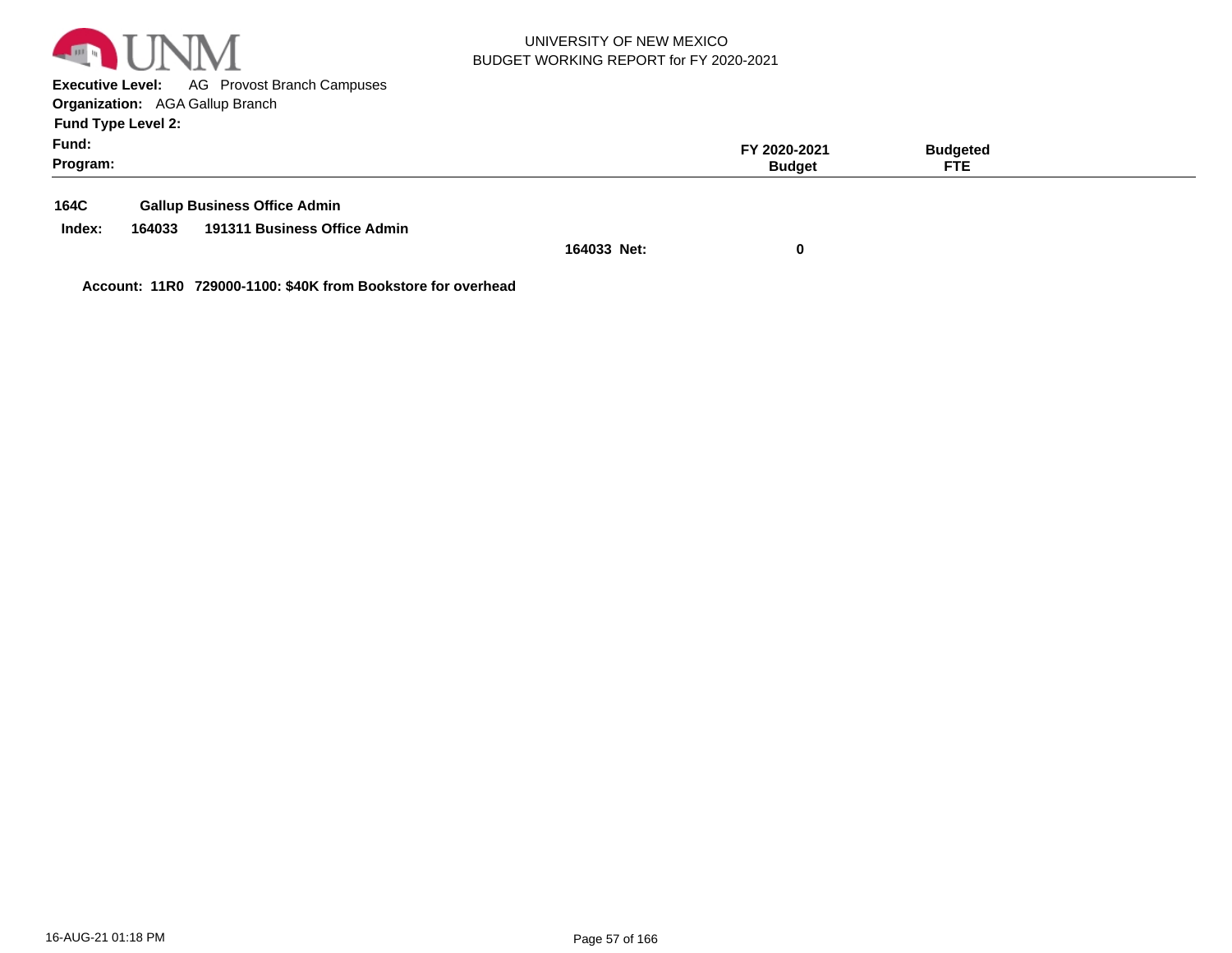UNIVERSITY OF NEW MEXICO
BUDGET WORKING REPORT for FY 2020-2021

**Executive Level:** AG Provost Branch Campuses
**Organization:** AGA Gallup Branch
**Fund Type Level 2:**
**Fund:**
**Program:**

| | | | FY 2020-2021 Budget | Budgeted FTE |
|---|---|---|---|---|
| **164C** | **Gallup Business Office Admin** | | | |
| **Index: 164033** | **191311 Business Office Admin** | | | |
| | | **164033 Net:** | **0** | |

**Account: 11R0 729000-1100: $40K from Bookstore for overhead**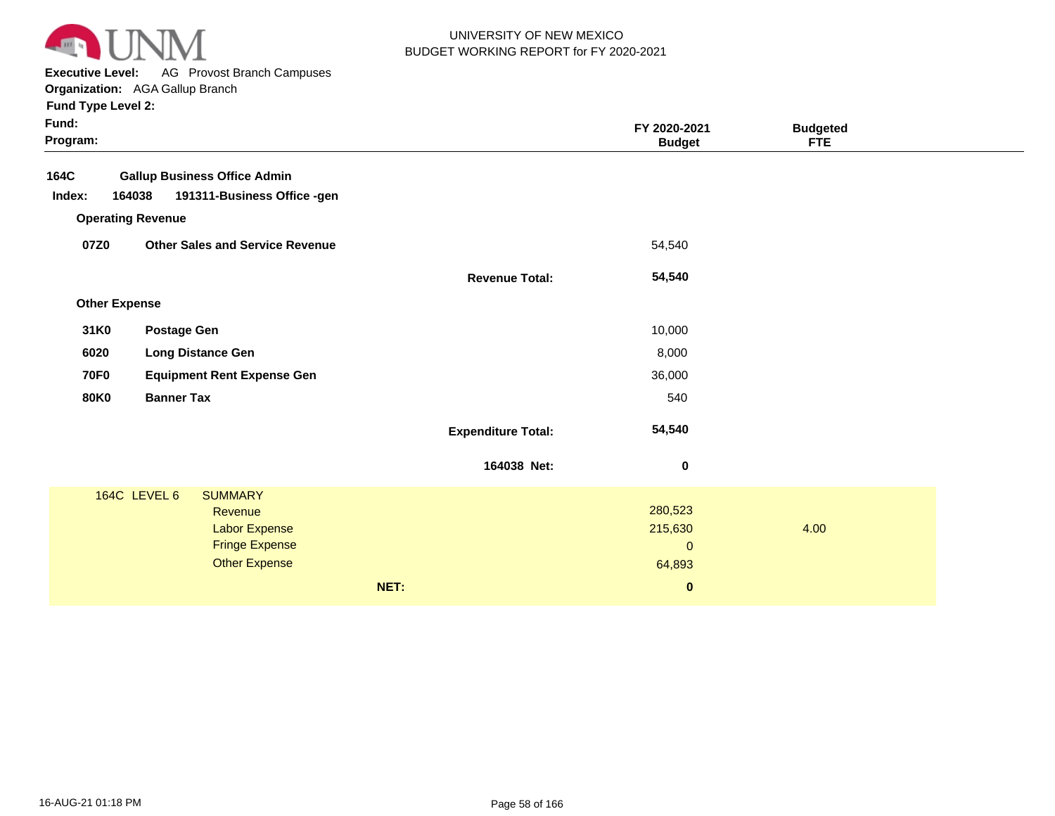UNIVERSITY OF NEW MEXICO
BUDGET WORKING REPORT for FY 2020-2021

**Executive Level:** AG Provost Branch Campuses
**Organization:** AGA Gallup Branch
**Fund Type Level 2:**
**Fund:**
**Program:**

| | | | FY 2020-2021 Budget | Budgeted FTE |
|---|---|---|---|---|
| **164C** | **Gallup Business Office Admin** | | | |
| **Index: 164038** | **191311-Business Office -gen** | | | |
| **Operating Revenue** | | | | |
| **07Z0** | **Other Sales and Service Revenue** | | 54,540 | |
| | | **Revenue Total:** | **54,540** | |
| **Other Expense** | | | | |
| **31K0** | **Postage Gen** | | 10,000 | |
| **6020** | **Long Distance Gen** | | 8,000 | |
| **70F0** | **Equipment Rent Expense Gen** | | 36,000 | |
| **80K0** | **Banner Tax** | | 540 | |
| | | **Expenditure Total:** | **54,540** | |
| | | **164038 Net:** | **0** | |

| 164C LEVEL 6 | SUMMARY | FY 2020-2021 Budget | Budgeted FTE |
|---|---|---|---|
| | Revenue | 280,523 | |
| | Labor Expense | 215,630 | 4.00 |
| | Fringe Expense | 0 | |
| | Other Expense | 64,893 | |
| | **NET:** | **0** | |

16-AUG-21 01:18 PM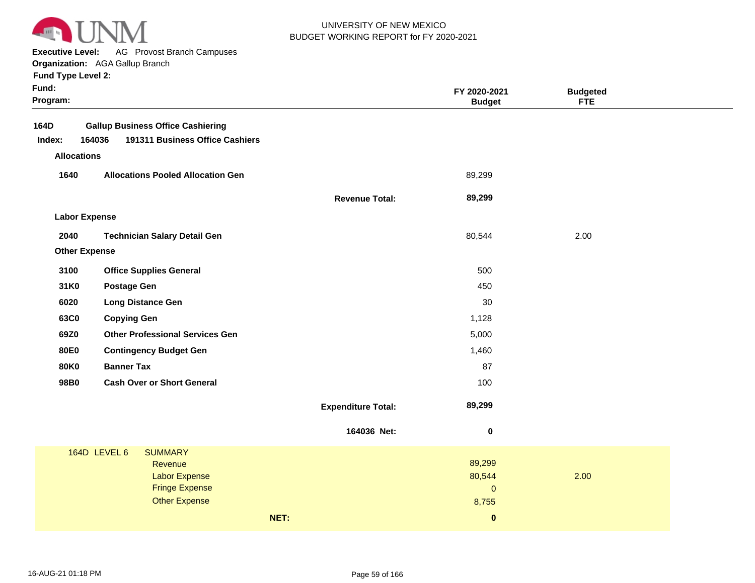UNIVERSITY OF NEW MEXICO
BUDGET WORKING REPORT for FY 2020-2021

**Executive Level:** AG Provost Branch Campuses
**Organization:** AGA Gallup Branch
**Fund Type Level 2:**
**Fund:**
**Program:**

| | | | FY 2020-2021 Budget | Budgeted FTE |
|---|---|---|---|---|
| **164D** | **Gallup Business Office Cashiering** | | | |
| **Index: 164036** | **191311 Business Office Cashiers** | | | |
| **Allocations** | | | | |
| **1640** | **Allocations Pooled Allocation Gen** | | 89,299 | |
| | | **Revenue Total:** | **89,299** | |
| **Labor Expense** | | | | |
| **2040** | **Technician Salary Detail Gen** | | 80,544 | 2.00 |
| **Other Expense** | | | | |
| **3100** | **Office Supplies General** | | 500 | |
| **31K0** | **Postage Gen** | | 450 | |
| **6020** | **Long Distance Gen** | | 30 | |
| **63C0** | **Copying Gen** | | 1,128 | |
| **69Z0** | **Other Professional Services Gen** | | 5,000 | |
| **80E0** | **Contingency Budget Gen** | | 1,460 | |
| **80K0** | **Banner Tax** | | 87 | |
| **98B0** | **Cash Over or Short General** | | 100 | |
| | | **Expenditure Total:** | **89,299** | |
| | | **164036 Net:** | **0** | |

| 164D LEVEL 6 | SUMMARY | | |
|---|---|---|---|
| | Revenue | 89,299 | |
| | Labor Expense | 80,544 | 2.00 |
| | Fringe Expense | 0 | |
| | Other Expense | 8,755 | |
| | **NET:** | **0** | |

16-AUG-21 01:18 PM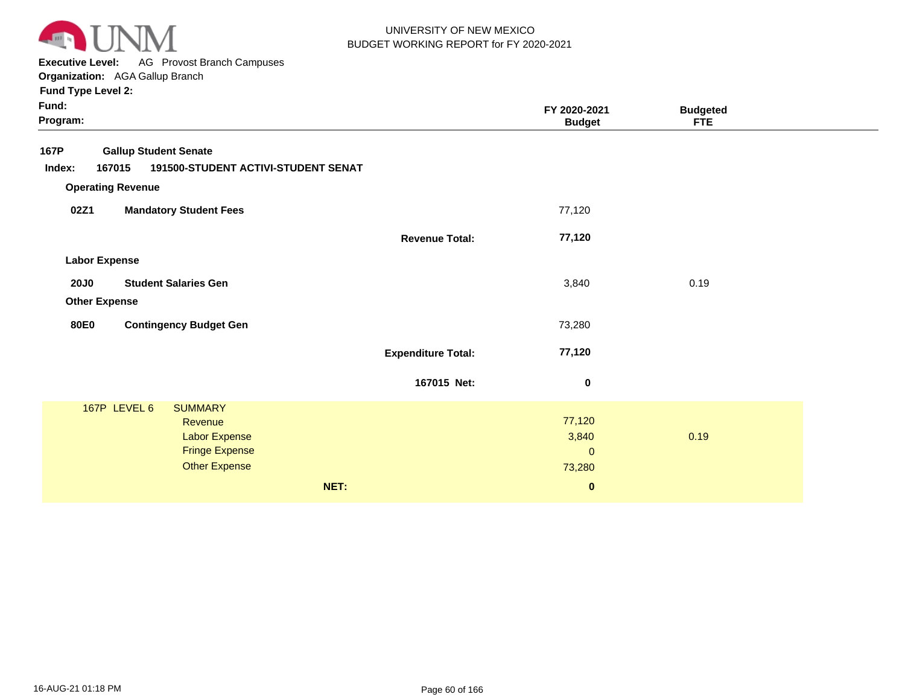UNIVERSITY OF NEW MEXICO
BUDGET WORKING REPORT for FY 2020-2021

**Executive Level:** AG Provost Branch Campuses
**Organization:** AGA Gallup Branch
**Fund Type Level 2:**
**Fund:**
**Program:**

| | | FY 2020-2021 Budget | Budgeted FTE |
|---|---|---|---|
| **167P** | **Gallup Student Senate** | | |
| **Index: 167015** | **191500-STUDENT ACTIVI-STUDENT SENAT** | | |
| **Operating Revenue** | | | |
| **02Z1** | **Mandatory Student Fees** | 77,120 | |
| | **Revenue Total:** | **77,120** | |
| **Labor Expense** | | | |
| **20J0** | **Student Salaries Gen** | 3,840 | 0.19 |
| **Other Expense** | | | |
| **80E0** | **Contingency Budget Gen** | 73,280 | |
| | **Expenditure Total:** | **77,120** | |
| | **167015 Net:** | **0** | |

| 167P LEVEL 6 | SUMMARY | | |
|---|---|---|---|
| | Revenue | 77,120 | |
| | Labor Expense | 3,840 | 0.19 |
| | Fringe Expense | 0 | |
| | Other Expense | 73,280 | |
| | **NET:** | **0** | |

16-AUG-21 01:18 PM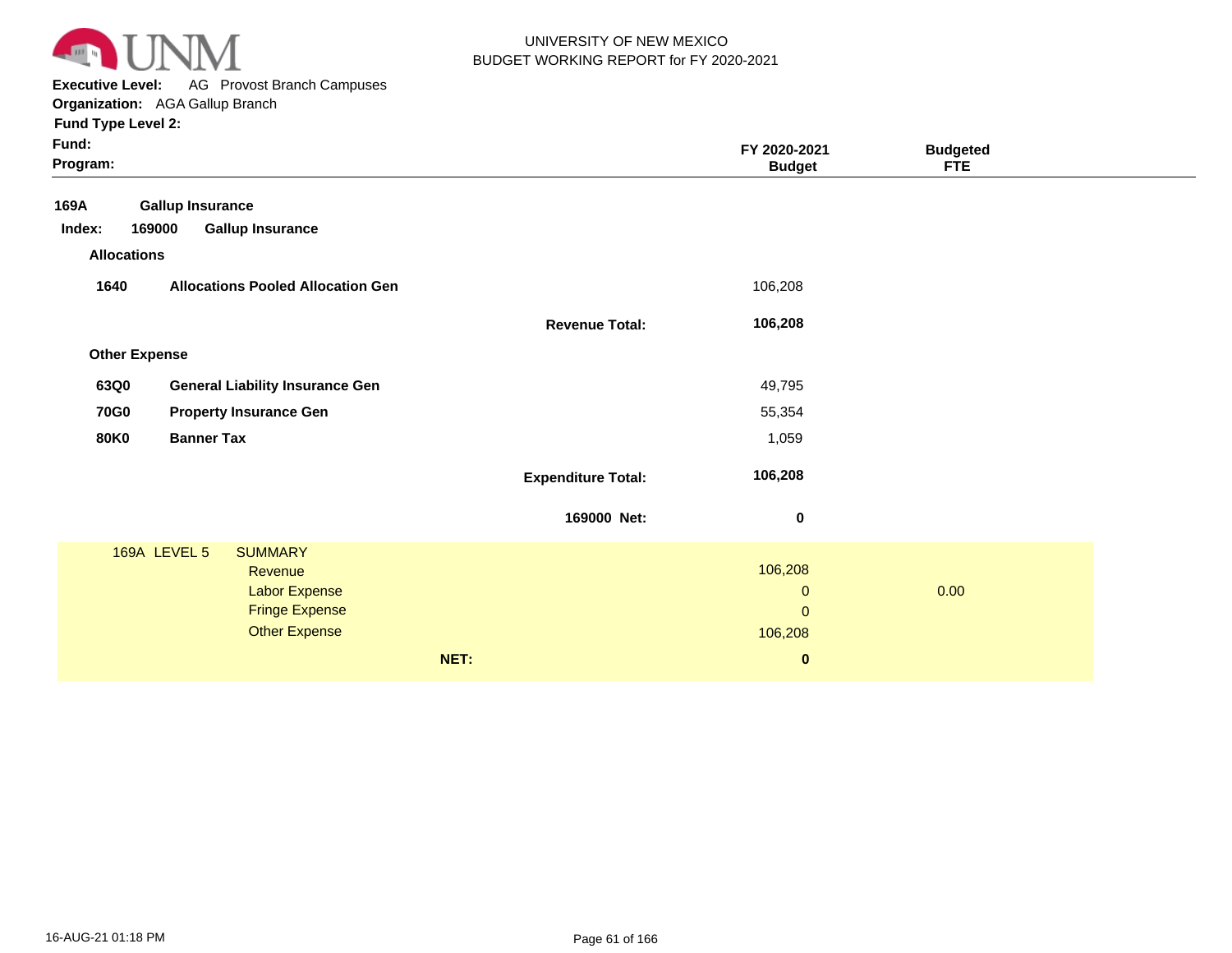UNIVERSITY OF NEW MEXICO
BUDGET WORKING REPORT for FY 2020-2021

**Executive Level:** AG Provost Branch Campuses
**Organization:** AGA Gallup Branch
**Fund Type Level 2:**
**Fund:**
**Program:**

| | | | FY 2020-2021 Budget | Budgeted FTE |
|---|---|---|---|---|
| **169A** | **Gallup Insurance** | | | |
| **Index: 169000** | **Gallup Insurance** | | | |
| **Allocations** | | | | |
| **1640** | **Allocations Pooled Allocation Gen** | | 106,208 | |
| | | **Revenue Total:** | **106,208** | |
| **Other Expense** | | | | |
| **63Q0** | **General Liability Insurance Gen** | | 49,795 | |
| **70G0** | **Property Insurance Gen** | | 55,354 | |
| **80K0** | **Banner Tax** | | 1,059 | |
| | | **Expenditure Total:** | **106,208** | |
| | | **169000 Net:** | **0** | |

| 169A LEVEL 5 | SUMMARY | FY 2020-2021 Budget | Budgeted FTE |
|---|---|---|---|
| | Revenue | 106,208 | |
| | Labor Expense | 0 | 0.00 |
| | Fringe Expense | 0 | |
| | Other Expense | 106,208 | |
| | **NET:** | **0** | |

16-AUG-21 01:18 PM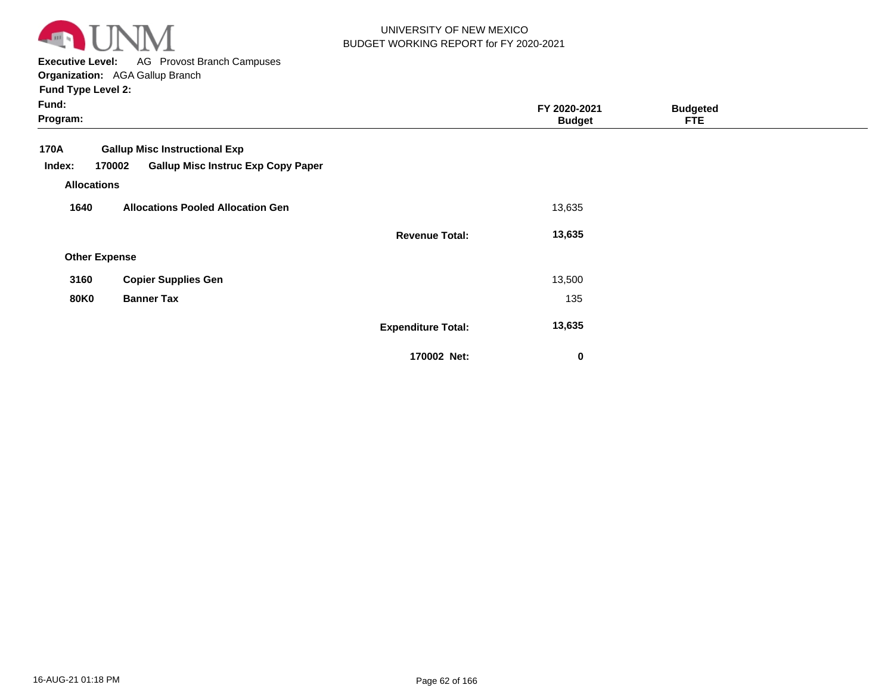UNIVERSITY OF NEW MEXICO
BUDGET WORKING REPORT for FY 2020-2021

**Executive Level:** AG Provost Branch Campuses
**Organization:** AGA Gallup Branch
**Fund Type Level 2:**
**Fund:**
**Program:**

| | | | FY 2020-2021 Budget | Budgeted FTE |
|---|---|---|---|---|
| **170A** | **Gallup Misc Instructional Exp** | | | |
| **Index: 170002** | **Gallup Misc Instruc Exp Copy Paper** | | | |
| **Allocations** | | | | |
| **1640** | **Allocations Pooled Allocation Gen** | | 13,635 | |
| | | **Revenue Total:** | **13,635** | |
| **Other Expense** | | | | |
| **3160** | **Copier Supplies Gen** | | 13,500 | |
| **80K0** | **Banner Tax** | | 135 | |
| | | **Expenditure Total:** | **13,635** | |
| | | **170002 Net:** | **0** | |

16-AUG-21 01:18 PM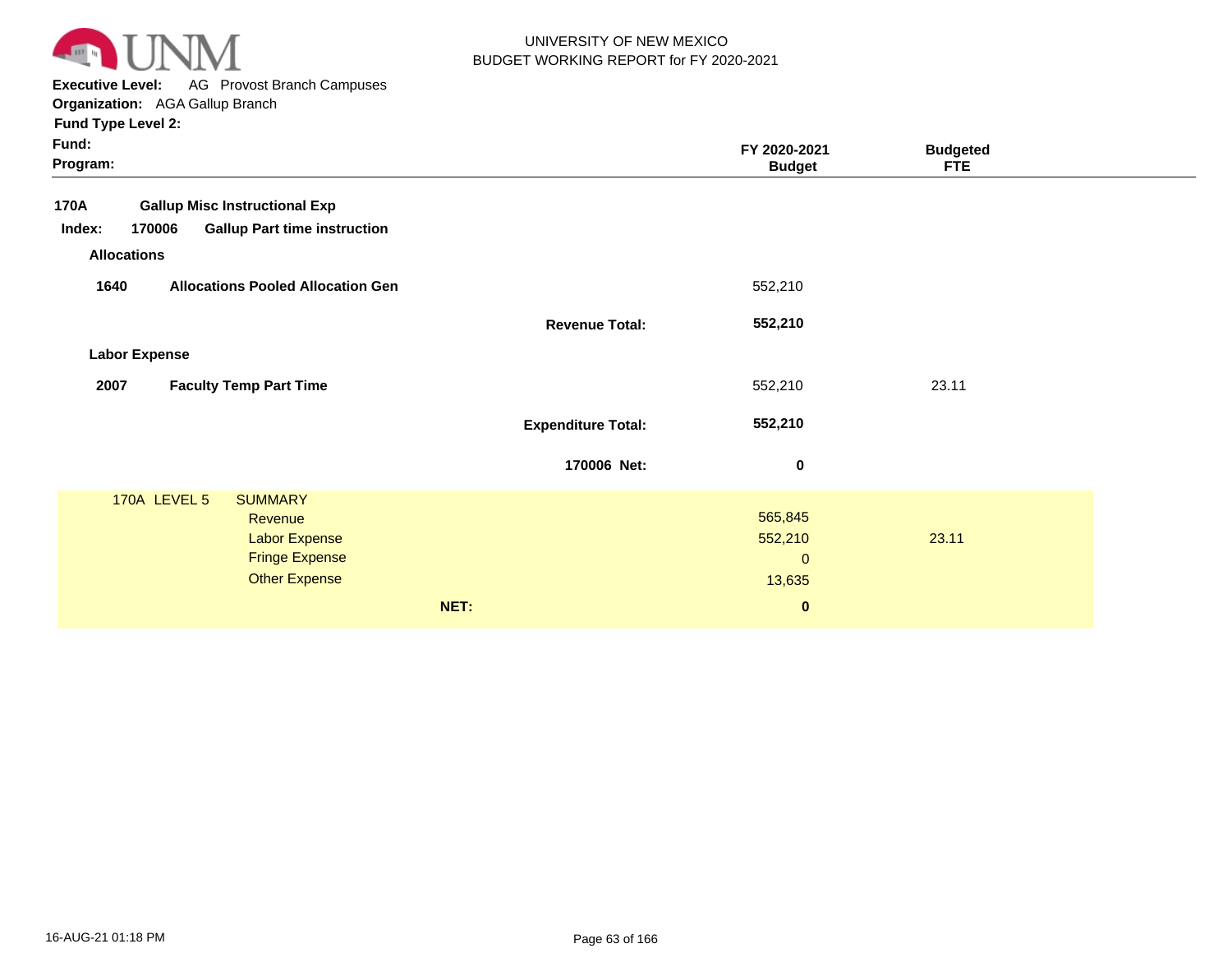UNIVERSITY OF NEW MEXICO
BUDGET WORKING REPORT for FY 2020-2021

**Executive Level:** AG Provost Branch Campuses
**Organization:** AGA Gallup Branch
**Fund Type Level 2:**
**Fund:**
**Program:**

| | | FY 2020-2021 Budget | Budgeted FTE |
|---|---|---|---|
| **170A** | **Gallup Misc Instructional Exp** | | |
| **Index: 170006** | **Gallup Part time instruction** | | |
| **Allocations** | | | |
| **1640** | **Allocations Pooled Allocation Gen** | 552,210 | |
| | **Revenue Total:** | **552,210** | |
| **Labor Expense** | | | |
| **2007** | **Faculty Temp Part Time** | 552,210 | 23.11 |
| | **Expenditure Total:** | **552,210** | |
| | **170006 Net:** | **0** | |

| 170A LEVEL 5 SUMMARY | | |
|---|---|---|
| Revenue | 565,845 | |
| Labor Expense | 552,210 | 23.11 |
| Fringe Expense | 0 | |
| Other Expense | 13,635 | |
| **NET:** | **0** | |

16-AUG-21 01:18 PM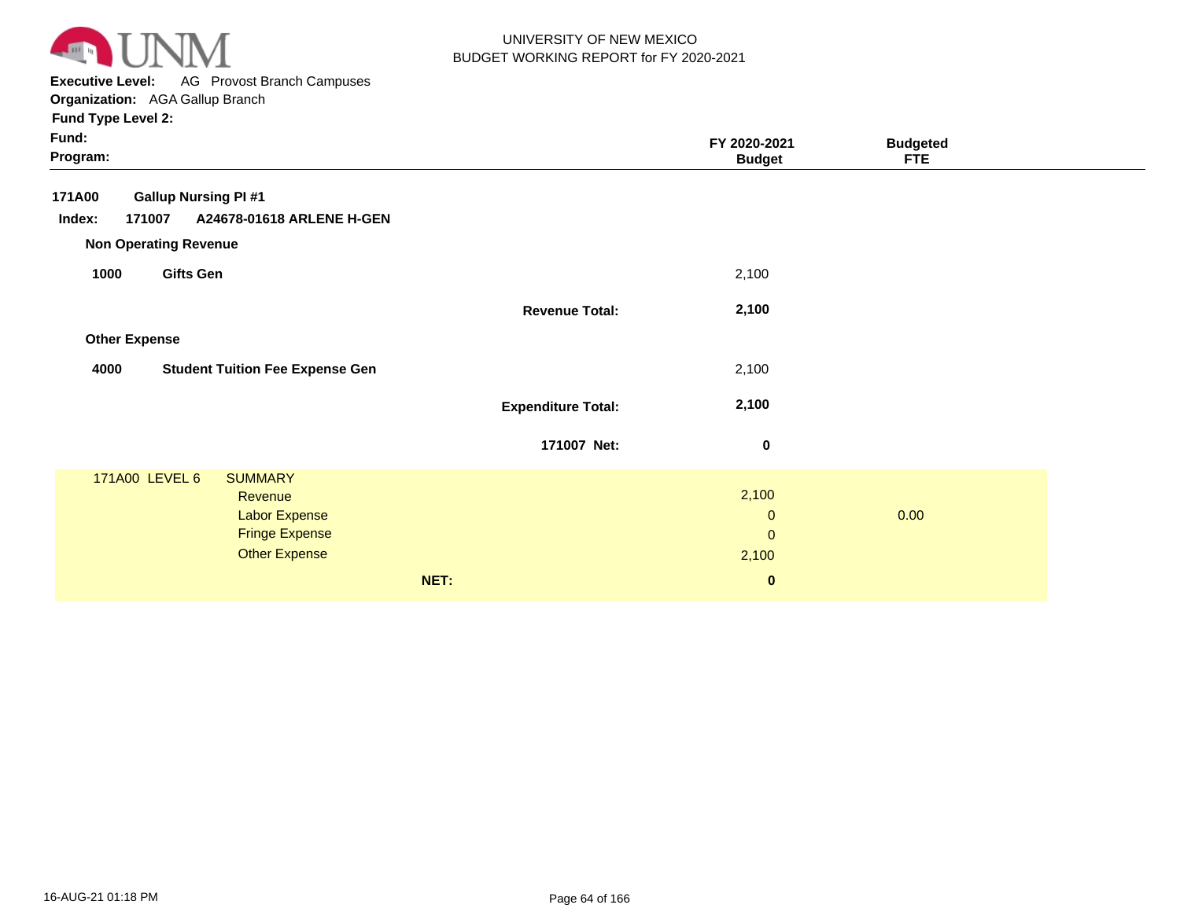UNIVERSITY OF NEW MEXICO
BUDGET WORKING REPORT for FY 2020-2021

**Executive Level:** AG Provost Branch Campuses
**Organization:** AGA Gallup Branch
**Fund Type Level 2:**
**Fund:**
**Program:**

| | | FY 2020-2021 Budget | Budgeted FTE |
|---|---|---|---|
| **171A00** | **Gallup Nursing PI #1** | | |
| **Index: 171007** | **A24678-01618 ARLENE H-GEN** | | |
| **Non Operating Revenue** | | | |
| **1000** | **Gifts Gen** | 2,100 | |
| | **Revenue Total:** | **2,100** | |
| **Other Expense** | | | |
| **4000** | **Student Tuition Fee Expense Gen** | 2,100 | |
| | **Expenditure Total:** | **2,100** | |
| | **171007 Net:** | **0** | |

| 171A00 LEVEL 6 | SUMMARY | | |
|---|---|---|---|
| | Revenue | 2,100 | |
| | Labor Expense | 0 | 0.00 |
| | Fringe Expense | 0 | |
| | Other Expense | 2,100 | |
| | **NET:** | **0** | |

16-AUG-21 01:18 PM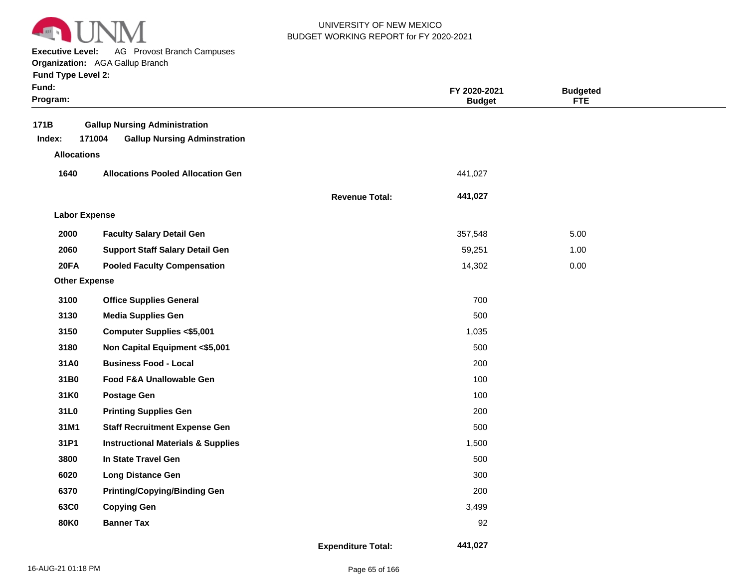UNIVERSITY OF NEW MEXICO
BUDGET WORKING REPORT for FY 2020-2021

**Executive Level:** AG Provost Branch Campuses
**Organization:** AGA Gallup Branch
**Fund Type Level 2:**
**Fund:**
**Program:**

| | | FY 2020-2021 Budget | Budgeted FTE |
|---|---|---|---|
| **171B** | **Gallup Nursing Administration** | | |
| **Index: 171004** | **Gallup Nursing Adminstration** | | |
| **Allocations** | | | |
| **1640** | **Allocations Pooled Allocation Gen** | 441,027 | |
| | **Revenue Total:** | **441,027** | |
| **Labor Expense** | | | |
| **2000** | **Faculty Salary Detail Gen** | 357,548 | 5.00 |
| **2060** | **Support Staff Salary Detail Gen** | 59,251 | 1.00 |
| **20FA** | **Pooled Faculty Compensation** | 14,302 | 0.00 |
| **Other Expense** | | | |
| **3100** | **Office Supplies General** | 700 | |
| **3130** | **Media Supplies Gen** | 500 | |
| **3150** | **Computer Supplies <$5,001** | 1,035 | |
| **3180** | **Non Capital Equipment <$5,001** | 500 | |
| **31A0** | **Business Food - Local** | 200 | |
| **31B0** | **Food F&A Unallowable Gen** | 100 | |
| **31K0** | **Postage Gen** | 100 | |
| **31L0** | **Printing Supplies Gen** | 200 | |
| **31M1** | **Staff Recruitment Expense Gen** | 500 | |
| **31P1** | **Instructional Materials & Supplies** | 1,500 | |
| **3800** | **In State Travel Gen** | 500 | |
| **6020** | **Long Distance Gen** | 300 | |
| **6370** | **Printing/Copying/Binding Gen** | 200 | |
| **63C0** | **Copying Gen** | 3,499 | |
| **80K0** | **Banner Tax** | 92 | |
| | **Expenditure Total:** | **441,027** | |

16-AUG-21 01:18 PM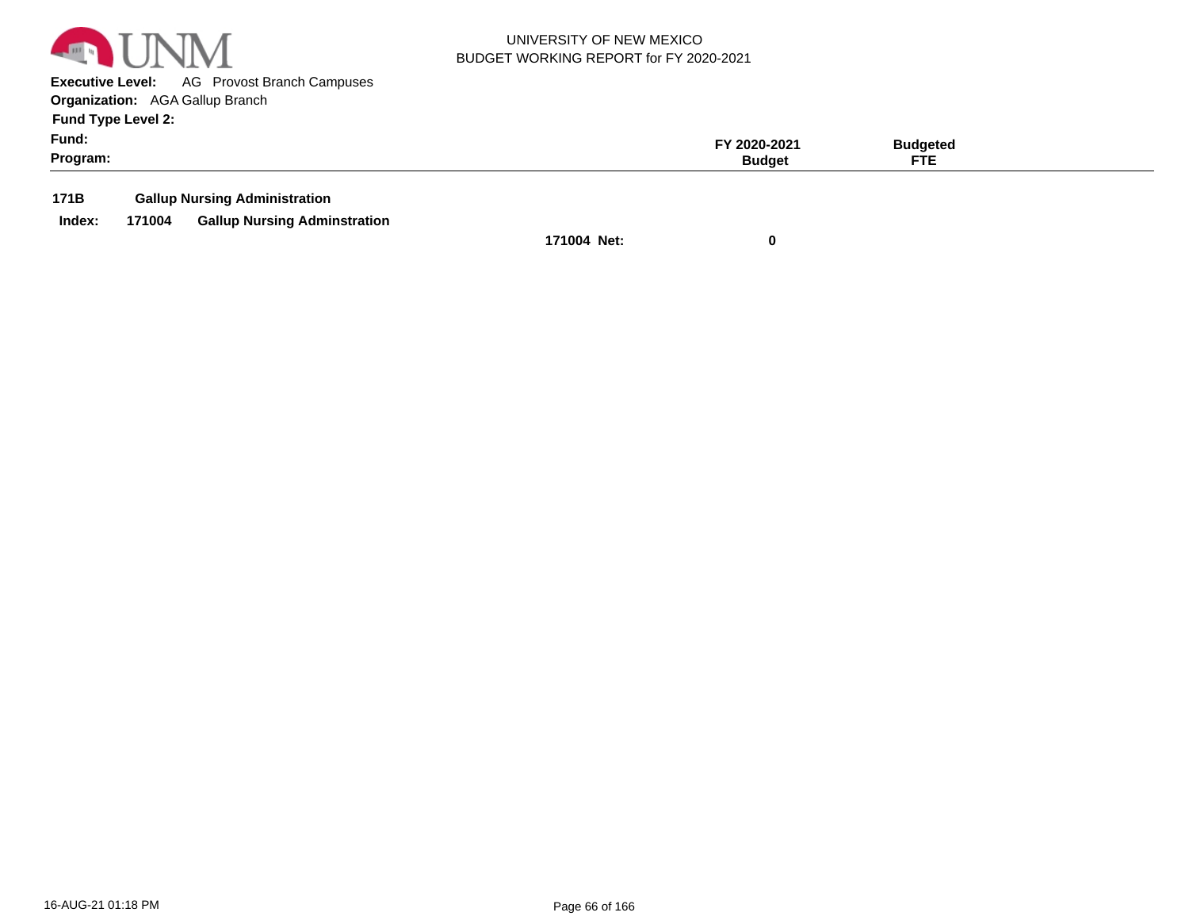UNIVERSITY OF NEW MEXICO
BUDGET WORKING REPORT for FY 2020-2021

**Executive Level:** AG Provost Branch Campuses
**Organization:** AGA Gallup Branch
**Fund Type Level 2:**
**Fund:**
**Program:**

| | | | FY 2020-2021 Budget | Budgeted FTE |
|---|---|---|---|---|
| **171B** | **Gallup Nursing Administration** | | | |
| **Index:** 171004 | **Gallup Nursing Adminstration** | | | |
| | | **171004 Net:** | **0** | |

16-AUG-21 01:18 PM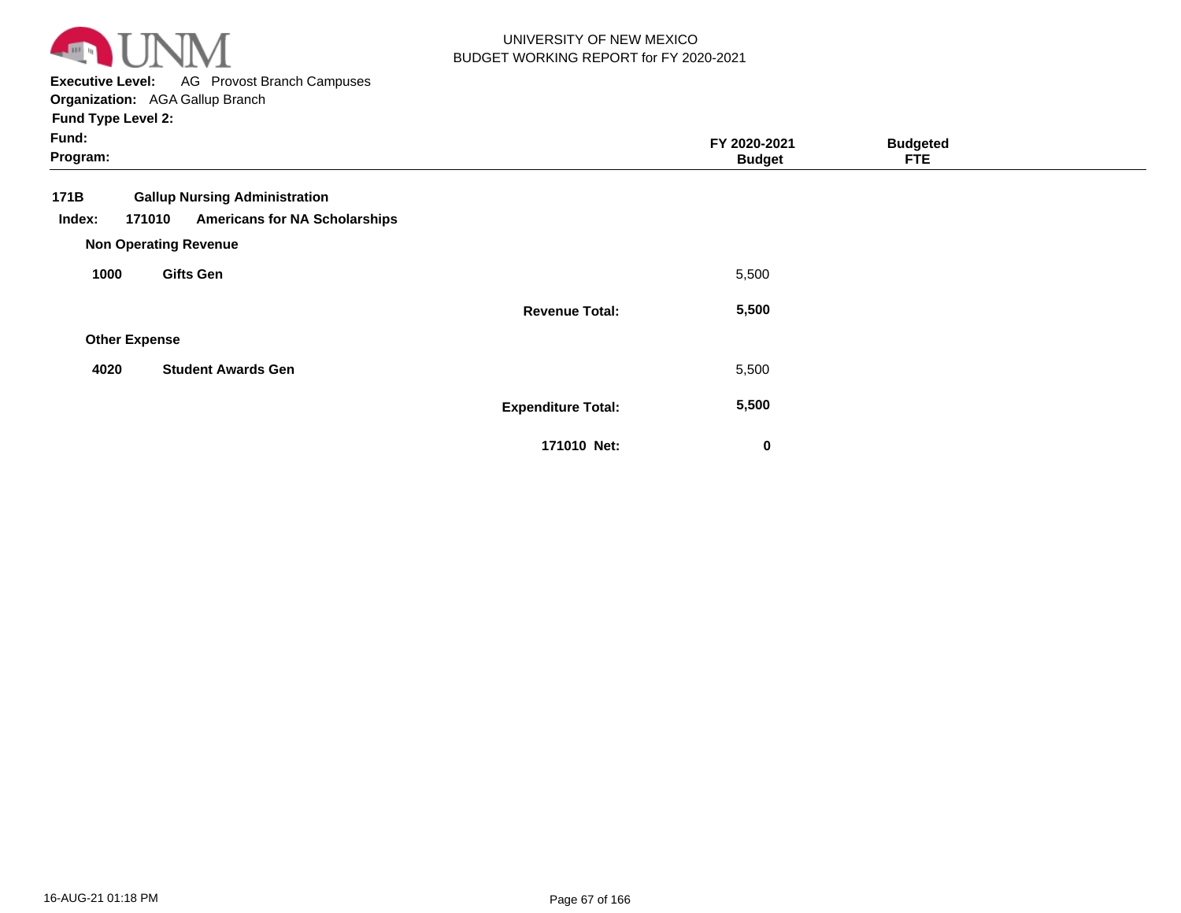UNIVERSITY OF NEW MEXICO
BUDGET WORKING REPORT for FY 2020-2021

**Executive Level:** AG Provost Branch Campuses
**Organization:** AGA Gallup Branch
**Fund Type Level 2:**
**Fund:**
**Program:**

| | | | FY 2020-2021 Budget | Budgeted FTE |
|---|---|---|---|---|
| **171B** | **Gallup Nursing Administration** | | | |
| **Index: 171010** | **Americans for NA Scholarships** | | | |
| **Non Operating Revenue** | | | | |
| **1000** | **Gifts Gen** | | 5,500 | |
| | | **Revenue Total:** | **5,500** | |
| **Other Expense** | | | | |
| **4020** | **Student Awards Gen** | | 5,500 | |
| | | **Expenditure Total:** | **5,500** | |
| | | **171010 Net:** | **0** | |

16-AUG-21 01:18 PM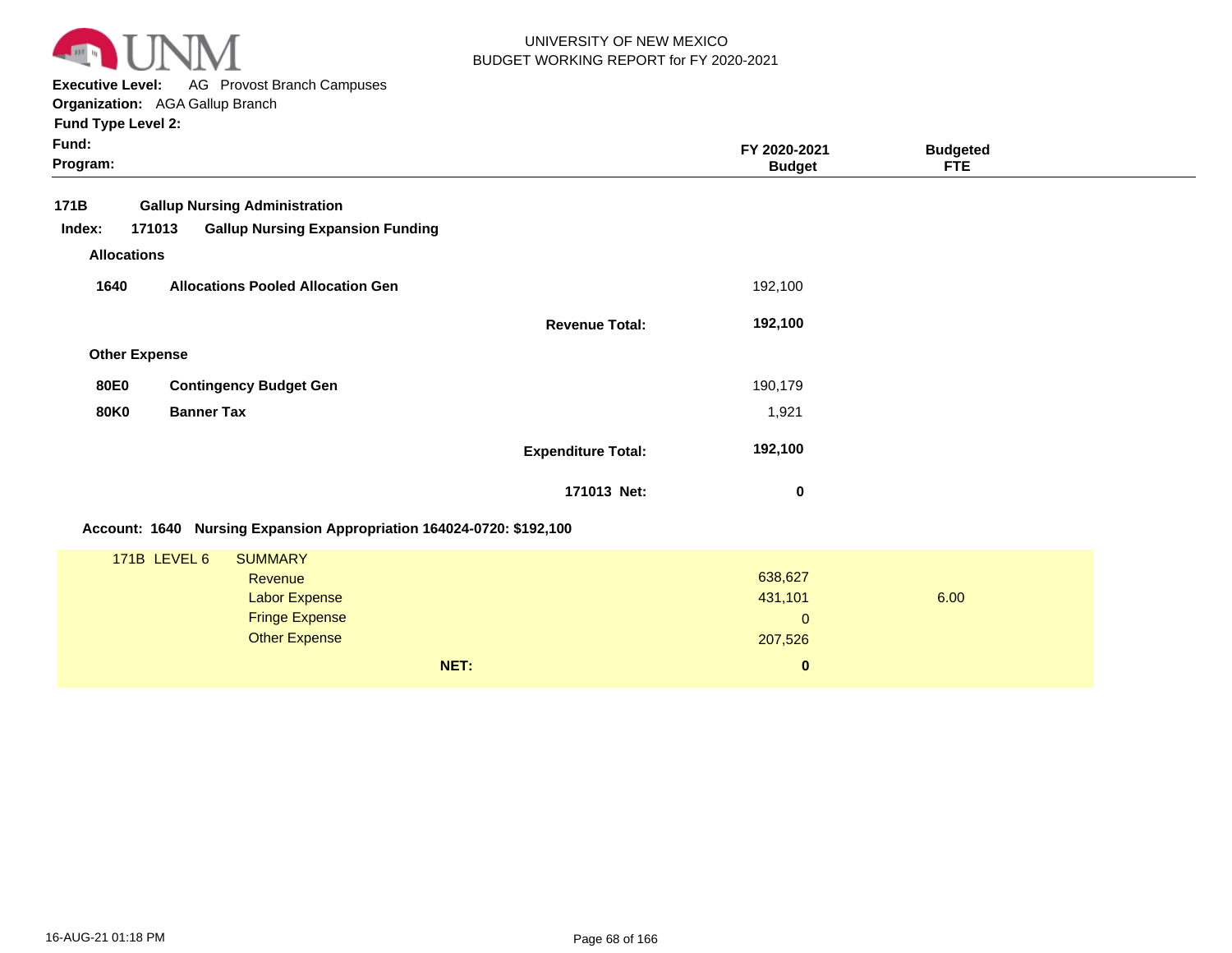UNIVERSITY OF NEW MEXICO
BUDGET WORKING REPORT for FY 2020-2021

**Executive Level:** AG Provost Branch Campuses
**Organization:** AGA Gallup Branch
**Fund Type Level 2:**
**Fund:**
**Program:**

| | | FY 2020-2021 Budget | Budgeted FTE |
|---|---|---|---|
| **171B** | **Gallup Nursing Administration** | | |
| **Index: 171013** | **Gallup Nursing Expansion Funding** | | |
| **Allocations** | | | |
| **1640** | **Allocations Pooled Allocation Gen** | 192,100 | |
| | **Revenue Total:** | **192,100** | |
| **Other Expense** | | | |
| **80E0** | **Contingency Budget Gen** | 190,179 | |
| **80K0** | **Banner Tax** | 1,921 | |
| | **Expenditure Total:** | **192,100** | |
| | **171013 Net:** | **0** | |

**Account: 1640 Nursing Expansion Appropriation 164024-0720: $192,100**

| 171B LEVEL 6 | SUMMARY | FY 2020-2021 Budget | Budgeted FTE |
|---|---|---|---|
| | Revenue | 638,627 | |
| | Labor Expense | 431,101 | 6.00 |
| | Fringe Expense | 0 | |
| | Other Expense | 207,526 | |
| | **NET:** | **0** | |

16-AUG-21 01:18 PM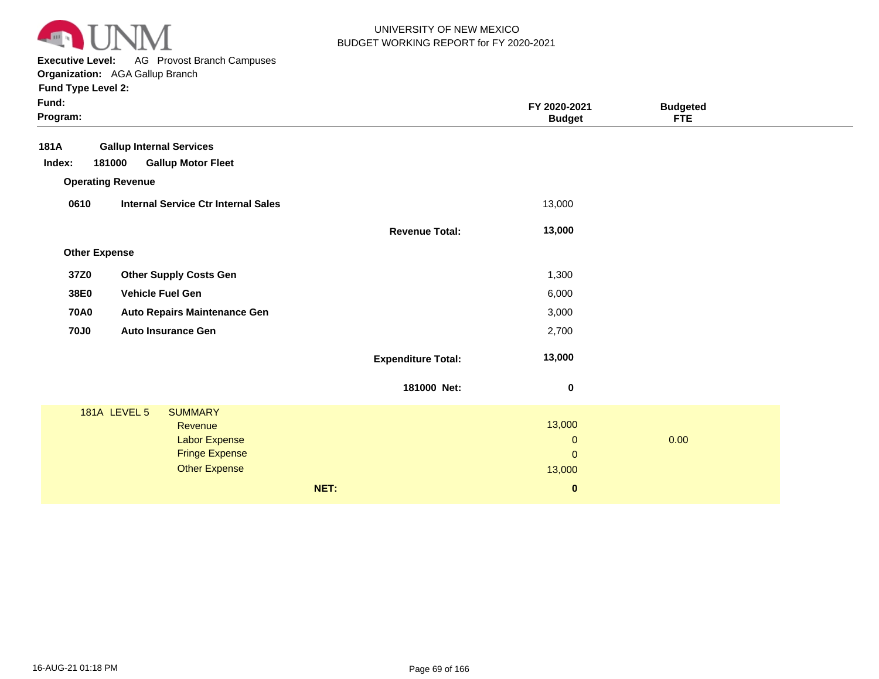UNIVERSITY OF NEW MEXICO
BUDGET WORKING REPORT for FY 2020-2021

**Executive Level:** AG Provost Branch Campuses
**Organization:** AGA Gallup Branch
**Fund Type Level 2:**
**Fund:**
**Program:**

| | | | FY 2020-2021 Budget | Budgeted FTE |
|---|---|---|---|---|
| **181A** | **Gallup Internal Services** | | | |
| **Index: 181000** | **Gallup Motor Fleet** | | | |
| **Operating Revenue** | | | | |
| **0610** | **Internal Service Ctr Internal Sales** | | 13,000 | |
| | | **Revenue Total:** | **13,000** | |
| **Other Expense** | | | | |
| **37Z0** | **Other Supply Costs Gen** | | 1,300 | |
| **38E0** | **Vehicle Fuel Gen** | | 6,000 | |
| **70A0** | **Auto Repairs Maintenance Gen** | | 3,000 | |
| **70J0** | **Auto Insurance Gen** | | 2,700 | |
| | | **Expenditure Total:** | **13,000** | |
| | | **181000 Net:** | **0** | |

| 181A LEVEL 5 | SUMMARY | FY 2020-2021 Budget | Budgeted FTE |
|---|---|---|---|
| | Revenue | 13,000 | |
| | Labor Expense | 0 | 0.00 |
| | Fringe Expense | 0 | |
| | Other Expense | 13,000 | |
| | **NET:** | **0** | |

16-AUG-21 01:18 PM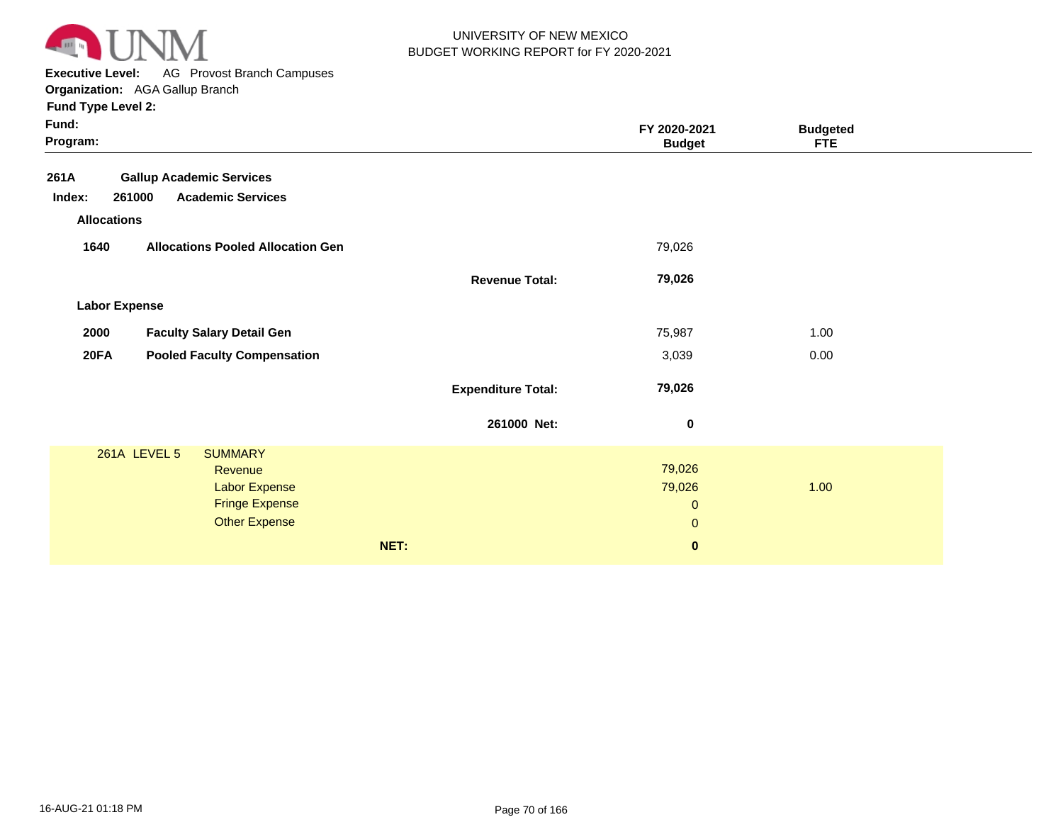UNIVERSITY OF NEW MEXICO
BUDGET WORKING REPORT for FY 2020-2021

**Executive Level:** AG Provost Branch Campuses
**Organization:** AGA Gallup Branch
**Fund Type Level 2:**
**Fund:**
**Program:**

| | | | FY 2020-2021 Budget | Budgeted FTE |
|---|---|---|---|---|
| **261A** | **Gallup Academic Services** | | | |
| **Index: 261000** | **Academic Services** | | | |
| **Allocations** | | | | |
| **1640** | **Allocations Pooled Allocation Gen** | | 79,026 | |
| | | **Revenue Total:** | **79,026** | |
| **Labor Expense** | | | | |
| **2000** | **Faculty Salary Detail Gen** | | 75,987 | 1.00 |
| **20FA** | **Pooled Faculty Compensation** | | 3,039 | 0.00 |
| | | **Expenditure Total:** | **79,026** | |
| | | **261000 Net:** | **0** | |

| 261A LEVEL 5 | SUMMARY | | |
|---|---|---|---|
| | Revenue | 79,026 | |
| | Labor Expense | 79,026 | 1.00 |
| | Fringe Expense | 0 | |
| | Other Expense | 0 | |
| | **NET:** | **0** | |

16-AUG-21 01:18 PM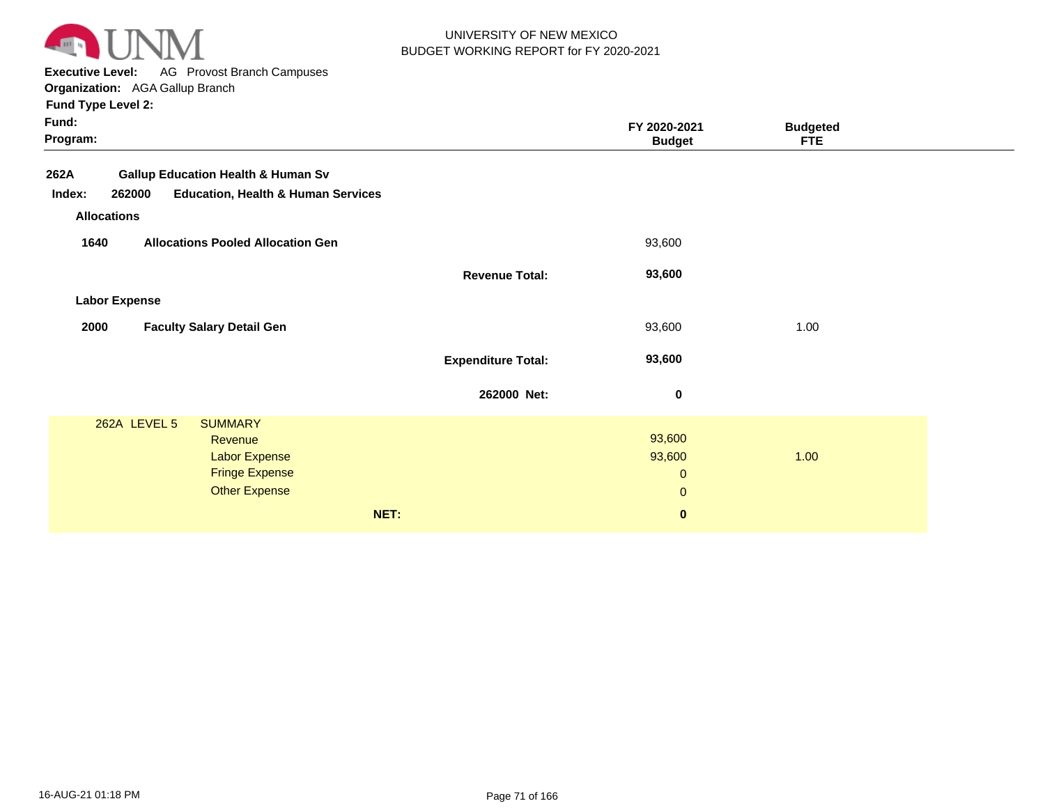UNIVERSITY OF NEW MEXICO
BUDGET WORKING REPORT for FY 2020-2021

**Executive Level:** AG Provost Branch Campuses
**Organization:** AGA Gallup Branch
**Fund Type Level 2:**
**Fund:**
**Program:**

| | | FY 2020-2021 Budget | Budgeted FTE |
|---|---|---|---|
| **262A** | **Gallup Education Health & Human Sv** | | |
| **Index: 262000** | **Education, Health & Human Services** | | |
| **Allocations** | | | |
| **1640** | **Allocations Pooled Allocation Gen** | 93,600 | |
| | **Revenue Total:** | **93,600** | |
| **Labor Expense** | | | |
| **2000** | **Faculty Salary Detail Gen** | 93,600 | 1.00 |
| | **Expenditure Total:** | **93,600** | |
| | **262000 Net:** | **0** | |

| 262A LEVEL 5 | SUMMARY | | |
|---|---|---|---|
| | Revenue | 93,600 | |
| | Labor Expense | 93,600 | 1.00 |
| | Fringe Expense | 0 | |
| | Other Expense | 0 | |
| | **NET:** | **0** | |

16-AUG-21 01:18 PM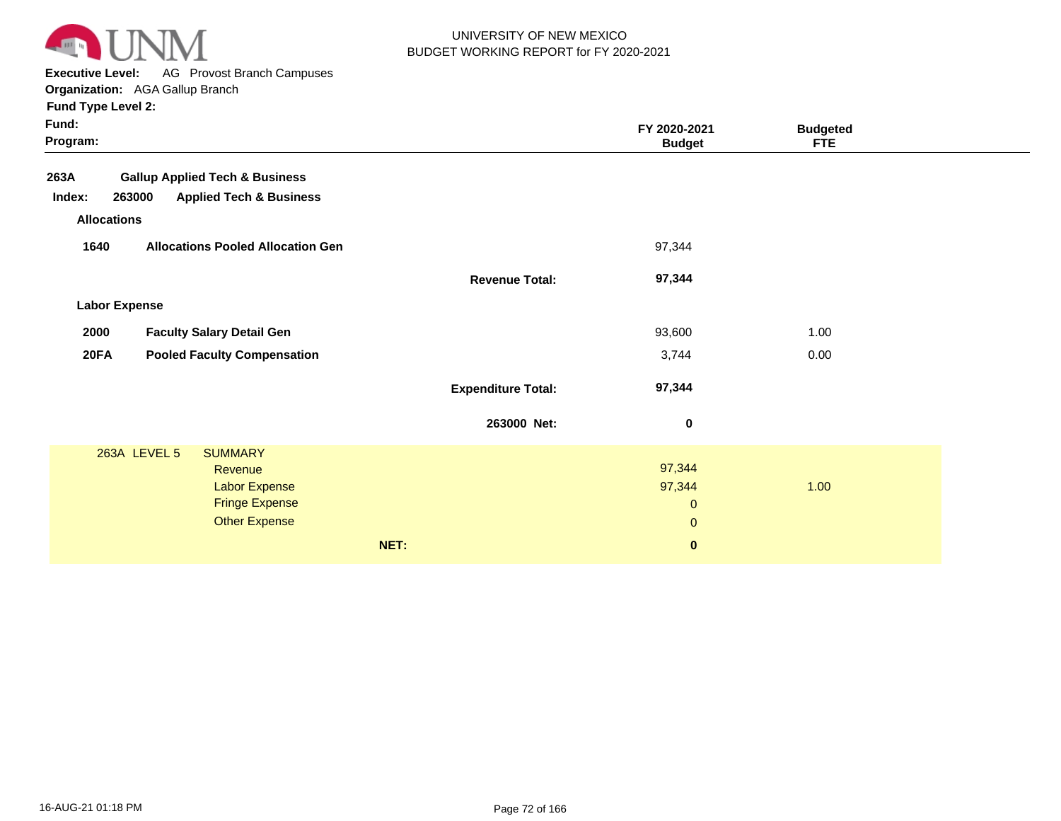UNIVERSITY OF NEW MEXICO
BUDGET WORKING REPORT for FY 2020-2021

**Executive Level:** AG Provost Branch Campuses
**Organization:** AGA Gallup Branch
**Fund Type Level 2:**
**Fund:**
**Program:**

| | | | FY 2020-2021 Budget | Budgeted FTE |
|---|---|---|---|---|
| **263A** | **Gallup Applied Tech & Business** | | | |
| **Index: 263000** | **Applied Tech & Business** | | | |
| **Allocations** | | | | |
| **1640** | **Allocations Pooled Allocation Gen** | | 97,344 | |
| | | **Revenue Total:** | **97,344** | |
| **Labor Expense** | | | | |
| **2000** | **Faculty Salary Detail Gen** | | 93,600 | 1.00 |
| **20FA** | **Pooled Faculty Compensation** | | 3,744 | 0.00 |
| | | **Expenditure Total:** | **97,344** | |
| | | **263000 Net:** | **0** | |

| 263A LEVEL 5 | SUMMARY | FY 2020-2021 Budget | Budgeted FTE |
|---|---|---|---|
| | Revenue | 97,344 | |
| | Labor Expense | 97,344 | 1.00 |
| | Fringe Expense | 0 | |
| | Other Expense | 0 | |
| | **NET:** | **0** | |

16-AUG-21 01:18 PM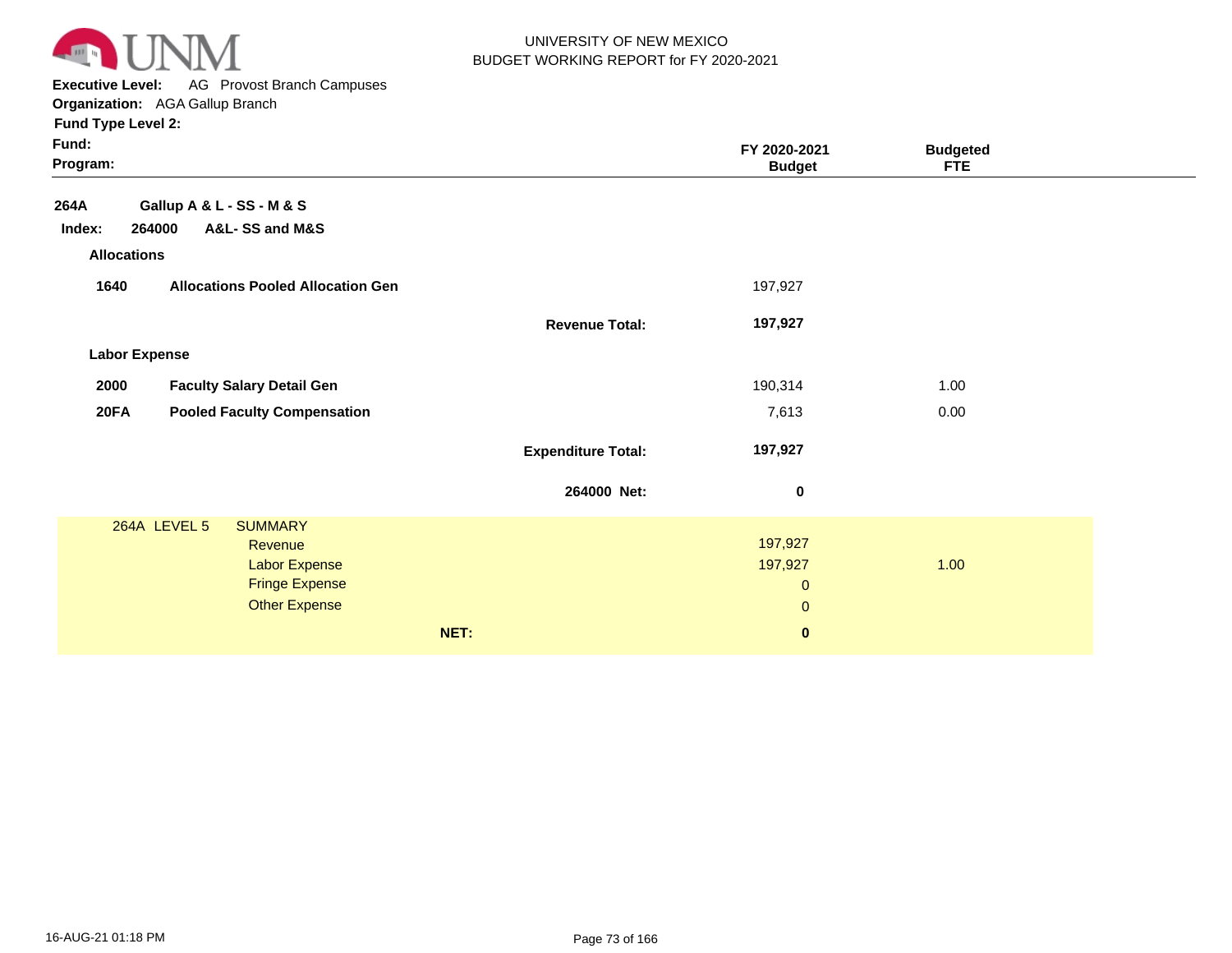UNIVERSITY OF NEW MEXICO
BUDGET WORKING REPORT for FY 2020-2021

**Executive Level:** AG Provost Branch Campuses
**Organization:** AGA Gallup Branch
**Fund Type Level 2:**
**Fund:**
**Program:**

| | | | FY 2020-2021 Budget | Budgeted FTE |
|---|---|---|---|---|
| **264A** | **Gallup A & L - SS - M & S** | | | |
| **Index: 264000** | **A&L- SS and M&S** | | | |
| **Allocations** | | | | |
| **1640** | **Allocations Pooled Allocation Gen** | | 197,927 | |
| | | **Revenue Total:** | **197,927** | |
| **Labor Expense** | | | | |
| **2000** | **Faculty Salary Detail Gen** | | 190,314 | 1.00 |
| **20FA** | **Pooled Faculty Compensation** | | 7,613 | 0.00 |
| | | **Expenditure Total:** | **197,927** | |
| | | **264000 Net:** | **0** | |

| 264A LEVEL 5 | SUMMARY | | |
|---|---|---|---|
| | Revenue | 197,927 | |
| | Labor Expense | 197,927 | 1.00 |
| | Fringe Expense | 0 | |
| | Other Expense | 0 | |
| | **NET:** | **0** | |

16-AUG-21 01:18 PM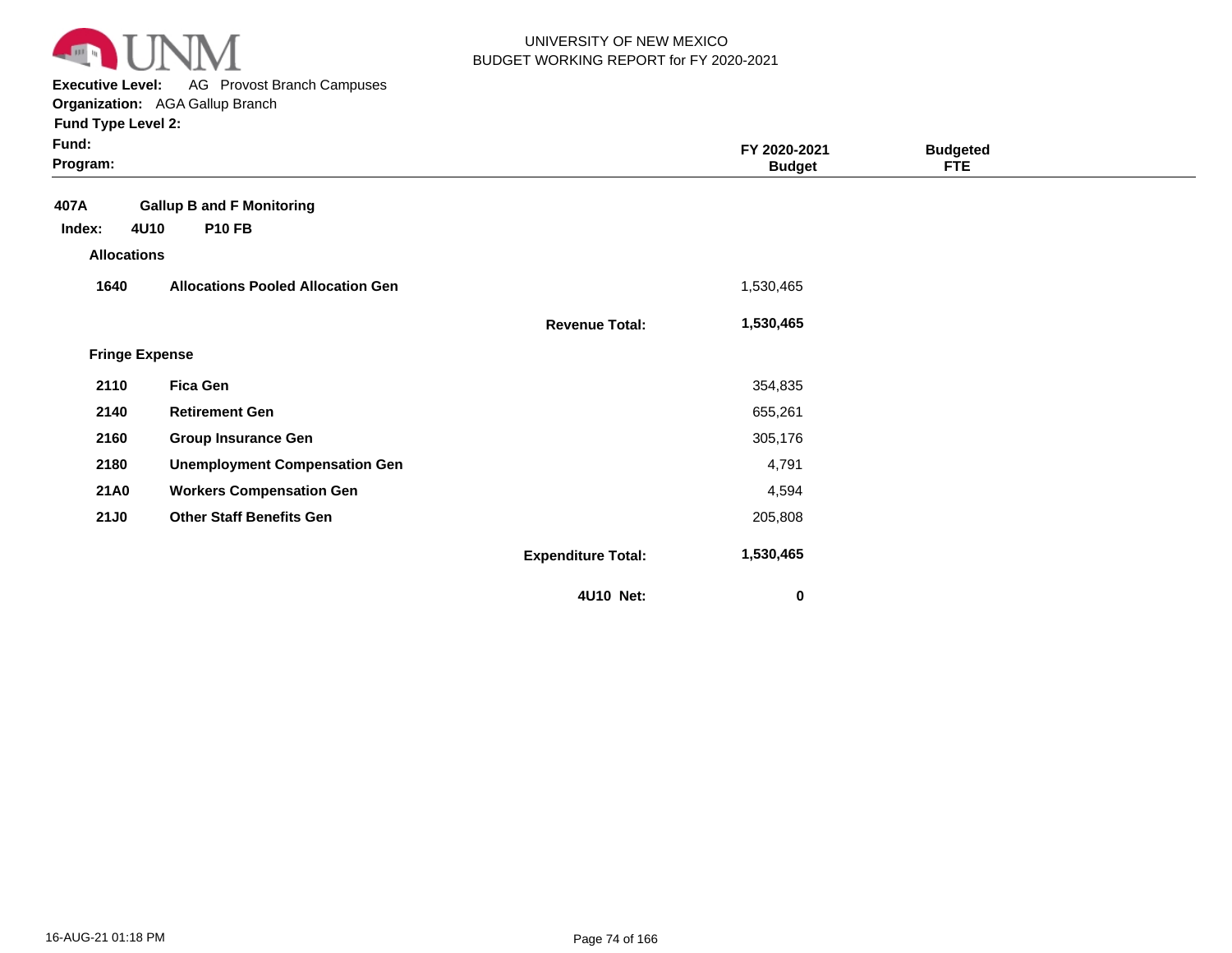UNIVERSITY OF NEW MEXICO
BUDGET WORKING REPORT for FY 2020-2021

**Executive Level:** AG Provost Branch Campuses
**Organization:** AGA Gallup Branch
**Fund Type Level 2:**
**Fund:**
**Program:**

| | | | FY 2020-2021 Budget | Budgeted FTE |
|---|---|---|---|---|
| **407A** | **Gallup B and F Monitoring** | | | |
| **Index: 4U10** | **P10 FB** | | | |
| **Allocations** | | | | |
| **1640** | **Allocations Pooled Allocation Gen** | | 1,530,465 | |
| | | **Revenue Total:** | **1,530,465** | |
| **Fringe Expense** | | | | |
| **2110** | **Fica Gen** | | 354,835 | |
| **2140** | **Retirement Gen** | | 655,261 | |
| **2160** | **Group Insurance Gen** | | 305,176 | |
| **2180** | **Unemployment Compensation Gen** | | 4,791 | |
| **21A0** | **Workers Compensation Gen** | | 4,594 | |
| **21J0** | **Other Staff Benefits Gen** | | 205,808 | |
| | | **Expenditure Total:** | **1,530,465** | |
| | | **4U10 Net:** | **0** | |

16-AUG-21 01:18 PM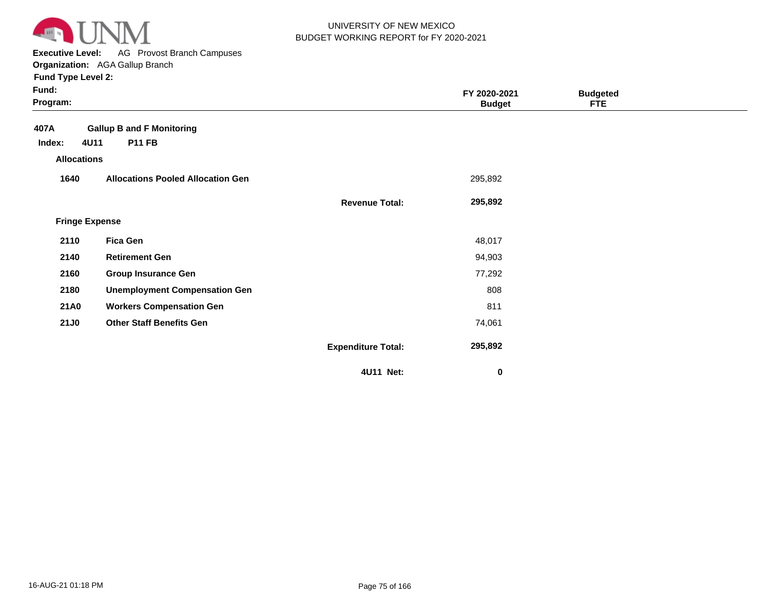UNIVERSITY OF NEW MEXICO
BUDGET WORKING REPORT for FY 2020-2021

**Executive Level:** AG Provost Branch Campuses
**Organization:** AGA Gallup Branch
**Fund Type Level 2:**
**Fund:**
**Program:**

| | | | FY 2020-2021 Budget | Budgeted FTE |
|---|---|---|---|---|
| **407A** | **Gallup B and F Monitoring** | | | |
| **Index: 4U11** | **P11 FB** | | | |
| **Allocations** | | | | |
| **1640** | **Allocations Pooled Allocation Gen** | | 295,892 | |
| | | **Revenue Total:** | **295,892** | |
| **Fringe Expense** | | | | |
| **2110** | **Fica Gen** | | 48,017 | |
| **2140** | **Retirement Gen** | | 94,903 | |
| **2160** | **Group Insurance Gen** | | 77,292 | |
| **2180** | **Unemployment Compensation Gen** | | 808 | |
| **21A0** | **Workers Compensation Gen** | | 811 | |
| **21J0** | **Other Staff Benefits Gen** | | 74,061 | |
| | | **Expenditure Total:** | **295,892** | |
| | | **4U11 Net:** | **0** | |

16-AUG-21 01:18 PM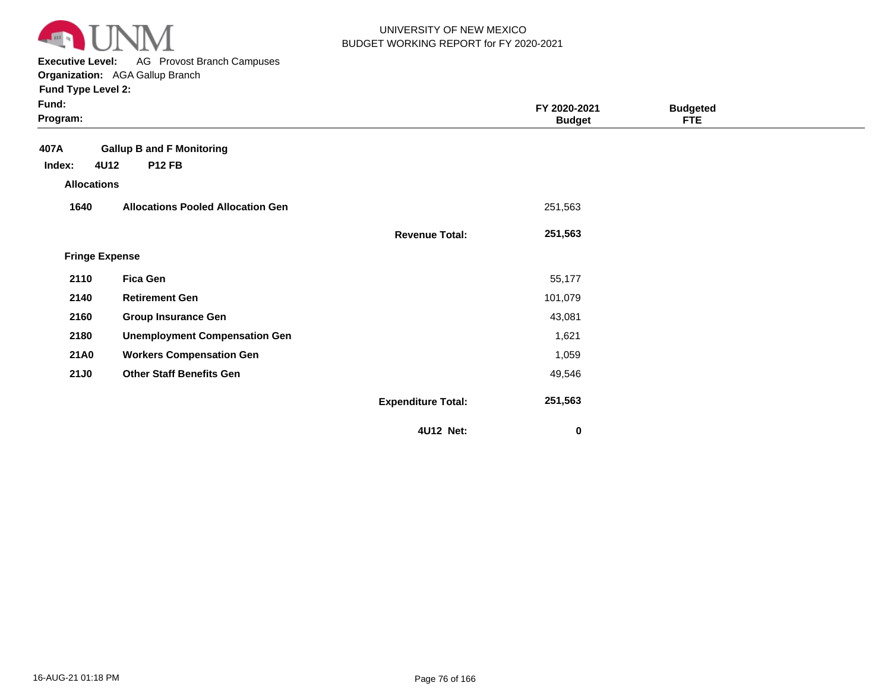UNIVERSITY OF NEW MEXICO
BUDGET WORKING REPORT for FY 2020-2021

**Executive Level:** AG Provost Branch Campuses
**Organization:** AGA Gallup Branch
**Fund Type Level 2:**
**Fund:**
**Program:**

| | | | FY 2020-2021 Budget | Budgeted FTE |
|---|---|---|---|---|
| **407A** | **Gallup B and F Monitoring** | | | |
| **Index: 4U12** | **P12 FB** | | | |
| **Allocations** | | | | |
| **1640** | **Allocations Pooled Allocation Gen** | | 251,563 | |
| | | **Revenue Total:** | **251,563** | |
| **Fringe Expense** | | | | |
| **2110** | **Fica Gen** | | 55,177 | |
| **2140** | **Retirement Gen** | | 101,079 | |
| **2160** | **Group Insurance Gen** | | 43,081 | |
| **2180** | **Unemployment Compensation Gen** | | 1,621 | |
| **21A0** | **Workers Compensation Gen** | | 1,059 | |
| **21J0** | **Other Staff Benefits Gen** | | 49,546 | |
| | | **Expenditure Total:** | **251,563** | |
| | | **4U12 Net:** | **0** | |

16-AUG-21 01:18 PM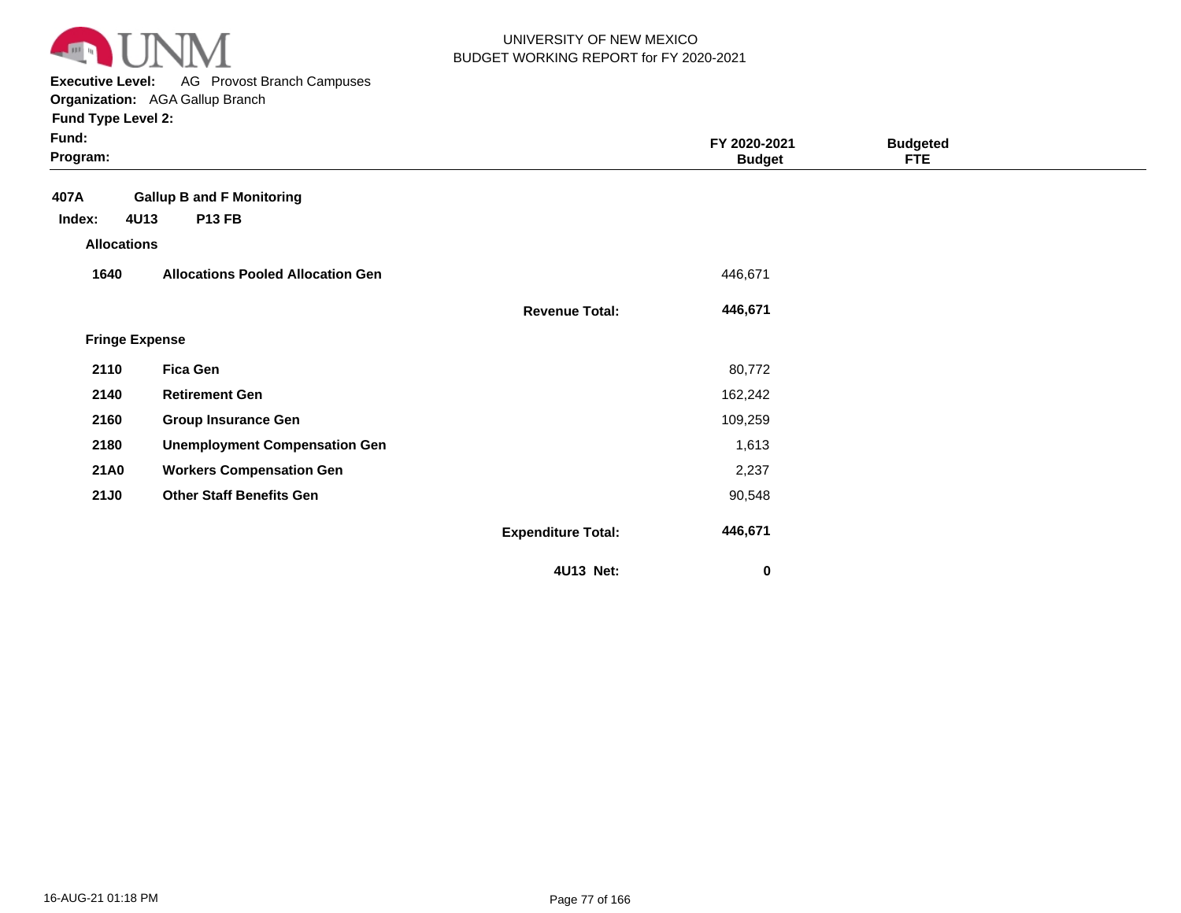UNIVERSITY OF NEW MEXICO
BUDGET WORKING REPORT for FY 2020-2021

**Executive Level:** AG Provost Branch Campuses
**Organization:** AGA Gallup Branch
**Fund Type Level 2:**
**Fund:**
**Program:**

| | | | FY 2020-2021 Budget | Budgeted FTE |
|---|---|---|---|---|
| **407A** | **Gallup B and F Monitoring** | | | |
| **Index: 4U13** | **P13 FB** | | | |
| **Allocations** | | | | |
| **1640** | **Allocations Pooled Allocation Gen** | | 446,671 | |
| | | **Revenue Total:** | **446,671** | |
| **Fringe Expense** | | | | |
| **2110** | **Fica Gen** | | 80,772 | |
| **2140** | **Retirement Gen** | | 162,242 | |
| **2160** | **Group Insurance Gen** | | 109,259 | |
| **2180** | **Unemployment Compensation Gen** | | 1,613 | |
| **21A0** | **Workers Compensation Gen** | | 2,237 | |
| **21J0** | **Other Staff Benefits Gen** | | 90,548 | |
| | | **Expenditure Total:** | **446,671** | |
| | | **4U13 Net:** | **0** | |

16-AUG-21 01:18 PM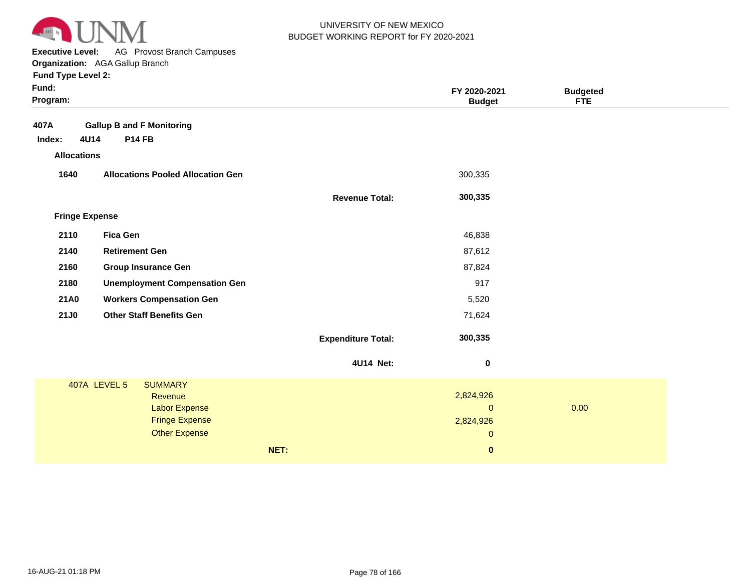UNIVERSITY OF NEW MEXICO
BUDGET WORKING REPORT for FY 2020-2021

**Executive Level:** AG Provost Branch Campuses
**Organization:** AGA Gallup Branch
**Fund Type Level 2:**
**Fund:**
**Program:**

| | | | FY 2020-2021 Budget | Budgeted FTE |
|---|---|---|---|---|
| **407A** | **Gallup B and F Monitoring** | | | |
| **Index: 4U14** | **P14 FB** | | | |
| **Allocations** | | | | |
| **1640** | **Allocations Pooled Allocation Gen** | | 300,335 | |
| | | **Revenue Total:** | **300,335** | |
| **Fringe Expense** | | | | |
| **2110** | **Fica Gen** | | 46,838 | |
| **2140** | **Retirement Gen** | | 87,612 | |
| **2160** | **Group Insurance Gen** | | 87,824 | |
| **2180** | **Unemployment Compensation Gen** | | 917 | |
| **21A0** | **Workers Compensation Gen** | | 5,520 | |
| **21J0** | **Other Staff Benefits Gen** | | 71,624 | |
| | | **Expenditure Total:** | **300,335** | |
| | | **4U14 Net:** | **0** | |

| 407A LEVEL 5 | SUMMARY | | |
|---|---|---|---|
| | Revenue | 2,824,926 | |
| | Labor Expense | 0 | 0.00 |
| | Fringe Expense | 2,824,926 | |
| | Other Expense | 0 | |
| | **NET:** | **0** | |

16-AUG-21 01:18 PM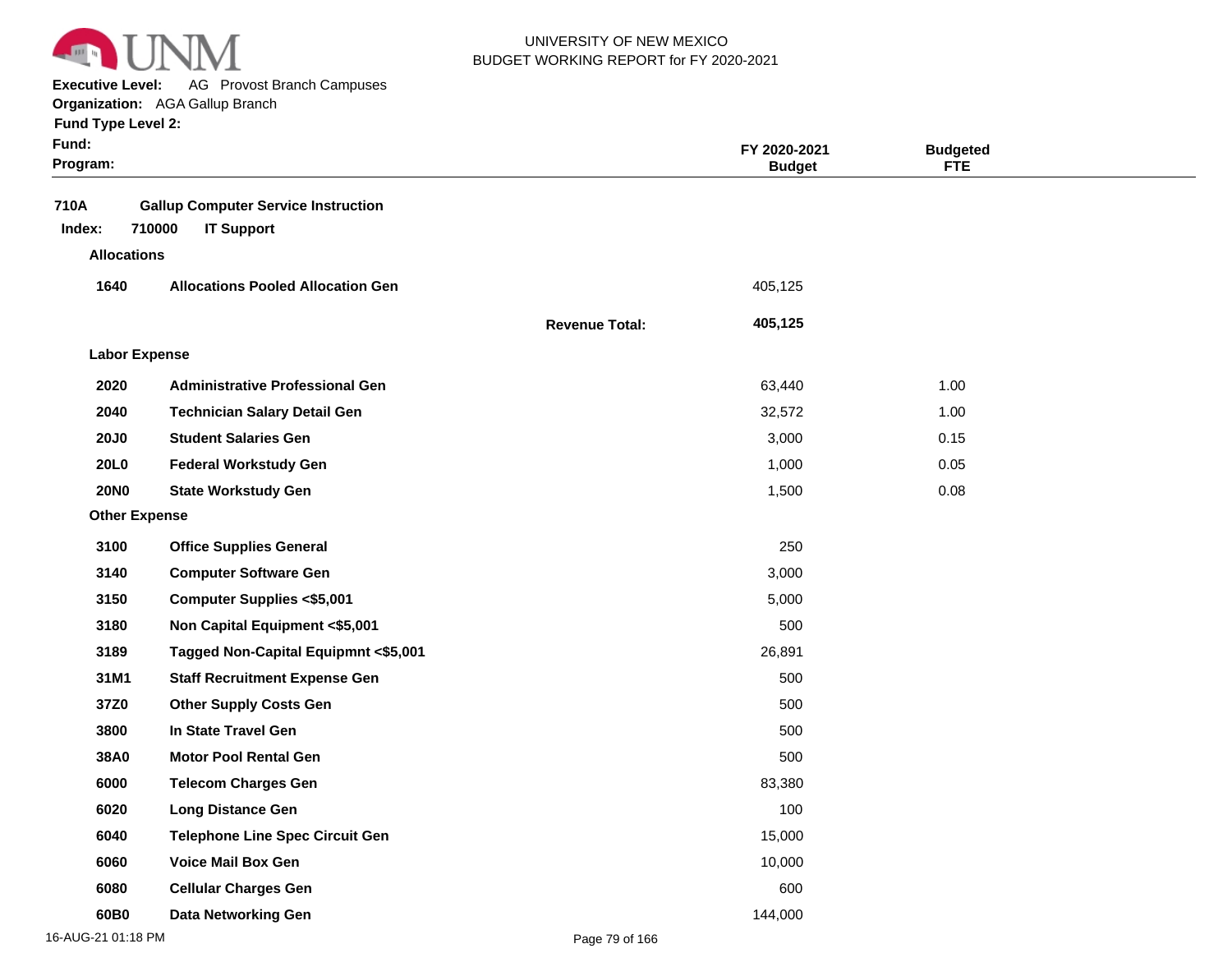UNIVERSITY OF NEW MEXICO
BUDGET WORKING REPORT for FY 2020-2021

**Executive Level:** AG Provost Branch Campuses
**Organization:** AGA Gallup Branch
**Fund Type Level 2:**
**Fund:**
**Program:**

**710A Gallup Computer Service Instruction**

**Index: 710000 IT Support**

| Code | Description | FY 2020-2021 Budget | Budgeted FTE |
|---|---|---|---|
| **Allocations** | | | |
| **1640** | **Allocations Pooled Allocation Gen** | 405,125 | |
| | **Revenue Total:** | **405,125** | |
| **Labor Expense** | | | |
| **2020** | **Administrative Professional Gen** | 63,440 | 1.00 |
| **2040** | **Technician Salary Detail Gen** | 32,572 | 1.00 |
| **20J0** | **Student Salaries Gen** | 3,000 | 0.15 |
| **20L0** | **Federal Workstudy Gen** | 1,000 | 0.05 |
| **20N0** | **State Workstudy Gen** | 1,500 | 0.08 |
| **Other Expense** | | | |
| **3100** | **Office Supplies General** | 250 | |
| **3140** | **Computer Software Gen** | 3,000 | |
| **3150** | **Computer Supplies <$5,001** | 5,000 | |
| **3180** | **Non Capital Equipment <$5,001** | 500 | |
| **3189** | **Tagged Non-Capital Equipmnt <$5,001** | 26,891 | |
| **31M1** | **Staff Recruitment Expense Gen** | 500 | |
| **37Z0** | **Other Supply Costs Gen** | 500 | |
| **3800** | **In State Travel Gen** | 500 | |
| **38A0** | **Motor Pool Rental Gen** | 500 | |
| **6000** | **Telecom Charges Gen** | 83,380 | |
| **6020** | **Long Distance Gen** | 100 | |
| **6040** | **Telephone Line Spec Circuit Gen** | 15,000 | |
| **6060** | **Voice Mail Box Gen** | 10,000 | |
| **6080** | **Cellular Charges Gen** | 600 | |
| **60B0** | **Data Networking Gen** | 144,000 | |

16-AUG-21 01:18 PM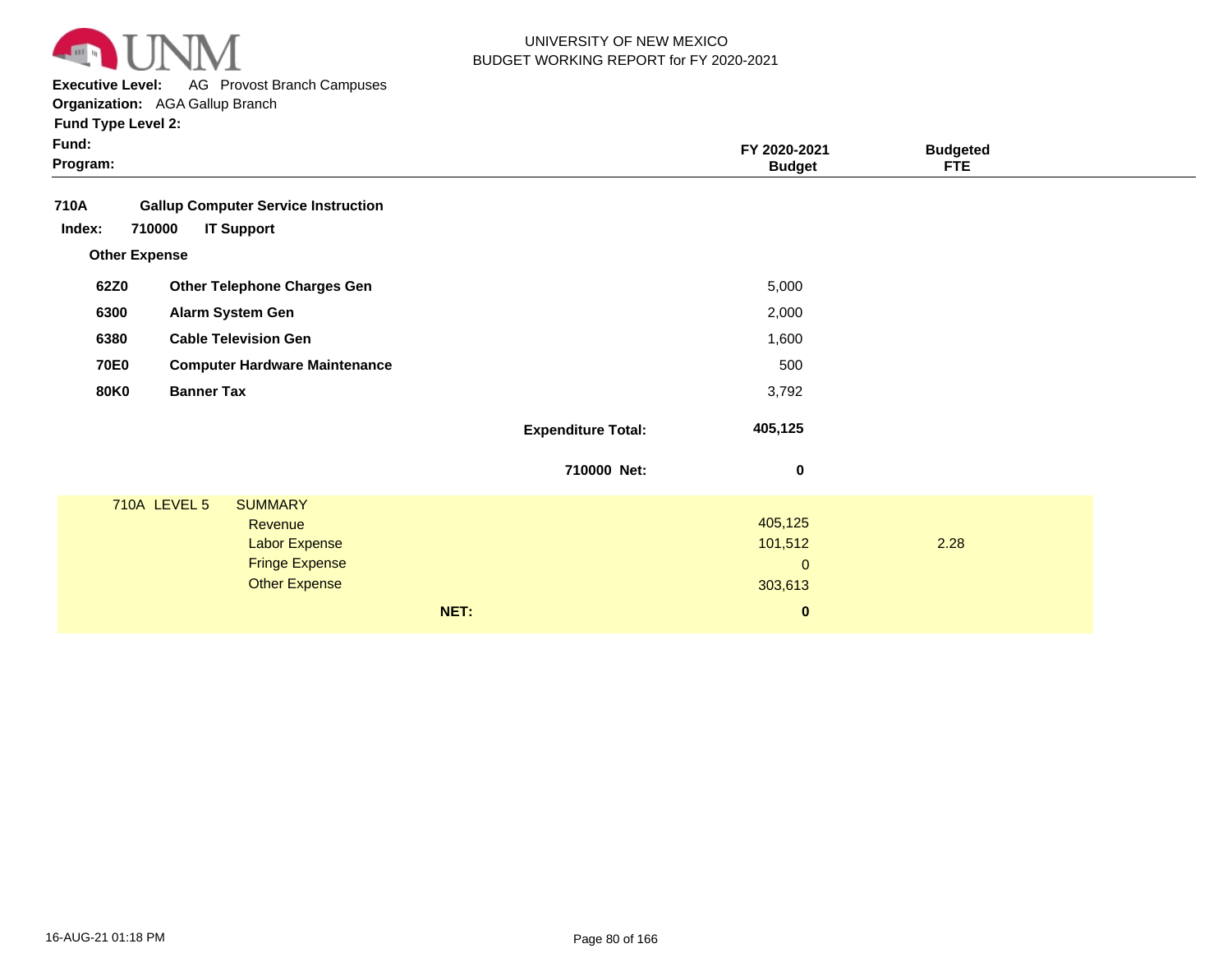UNIVERSITY OF NEW MEXICO
BUDGET WORKING REPORT for FY 2020-2021

**Executive Level:** AG Provost Branch Campuses
**Organization:** AGA Gallup Branch
**Fund Type Level 2:**
**Fund:**
**Program:**

| | | FY 2020-2021 Budget | Budgeted FTE |
|---|---|---|---|
| **710A** | **Gallup Computer Service Instruction** | | |
| **Index: 710000** | **IT Support** | | |
| **Other Expense** | | | |
| **62Z0** | **Other Telephone Charges Gen** | 5,000 | |
| **6300** | **Alarm System Gen** | 2,000 | |
| **6380** | **Cable Television Gen** | 1,600 | |
| **70E0** | **Computer Hardware Maintenance** | 500 | |
| **80K0** | **Banner Tax** | 3,792 | |
| | **Expenditure Total:** | **405,125** | |
| | **710000 Net:** | **0** | |

| 710A LEVEL 5 | SUMMARY | FY 2020-2021 Budget | Budgeted FTE |
|---|---|---|---|
| | Revenue | 405,125 | |
| | Labor Expense | 101,512 | 2.28 |
| | Fringe Expense | 0 | |
| | Other Expense | 303,613 | |
| | **NET:** | **0** | |

16-AUG-21 01:18 PM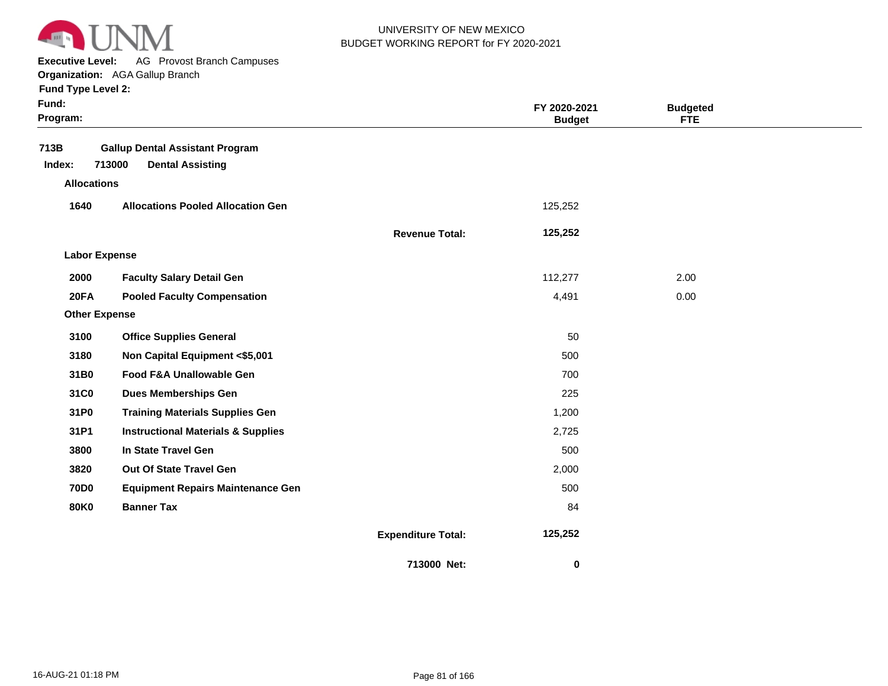UNIVERSITY OF NEW MEXICO
BUDGET WORKING REPORT for FY 2020-2021

**Executive Level:** AG Provost Branch Campuses
**Organization:** AGA Gallup Branch
**Fund Type Level 2:**
**Fund:**
**Program:**

| | | | FY 2020-2021 Budget | Budgeted FTE |
|---|---|---|---|---|
| **713B** | **Gallup Dental Assistant Program** | | | |
| **Index: 713000** | **Dental Assisting** | | | |
| **Allocations** | | | | |
| **1640** | **Allocations Pooled Allocation Gen** | | 125,252 | |
| | | **Revenue Total:** | **125,252** | |
| **Labor Expense** | | | | |
| **2000** | **Faculty Salary Detail Gen** | | 112,277 | 2.00 |
| **20FA** | **Pooled Faculty Compensation** | | 4,491 | 0.00 |
| **Other Expense** | | | | |
| **3100** | **Office Supplies General** | | 50 | |
| **3180** | **Non Capital Equipment <$5,001** | | 500 | |
| **31B0** | **Food F&A Unallowable Gen** | | 700 | |
| **31C0** | **Dues Memberships Gen** | | 225 | |
| **31P0** | **Training Materials Supplies Gen** | | 1,200 | |
| **31P1** | **Instructional Materials & Supplies** | | 2,725 | |
| **3800** | **In State Travel Gen** | | 500 | |
| **3820** | **Out Of State Travel Gen** | | 2,000 | |
| **70D0** | **Equipment Repairs Maintenance Gen** | | 500 | |
| **80K0** | **Banner Tax** | | 84 | |
| | | **Expenditure Total:** | **125,252** | |
| | | **713000 Net:** | **0** | |

16-AUG-21 01:18 PM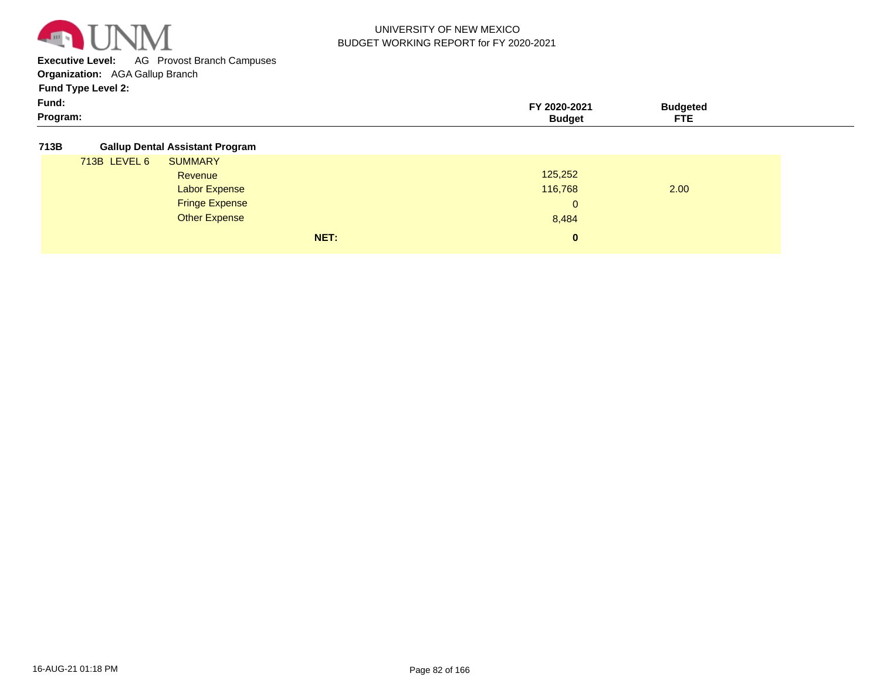UNIVERSITY OF NEW MEXICO
BUDGET WORKING REPORT for FY 2020-2021

**Executive Level:** AG Provost Branch Campuses
**Organization:** AGA Gallup Branch
**Fund Type Level 2:**
**Fund:**
**Program:**

| | | FY 2020-2021 Budget | Budgeted FTE |
|---|---|---|---|
| **713B** | **Gallup Dental Assistant Program** | | |
| 713B LEVEL 6 | SUMMARY | | |
| | Revenue | 125,252 | |
| | Labor Expense | 116,768 | 2.00 |
| | Fringe Expense | 0 | |
| | Other Expense | 8,484 | |
| | **NET:** | **0** | |

16-AUG-21 01:18 PM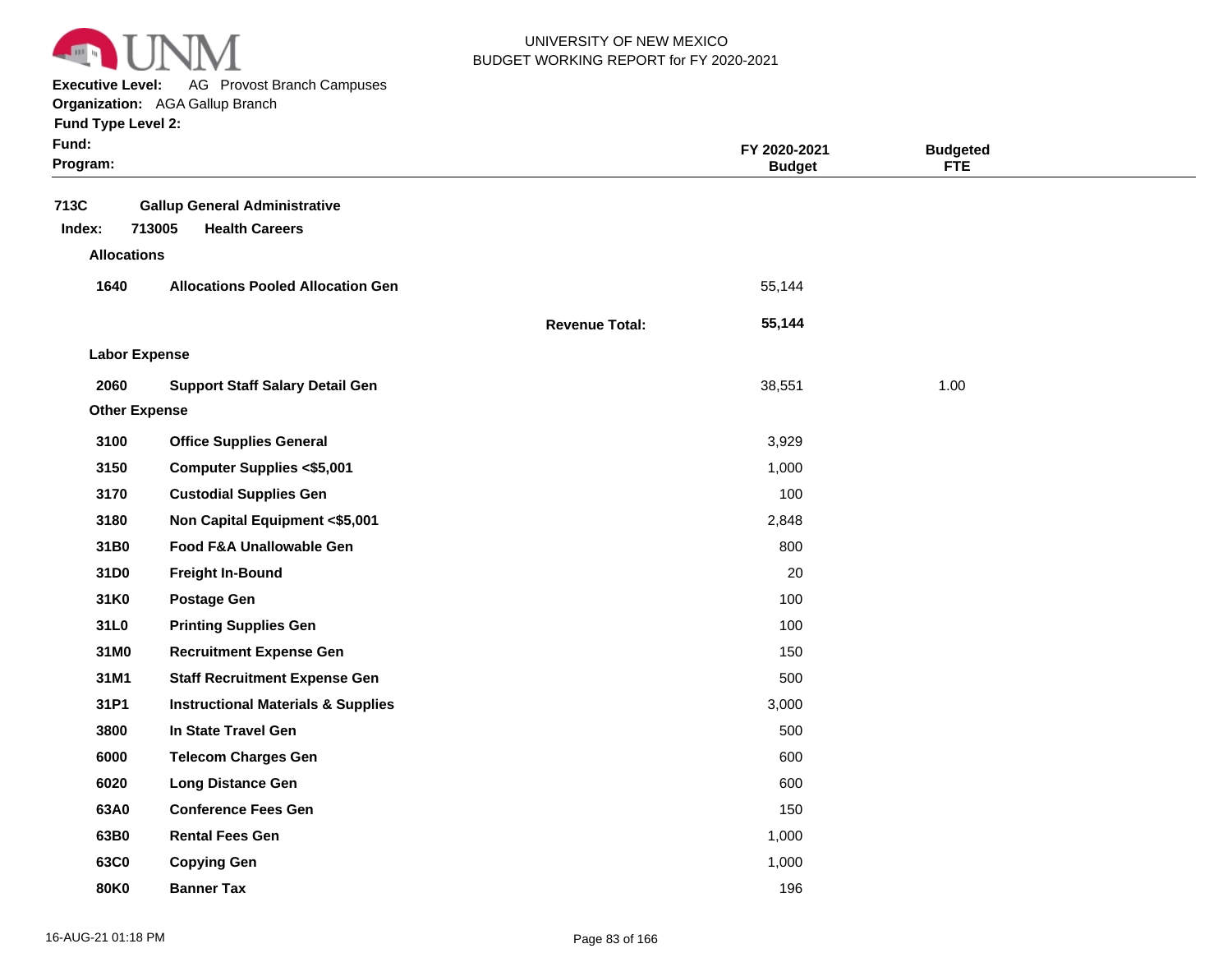UNIVERSITY OF NEW MEXICO
BUDGET WORKING REPORT for FY 2020-2021

**Executive Level:** AG Provost Branch Campuses
**Organization:** AGA Gallup Branch
**Fund Type Level 2:**
**Fund:**
**Program:**

| | | | FY 2020-2021 Budget | Budgeted FTE |
|---|---|---|---|---|
| **713C** | **Gallup General Administrative** | | | |
| **Index: 713005** | **Health Careers** | | | |
| **Allocations** | | | | |
| **1640** | **Allocations Pooled Allocation Gen** | | 55,144 | |
| | | **Revenue Total:** | **55,144** | |
| **Labor Expense** | | | | |
| **2060** | **Support Staff Salary Detail Gen** | | 38,551 | 1.00 |
| **Other Expense** | | | | |
| **3100** | **Office Supplies General** | | 3,929 | |
| **3150** | **Computer Supplies <$5,001** | | 1,000 | |
| **3170** | **Custodial Supplies Gen** | | 100 | |
| **3180** | **Non Capital Equipment <$5,001** | | 2,848 | |
| **31B0** | **Food F&A Unallowable Gen** | | 800 | |
| **31D0** | **Freight In-Bound** | | 20 | |
| **31K0** | **Postage Gen** | | 100 | |
| **31L0** | **Printing Supplies Gen** | | 100 | |
| **31M0** | **Recruitment Expense Gen** | | 150 | |
| **31M1** | **Staff Recruitment Expense Gen** | | 500 | |
| **31P1** | **Instructional Materials & Supplies** | | 3,000 | |
| **3800** | **In State Travel Gen** | | 500 | |
| **6000** | **Telecom Charges Gen** | | 600 | |
| **6020** | **Long Distance Gen** | | 600 | |
| **63A0** | **Conference Fees Gen** | | 150 | |
| **63B0** | **Rental Fees Gen** | | 1,000 | |
| **63C0** | **Copying Gen** | | 1,000 | |
| **80K0** | **Banner Tax** | | 196 | |

16-AUG-21 01:18 PM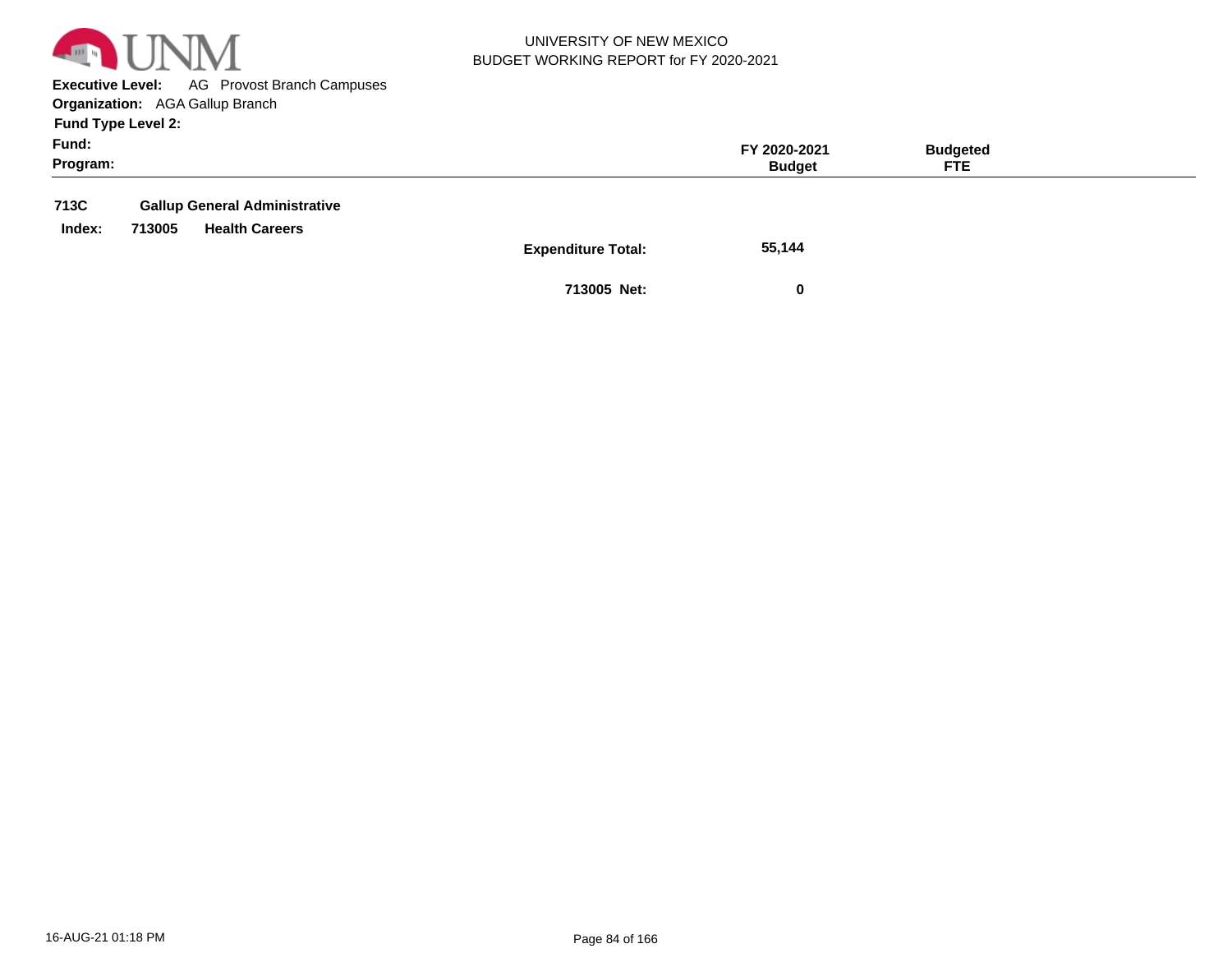UNIVERSITY OF NEW MEXICO
BUDGET WORKING REPORT for FY 2020-2021

**Executive Level:** AG Provost Branch Campuses
**Organization:** AGA Gallup Branch
**Fund Type Level 2:**
**Fund:**
**Program:**

| | | | FY 2020-2021 Budget | Budgeted FTE |
|---|---|---|---|---|
| **713C** | **Gallup General Administrative** | | | |
| **Index: 713005** | **Health Careers** | | | |
| | | **Expenditure Total:** | **55,144** | |
| | | **713005 Net:** | **0** | |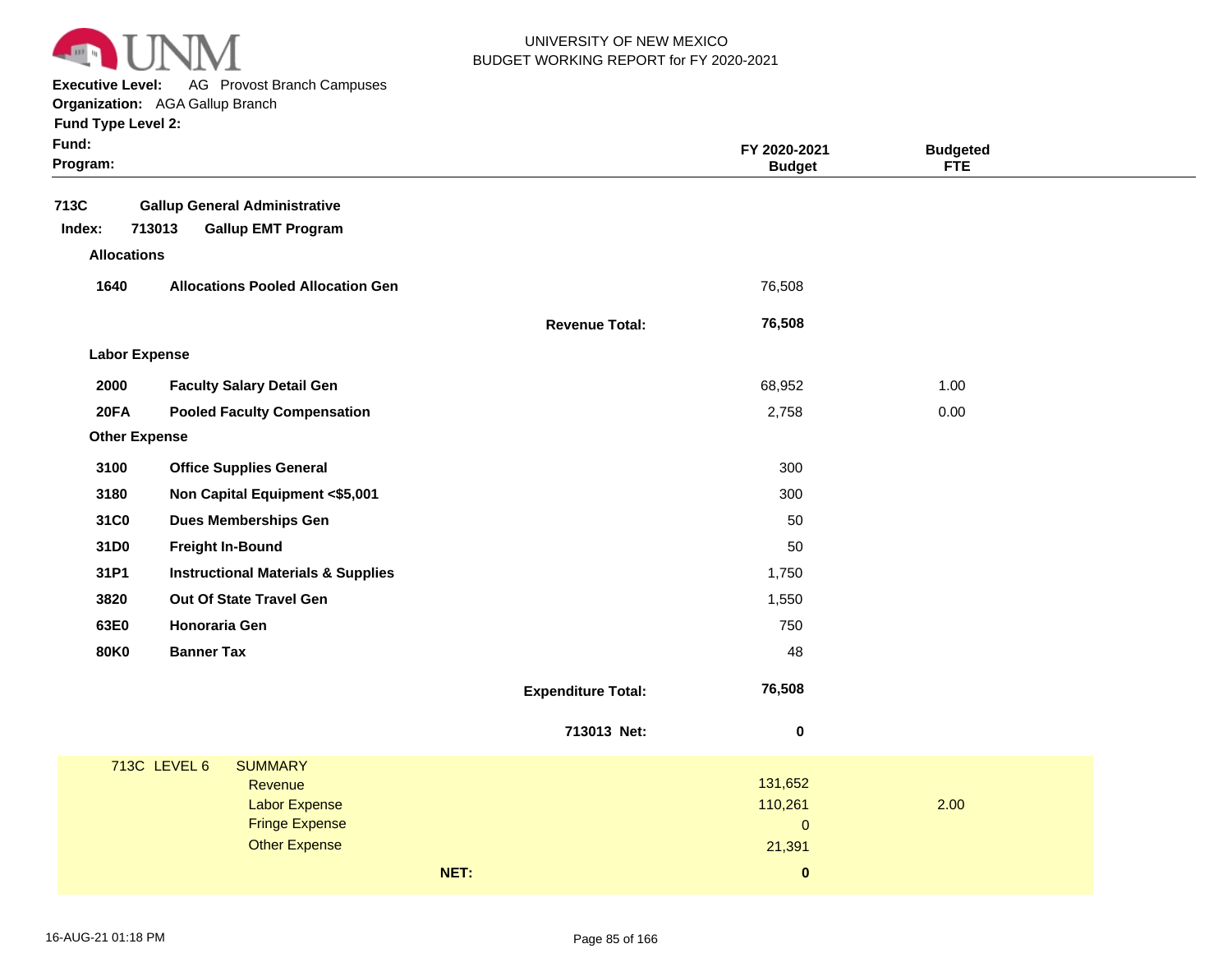UNIVERSITY OF NEW MEXICO
BUDGET WORKING REPORT for FY 2020-2021

**Executive Level:** AG Provost Branch Campuses
**Organization:** AGA Gallup Branch
**Fund Type Level 2:**
**Fund:**
**Program:**

| | | | FY 2020-2021 Budget | Budgeted FTE |
|---|---|---|---|---|
| **713C** | **Gallup General Administrative** | | | |
| **Index: 713013** | **Gallup EMT Program** | | | |
| **Allocations** | | | | |
| **1640** | **Allocations Pooled Allocation Gen** | | 76,508 | |
| | | **Revenue Total:** | **76,508** | |
| **Labor Expense** | | | | |
| **2000** | **Faculty Salary Detail Gen** | | 68,952 | 1.00 |
| **20FA** | **Pooled Faculty Compensation** | | 2,758 | 0.00 |
| **Other Expense** | | | | |
| **3100** | **Office Supplies General** | | 300 | |
| **3180** | **Non Capital Equipment <$5,001** | | 300 | |
| **31C0** | **Dues Memberships Gen** | | 50 | |
| **31D0** | **Freight In-Bound** | | 50 | |
| **31P1** | **Instructional Materials & Supplies** | | 1,750 | |
| **3820** | **Out Of State Travel Gen** | | 1,550 | |
| **63E0** | **Honoraria Gen** | | 750 | |
| **80K0** | **Banner Tax** | | 48 | |
| | | **Expenditure Total:** | **76,508** | |
| | | **713013 Net:** | **0** | |

| 713C LEVEL 6 | SUMMARY | | |
|---|---|---|---|
| | Revenue | 131,652 | |
| | Labor Expense | 110,261 | 2.00 |
| | Fringe Expense | 0 | |
| | Other Expense | 21,391 | |
| | **NET:** | **0** | |

16-AUG-21 01:18 PM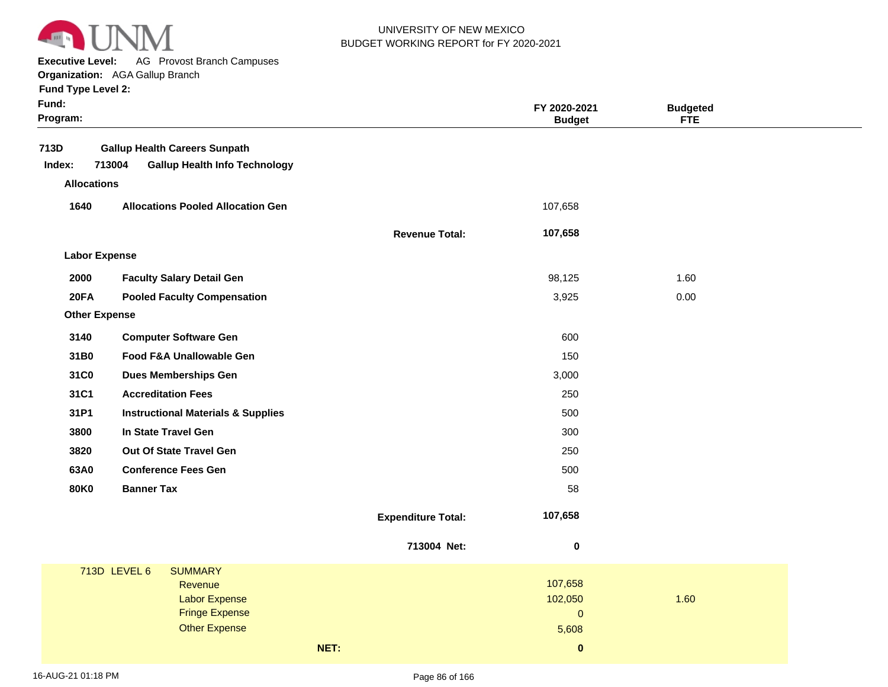UNIVERSITY OF NEW MEXICO
BUDGET WORKING REPORT for FY 2020-2021

**Executive Level:** AG Provost Branch Campuses
**Organization:** AGA Gallup Branch
**Fund Type Level 2:**
**Fund:**
**Program:**

| | | | FY 2020-2021 Budget | Budgeted FTE |
|---|---|---|---|---|
| **713D** | **Gallup Health Careers Sunpath** | | | |
| **Index: 713004** | **Gallup Health Info Technology** | | | |
| **Allocations** | | | | |
| **1640** | **Allocations Pooled Allocation Gen** | | 107,658 | |
| | | **Revenue Total:** | **107,658** | |
| **Labor Expense** | | | | |
| **2000** | **Faculty Salary Detail Gen** | | 98,125 | 1.60 |
| **20FA** | **Pooled Faculty Compensation** | | 3,925 | 0.00 |
| **Other Expense** | | | | |
| **3140** | **Computer Software Gen** | | 600 | |
| **31B0** | **Food F&A Unallowable Gen** | | 150 | |
| **31C0** | **Dues Memberships Gen** | | 3,000 | |
| **31C1** | **Accreditation Fees** | | 250 | |
| **31P1** | **Instructional Materials & Supplies** | | 500 | |
| **3800** | **In State Travel Gen** | | 300 | |
| **3820** | **Out Of State Travel Gen** | | 250 | |
| **63A0** | **Conference Fees Gen** | | 500 | |
| **80K0** | **Banner Tax** | | 58 | |
| | | **Expenditure Total:** | **107,658** | |
| | | **713004 Net:** | **0** | |

| 713D LEVEL 6 | SUMMARY | | |
|---|---|---|---|
| | Revenue | 107,658 | |
| | Labor Expense | 102,050 | 1.60 |
| | Fringe Expense | 0 | |
| | Other Expense | 5,608 | |
| | **NET:** | **0** | |

16-AUG-21 01:18 PM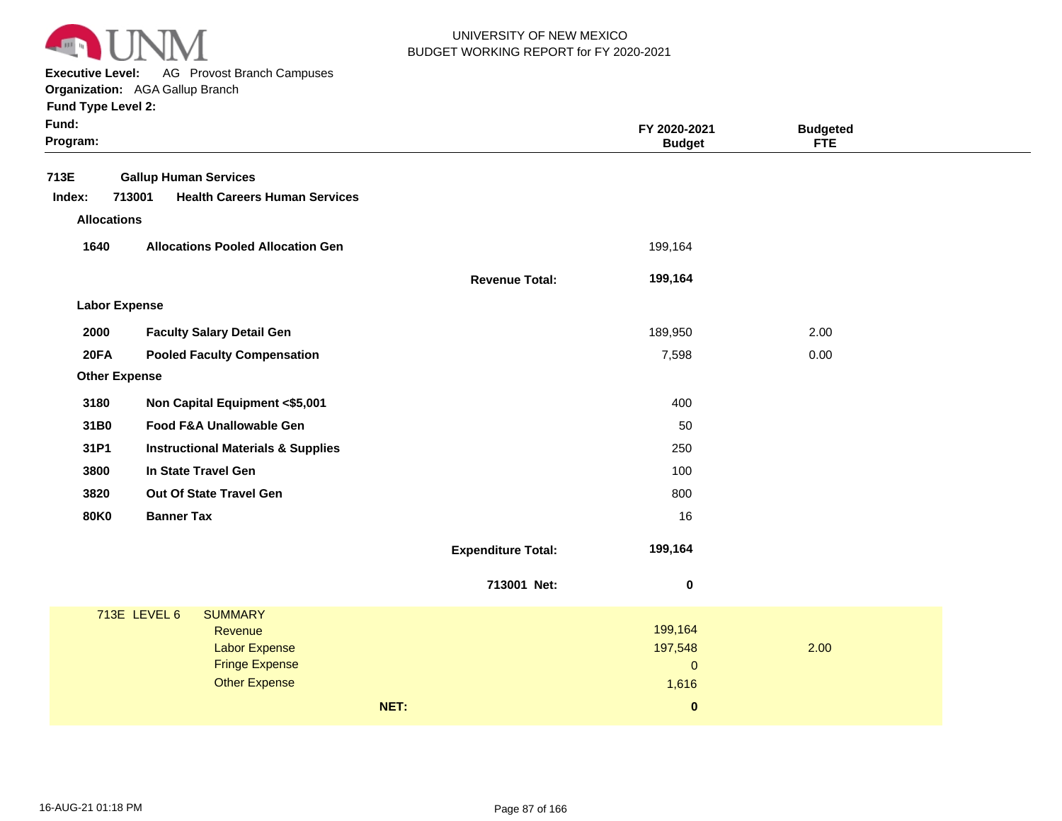UNIVERSITY OF NEW MEXICO
BUDGET WORKING REPORT for FY 2020-2021

**Executive Level:** AG Provost Branch Campuses
**Organization:** AGA Gallup Branch
**Fund Type Level 2:**
**Fund:**
**Program:**

| | | | FY 2020-2021 Budget | Budgeted FTE |
|---|---|---|---|---|
| **713E** | **Gallup Human Services** | | | |
| **Index: 713001** | **Health Careers Human Services** | | | |
| **Allocations** | | | | |
| **1640** | **Allocations Pooled Allocation Gen** | | 199,164 | |
| | | **Revenue Total:** | **199,164** | |
| **Labor Expense** | | | | |
| **2000** | **Faculty Salary Detail Gen** | | 189,950 | 2.00 |
| **20FA** | **Pooled Faculty Compensation** | | 7,598 | 0.00 |
| **Other Expense** | | | | |
| **3180** | **Non Capital Equipment <$5,001** | | 400 | |
| **31B0** | **Food F&A Unallowable Gen** | | 50 | |
| **31P1** | **Instructional Materials & Supplies** | | 250 | |
| **3800** | **In State Travel Gen** | | 100 | |
| **3820** | **Out Of State Travel Gen** | | 800 | |
| **80K0** | **Banner Tax** | | 16 | |
| | | **Expenditure Total:** | **199,164** | |
| | | **713001 Net:** | **0** | |

| 713E LEVEL 6 | SUMMARY | | |
|---|---|---|---|
| | Revenue | 199,164 | |
| | Labor Expense | 197,548 | 2.00 |
| | Fringe Expense | 0 | |
| | Other Expense | 1,616 | |
| | **NET:** | **0** | |

16-AUG-21 01:18 PM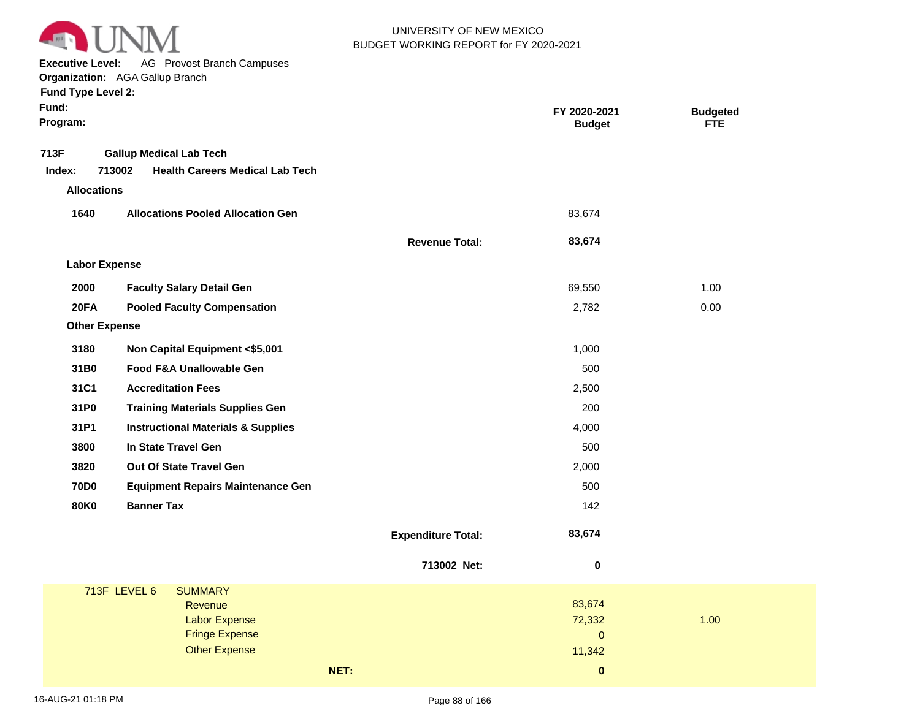UNIVERSITY OF NEW MEXICO
BUDGET WORKING REPORT for FY 2020-2021

**Executive Level:** AG Provost Branch Campuses
**Organization:** AGA Gallup Branch
**Fund Type Level 2:**
**Fund:**
**Program:**

| | | | FY 2020-2021 Budget | Budgeted FTE |
|---|---|---|---|---|
| **713F** | **Gallup Medical Lab Tech** | | | |
| **Index: 713002** | **Health Careers Medical Lab Tech** | | | |
| **Allocations** | | | | |
| **1640** | **Allocations Pooled Allocation Gen** | | 83,674 | |
| | | **Revenue Total:** | **83,674** | |
| **Labor Expense** | | | | |
| **2000** | **Faculty Salary Detail Gen** | | 69,550 | 1.00 |
| **20FA** | **Pooled Faculty Compensation** | | 2,782 | 0.00 |
| **Other Expense** | | | | |
| **3180** | **Non Capital Equipment <$5,001** | | 1,000 | |
| **31B0** | **Food F&A Unallowable Gen** | | 500 | |
| **31C1** | **Accreditation Fees** | | 2,500 | |
| **31P0** | **Training Materials Supplies Gen** | | 200 | |
| **31P1** | **Instructional Materials & Supplies** | | 4,000 | |
| **3800** | **In State Travel Gen** | | 500 | |
| **3820** | **Out Of State Travel Gen** | | 2,000 | |
| **70D0** | **Equipment Repairs Maintenance Gen** | | 500 | |
| **80K0** | **Banner Tax** | | 142 | |
| | | **Expenditure Total:** | **83,674** | |
| | | **713002 Net:** | **0** | |

| 713F LEVEL 6 | SUMMARY | | |
|---|---|---|---|
| | Revenue | 83,674 | |
| | Labor Expense | 72,332 | 1.00 |
| | Fringe Expense | 0 | |
| | Other Expense | 11,342 | |
| | **NET:** | **0** | |

16-AUG-21 01:18 PM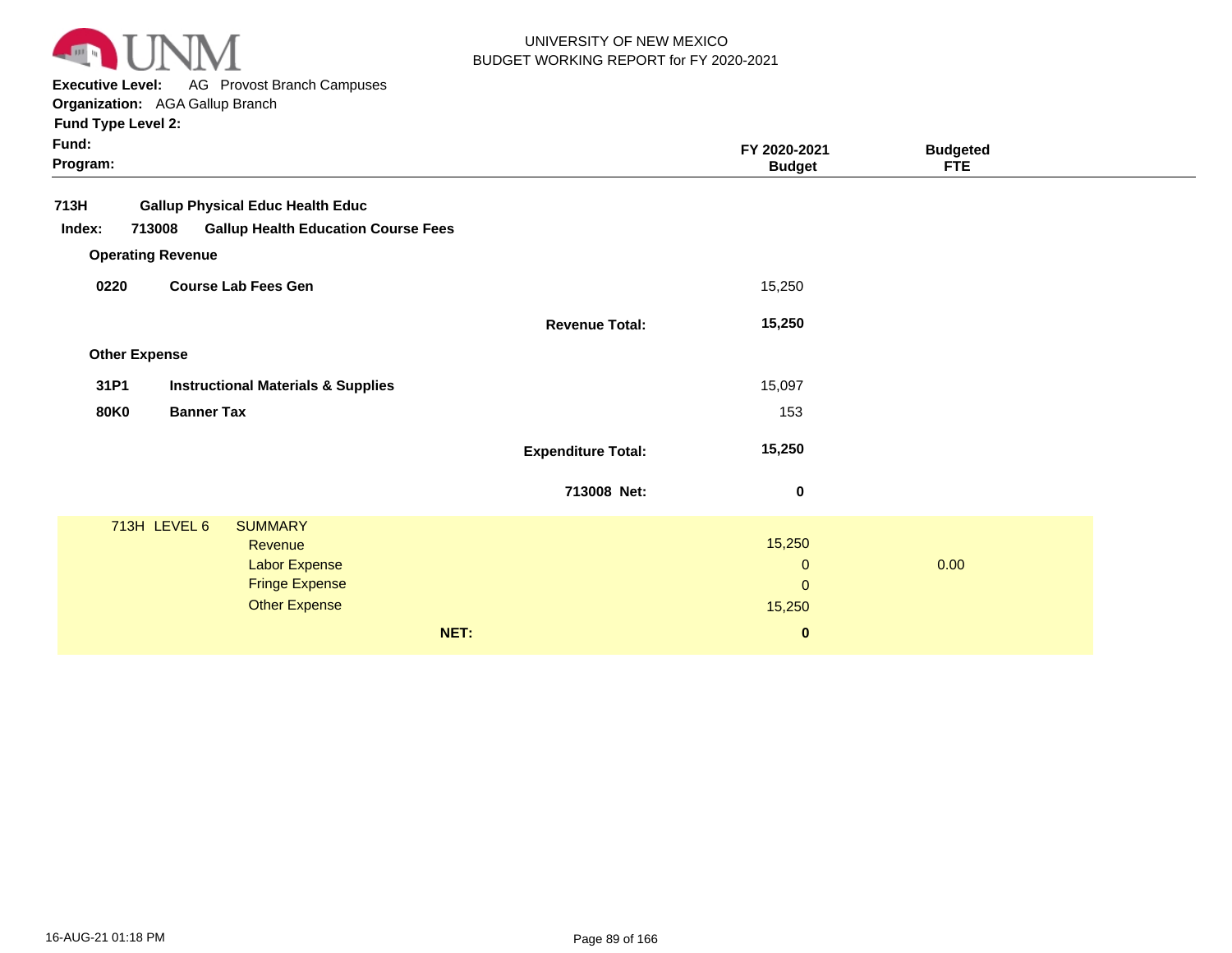UNIVERSITY OF NEW MEXICO
BUDGET WORKING REPORT for FY 2020-2021

**Executive Level:** AG Provost Branch Campuses
**Organization:** AGA Gallup Branch
**Fund Type Level 2:**
**Fund:**
**Program:**

| | | FY 2020-2021 Budget | Budgeted FTE |
|---|---|---|---|
| **713H** | **Gallup Physical Educ Health Educ** | | |
| **Index: 713008** | **Gallup Health Education Course Fees** | | |
| **Operating Revenue** | | | |
| **0220** | **Course Lab Fees Gen** | 15,250 | |
| | **Revenue Total:** | **15,250** | |
| **Other Expense** | | | |
| **31P1** | **Instructional Materials & Supplies** | 15,097 | |
| **80K0** | **Banner Tax** | 153 | |
| | **Expenditure Total:** | **15,250** | |
| | **713008 Net:** | **0** | |

| 713H LEVEL 6 | SUMMARY | | |
|---|---|---|---|
| | Revenue | 15,250 | |
| | Labor Expense | 0 | 0.00 |
| | Fringe Expense | 0 | |
| | Other Expense | 15,250 | |
| | **NET:** | **0** | |

16-AUG-21 01:18 PM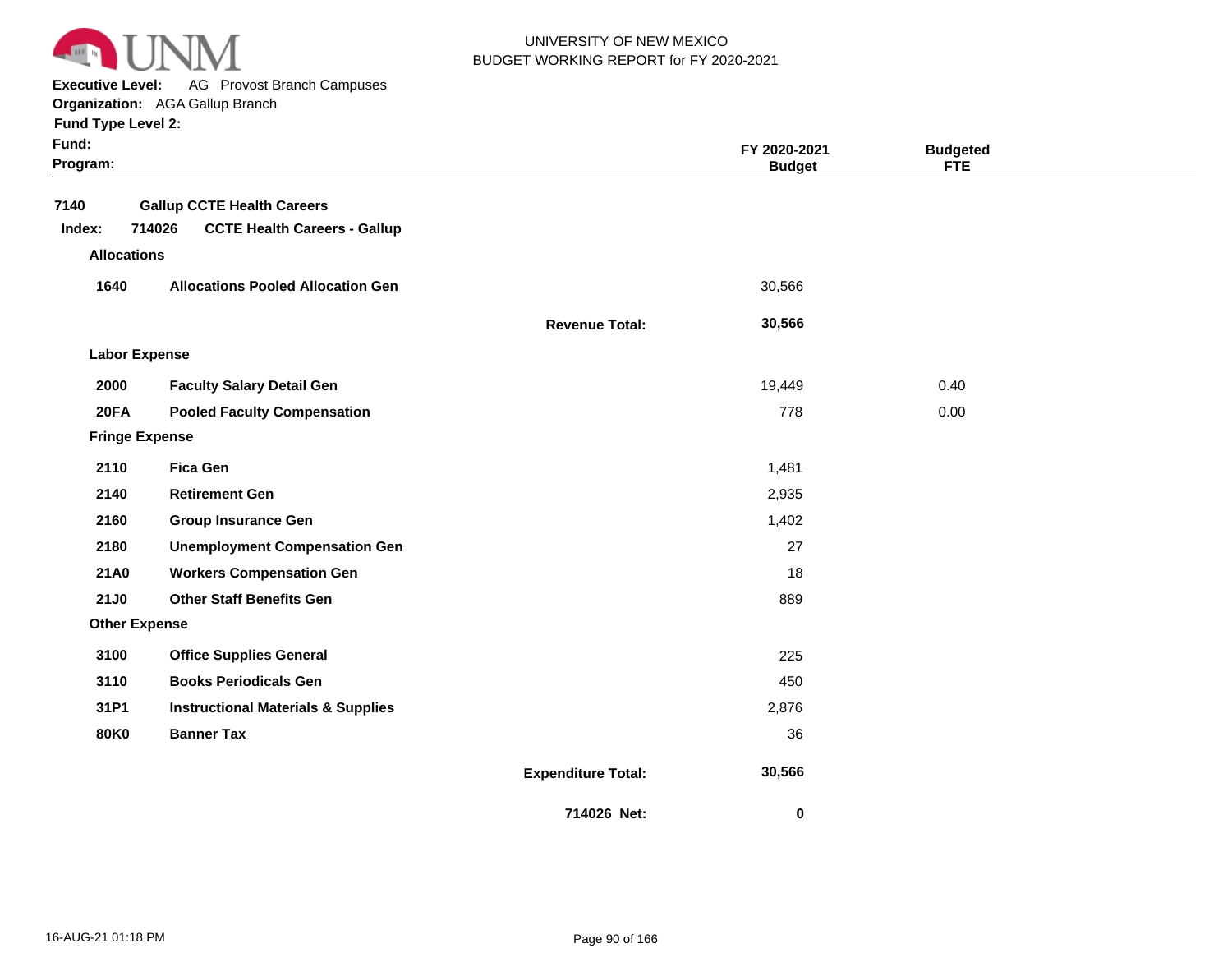UNIVERSITY OF NEW MEXICO
BUDGET WORKING REPORT for FY 2020-2021

**Executive Level:** AG Provost Branch Campuses
**Organization:** AGA Gallup Branch
**Fund Type Level 2:**
**Fund:**
**Program:**

| | | | FY 2020-2021 Budget | Budgeted FTE |
|---|---|---|---|---|
| **7140** | **Gallup CCTE Health Careers** | | | |
| **Index: 714026** | **CCTE Health Careers - Gallup** | | | |
| **Allocations** | | | | |
| **1640** | **Allocations Pooled Allocation Gen** | | 30,566 | |
| | | **Revenue Total:** | **30,566** | |
| **Labor Expense** | | | | |
| **2000** | **Faculty Salary Detail Gen** | | 19,449 | 0.40 |
| **20FA** | **Pooled Faculty Compensation** | | 778 | 0.00 |
| **Fringe Expense** | | | | |
| **2110** | **Fica Gen** | | 1,481 | |
| **2140** | **Retirement Gen** | | 2,935 | |
| **2160** | **Group Insurance Gen** | | 1,402 | |
| **2180** | **Unemployment Compensation Gen** | | 27 | |
| **21A0** | **Workers Compensation Gen** | | 18 | |
| **21J0** | **Other Staff Benefits Gen** | | 889 | |
| **Other Expense** | | | | |
| **3100** | **Office Supplies General** | | 225 | |
| **3110** | **Books Periodicals Gen** | | 450 | |
| **31P1** | **Instructional Materials & Supplies** | | 2,876 | |
| **80K0** | **Banner Tax** | | 36 | |
| | | **Expenditure Total:** | **30,566** | |
| | | **714026 Net:** | **0** | |

16-AUG-21 01:18 PM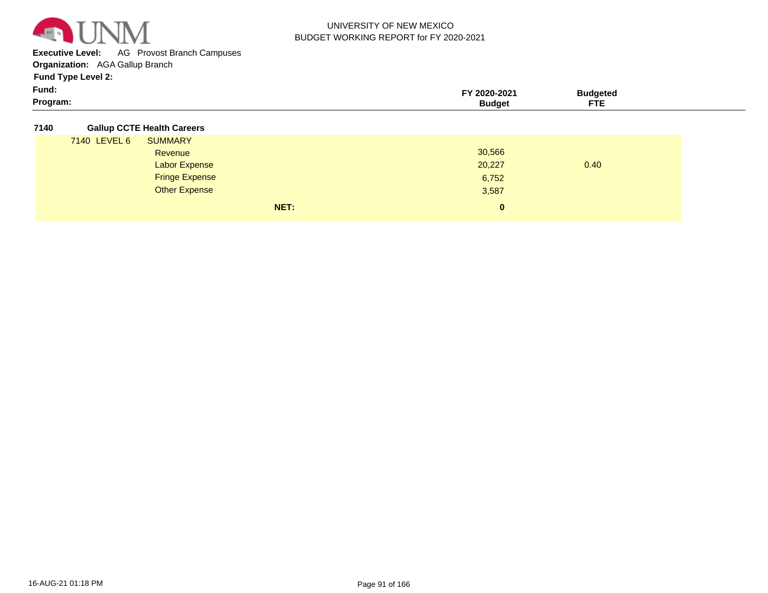UNIVERSITY OF NEW MEXICO
BUDGET WORKING REPORT for FY 2020-2021

**Executive Level:** AG Provost Branch Campuses
**Organization:** AGA Gallup Branch
**Fund Type Level 2:**
**Fund:**
**Program:**

| | | FY 2020-2021 Budget | Budgeted FTE |
|---|---|---|---|
| **7140** | **Gallup CCTE Health Careers** | | |
| 7140 LEVEL 6 | SUMMARY | | |
| | Revenue | 30,566 | |
| | Labor Expense | 20,227 | 0.40 |
| | Fringe Expense | 6,752 | |
| | Other Expense | 3,587 | |
| | **NET:** | **0** | |

16-AUG-21 01:18 PM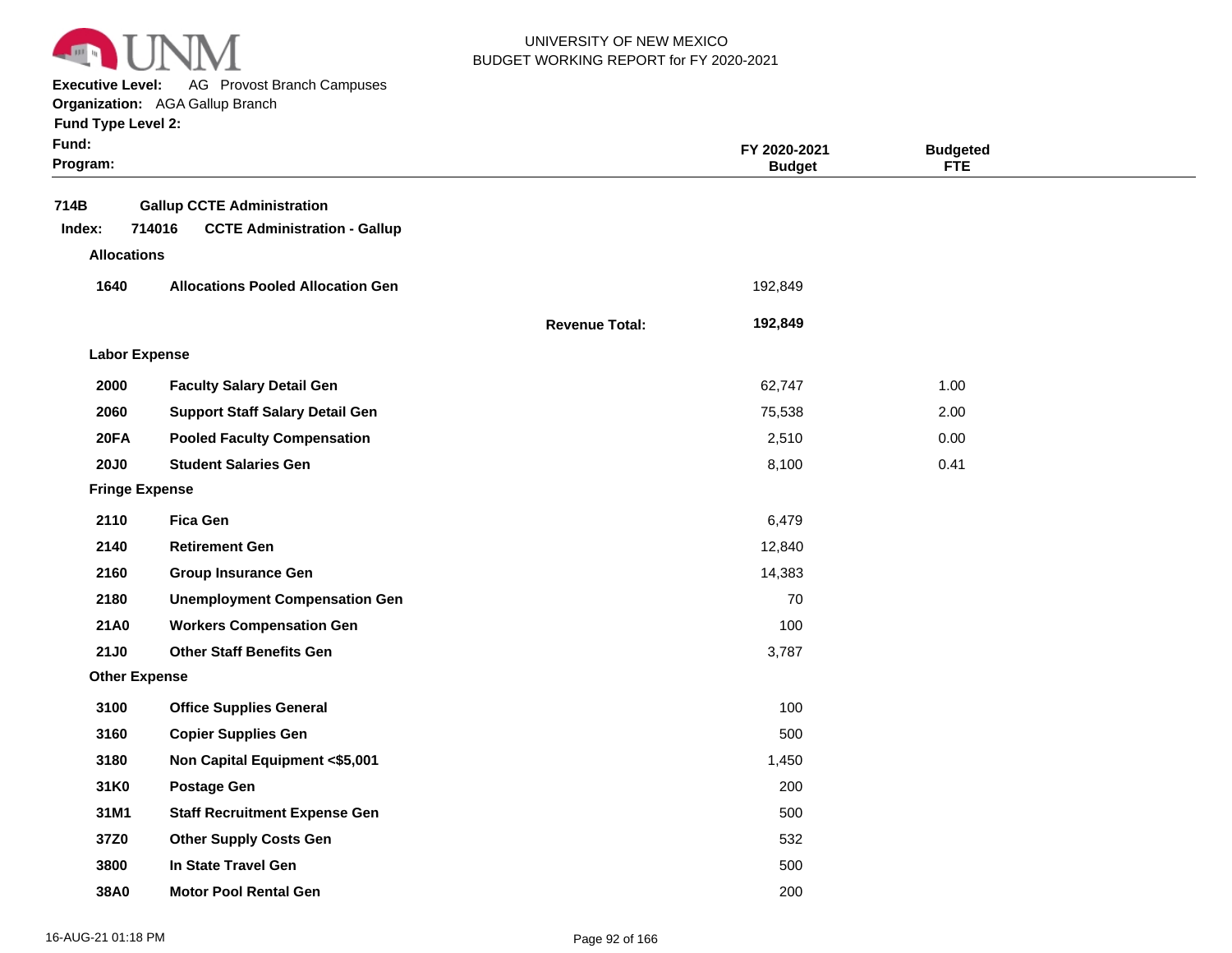UNIVERSITY OF NEW MEXICO
BUDGET WORKING REPORT for FY 2020-2021

**Executive Level:** AG Provost Branch Campuses
**Organization:** AGA Gallup Branch
**Fund Type Level 2:**
**Fund:**
**Program:**

| | | | FY 2020-2021 Budget | Budgeted FTE |
|---|---|---|---|---|
| **714B** | **Gallup CCTE Administration** | | | |
| **Index: 714016** | **CCTE Administration - Gallup** | | | |
| **Allocations** | | | | |
| **1640** | **Allocations Pooled Allocation Gen** | | 192,849 | |
| | | **Revenue Total:** | **192,849** | |
| **Labor Expense** | | | | |
| **2000** | **Faculty Salary Detail Gen** | | 62,747 | 1.00 |
| **2060** | **Support Staff Salary Detail Gen** | | 75,538 | 2.00 |
| **20FA** | **Pooled Faculty Compensation** | | 2,510 | 0.00 |
| **20J0** | **Student Salaries Gen** | | 8,100 | 0.41 |
| **Fringe Expense** | | | | |
| **2110** | **Fica Gen** | | 6,479 | |
| **2140** | **Retirement Gen** | | 12,840 | |
| **2160** | **Group Insurance Gen** | | 14,383 | |
| **2180** | **Unemployment Compensation Gen** | | 70 | |
| **21A0** | **Workers Compensation Gen** | | 100 | |
| **21J0** | **Other Staff Benefits Gen** | | 3,787 | |
| **Other Expense** | | | | |
| **3100** | **Office Supplies General** | | 100 | |
| **3160** | **Copier Supplies Gen** | | 500 | |
| **3180** | **Non Capital Equipment <$5,001** | | 1,450 | |
| **31K0** | **Postage Gen** | | 200 | |
| **31M1** | **Staff Recruitment Expense Gen** | | 500 | |
| **37Z0** | **Other Supply Costs Gen** | | 532 | |
| **3800** | **In State Travel Gen** | | 500 | |
| **38A0** | **Motor Pool Rental Gen** | | 200 | |

16-AUG-21 01:18 PM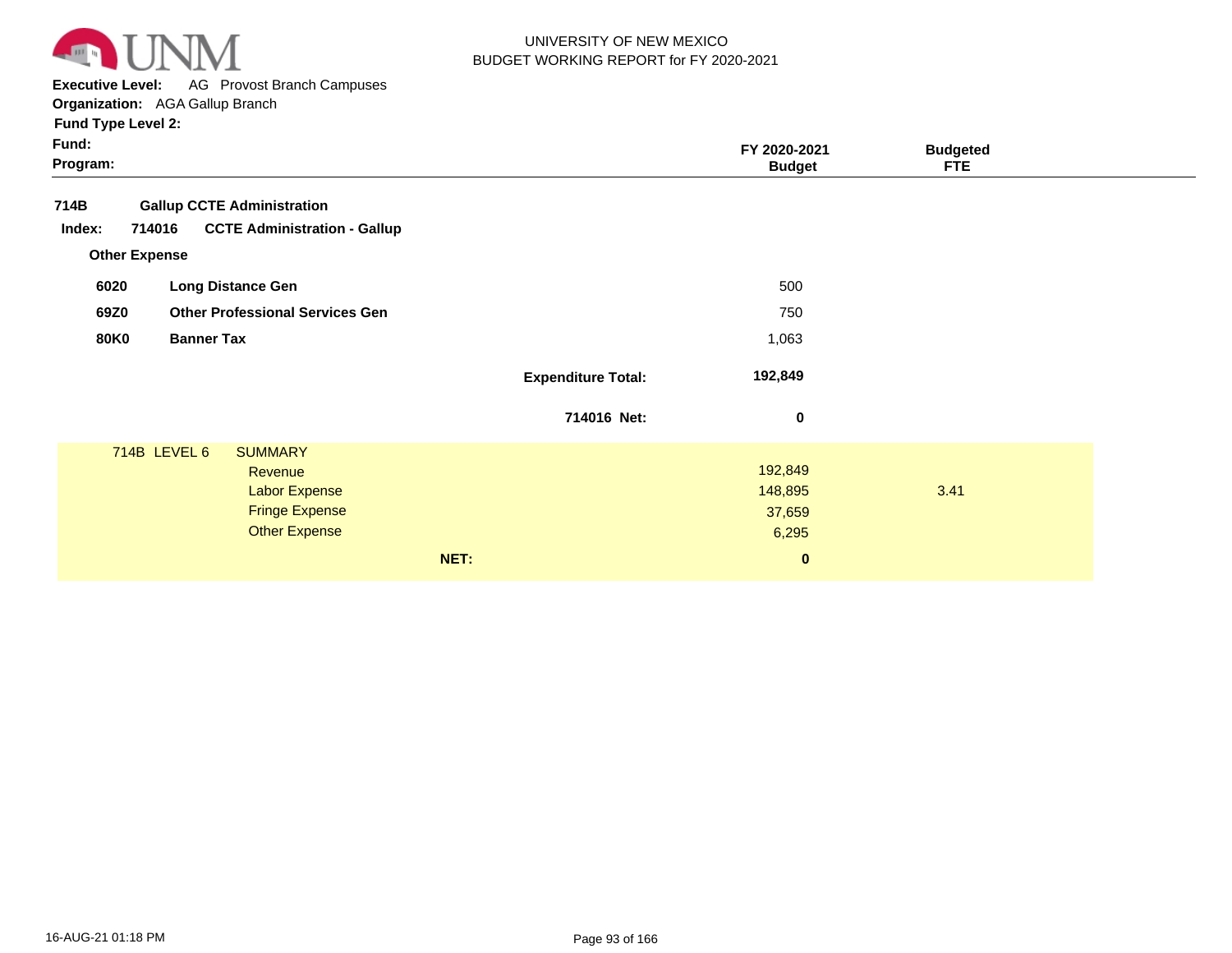UNIVERSITY OF NEW MEXICO
BUDGET WORKING REPORT for FY 2020-2021

**Executive Level:** AG Provost Branch Campuses
**Organization:** AGA Gallup Branch
**Fund Type Level 2:**
**Fund:**
**Program:**

| | | | FY 2020-2021 Budget | Budgeted FTE |
|---|---|---|---|---|
| **714B** | **Gallup CCTE Administration** | | | |
| **Index: 714016** | **CCTE Administration - Gallup** | | | |
| **Other Expense** | | | | |
| **6020** | **Long Distance Gen** | | 500 | |
| **69Z0** | **Other Professional Services Gen** | | 750 | |
| **80K0** | **Banner Tax** | | 1,063 | |
| | | **Expenditure Total:** | **192,849** | |
| | | **714016 Net:** | **0** | |

| 714B LEVEL 6 | SUMMARY | | FY 2020-2021 Budget | Budgeted FTE |
|---|---|---|---|---|
| | Revenue | | 192,849 | |
| | Labor Expense | | 148,895 | 3.41 |
| | Fringe Expense | | 37,659 | |
| | Other Expense | | 6,295 | |
| | | **NET:** | **0** | |

16-AUG-21 01:18 PM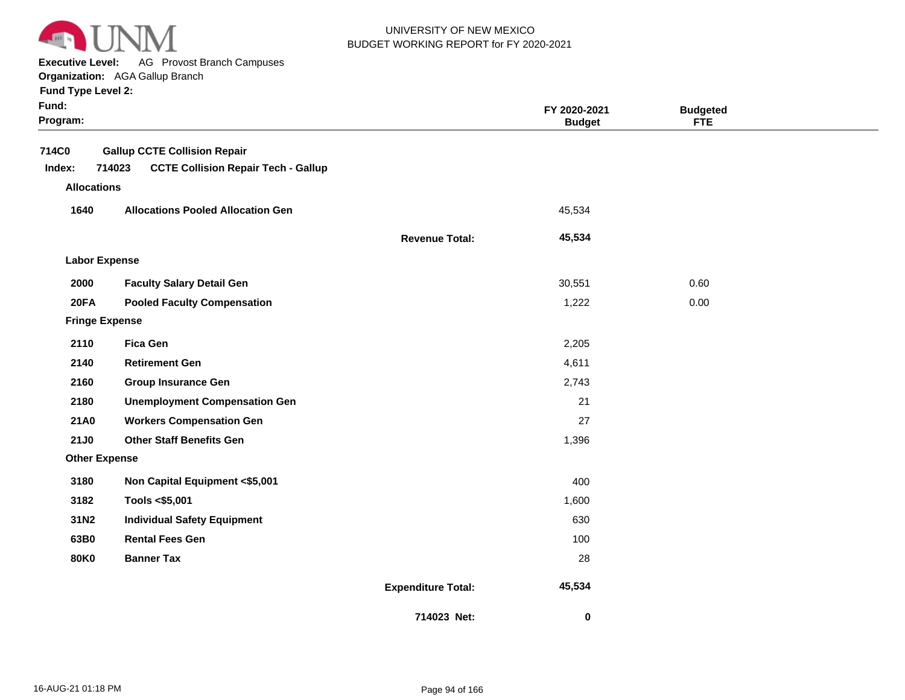UNIVERSITY OF NEW MEXICO
BUDGET WORKING REPORT for FY 2020-2021

**Executive Level:** AG Provost Branch Campuses
**Organization:** AGA Gallup Branch
**Fund Type Level 2:**
**Fund:**
**Program:**

| | | | FY 2020-2021 Budget | Budgeted FTE |
|---|---|---|---|---|
| **714C0** | **Gallup CCTE Collision Repair** | | | |
| **Index: 714023** | **CCTE Collision Repair Tech - Gallup** | | | |
| **Allocations** | | | | |
| **1640** | **Allocations Pooled Allocation Gen** | | 45,534 | |
| | | **Revenue Total:** | **45,534** | |
| **Labor Expense** | | | | |
| **2000** | **Faculty Salary Detail Gen** | | 30,551 | 0.60 |
| **20FA** | **Pooled Faculty Compensation** | | 1,222 | 0.00 |
| **Fringe Expense** | | | | |
| **2110** | **Fica Gen** | | 2,205 | |
| **2140** | **Retirement Gen** | | 4,611 | |
| **2160** | **Group Insurance Gen** | | 2,743 | |
| **2180** | **Unemployment Compensation Gen** | | 21 | |
| **21A0** | **Workers Compensation Gen** | | 27 | |
| **21J0** | **Other Staff Benefits Gen** | | 1,396 | |
| **Other Expense** | | | | |
| **3180** | **Non Capital Equipment <$5,001** | | 400 | |
| **3182** | **Tools <$5,001** | | 1,600 | |
| **31N2** | **Individual Safety Equipment** | | 630 | |
| **63B0** | **Rental Fees Gen** | | 100 | |
| **80K0** | **Banner Tax** | | 28 | |
| | | **Expenditure Total:** | **45,534** | |
| | | **714023 Net:** | **0** | |

16-AUG-21 01:18 PM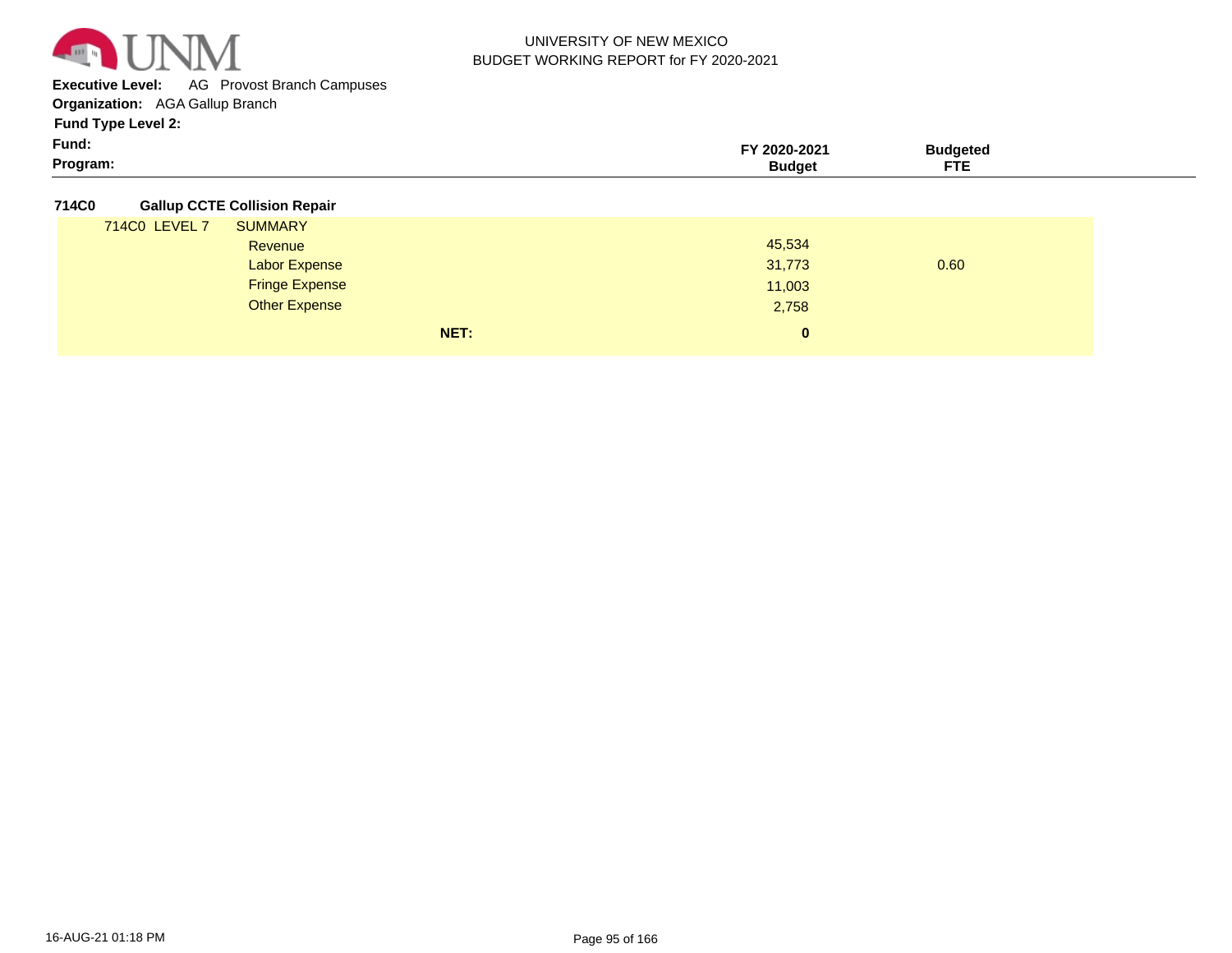UNIVERSITY OF NEW MEXICO
BUDGET WORKING REPORT for FY 2020-2021

**Executive Level:** AG Provost Branch Campuses
**Organization:** AGA Gallup Branch
**Fund Type Level 2:**
**Fund:**
**Program:**

| | | FY 2020-2021 Budget | Budgeted FTE |
|---|---|---|---|
| **714C0** | **Gallup CCTE Collision Repair** | | |
| 714C0 LEVEL 7 | SUMMARY | | |
| | Revenue | 45,534 | |
| | Labor Expense | 31,773 | 0.60 |
| | Fringe Expense | 11,003 | |
| | Other Expense | 2,758 | |
| | **NET:** | **0** | |

16-AUG-21 01:18 PM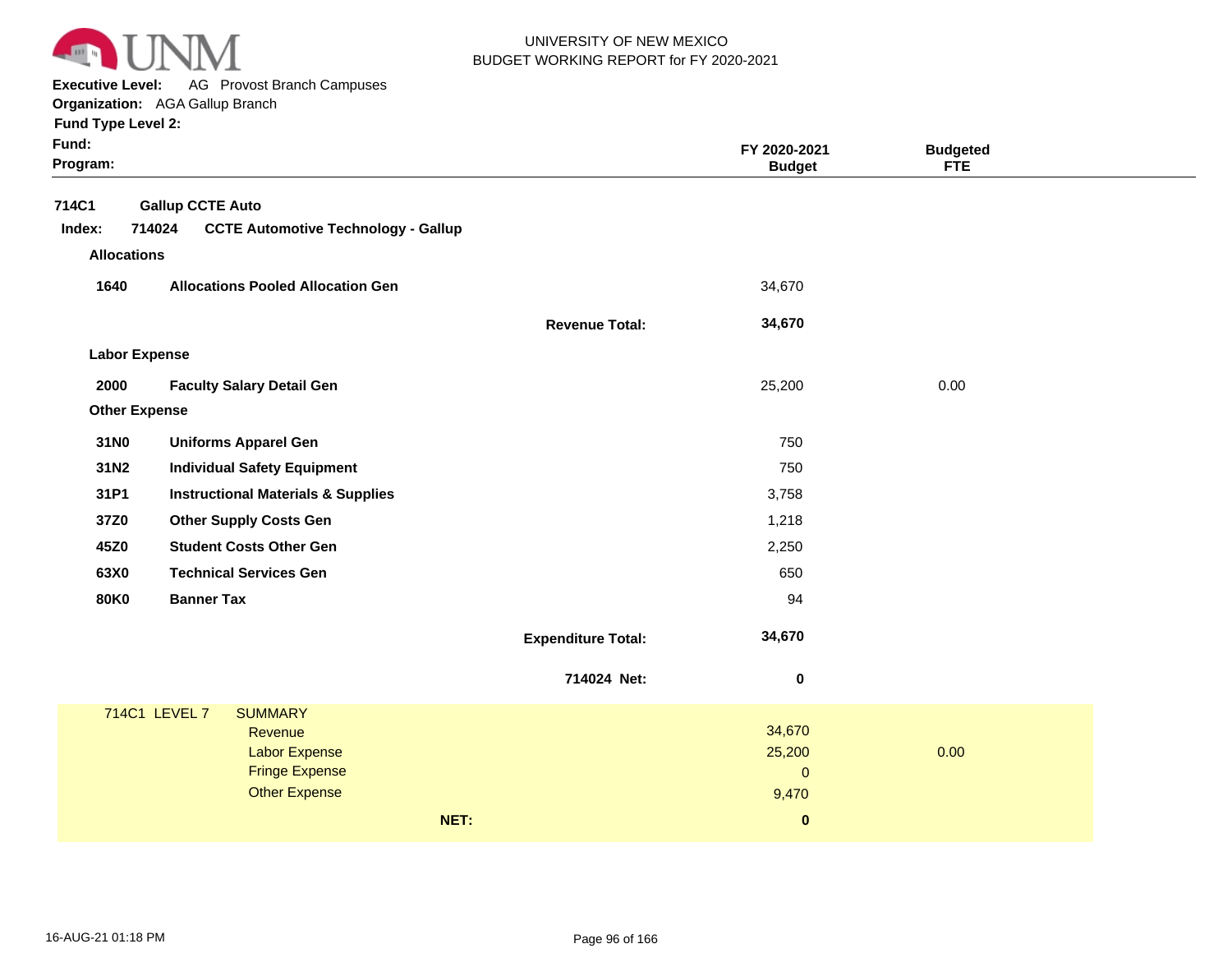UNIVERSITY OF NEW MEXICO
BUDGET WORKING REPORT for FY 2020-2021

**Executive Level:** AG Provost Branch Campuses
**Organization:** AGA Gallup Branch
**Fund Type Level 2:**
**Fund:**
**Program:**

| | | | FY 2020-2021 Budget | Budgeted FTE |
|---|---|---|---|---|
| **714C1** | **Gallup CCTE Auto** | | | |
| **Index: 714024** | **CCTE Automotive Technology - Gallup** | | | |
| **Allocations** | | | | |
| **1640** | **Allocations Pooled Allocation Gen** | | 34,670 | |
| | | **Revenue Total:** | **34,670** | |
| **Labor Expense** | | | | |
| **2000** | **Faculty Salary Detail Gen** | | 25,200 | 0.00 |
| **Other Expense** | | | | |
| **31N0** | **Uniforms Apparel Gen** | | 750 | |
| **31N2** | **Individual Safety Equipment** | | 750 | |
| **31P1** | **Instructional Materials & Supplies** | | 3,758 | |
| **37Z0** | **Other Supply Costs Gen** | | 1,218 | |
| **45Z0** | **Student Costs Other Gen** | | 2,250 | |
| **63X0** | **Technical Services Gen** | | 650 | |
| **80K0** | **Banner Tax** | | 94 | |
| | | **Expenditure Total:** | **34,670** | |
| | | **714024 Net:** | **0** | |

| 714C1 LEVEL 7 | SUMMARY | | |
|---|---|---|---|
| | Revenue | 34,670 | |
| | Labor Expense | 25,200 | 0.00 |
| | Fringe Expense | 0 | |
| | Other Expense | 9,470 | |
| | **NET:** | **0** | |

16-AUG-21 01:18 PM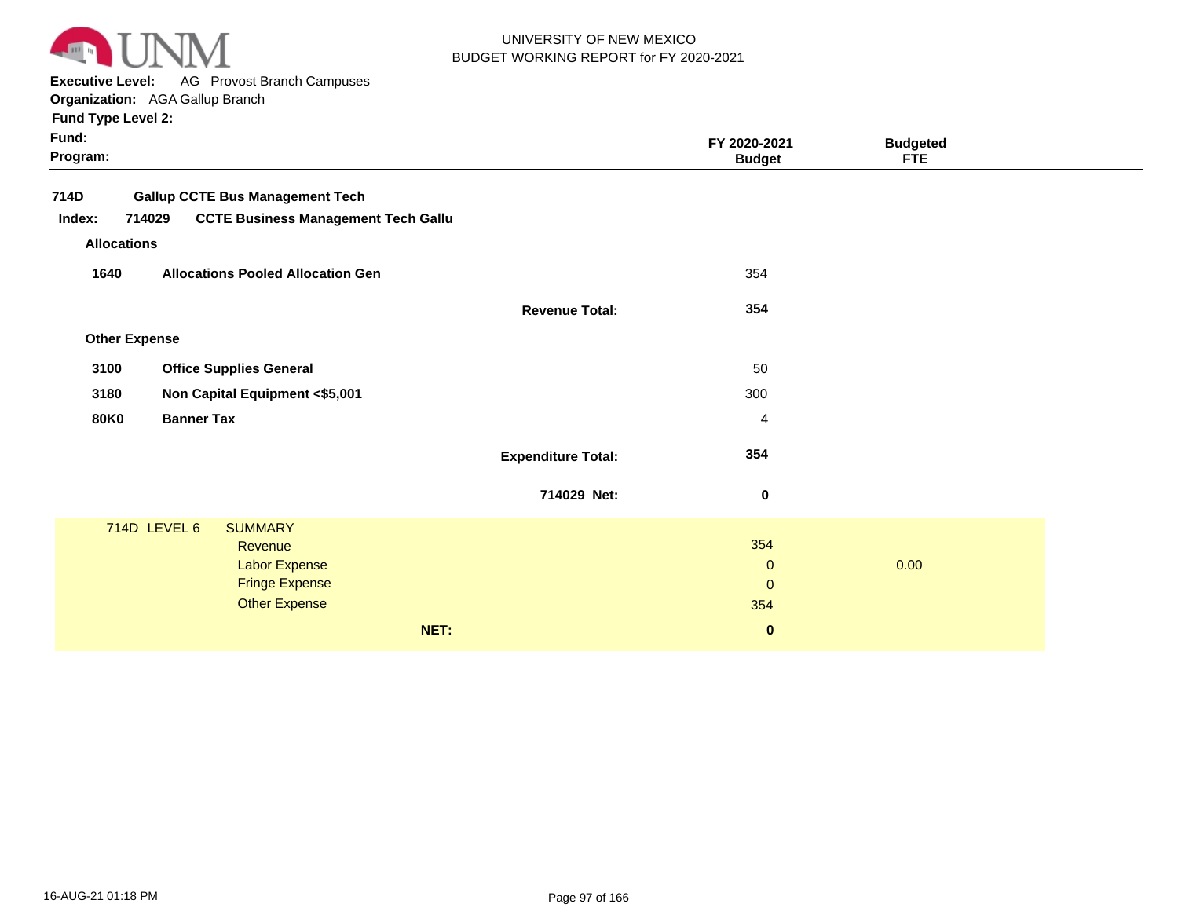UNIVERSITY OF NEW MEXICO
BUDGET WORKING REPORT for FY 2020-2021

**Executive Level:** AG Provost Branch Campuses
**Organization:** AGA Gallup Branch
**Fund Type Level 2:**
**Fund:**
**Program:**

| | | FY 2020-2021 Budget | Budgeted FTE |
|---|---|---|---|
| **714D** | **Gallup CCTE Bus Management Tech** | | |
| **Index: 714029** | **CCTE Business Management Tech Gallu** | | |
| **Allocations** | | | |
| **1640** | **Allocations Pooled Allocation Gen** | 354 | |
| | **Revenue Total:** | **354** | |
| **Other Expense** | | | |
| **3100** | **Office Supplies General** | 50 | |
| **3180** | **Non Capital Equipment <$5,001** | 300 | |
| **80K0** | **Banner Tax** | 4 | |
| | **Expenditure Total:** | **354** | |
| | **714029 Net:** | **0** | |

| 714D LEVEL 6 | SUMMARY | | |
|---|---|---|---|
| | Revenue | 354 | |
| | Labor Expense | 0 | 0.00 |
| | Fringe Expense | 0 | |
| | Other Expense | 354 | |
| | **NET:** | **0** | |

16-AUG-21 01:18 PM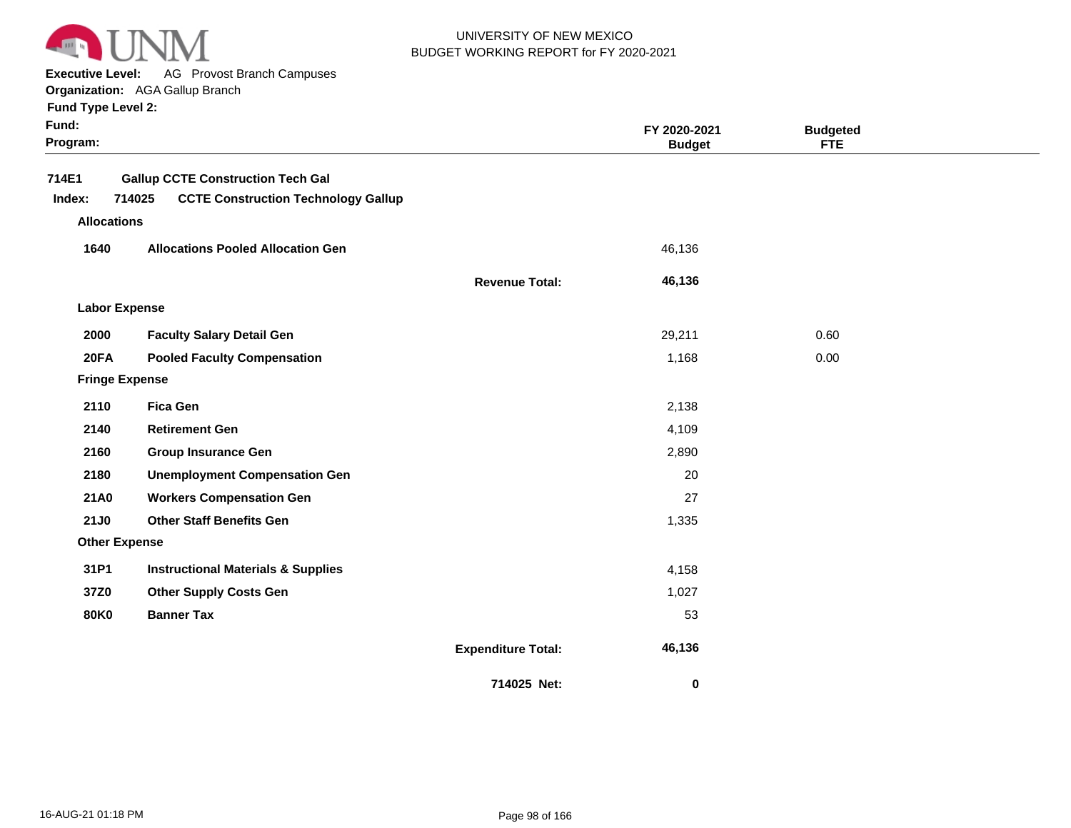UNIVERSITY OF NEW MEXICO
BUDGET WORKING REPORT for FY 2020-2021

**Executive Level:** AG Provost Branch Campuses
**Organization:** AGA Gallup Branch
**Fund Type Level 2:**
**Fund:**
**Program:**

| | | | FY 2020-2021 Budget | Budgeted FTE |
|---|---|---|---|---|
| **714E1** | **Gallup CCTE Construction Tech Gal** | | | |
| **Index: 714025** | **CCTE Construction Technology Gallup** | | | |
| **Allocations** | | | | |
| **1640** | **Allocations Pooled Allocation Gen** | | 46,136 | |
| | | **Revenue Total:** | **46,136** | |
| **Labor Expense** | | | | |
| **2000** | **Faculty Salary Detail Gen** | | 29,211 | 0.60 |
| **20FA** | **Pooled Faculty Compensation** | | 1,168 | 0.00 |
| **Fringe Expense** | | | | |
| **2110** | **Fica Gen** | | 2,138 | |
| **2140** | **Retirement Gen** | | 4,109 | |
| **2160** | **Group Insurance Gen** | | 2,890 | |
| **2180** | **Unemployment Compensation Gen** | | 20 | |
| **21A0** | **Workers Compensation Gen** | | 27 | |
| **21J0** | **Other Staff Benefits Gen** | | 1,335 | |
| **Other Expense** | | | | |
| **31P1** | **Instructional Materials & Supplies** | | 4,158 | |
| **37Z0** | **Other Supply Costs Gen** | | 1,027 | |
| **80K0** | **Banner Tax** | | 53 | |
| | | **Expenditure Total:** | **46,136** | |
| | | **714025 Net:** | **0** | |

16-AUG-21 01:18 PM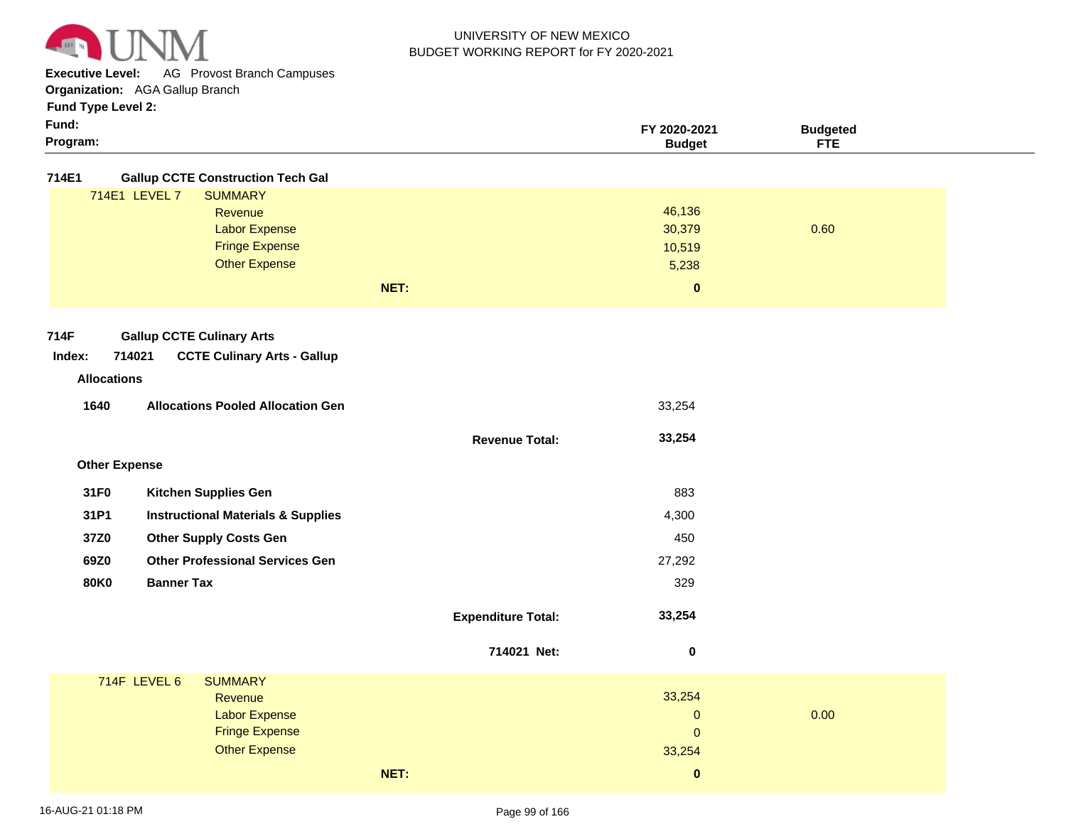UNIVERSITY OF NEW MEXICO
BUDGET WORKING REPORT for FY 2020-2021

**Executive Level:** AG Provost Branch Campuses
**Organization:** AGA Gallup Branch
**Fund Type Level 2:**
**Fund:**
**Program:**

| | | | FY 2020-2021 Budget | Budgeted FTE |
|---|---|---|---|---|
| **714E1** | **Gallup CCTE Construction Tech Gal** | | | |
| 714E1 LEVEL 7 | SUMMARY | | | |
| | Revenue | | 46,136 | |
| | Labor Expense | | 30,379 | 0.60 |
| | Fringe Expense | | 10,519 | |
| | Other Expense | | 5,238 | |
| | | **NET:** | **0** | |

**714F** **Gallup CCTE Culinary Arts**

**Index: 714021 CCTE Culinary Arts - Gallup**

| | | | FY 2020-2021 Budget | Budgeted FTE |
|---|---|---|---|---|
| **Allocations** | | | | |
| **1640** | **Allocations Pooled Allocation Gen** | | 33,254 | |
| | | **Revenue Total:** | **33,254** | |
| **Other Expense** | | | | |
| **31F0** | **Kitchen Supplies Gen** | | 883 | |
| **31P1** | **Instructional Materials & Supplies** | | 4,300 | |
| **37Z0** | **Other Supply Costs Gen** | | 450 | |
| **69Z0** | **Other Professional Services Gen** | | 27,292 | |
| **80K0** | **Banner Tax** | | 329 | |
| | | **Expenditure Total:** | **33,254** | |
| | | **714021 Net:** | **0** | |

| | | | FY 2020-2021 Budget | Budgeted FTE |
|---|---|---|---|---|
| 714F LEVEL 6 | SUMMARY | | | |
| | Revenue | | 33,254 | |
| | Labor Expense | | 0 | 0.00 |
| | Fringe Expense | | 0 | |
| | Other Expense | | 33,254 | |
| | | **NET:** | **0** | |

16-AUG-21 01:18 PM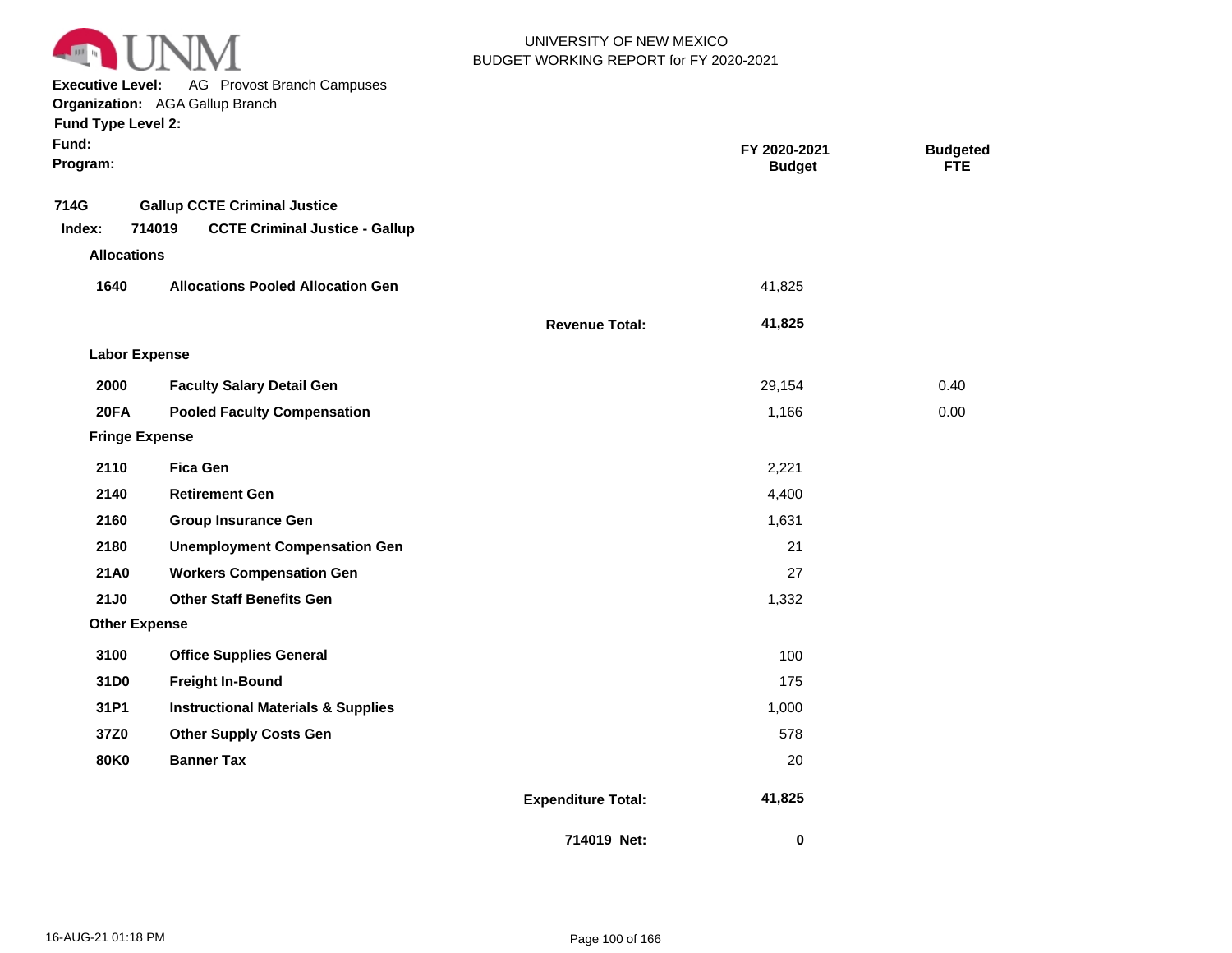UNIVERSITY OF NEW MEXICO
BUDGET WORKING REPORT for FY 2020-2021

**Executive Level:** AG Provost Branch Campuses
**Organization:** AGA Gallup Branch
**Fund Type Level 2:**
**Fund:**
**Program:**

| | | | FY 2020-2021 Budget | Budgeted FTE |
|---|---|---|---|---|
| **714G** | **Gallup CCTE Criminal Justice** | | | |
| **Index: 714019** | **CCTE Criminal Justice - Gallup** | | | |
| **Allocations** | | | | |
| **1640** | **Allocations Pooled Allocation Gen** | | 41,825 | |
| | | **Revenue Total:** | **41,825** | |
| **Labor Expense** | | | | |
| **2000** | **Faculty Salary Detail Gen** | | 29,154 | 0.40 |
| **20FA** | **Pooled Faculty Compensation** | | 1,166 | 0.00 |
| **Fringe Expense** | | | | |
| **2110** | **Fica Gen** | | 2,221 | |
| **2140** | **Retirement Gen** | | 4,400 | |
| **2160** | **Group Insurance Gen** | | 1,631 | |
| **2180** | **Unemployment Compensation Gen** | | 21 | |
| **21A0** | **Workers Compensation Gen** | | 27 | |
| **21J0** | **Other Staff Benefits Gen** | | 1,332 | |
| **Other Expense** | | | | |
| **3100** | **Office Supplies General** | | 100 | |
| **31D0** | **Freight In-Bound** | | 175 | |
| **31P1** | **Instructional Materials & Supplies** | | 1,000 | |
| **37Z0** | **Other Supply Costs Gen** | | 578 | |
| **80K0** | **Banner Tax** | | 20 | |
| | | **Expenditure Total:** | **41,825** | |
| | | **714019 Net:** | **0** | |

16-AUG-21 01:18 PM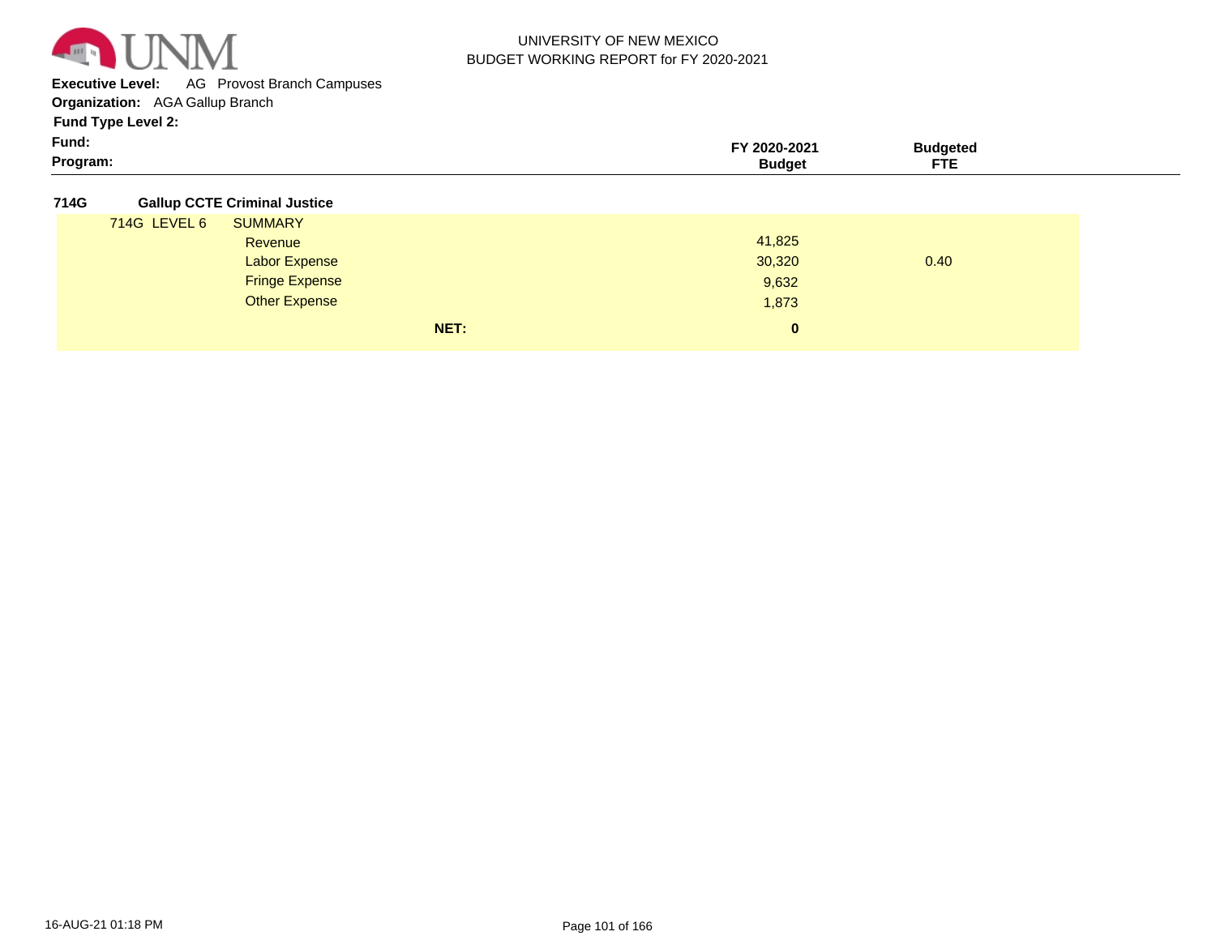UNIVERSITY OF NEW MEXICO
BUDGET WORKING REPORT for FY 2020-2021

**Executive Level:** AG Provost Branch Campuses
**Organization:** AGA Gallup Branch
**Fund Type Level 2:**
**Fund:**
**Program:**

| | | | **FY 2020-2021 Budget** | **Budgeted FTE** |
|---|---|---|---|---|
| **714G** | **Gallup CCTE Criminal Justice** | | | |
| 714G LEVEL 6 | SUMMARY | | | |
| | Revenue | | 41,825 | |
| | Labor Expense | | 30,320 | 0.40 |
| | Fringe Expense | | 9,632 | |
| | Other Expense | | 1,873 | |
| | | **NET:** | **0** | |

16-AUG-21 01:18 PM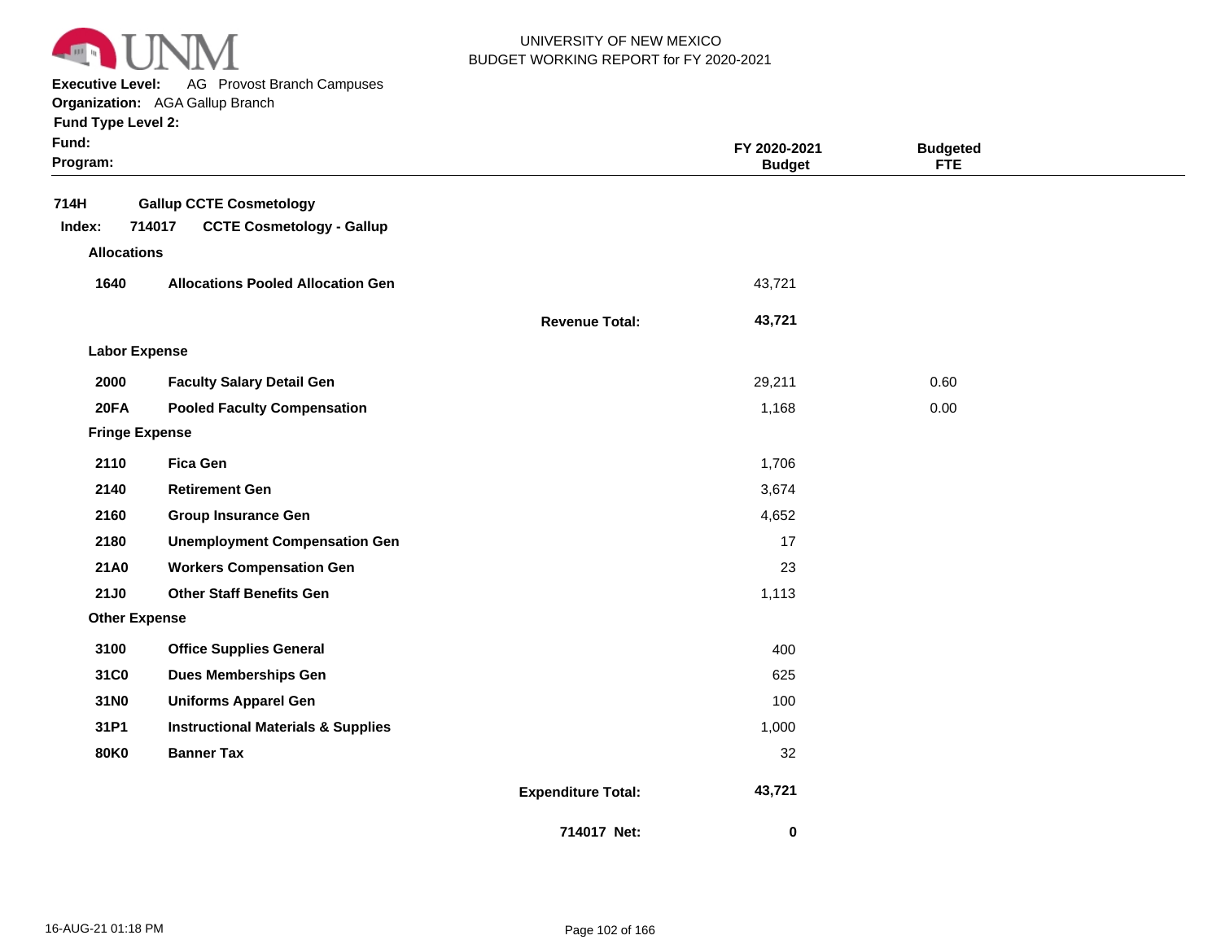UNIVERSITY OF NEW MEXICO
BUDGET WORKING REPORT for FY 2020-2021

**Executive Level:** AG Provost Branch Campuses
**Organization:** AGA Gallup Branch
**Fund Type Level 2:**
**Fund:**
**Program:**

| | | | FY 2020-2021 Budget | Budgeted FTE |
|---|---|---|---|---|
| **714H** | **Gallup CCTE Cosmetology** | | | |
| **Index: 714017** | **CCTE Cosmetology - Gallup** | | | |
| **Allocations** | | | | |
| **1640** | **Allocations Pooled Allocation Gen** | | 43,721 | |
| | | **Revenue Total:** | **43,721** | |
| **Labor Expense** | | | | |
| **2000** | **Faculty Salary Detail Gen** | | 29,211 | 0.60 |
| **20FA** | **Pooled Faculty Compensation** | | 1,168 | 0.00 |
| **Fringe Expense** | | | | |
| **2110** | **Fica Gen** | | 1,706 | |
| **2140** | **Retirement Gen** | | 3,674 | |
| **2160** | **Group Insurance Gen** | | 4,652 | |
| **2180** | **Unemployment Compensation Gen** | | 17 | |
| **21A0** | **Workers Compensation Gen** | | 23 | |
| **21J0** | **Other Staff Benefits Gen** | | 1,113 | |
| **Other Expense** | | | | |
| **3100** | **Office Supplies General** | | 400 | |
| **31C0** | **Dues Memberships Gen** | | 625 | |
| **31N0** | **Uniforms Apparel Gen** | | 100 | |
| **31P1** | **Instructional Materials & Supplies** | | 1,000 | |
| **80K0** | **Banner Tax** | | 32 | |
| | | **Expenditure Total:** | **43,721** | |
| | | **714017 Net:** | **0** | |

16-AUG-21 01:18 PM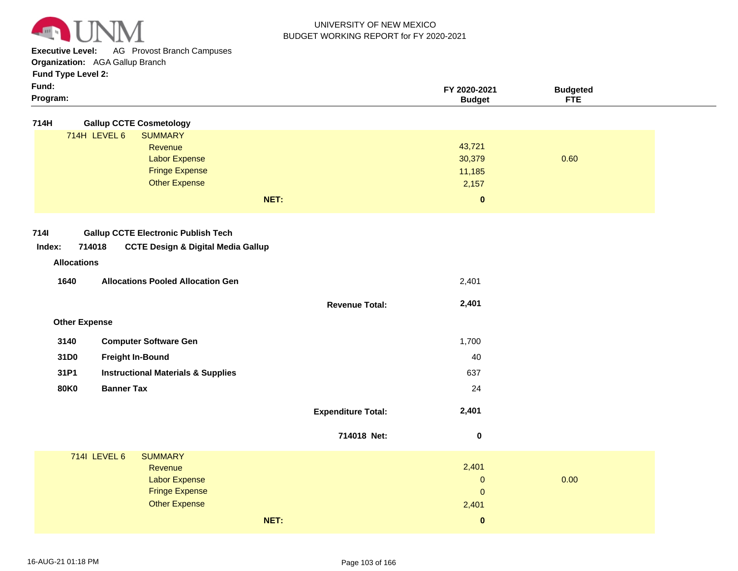UNIVERSITY OF NEW MEXICO
BUDGET WORKING REPORT for FY 2020-2021

**Executive Level:** AG Provost Branch Campuses
**Organization:** AGA Gallup Branch
**Fund Type Level 2:**
**Fund:**
**Program:**

| | FY 2020-2021 Budget | Budgeted FTE |
|---|---|---|
| **714H Gallup CCTE Cosmetology** | | |
| 714H LEVEL 6 SUMMARY | | |
| Revenue | 43,721 | |
| Labor Expense | 30,379 | 0.60 |
| Fringe Expense | 11,185 | |
| Other Expense | 2,157 | |
| **NET:** | **0** | |

**714I Gallup CCTE Electronic Publish Tech**

**Index: 714018 CCTE Design & Digital Media Gallup**

| | FY 2020-2021 Budget | Budgeted FTE |
|---|---|---|
| **Allocations** | | |
| **1640 Allocations Pooled Allocation Gen** | 2,401 | |
| **Revenue Total:** | **2,401** | |
| **Other Expense** | | |
| **3140 Computer Software Gen** | 1,700 | |
| **31D0 Freight In-Bound** | 40 | |
| **31P1 Instructional Materials & Supplies** | 637 | |
| **80K0 Banner Tax** | 24 | |
| **Expenditure Total:** | **2,401** | |
| **714018 Net:** | **0** | |
| 714I LEVEL 6 SUMMARY | | |
| Revenue | 2,401 | |
| Labor Expense | 0 | 0.00 |
| Fringe Expense | 0 | |
| Other Expense | 2,401 | |
| **NET:** | **0** | |

16-AUG-21 01:18 PM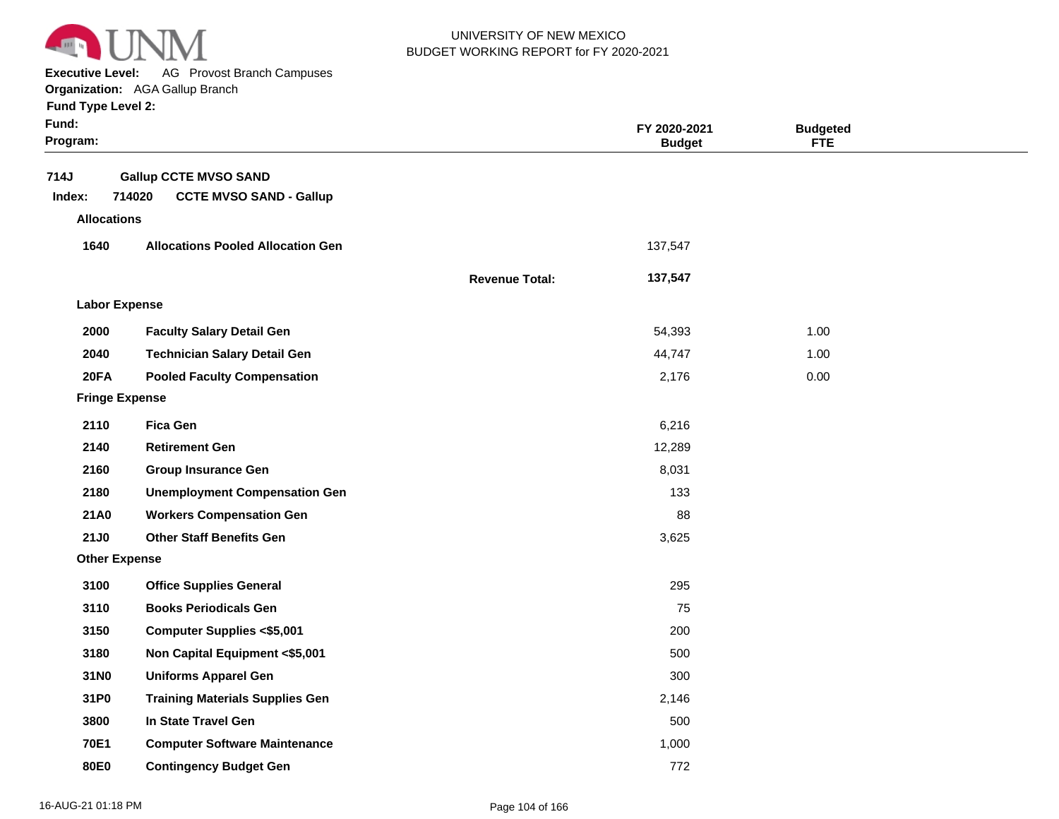UNIVERSITY OF NEW MEXICO
BUDGET WORKING REPORT for FY 2020-2021

**Executive Level:** AG Provost Branch Campuses
**Organization:** AGA Gallup Branch
**Fund Type Level 2:**
**Fund:**
**Program:**

| | | | FY 2020-2021 Budget | Budgeted FTE |
|---|---|---|---|---|
| **714J** | **Gallup CCTE MVSO SAND** | | | |
| **Index: 714020** | **CCTE MVSO SAND - Gallup** | | | |
| **Allocations** | | | | |
| **1640** | **Allocations Pooled Allocation Gen** | | 137,547 | |
| | | **Revenue Total:** | **137,547** | |
| **Labor Expense** | | | | |
| **2000** | **Faculty Salary Detail Gen** | | 54,393 | 1.00 |
| **2040** | **Technician Salary Detail Gen** | | 44,747 | 1.00 |
| **20FA** | **Pooled Faculty Compensation** | | 2,176 | 0.00 |
| **Fringe Expense** | | | | |
| **2110** | **Fica Gen** | | 6,216 | |
| **2140** | **Retirement Gen** | | 12,289 | |
| **2160** | **Group Insurance Gen** | | 8,031 | |
| **2180** | **Unemployment Compensation Gen** | | 133 | |
| **21A0** | **Workers Compensation Gen** | | 88 | |
| **21J0** | **Other Staff Benefits Gen** | | 3,625 | |
| **Other Expense** | | | | |
| **3100** | **Office Supplies General** | | 295 | |
| **3110** | **Books Periodicals Gen** | | 75 | |
| **3150** | **Computer Supplies <$5,001** | | 200 | |
| **3180** | **Non Capital Equipment <$5,001** | | 500 | |
| **31N0** | **Uniforms Apparel Gen** | | 300 | |
| **31P0** | **Training Materials Supplies Gen** | | 2,146 | |
| **3800** | **In State Travel Gen** | | 500 | |
| **70E1** | **Computer Software Maintenance** | | 1,000 | |
| **80E0** | **Contingency Budget Gen** | | 772 | |

16-AUG-21 01:18 PM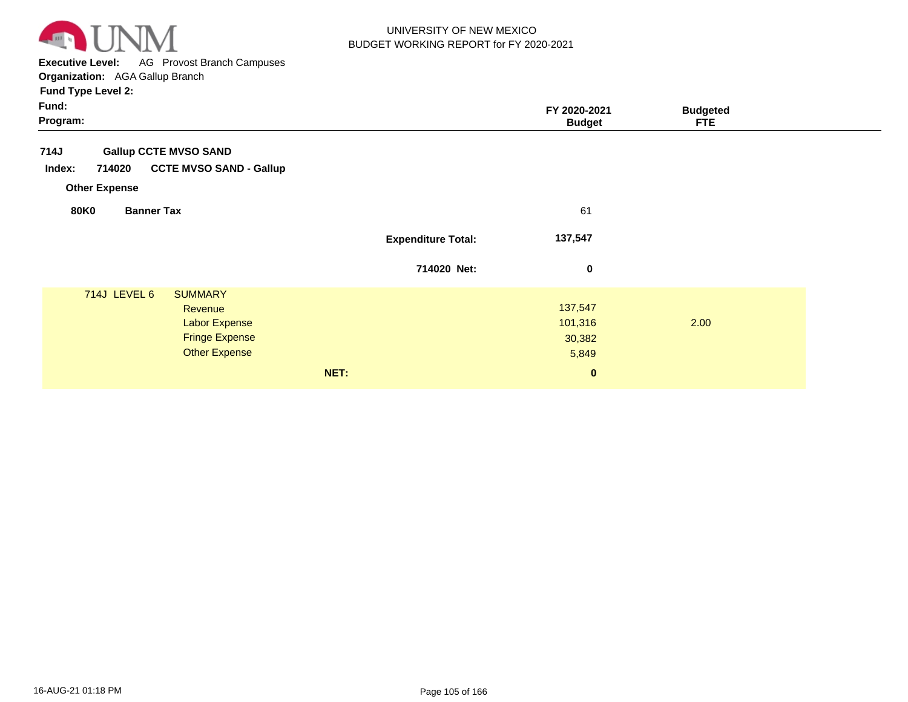UNIVERSITY OF NEW MEXICO
BUDGET WORKING REPORT for FY 2020-2021

**Executive Level:** AG Provost Branch Campuses
**Organization:** AGA Gallup Branch
**Fund Type Level 2:**
**Fund:**
**Program:**

| | FY 2020-2021 Budget | Budgeted FTE |
|---|---|---|
| **714J Gallup CCTE MVSO SAND** | | |
| **Index: 714020 CCTE MVSO SAND - Gallup** | | |
| **Other Expense** | | |
| **80K0 Banner Tax** | 61 | |
| **Expenditure Total:** | **137,547** | |
| **714020 Net:** | **0** | |

| 714J LEVEL 6 SUMMARY | FY 2020-2021 Budget | Budgeted FTE |
|---|---|---|
| Revenue | 137,547 | |
| Labor Expense | 101,316 | 2.00 |
| Fringe Expense | 30,382 | |
| Other Expense | 5,849 | |
| **NET:** | **0** | |

16-AUG-21 01:18 PM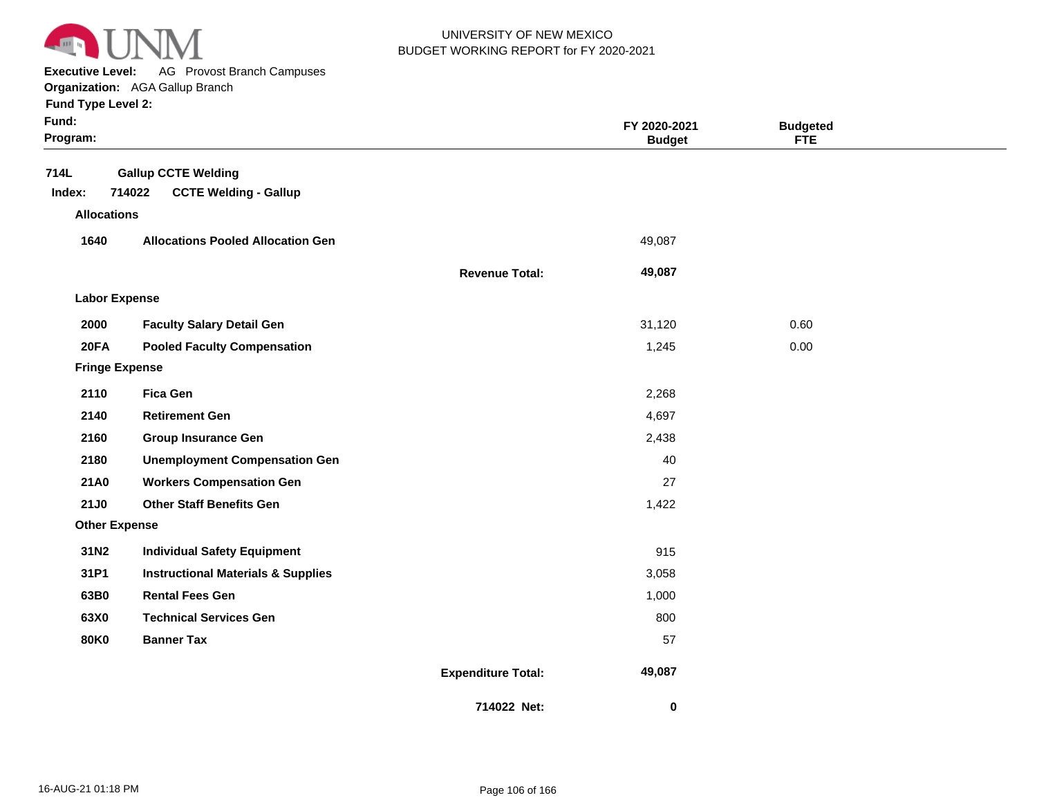UNIVERSITY OF NEW MEXICO
BUDGET WORKING REPORT for FY 2020-2021

**Executive Level:** AG Provost Branch Campuses
**Organization:** AGA Gallup Branch
**Fund Type Level 2:**
**Fund:**
**Program:**

| | | | FY 2020-2021 Budget | Budgeted FTE |
|---|---|---|---|---|
| **714L** | **Gallup CCTE Welding** | | | |
| **Index: 714022** | **CCTE Welding - Gallup** | | | |
| **Allocations** | | | | |
| **1640** | **Allocations Pooled Allocation Gen** | | 49,087 | |
| | | **Revenue Total:** | **49,087** | |
| **Labor Expense** | | | | |
| **2000** | **Faculty Salary Detail Gen** | | 31,120 | 0.60 |
| **20FA** | **Pooled Faculty Compensation** | | 1,245 | 0.00 |
| **Fringe Expense** | | | | |
| **2110** | **Fica Gen** | | 2,268 | |
| **2140** | **Retirement Gen** | | 4,697 | |
| **2160** | **Group Insurance Gen** | | 2,438 | |
| **2180** | **Unemployment Compensation Gen** | | 40 | |
| **21A0** | **Workers Compensation Gen** | | 27 | |
| **21J0** | **Other Staff Benefits Gen** | | 1,422 | |
| **Other Expense** | | | | |
| **31N2** | **Individual Safety Equipment** | | 915 | |
| **31P1** | **Instructional Materials & Supplies** | | 3,058 | |
| **63B0** | **Rental Fees Gen** | | 1,000 | |
| **63X0** | **Technical Services Gen** | | 800 | |
| **80K0** | **Banner Tax** | | 57 | |
| | | **Expenditure Total:** | **49,087** | |
| | | **714022 Net:** | **0** | |

16-AUG-21 01:18 PM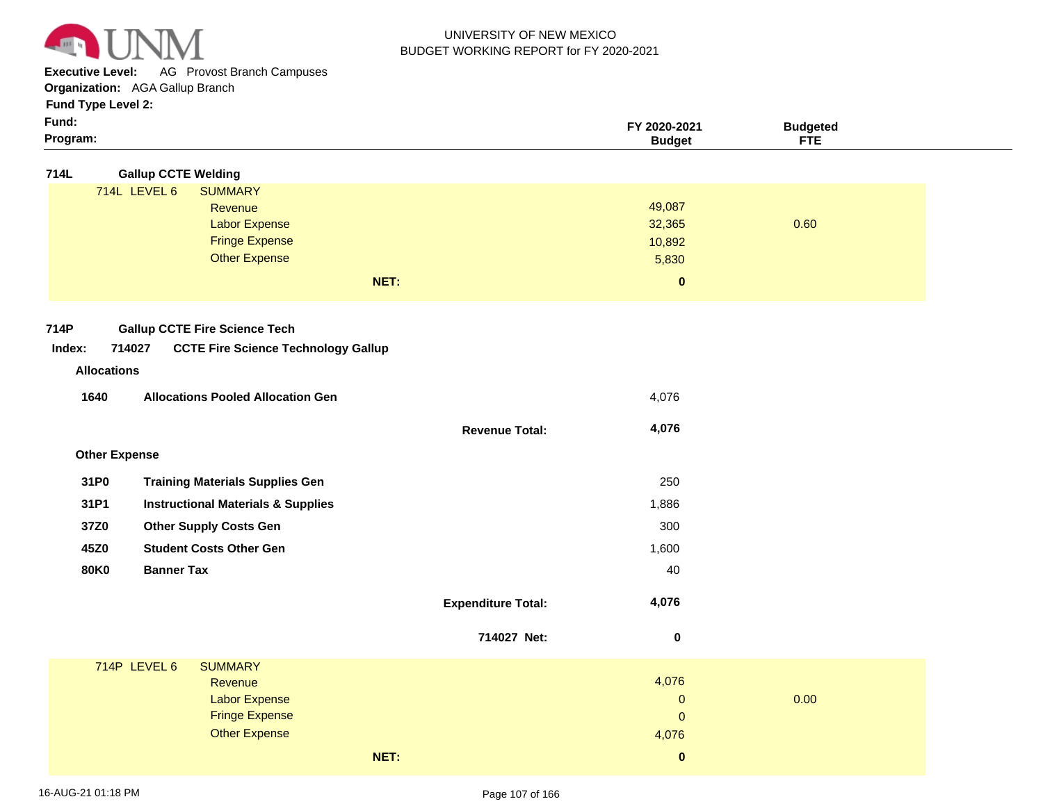UNIVERSITY OF NEW MEXICO
BUDGET WORKING REPORT for FY 2020-2021

**Executive Level:** AG Provost Branch Campuses
**Organization:** AGA Gallup Branch
**Fund Type Level 2:**
**Fund:**
**Program:**

| | FY 2020-2021 Budget | Budgeted FTE |
|---|---|---|

## 714L Gallup CCTE Welding

714L LEVEL 6 SUMMARY

| | FY 2020-2021 Budget | Budgeted FTE |
|---|---|---|
| Revenue | 49,087 | |
| Labor Expense | 32,365 | 0.60 |
| Fringe Expense | 10,892 | |
| Other Expense | 5,830 | |
| **NET:** | **0** | |

## 714P Gallup CCTE Fire Science Tech

**Index: 714027 CCTE Fire Science Technology Gallup**

**Allocations**

| | | FY 2020-2021 Budget |
|---|---|---|
| **1640** | **Allocations Pooled Allocation Gen** | 4,076 |
| | **Revenue Total:** | **4,076** |

**Other Expense**

| | | FY 2020-2021 Budget |
|---|---|---|
| **31P0** | **Training Materials Supplies Gen** | 250 |
| **31P1** | **Instructional Materials & Supplies** | 1,886 |
| **37Z0** | **Other Supply Costs Gen** | 300 |
| **45Z0** | **Student Costs Other Gen** | 1,600 |
| **80K0** | **Banner Tax** | 40 |
| | **Expenditure Total:** | **4,076** |
| | **714027 Net:** | **0** |

714P LEVEL 6 SUMMARY

| | FY 2020-2021 Budget | Budgeted FTE |
|---|---|---|
| Revenue | 4,076 | |
| Labor Expense | 0 | 0.00 |
| Fringe Expense | 0 | |
| Other Expense | 4,076 | |
| **NET:** | **0** | |

16-AUG-21 01:18 PM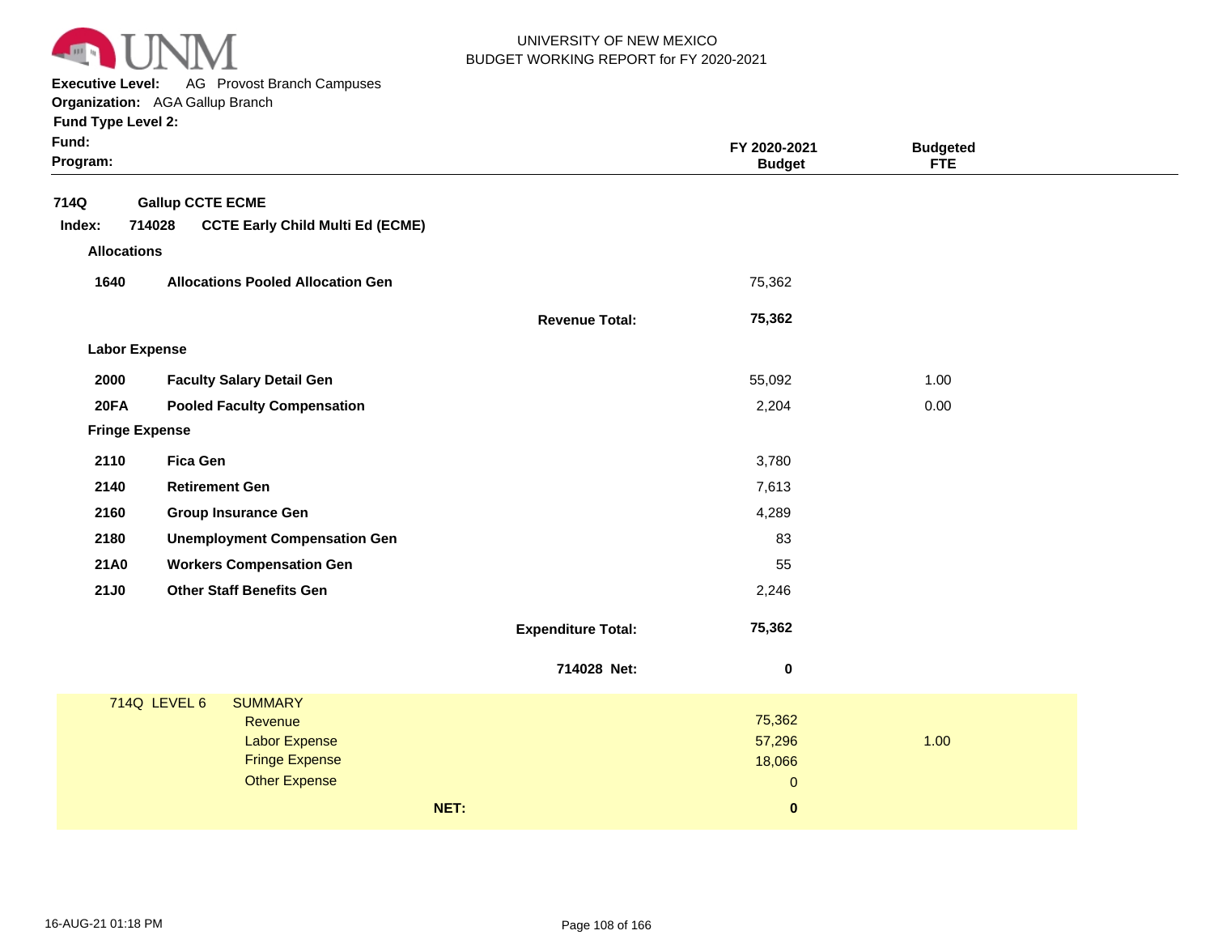UNIVERSITY OF NEW MEXICO
BUDGET WORKING REPORT for FY 2020-2021

**Executive Level:** AG Provost Branch Campuses
**Organization:** AGA Gallup Branch
**Fund Type Level 2:**
**Fund:**
**Program:**

| | | | FY 2020-2021 Budget | Budgeted FTE |
|---|---|---|---|---|
| **714Q** | **Gallup CCTE ECME** | | | |
| **Index: 714028** | **CCTE Early Child Multi Ed (ECME)** | | | |
| **Allocations** | | | | |
| **1640** | **Allocations Pooled Allocation Gen** | | 75,362 | |
| | | **Revenue Total:** | **75,362** | |
| **Labor Expense** | | | | |
| **2000** | **Faculty Salary Detail Gen** | | 55,092 | 1.00 |
| **20FA** | **Pooled Faculty Compensation** | | 2,204 | 0.00 |
| **Fringe Expense** | | | | |
| **2110** | **Fica Gen** | | 3,780 | |
| **2140** | **Retirement Gen** | | 7,613 | |
| **2160** | **Group Insurance Gen** | | 4,289 | |
| **2180** | **Unemployment Compensation Gen** | | 83 | |
| **21A0** | **Workers Compensation Gen** | | 55 | |
| **21J0** | **Other Staff Benefits Gen** | | 2,246 | |
| | | **Expenditure Total:** | **75,362** | |
| | | **714028 Net:** | **0** | |

| 714Q LEVEL 6 | SUMMARY | | |
|---|---|---|---|
| | Revenue | 75,362 | |
| | Labor Expense | 57,296 | 1.00 |
| | Fringe Expense | 18,066 | |
| | Other Expense | 0 | |
| | **NET:** | **0** | |

16-AUG-21 01:18 PM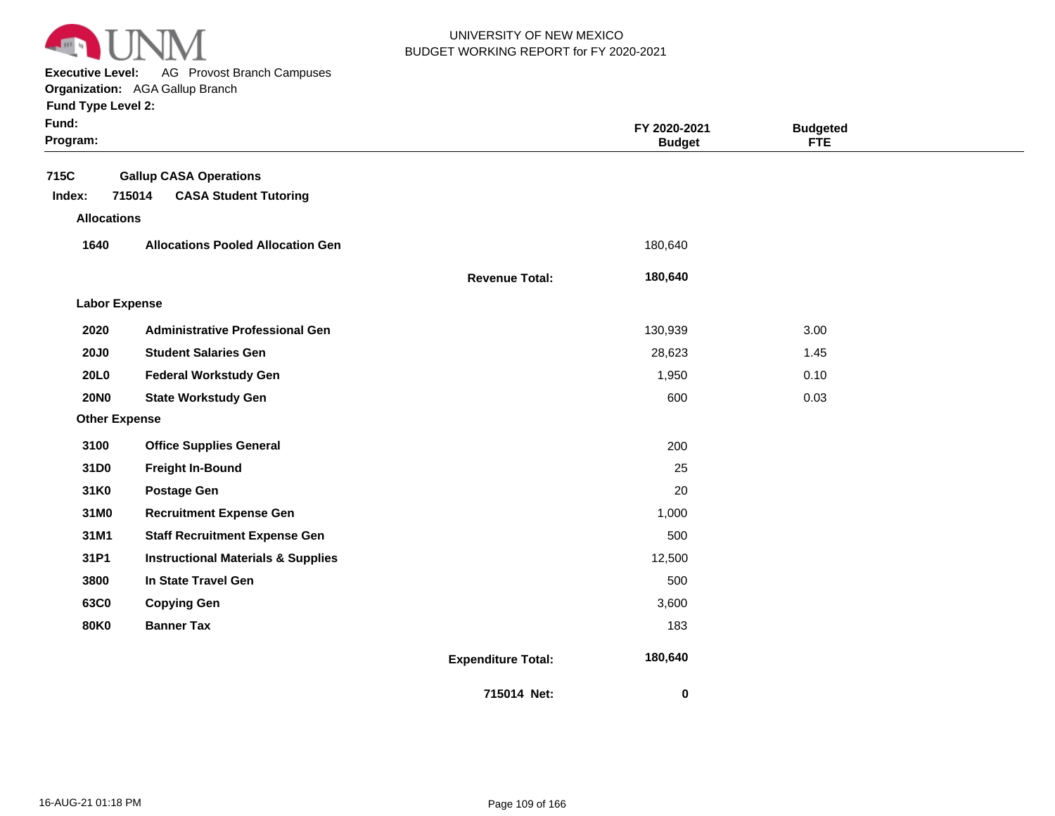UNIVERSITY OF NEW MEXICO
BUDGET WORKING REPORT for FY 2020-2021

**Executive Level:** AG Provost Branch Campuses
**Organization:** AGA Gallup Branch
**Fund Type Level 2:**
**Fund:**
**Program:**

| | | | FY 2020-2021 Budget | Budgeted FTE |
|---|---|---|---|---|
| **715C** | **Gallup CASA Operations** | | | |
| **Index: 715014** | **CASA Student Tutoring** | | | |
| **Allocations** | | | | |
| **1640** | **Allocations Pooled Allocation Gen** | | 180,640 | |
| | | **Revenue Total:** | **180,640** | |
| **Labor Expense** | | | | |
| **2020** | **Administrative Professional Gen** | | 130,939 | 3.00 |
| **20J0** | **Student Salaries Gen** | | 28,623 | 1.45 |
| **20L0** | **Federal Workstudy Gen** | | 1,950 | 0.10 |
| **20N0** | **State Workstudy Gen** | | 600 | 0.03 |
| **Other Expense** | | | | |
| **3100** | **Office Supplies General** | | 200 | |
| **31D0** | **Freight In-Bound** | | 25 | |
| **31K0** | **Postage Gen** | | 20 | |
| **31M0** | **Recruitment Expense Gen** | | 1,000 | |
| **31M1** | **Staff Recruitment Expense Gen** | | 500 | |
| **31P1** | **Instructional Materials & Supplies** | | 12,500 | |
| **3800** | **In State Travel Gen** | | 500 | |
| **63C0** | **Copying Gen** | | 3,600 | |
| **80K0** | **Banner Tax** | | 183 | |
| | | **Expenditure Total:** | **180,640** | |
| | | **715014 Net:** | **0** | |

16-AUG-21 01:18 PM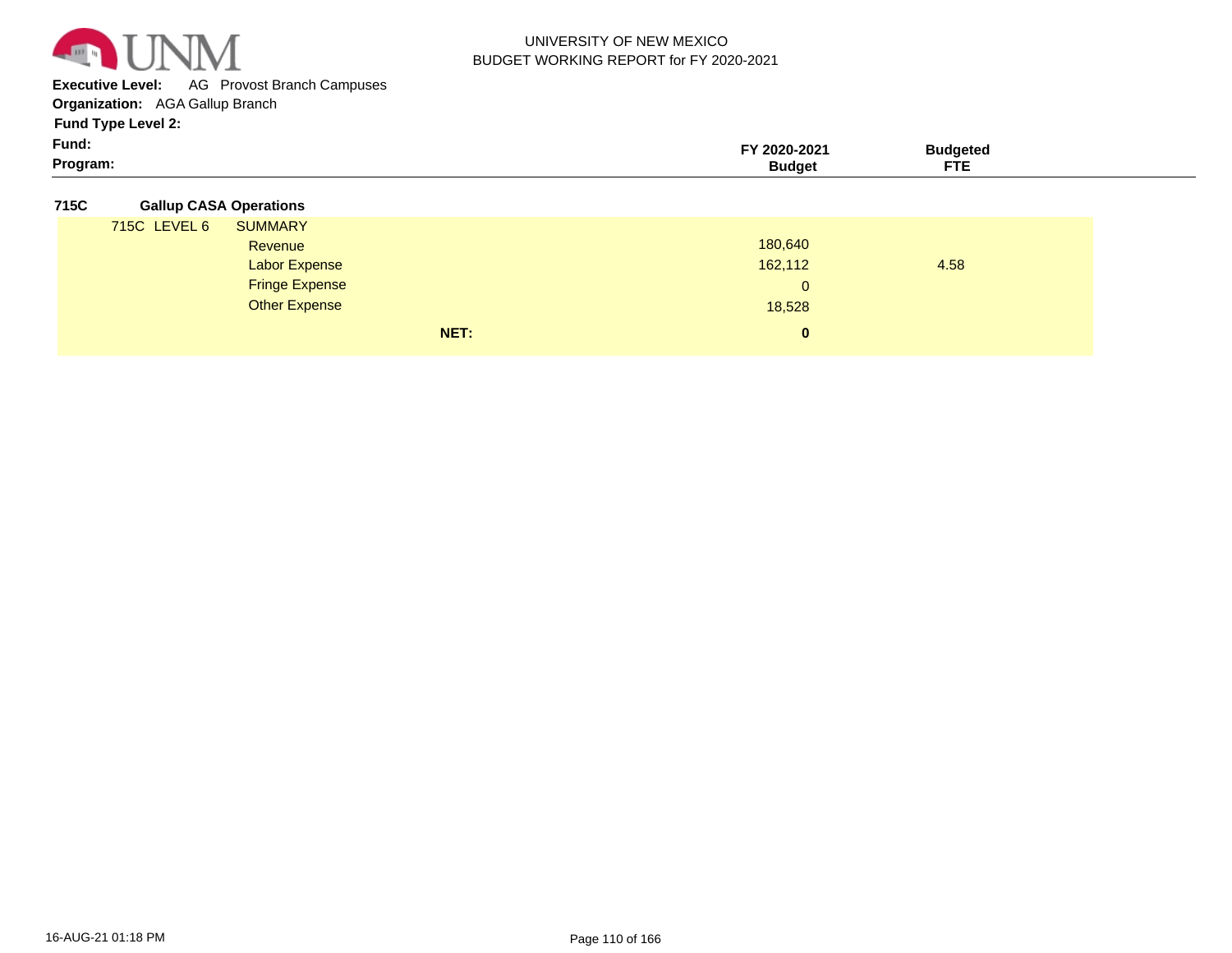UNIVERSITY OF NEW MEXICO
BUDGET WORKING REPORT for FY 2020-2021

**Executive Level:** AG Provost Branch Campuses
**Organization:** AGA Gallup Branch
**Fund Type Level 2:**
**Fund:**
**Program:**

| | | FY 2020-2021 Budget | Budgeted FTE |
|---|---|---|---|
| **715C** | **Gallup CASA Operations** | | |
| 715C LEVEL 6 | SUMMARY | | |
| | Revenue | 180,640 | |
| | Labor Expense | 162,112 | 4.58 |
| | Fringe Expense | 0 | |
| | Other Expense | 18,528 | |
| | **NET:** | **0** | |

16-AUG-21 01:18 PM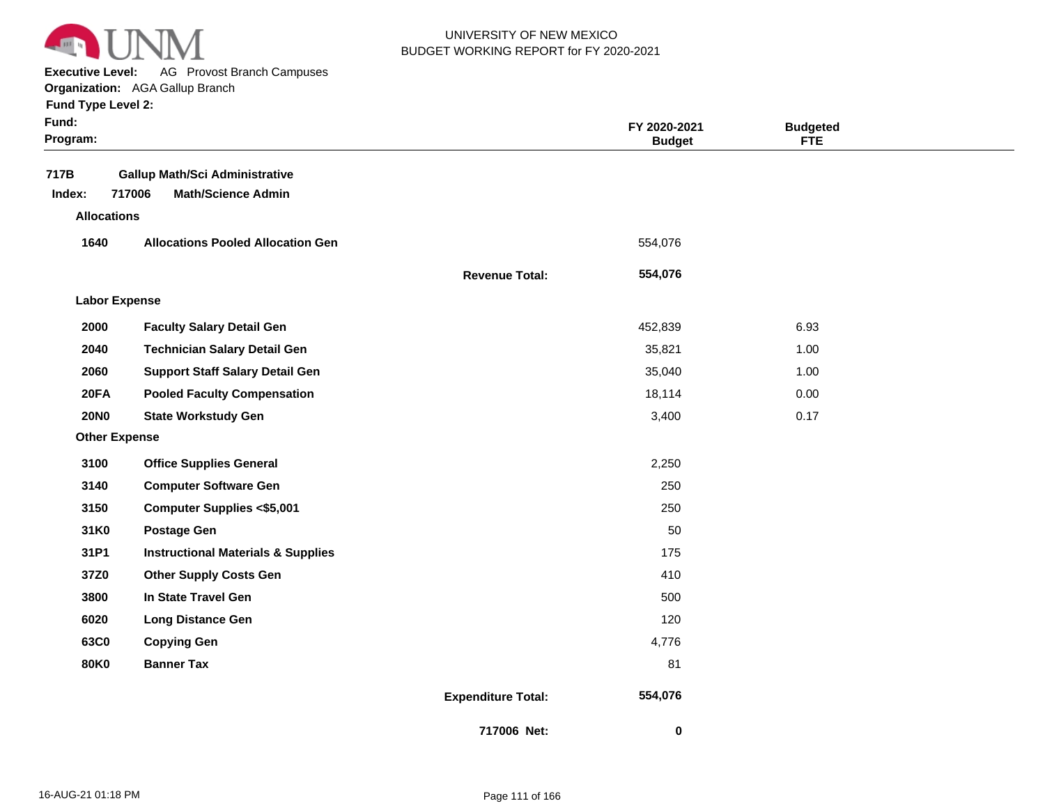UNIVERSITY OF NEW MEXICO
BUDGET WORKING REPORT for FY 2020-2021

**Executive Level:** AG Provost Branch Campuses
**Organization:** AGA Gallup Branch
**Fund Type Level 2:**
**Fund:**
**Program:**

| | | | FY 2020-2021 Budget | Budgeted FTE |
|---|---|---|---|---|
| **717B** | **Gallup Math/Sci Administrative** | | | |
| **Index: 717006** | **Math/Science Admin** | | | |
| **Allocations** | | | | |
| **1640** | **Allocations Pooled Allocation Gen** | | 554,076 | |
| | | **Revenue Total:** | **554,076** | |
| **Labor Expense** | | | | |
| **2000** | **Faculty Salary Detail Gen** | | 452,839 | 6.93 |
| **2040** | **Technician Salary Detail Gen** | | 35,821 | 1.00 |
| **2060** | **Support Staff Salary Detail Gen** | | 35,040 | 1.00 |
| **20FA** | **Pooled Faculty Compensation** | | 18,114 | 0.00 |
| **20N0** | **State Workstudy Gen** | | 3,400 | 0.17 |
| **Other Expense** | | | | |
| **3100** | **Office Supplies General** | | 2,250 | |
| **3140** | **Computer Software Gen** | | 250 | |
| **3150** | **Computer Supplies <$5,001** | | 250 | |
| **31K0** | **Postage Gen** | | 50 | |
| **31P1** | **Instructional Materials & Supplies** | | 175 | |
| **37Z0** | **Other Supply Costs Gen** | | 410 | |
| **3800** | **In State Travel Gen** | | 500 | |
| **6020** | **Long Distance Gen** | | 120 | |
| **63C0** | **Copying Gen** | | 4,776 | |
| **80K0** | **Banner Tax** | | 81 | |
| | | **Expenditure Total:** | **554,076** | |
| | | **717006 Net:** | **0** | |

16-AUG-21 01:18 PM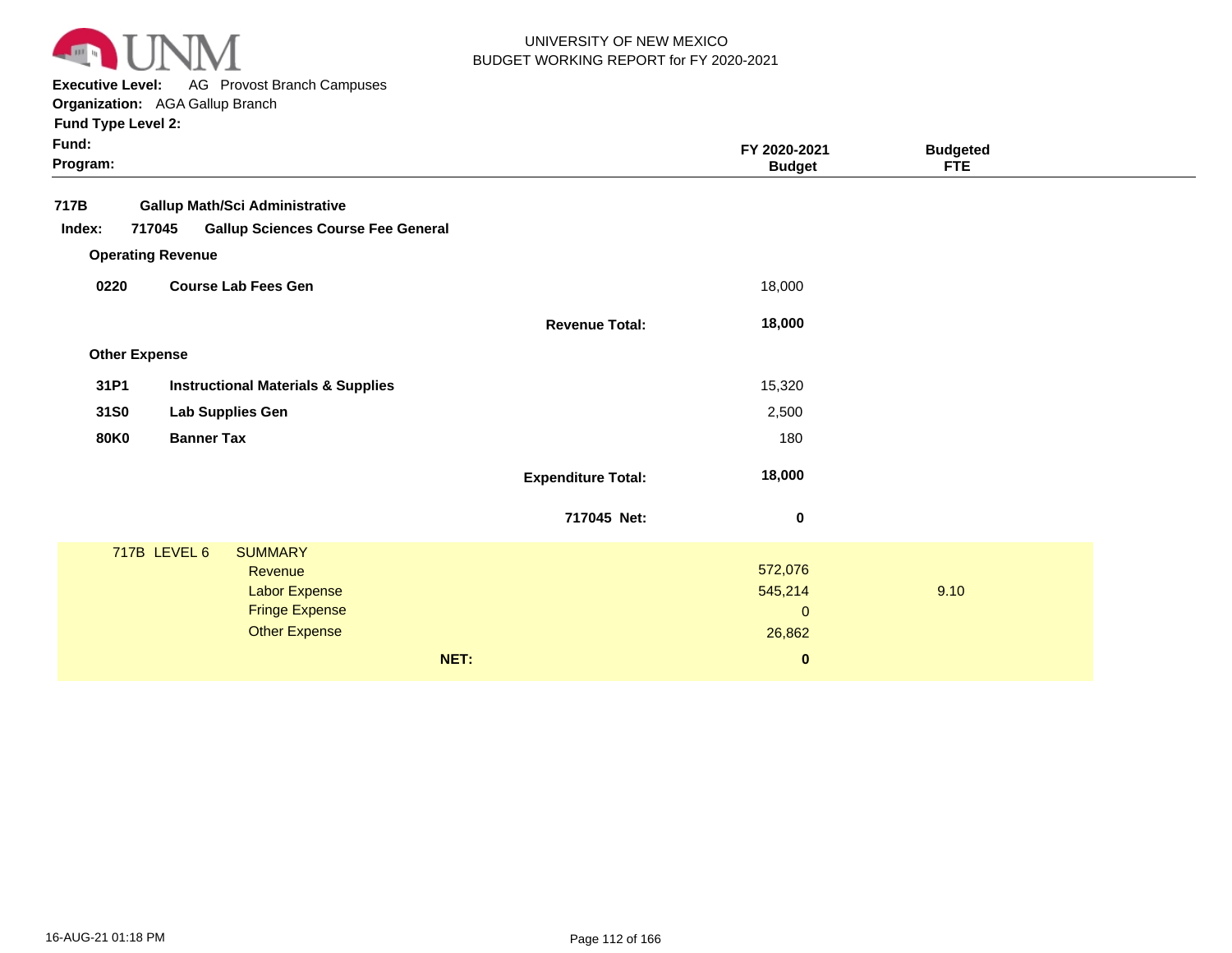UNIVERSITY OF NEW MEXICO
BUDGET WORKING REPORT for FY 2020-2021

**Executive Level:** AG Provost Branch Campuses
**Organization:** AGA Gallup Branch
**Fund Type Level 2:**
**Fund:**
**Program:**

| | | | FY 2020-2021 Budget | Budgeted FTE |
|---|---|---|---|---|
| **717B** | **Gallup Math/Sci Administrative** | | | |
| **Index: 717045** | **Gallup Sciences Course Fee General** | | | |
| **Operating Revenue** | | | | |
| **0220** | **Course Lab Fees Gen** | | 18,000 | |
| | | **Revenue Total:** | **18,000** | |
| **Other Expense** | | | | |
| **31P1** | **Instructional Materials & Supplies** | | 15,320 | |
| **31S0** | **Lab Supplies Gen** | | 2,500 | |
| **80K0** | **Banner Tax** | | 180 | |
| | | **Expenditure Total:** | **18,000** | |
| | | **717045 Net:** | **0** | |

| 717B LEVEL 6 | SUMMARY | | |
|---|---|---|---|
| | Revenue | 572,076 | |
| | Labor Expense | 545,214 | 9.10 |
| | Fringe Expense | 0 | |
| | Other Expense | 26,862 | |
| | **NET:** | **0** | |

16-AUG-21 01:18 PM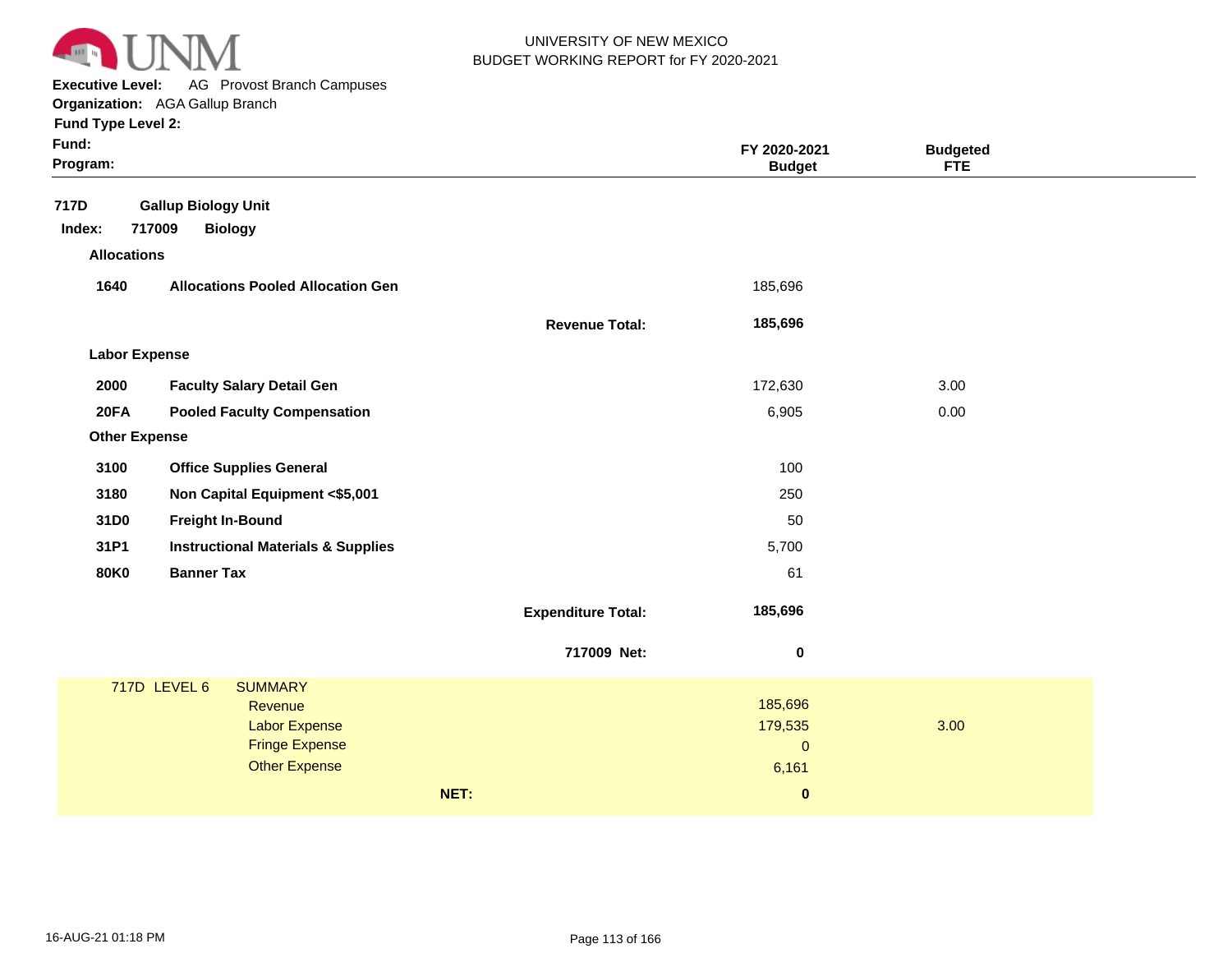UNIVERSITY OF NEW MEXICO
BUDGET WORKING REPORT for FY 2020-2021

**Executive Level:** AG Provost Branch Campuses
**Organization:** AGA Gallup Branch
**Fund Type Level 2:**
**Fund:**
**Program:**

| | | | FY 2020-2021 Budget | Budgeted FTE |
|---|---|---|---|---|
| **717D** | **Gallup Biology Unit** | | | |
| **Index: 717009** | **Biology** | | | |
| **Allocations** | | | | |
| **1640** | **Allocations Pooled Allocation Gen** | | 185,696 | |
| | | **Revenue Total:** | **185,696** | |
| **Labor Expense** | | | | |
| **2000** | **Faculty Salary Detail Gen** | | 172,630 | 3.00 |
| **20FA** | **Pooled Faculty Compensation** | | 6,905 | 0.00 |
| **Other Expense** | | | | |
| **3100** | **Office Supplies General** | | 100 | |
| **3180** | **Non Capital Equipment <$5,001** | | 250 | |
| **31D0** | **Freight In-Bound** | | 50 | |
| **31P1** | **Instructional Materials & Supplies** | | 5,700 | |
| **80K0** | **Banner Tax** | | 61 | |
| | | **Expenditure Total:** | **185,696** | |
| | | **717009 Net:** | **0** | |

| 717D LEVEL 6 | SUMMARY | | |
|---|---|---|---|
| | Revenue | 185,696 | |
| | Labor Expense | 179,535 | 3.00 |
| | Fringe Expense | 0 | |
| | Other Expense | 6,161 | |
| | **NET:** | **0** | |

16-AUG-21 01:18 PM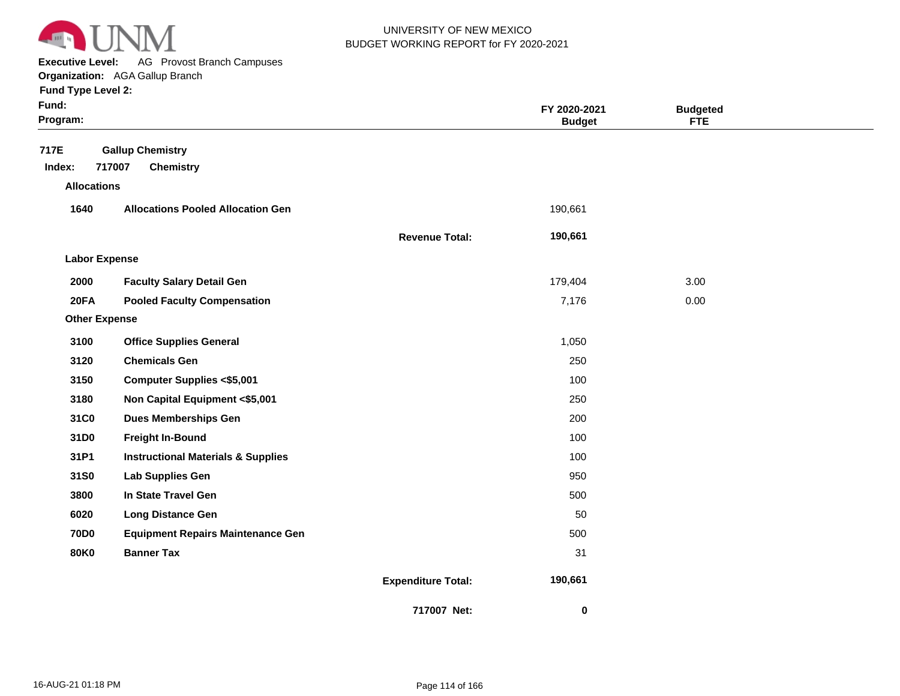UNIVERSITY OF NEW MEXICO
BUDGET WORKING REPORT for FY 2020-2021

**Executive Level:** AG Provost Branch Campuses
**Organization:** AGA Gallup Branch
**Fund Type Level 2:**
**Fund:**
**Program:**

| | | | FY 2020-2021 Budget | Budgeted FTE |
|---|---|---|---|---|
| **717E** | **Gallup Chemistry** | | | |
| **Index: 717007** | **Chemistry** | | | |
| **Allocations** | | | | |
| **1640** | **Allocations Pooled Allocation Gen** | | 190,661 | |
| | | **Revenue Total:** | **190,661** | |
| **Labor Expense** | | | | |
| **2000** | **Faculty Salary Detail Gen** | | 179,404 | 3.00 |
| **20FA** | **Pooled Faculty Compensation** | | 7,176 | 0.00 |
| **Other Expense** | | | | |
| **3100** | **Office Supplies General** | | 1,050 | |
| **3120** | **Chemicals Gen** | | 250 | |
| **3150** | **Computer Supplies <$5,001** | | 100 | |
| **3180** | **Non Capital Equipment <$5,001** | | 250 | |
| **31C0** | **Dues Memberships Gen** | | 200 | |
| **31D0** | **Freight In-Bound** | | 100 | |
| **31P1** | **Instructional Materials & Supplies** | | 100 | |
| **31S0** | **Lab Supplies Gen** | | 950 | |
| **3800** | **In State Travel Gen** | | 500 | |
| **6020** | **Long Distance Gen** | | 50 | |
| **70D0** | **Equipment Repairs Maintenance Gen** | | 500 | |
| **80K0** | **Banner Tax** | | 31 | |
| | | **Expenditure Total:** | **190,661** | |
| | | **717007 Net:** | **0** | |

16-AUG-21 01:18 PM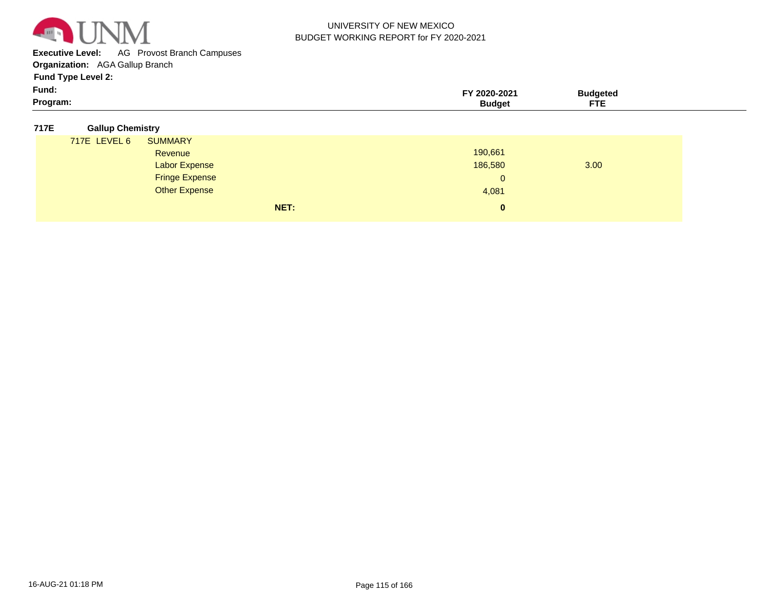UNIVERSITY OF NEW MEXICO
BUDGET WORKING REPORT for FY 2020-2021

**Executive Level:** AG Provost Branch Campuses
**Organization:** AGA Gallup Branch
**Fund Type Level 2:**
**Fund:**
**Program:**

| | | | FY 2020-2021 Budget | Budgeted FTE |
|---|---|---|---|---|
| **717E** | **Gallup Chemistry** | | | |
| 717E LEVEL 6 | SUMMARY | | | |
| | Revenue | | 190,661 | |
| | Labor Expense | | 186,580 | 3.00 |
| | Fringe Expense | | 0 | |
| | Other Expense | | 4,081 | |
| | | **NET:** | **0** | |

16-AUG-21 01:18 PM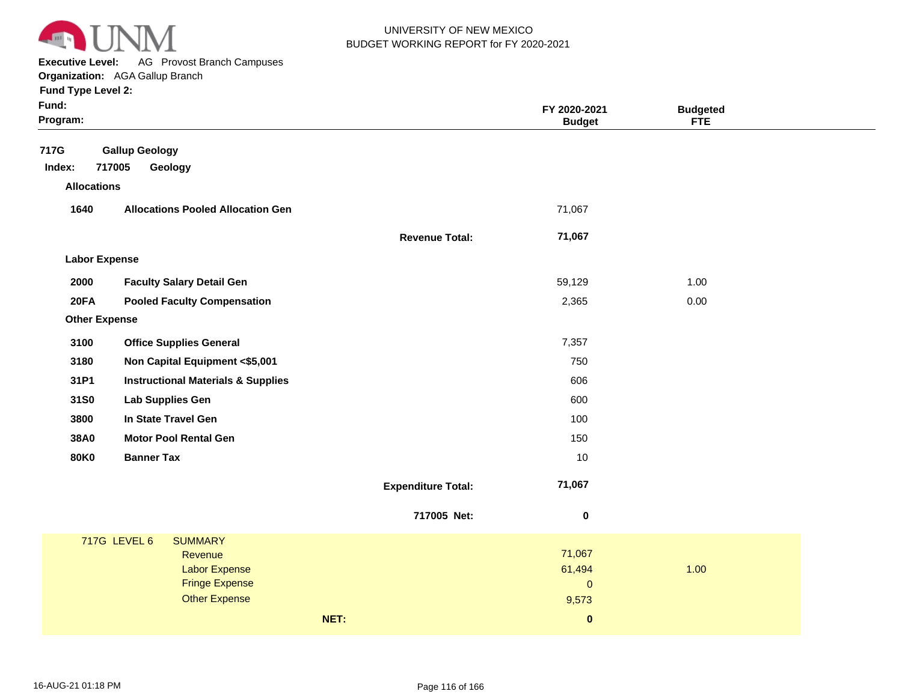UNIVERSITY OF NEW MEXICO
BUDGET WORKING REPORT for FY 2020-2021

**Executive Level:** AG Provost Branch Campuses
**Organization:** AGA Gallup Branch
**Fund Type Level 2:**
**Fund:**
**Program:**

| | | | FY 2020-2021 Budget | Budgeted FTE |
|---|---|---|---|---|
| **717G** | **Gallup Geology** | | | |
| **Index: 717005** | **Geology** | | | |
| **Allocations** | | | | |
| **1640** | **Allocations Pooled Allocation Gen** | | 71,067 | |
| | | **Revenue Total:** | **71,067** | |
| **Labor Expense** | | | | |
| **2000** | **Faculty Salary Detail Gen** | | 59,129 | 1.00 |
| **20FA** | **Pooled Faculty Compensation** | | 2,365 | 0.00 |
| **Other Expense** | | | | |
| **3100** | **Office Supplies General** | | 7,357 | |
| **3180** | **Non Capital Equipment <$5,001** | | 750 | |
| **31P1** | **Instructional Materials & Supplies** | | 606 | |
| **31S0** | **Lab Supplies Gen** | | 600 | |
| **3800** | **In State Travel Gen** | | 100 | |
| **38A0** | **Motor Pool Rental Gen** | | 150 | |
| **80K0** | **Banner Tax** | | 10 | |
| | | **Expenditure Total:** | **71,067** | |
| | | **717005 Net:** | **0** | |

| 717G LEVEL 6 | SUMMARY | | |
|---|---|---|---|
| | Revenue | 71,067 | |
| | Labor Expense | 61,494 | 1.00 |
| | Fringe Expense | 0 | |
| | Other Expense | 9,573 | |
| | **NET:** | **0** | |

16-AUG-21 01:18 PM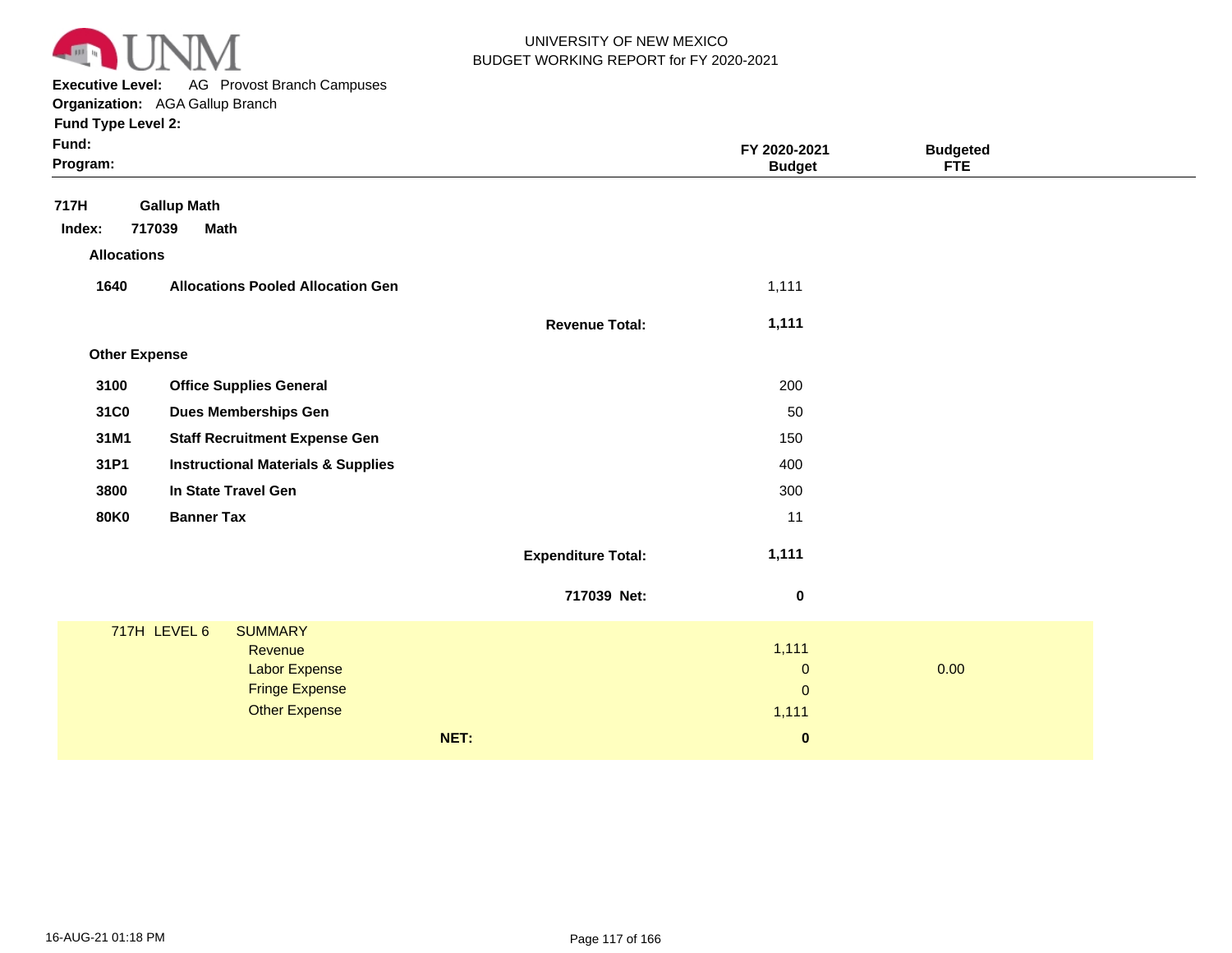UNIVERSITY OF NEW MEXICO
BUDGET WORKING REPORT for FY 2020-2021

**Executive Level:** AG Provost Branch Campuses
**Organization:** AGA Gallup Branch
**Fund Type Level 2:**
**Fund:**
**Program:**

| | | | FY 2020-2021 Budget | Budgeted FTE |
|---|---|---|---|---|
| **717H** | **Gallup Math** | | | |
| **Index: 717039** | **Math** | | | |
| **Allocations** | | | | |
| **1640** | **Allocations Pooled Allocation Gen** | | 1,111 | |
| | | **Revenue Total:** | **1,111** | |
| **Other Expense** | | | | |
| **3100** | **Office Supplies General** | | 200 | |
| **31C0** | **Dues Memberships Gen** | | 50 | |
| **31M1** | **Staff Recruitment Expense Gen** | | 150 | |
| **31P1** | **Instructional Materials & Supplies** | | 400 | |
| **3800** | **In State Travel Gen** | | 300 | |
| **80K0** | **Banner Tax** | | 11 | |
| | | **Expenditure Total:** | **1,111** | |
| | | **717039 Net:** | **0** | |

| 717H LEVEL 6 | SUMMARY | | |
|---|---|---|---|
| | Revenue | 1,111 | |
| | Labor Expense | 0 | 0.00 |
| | Fringe Expense | 0 | |
| | Other Expense | 1,111 | |
| | **NET:** | **0** | |

16-AUG-21 01:18 PM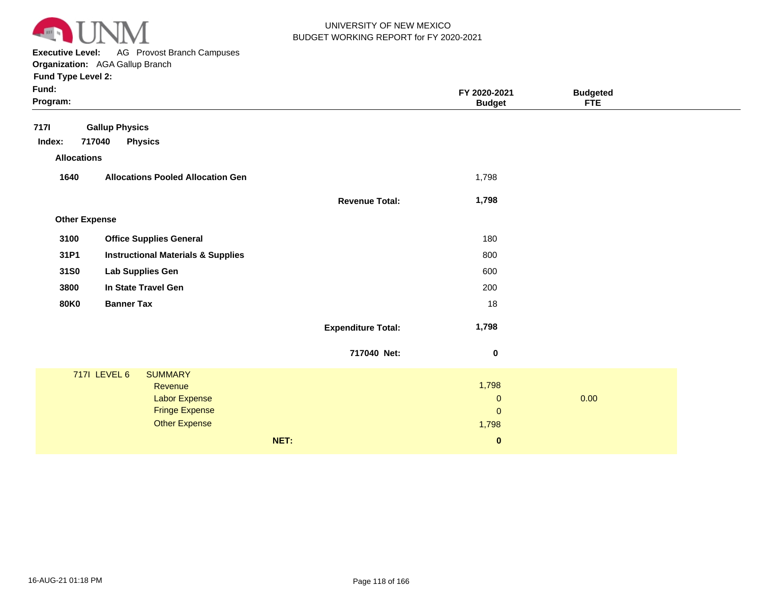UNIVERSITY OF NEW MEXICO
BUDGET WORKING REPORT for FY 2020-2021

**Executive Level:** AG Provost Branch Campuses
**Organization:** AGA Gallup Branch
**Fund Type Level 2:**
**Fund:**
**Program:**

| | | | FY 2020-2021 Budget | Budgeted FTE |
|---|---|---|---|---|
| **717I** | **Gallup Physics** | | | |
| **Index: 717040** | **Physics** | | | |
| **Allocations** | | | | |
| **1640** | **Allocations Pooled Allocation Gen** | | 1,798 | |
| | | **Revenue Total:** | **1,798** | |
| **Other Expense** | | | | |
| **3100** | **Office Supplies General** | | 180 | |
| **31P1** | **Instructional Materials & Supplies** | | 800 | |
| **31S0** | **Lab Supplies Gen** | | 600 | |
| **3800** | **In State Travel Gen** | | 200 | |
| **80K0** | **Banner Tax** | | 18 | |
| | | **Expenditure Total:** | **1,798** | |
| | | **717040 Net:** | **0** | |

| 717I LEVEL 6 | SUMMARY | | |
|---|---|---|---|
| | Revenue | 1,798 | |
| | Labor Expense | 0 | 0.00 |
| | Fringe Expense | 0 | |
| | Other Expense | 1,798 | |
| | **NET:** | **0** | |

16-AUG-21 01:18 PM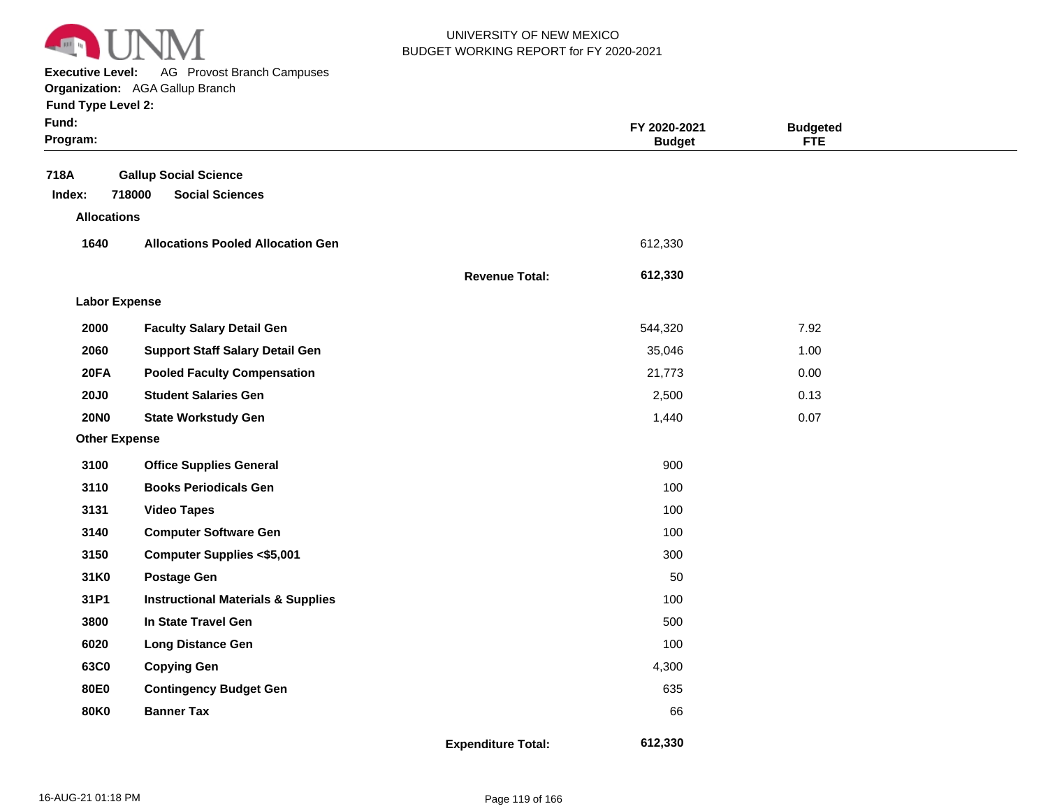UNIVERSITY OF NEW MEXICO
BUDGET WORKING REPORT for FY 2020-2021

**Executive Level:** AG Provost Branch Campuses
**Organization:** AGA Gallup Branch
**Fund Type Level 2:**
**Fund:**
**Program:**

| | | | FY 2020-2021 Budget | Budgeted FTE |
|---|---|---|---|---|
| **718A** | **Gallup Social Science** | | | |
| **Index: 718000** | **Social Sciences** | | | |
| **Allocations** | | | | |
| **1640** | **Allocations Pooled Allocation Gen** | | 612,330 | |
| | | **Revenue Total:** | **612,330** | |
| **Labor Expense** | | | | |
| **2000** | **Faculty Salary Detail Gen** | | 544,320 | 7.92 |
| **2060** | **Support Staff Salary Detail Gen** | | 35,046 | 1.00 |
| **20FA** | **Pooled Faculty Compensation** | | 21,773 | 0.00 |
| **20J0** | **Student Salaries Gen** | | 2,500 | 0.13 |
| **20N0** | **State Workstudy Gen** | | 1,440 | 0.07 |
| **Other Expense** | | | | |
| **3100** | **Office Supplies General** | | 900 | |
| **3110** | **Books Periodicals Gen** | | 100 | |
| **3131** | **Video Tapes** | | 100 | |
| **3140** | **Computer Software Gen** | | 100 | |
| **3150** | **Computer Supplies <$5,001** | | 300 | |
| **31K0** | **Postage Gen** | | 50 | |
| **31P1** | **Instructional Materials & Supplies** | | 100 | |
| **3800** | **In State Travel Gen** | | 500 | |
| **6020** | **Long Distance Gen** | | 100 | |
| **63C0** | **Copying Gen** | | 4,300 | |
| **80E0** | **Contingency Budget Gen** | | 635 | |
| **80K0** | **Banner Tax** | | 66 | |
| | | **Expenditure Total:** | **612,330** | |

16-AUG-21 01:18 PM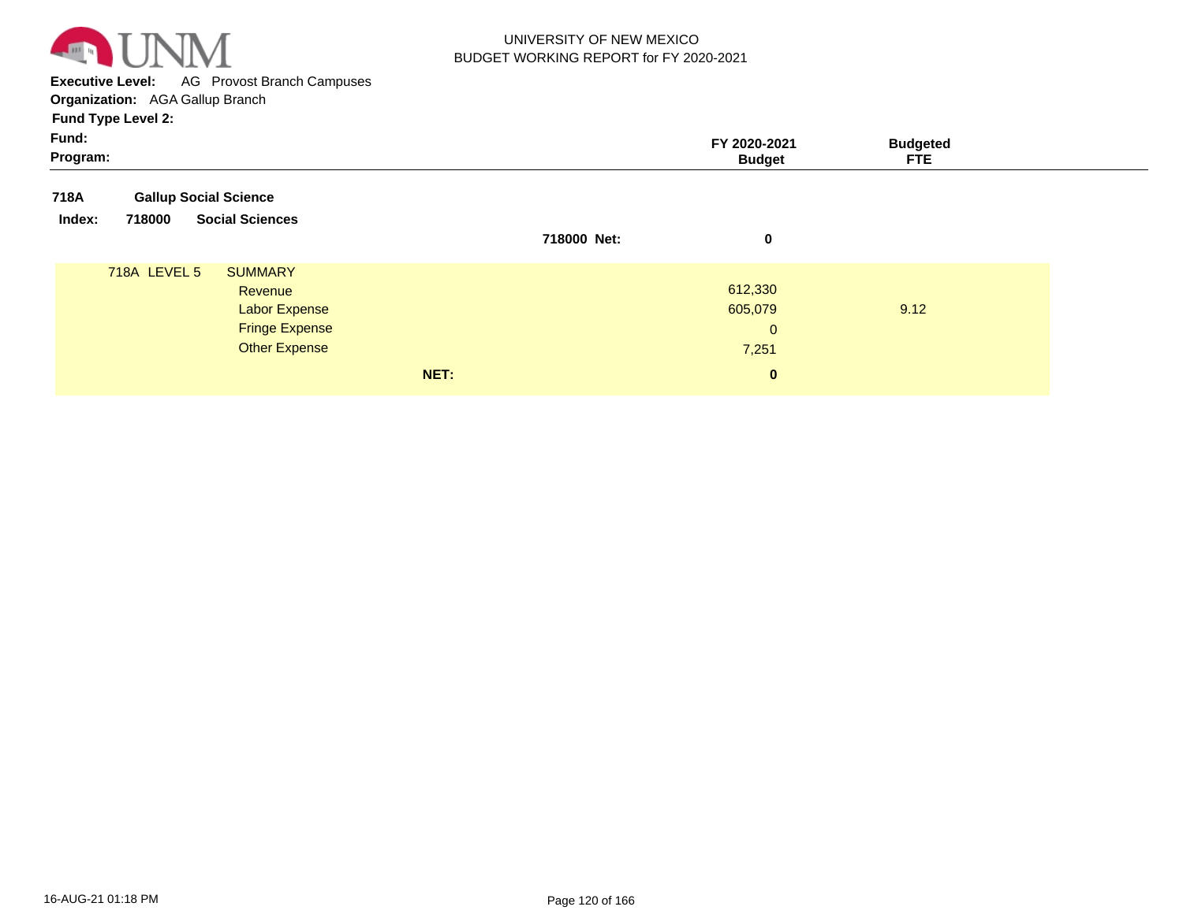UNIVERSITY OF NEW MEXICO
BUDGET WORKING REPORT for FY 2020-2021

**Executive Level:** AG Provost Branch Campuses
**Organization:** AGA Gallup Branch
**Fund Type Level 2:**
**Fund:**
**Program:**

| | | FY 2020-2021 Budget | Budgeted FTE |
|---|---|---|---|
| **718A** | **Gallup Social Science** | | |
| **Index: 718000** | **Social Sciences** | | |
| | **718000 Net:** | **0** | |
| 718A LEVEL 5 | SUMMARY | | |
| | Revenue | 612,330 | |
| | Labor Expense | 605,079 | 9.12 |
| | Fringe Expense | 0 | |
| | Other Expense | 7,251 | |
| | **NET:** | **0** | |

16-AUG-21 01:18 PM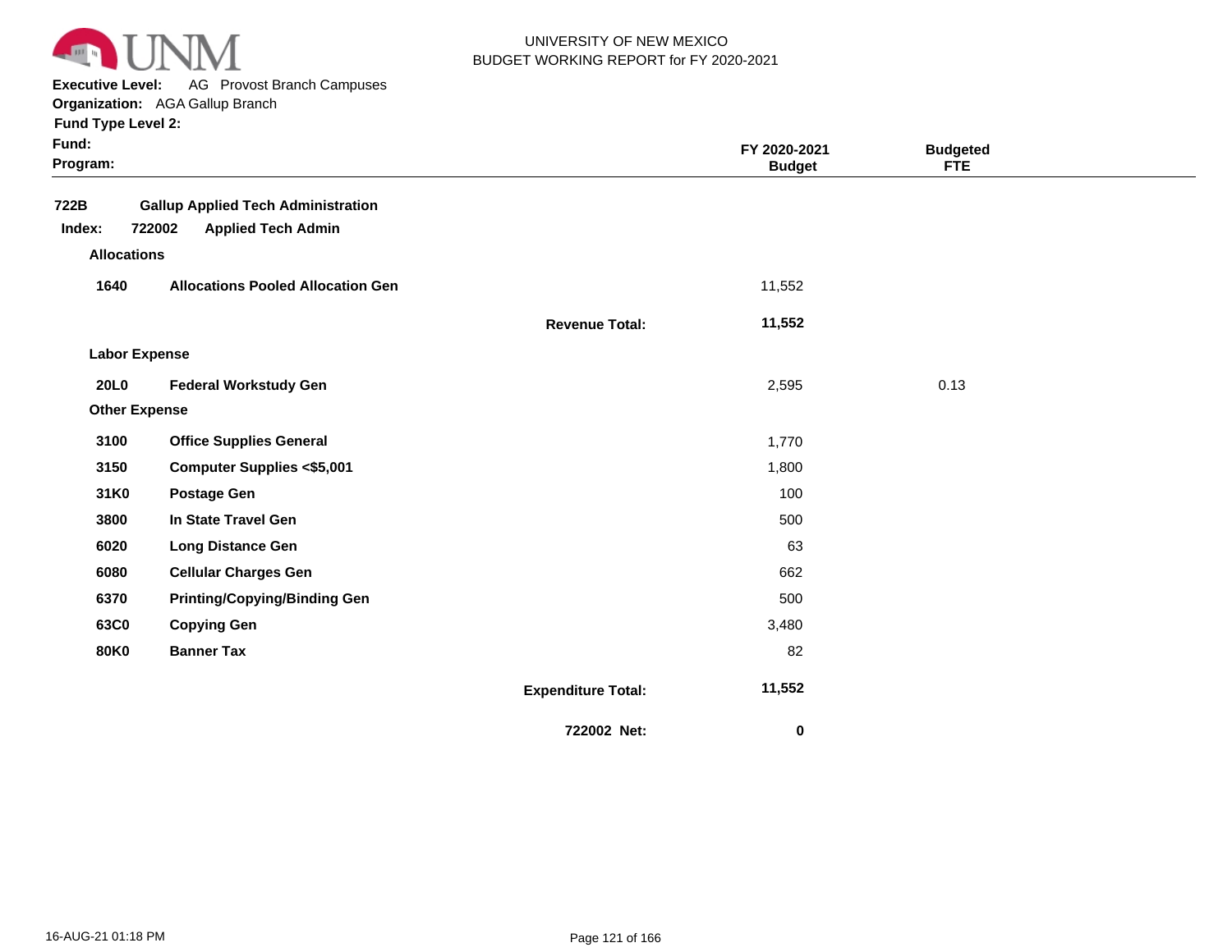UNIVERSITY OF NEW MEXICO
BUDGET WORKING REPORT for FY 2020-2021

**Executive Level:** AG Provost Branch Campuses
**Organization:** AGA Gallup Branch
**Fund Type Level 2:**
**Fund:**
**Program:**

| | | | FY 2020-2021 Budget | Budgeted FTE |
|---|---|---|---|---|
| **722B** | **Gallup Applied Tech Administration** | | | |
| **Index: 722002** | **Applied Tech Admin** | | | |
| **Allocations** | | | | |
| **1640** | **Allocations Pooled Allocation Gen** | | 11,552 | |
| | | **Revenue Total:** | **11,552** | |
| **Labor Expense** | | | | |
| **20L0** | **Federal Workstudy Gen** | | 2,595 | 0.13 |
| **Other Expense** | | | | |
| **3100** | **Office Supplies General** | | 1,770 | |
| **3150** | **Computer Supplies <$5,001** | | 1,800 | |
| **31K0** | **Postage Gen** | | 100 | |
| **3800** | **In State Travel Gen** | | 500 | |
| **6020** | **Long Distance Gen** | | 63 | |
| **6080** | **Cellular Charges Gen** | | 662 | |
| **6370** | **Printing/Copying/Binding Gen** | | 500 | |
| **63C0** | **Copying Gen** | | 3,480 | |
| **80K0** | **Banner Tax** | | 82 | |
| | | **Expenditure Total:** | **11,552** | |
| | | **722002 Net:** | **0** | |

16-AUG-21 01:18 PM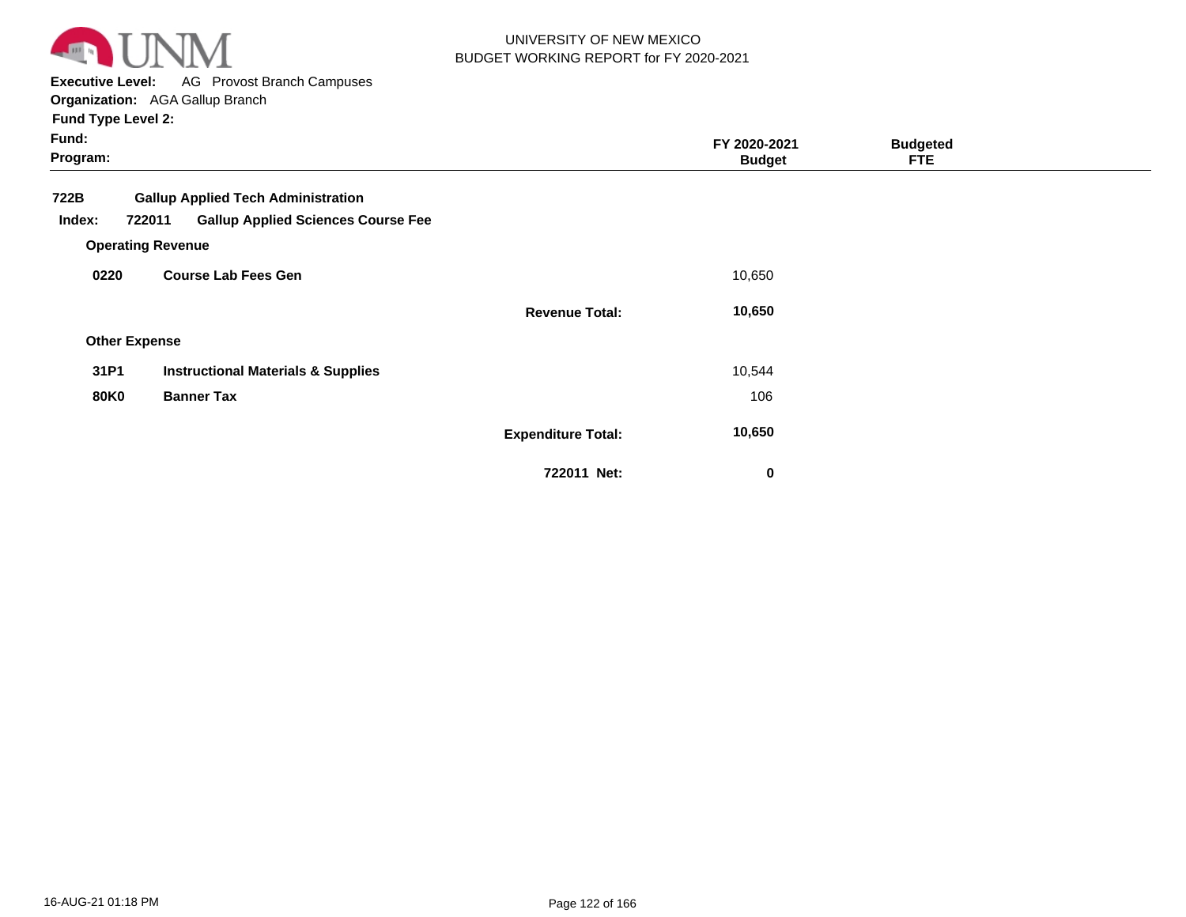UNIVERSITY OF NEW MEXICO
BUDGET WORKING REPORT for FY 2020-2021

**Executive Level:** AG Provost Branch Campuses
**Organization:** AGA Gallup Branch
**Fund Type Level 2:**
**Fund:**
**Program:**

| | | | FY 2020-2021 Budget | Budgeted FTE |
|---|---|---|---|---|
| **722B** | **Gallup Applied Tech Administration** | | | |
| **Index: 722011** | **Gallup Applied Sciences Course Fee** | | | |
| **Operating Revenue** | | | | |
| **0220** | **Course Lab Fees Gen** | | 10,650 | |
| | | **Revenue Total:** | **10,650** | |
| **Other Expense** | | | | |
| **31P1** | **Instructional Materials & Supplies** | | 10,544 | |
| **80K0** | **Banner Tax** | | 106 | |
| | | **Expenditure Total:** | **10,650** | |
| | | **722011 Net:** | **0** | |

16-AUG-21 01:18 PM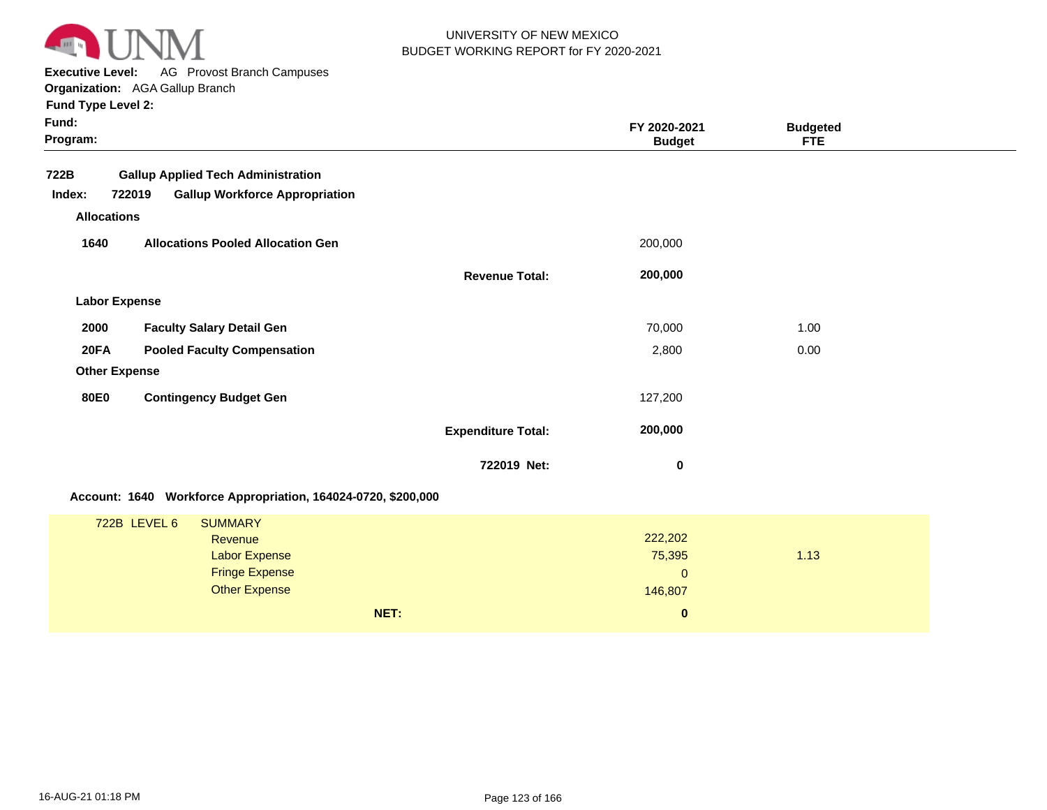UNIVERSITY OF NEW MEXICO
BUDGET WORKING REPORT for FY 2020-2021

**Executive Level:** AG Provost Branch Campuses
**Organization:** AGA Gallup Branch
**Fund Type Level 2:**
**Fund:**
**Program:**

| | | | FY 2020-2021 Budget | Budgeted FTE |
|---|---|---|---|---|
| **722B** | **Gallup Applied Tech Administration** | | | |
| **Index: 722019** | **Gallup Workforce Appropriation** | | | |
| **Allocations** | | | | |
| **1640** | **Allocations Pooled Allocation Gen** | | 200,000 | |
| | | **Revenue Total:** | **200,000** | |
| **Labor Expense** | | | | |
| **2000** | **Faculty Salary Detail Gen** | | 70,000 | 1.00 |
| **20FA** | **Pooled Faculty Compensation** | | 2,800 | 0.00 |
| **Other Expense** | | | | |
| **80E0** | **Contingency Budget Gen** | | 127,200 | |
| | | **Expenditure Total:** | **200,000** | |
| | | **722019 Net:** | **0** | |

**Account: 1640 Workforce Appropriation, 164024-0720, $200,000**

| 722B LEVEL 6 | SUMMARY | | |
|---|---|---|---|
| | Revenue | 222,202 | |
| | Labor Expense | 75,395 | 1.13 |
| | Fringe Expense | 0 | |
| | Other Expense | 146,807 | |
| | **NET:** | **0** | |

16-AUG-21 01:18 PM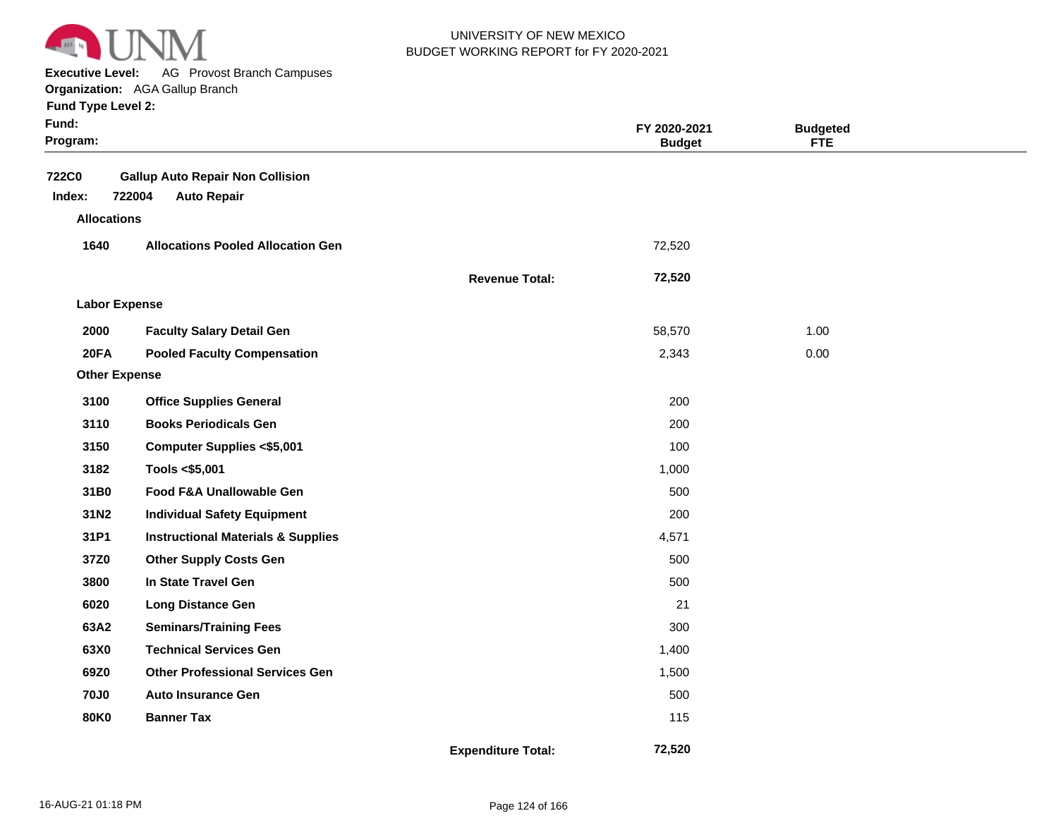UNIVERSITY OF NEW MEXICO
BUDGET WORKING REPORT for FY 2020-2021

**Executive Level:** AG Provost Branch Campuses
**Organization:** AGA Gallup Branch
**Fund Type Level 2:**
**Fund:**
**Program:**

| | | | FY 2020-2021 Budget | Budgeted FTE |
|---|---|---|---|---|
| **722C0** | **Gallup Auto Repair Non Collision** | | | |
| **Index: 722004** | **Auto Repair** | | | |
| **Allocations** | | | | |
| **1640** | **Allocations Pooled Allocation Gen** | | 72,520 | |
| | | **Revenue Total:** | **72,520** | |
| **Labor Expense** | | | | |
| **2000** | **Faculty Salary Detail Gen** | | 58,570 | 1.00 |
| **20FA** | **Pooled Faculty Compensation** | | 2,343 | 0.00 |
| **Other Expense** | | | | |
| **3100** | **Office Supplies General** | | 200 | |
| **3110** | **Books Periodicals Gen** | | 200 | |
| **3150** | **Computer Supplies <$5,001** | | 100 | |
| **3182** | **Tools <$5,001** | | 1,000 | |
| **31B0** | **Food F&A Unallowable Gen** | | 500 | |
| **31N2** | **Individual Safety Equipment** | | 200 | |
| **31P1** | **Instructional Materials & Supplies** | | 4,571 | |
| **37Z0** | **Other Supply Costs Gen** | | 500 | |
| **3800** | **In State Travel Gen** | | 500 | |
| **6020** | **Long Distance Gen** | | 21 | |
| **63A2** | **Seminars/Training Fees** | | 300 | |
| **63X0** | **Technical Services Gen** | | 1,400 | |
| **69Z0** | **Other Professional Services Gen** | | 1,500 | |
| **70J0** | **Auto Insurance Gen** | | 500 | |
| **80K0** | **Banner Tax** | | 115 | |
| | | **Expenditure Total:** | **72,520** | |

16-AUG-21 01:18 PM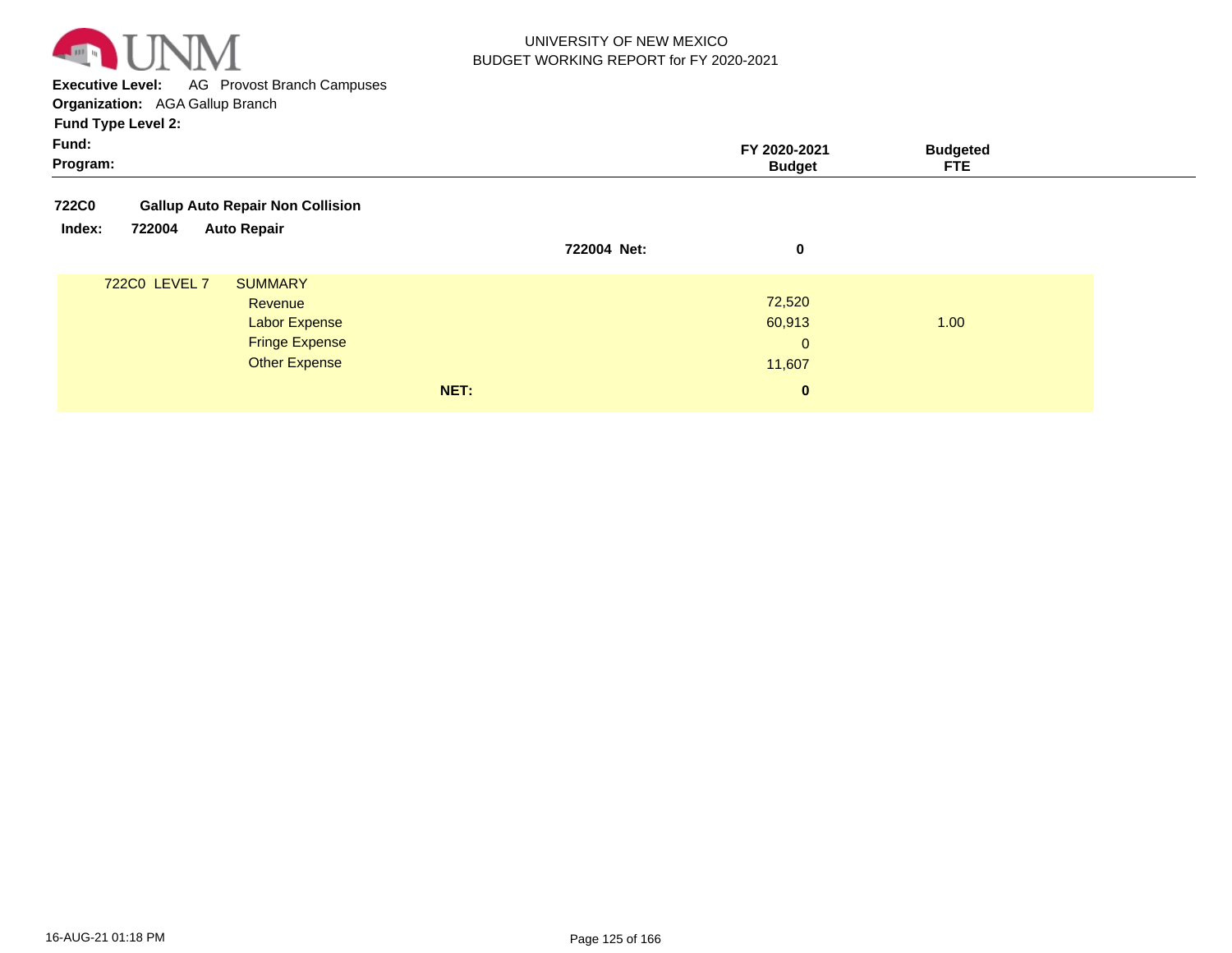UNIVERSITY OF NEW MEXICO
BUDGET WORKING REPORT for FY 2020-2021

**Executive Level:** AG Provost Branch Campuses
**Organization:** AGA Gallup Branch
**Fund Type Level 2:**
**Fund:**
**Program:**

| | | FY 2020-2021 Budget | Budgeted FTE |
|---|---|---|---|
| **722C0** | **Gallup Auto Repair Non Collision** | | |
| **Index: 722004** | **Auto Repair** | | |
| | **722004 Net:** | **0** | |
| 722C0 LEVEL 7 | SUMMARY | | |
| | Revenue | 72,520 | |
| | Labor Expense | 60,913 | 1.00 |
| | Fringe Expense | 0 | |
| | Other Expense | 11,607 | |
| | **NET:** | **0** | |

16-AUG-21 01:18 PM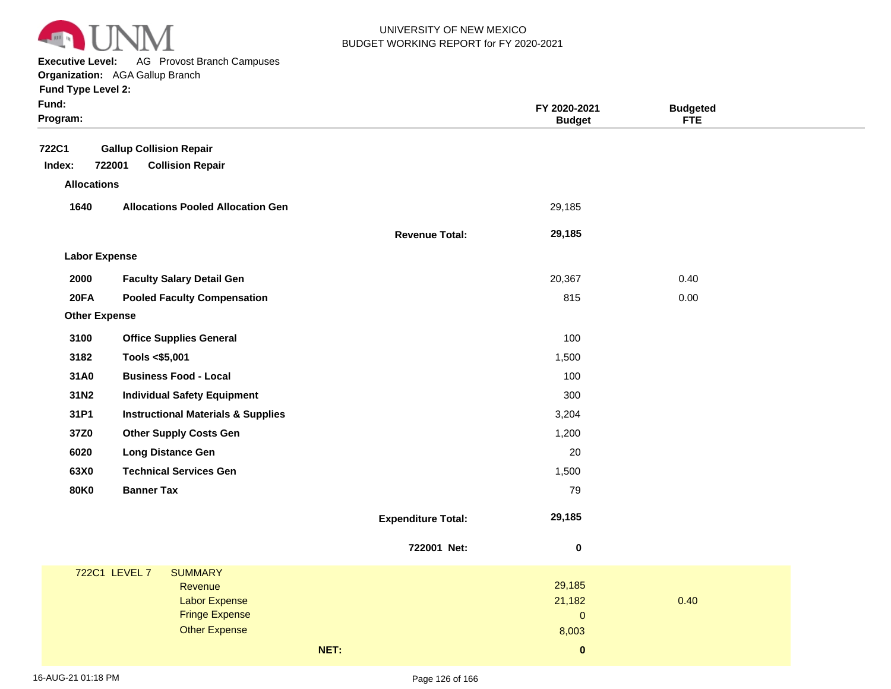UNIVERSITY OF NEW MEXICO
BUDGET WORKING REPORT for FY 2020-2021

**Executive Level:** AG Provost Branch Campuses
**Organization:** AGA Gallup Branch
**Fund Type Level 2:**
**Fund:**
**Program:**

| | | | FY 2020-2021 Budget | Budgeted FTE |
|---|---|---|---|---|
| **722C1** | **Gallup Collision Repair** | | | |
| **Index: 722001** | **Collision Repair** | | | |
| **Allocations** | | | | |
| **1640** | **Allocations Pooled Allocation Gen** | | 29,185 | |
| | | **Revenue Total:** | **29,185** | |
| **Labor Expense** | | | | |
| **2000** | **Faculty Salary Detail Gen** | | 20,367 | 0.40 |
| **20FA** | **Pooled Faculty Compensation** | | 815 | 0.00 |
| **Other Expense** | | | | |
| **3100** | **Office Supplies General** | | 100 | |
| **3182** | **Tools <$5,001** | | 1,500 | |
| **31A0** | **Business Food - Local** | | 100 | |
| **31N2** | **Individual Safety Equipment** | | 300 | |
| **31P1** | **Instructional Materials & Supplies** | | 3,204 | |
| **37Z0** | **Other Supply Costs Gen** | | 1,200 | |
| **6020** | **Long Distance Gen** | | 20 | |
| **63X0** | **Technical Services Gen** | | 1,500 | |
| **80K0** | **Banner Tax** | | 79 | |
| | | **Expenditure Total:** | **29,185** | |
| | | **722001 Net:** | **0** | |

| 722C1 LEVEL 7 | SUMMARY | | |
|---|---|---|---|
| | Revenue | 29,185 | |
| | Labor Expense | 21,182 | 0.40 |
| | Fringe Expense | 0 | |
| | Other Expense | 8,003 | |
| | **NET:** | **0** | |

16-AUG-21 01:18 PM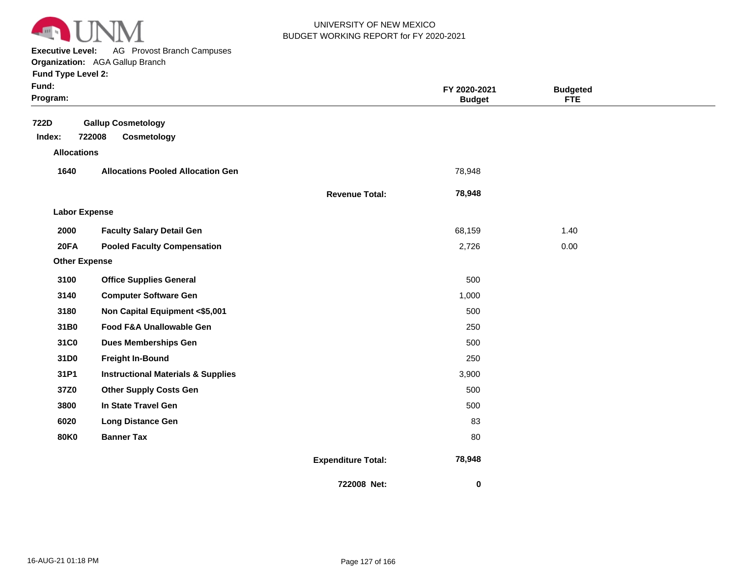UNIVERSITY OF NEW MEXICO
BUDGET WORKING REPORT for FY 2020-2021

**Executive Level:** AG Provost Branch Campuses
**Organization:** AGA Gallup Branch
**Fund Type Level 2:**
**Fund:**
**Program:**

| | | | FY 2020-2021 Budget | Budgeted FTE |
|---|---|---|---|---|
| **722D** | **Gallup Cosmetology** | | | |
| **Index: 722008** | **Cosmetology** | | | |
| **Allocations** | | | | |
| **1640** | **Allocations Pooled Allocation Gen** | | 78,948 | |
| | | **Revenue Total:** | **78,948** | |
| **Labor Expense** | | | | |
| **2000** | **Faculty Salary Detail Gen** | | 68,159 | 1.40 |
| **20FA** | **Pooled Faculty Compensation** | | 2,726 | 0.00 |
| **Other Expense** | | | | |
| **3100** | **Office Supplies General** | | 500 | |
| **3140** | **Computer Software Gen** | | 1,000 | |
| **3180** | **Non Capital Equipment <$5,001** | | 500 | |
| **31B0** | **Food F&A Unallowable Gen** | | 250 | |
| **31C0** | **Dues Memberships Gen** | | 500 | |
| **31D0** | **Freight In-Bound** | | 250 | |
| **31P1** | **Instructional Materials & Supplies** | | 3,900 | |
| **37Z0** | **Other Supply Costs Gen** | | 500 | |
| **3800** | **In State Travel Gen** | | 500 | |
| **6020** | **Long Distance Gen** | | 83 | |
| **80K0** | **Banner Tax** | | 80 | |
| | | **Expenditure Total:** | **78,948** | |
| | | **722008 Net:** | **0** | |

16-AUG-21 01:18 PM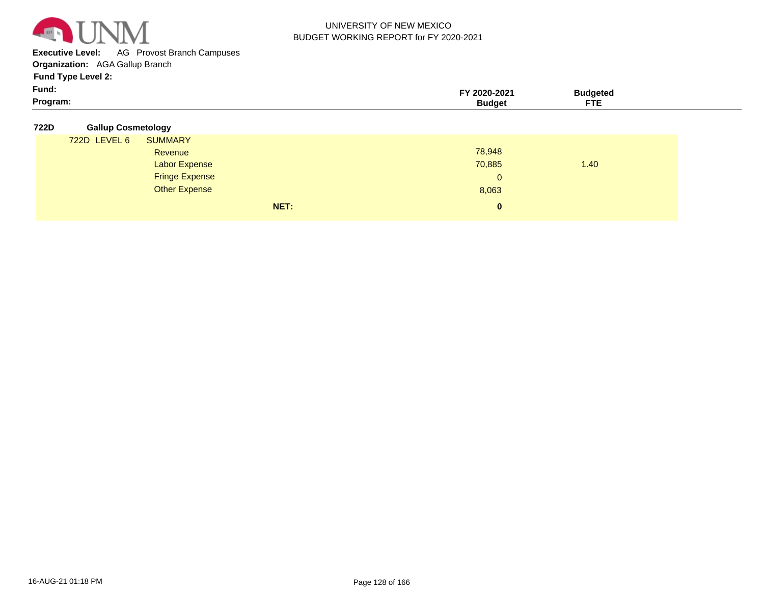UNIVERSITY OF NEW MEXICO
BUDGET WORKING REPORT for FY 2020-2021

**Executive Level:** AG Provost Branch Campuses
**Organization:** AGA Gallup Branch
**Fund Type Level 2:**
**Fund:**
**Program:**

| | | FY 2020-2021 Budget | Budgeted FTE |
|---|---|---|---|
| **722D** | **Gallup Cosmetology** | | |
| 722D LEVEL 6 | SUMMARY | | |
| | Revenue | 78,948 | |
| | Labor Expense | 70,885 | 1.40 |
| | Fringe Expense | 0 | |
| | Other Expense | 8,063 | |
| | **NET:** | **0** | |

16-AUG-21 01:18 PM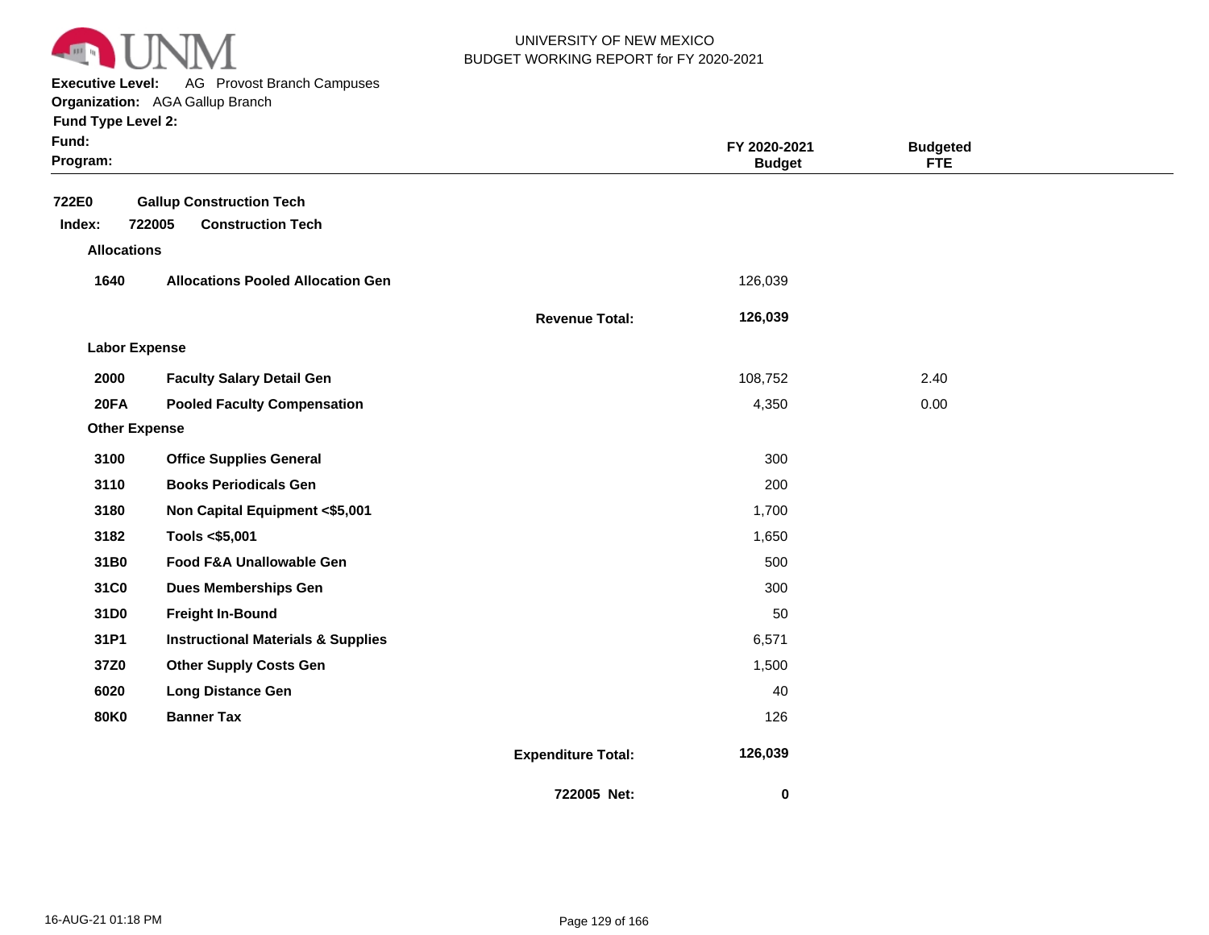UNIVERSITY OF NEW MEXICO
BUDGET WORKING REPORT for FY 2020-2021

**Executive Level:** AG Provost Branch Campuses
**Organization:** AGA Gallup Branch
**Fund Type Level 2:**
**Fund:**
**Program:**

| | | | FY 2020-2021 Budget | Budgeted FTE |
|---|---|---|---|---|
| **722E0** | **Gallup Construction Tech** | | | |
| **Index: 722005** | **Construction Tech** | | | |
| **Allocations** | | | | |
| **1640** | **Allocations Pooled Allocation Gen** | | 126,039 | |
| | | **Revenue Total:** | **126,039** | |
| **Labor Expense** | | | | |
| **2000** | **Faculty Salary Detail Gen** | | 108,752 | 2.40 |
| **20FA** | **Pooled Faculty Compensation** | | 4,350 | 0.00 |
| **Other Expense** | | | | |
| **3100** | **Office Supplies General** | | 300 | |
| **3110** | **Books Periodicals Gen** | | 200 | |
| **3180** | **Non Capital Equipment <$5,001** | | 1,700 | |
| **3182** | **Tools <$5,001** | | 1,650 | |
| **31B0** | **Food F&A Unallowable Gen** | | 500 | |
| **31C0** | **Dues Memberships Gen** | | 300 | |
| **31D0** | **Freight In-Bound** | | 50 | |
| **31P1** | **Instructional Materials & Supplies** | | 6,571 | |
| **37Z0** | **Other Supply Costs Gen** | | 1,500 | |
| **6020** | **Long Distance Gen** | | 40 | |
| **80K0** | **Banner Tax** | | 126 | |
| | | **Expenditure Total:** | **126,039** | |
| | | **722005 Net:** | **0** | |

16-AUG-21 01:18 PM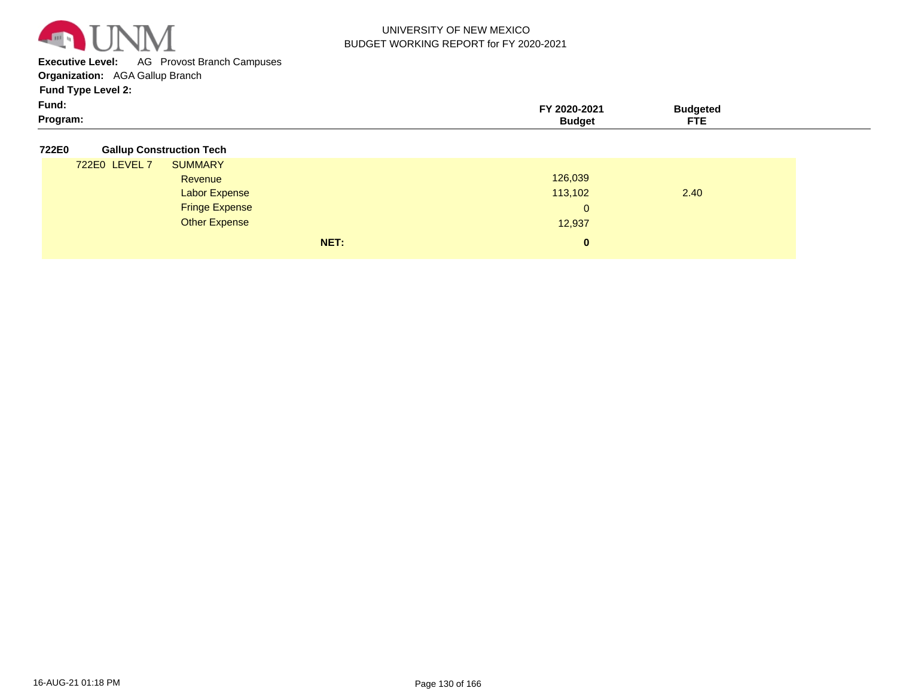UNIVERSITY OF NEW MEXICO
BUDGET WORKING REPORT for FY 2020-2021

**Executive Level:** AG Provost Branch Campuses
**Organization:** AGA Gallup Branch
**Fund Type Level 2:**
**Fund:**
**Program:**

| | | FY 2020-2021 Budget | Budgeted FTE |
|---|---|---|---|
| **722E0** | **Gallup Construction Tech** | | |
| 722E0 LEVEL 7 | SUMMARY | | |
| | Revenue | 126,039 | |
| | Labor Expense | 113,102 | 2.40 |
| | Fringe Expense | 0 | |
| | Other Expense | 12,937 | |
| | **NET:** | **0** | |

16-AUG-21 01:18 PM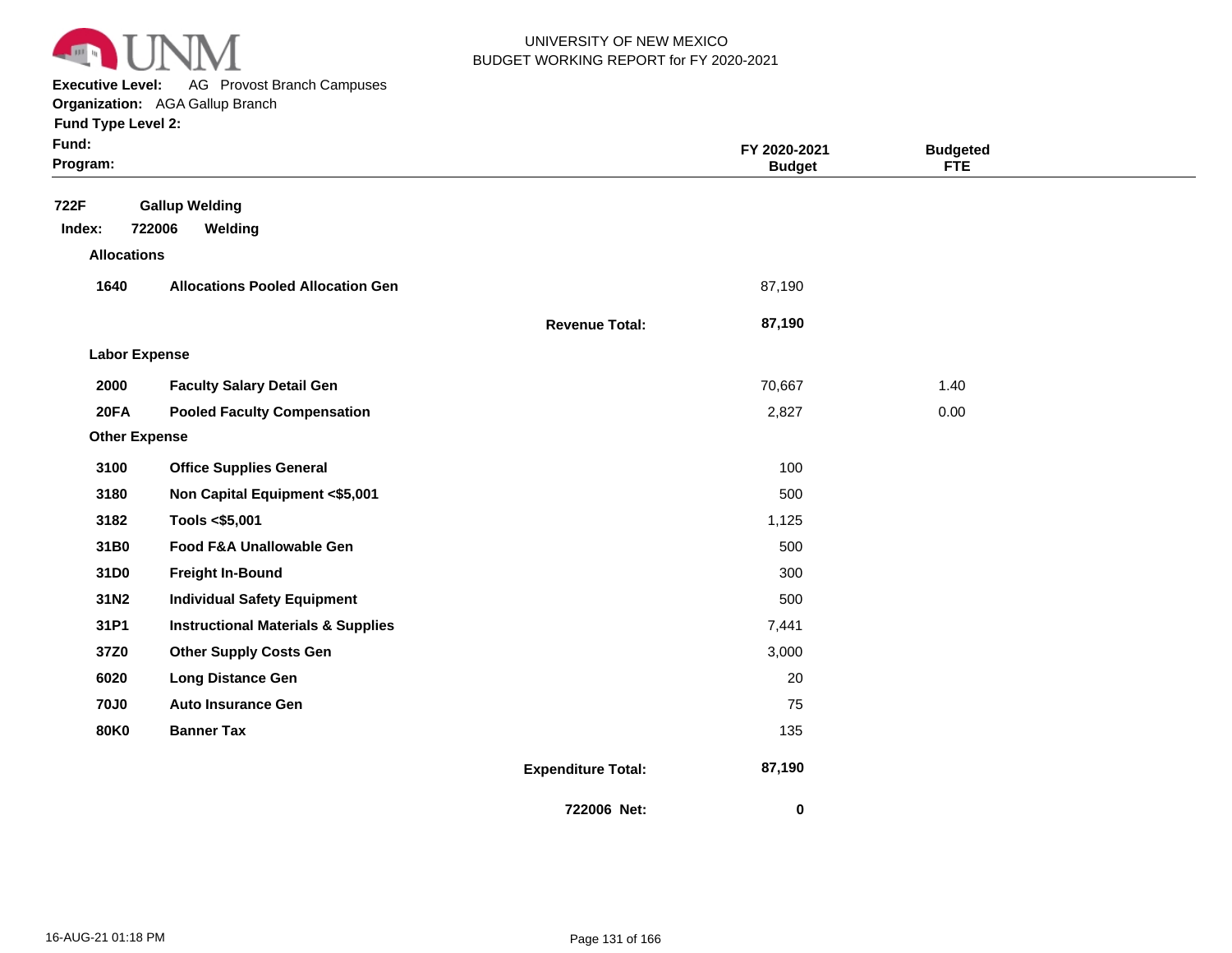UNIVERSITY OF NEW MEXICO
BUDGET WORKING REPORT for FY 2020-2021

**Executive Level:** AG Provost Branch Campuses
**Organization:** AGA Gallup Branch
**Fund Type Level 2:**
**Fund:**
**Program:**

| | | | FY 2020-2021 Budget | Budgeted FTE |
|---|---|---|---|---|
| **722F** | **Gallup Welding** | | | |
| **Index: 722006** | **Welding** | | | |
| **Allocations** | | | | |
| **1640** | **Allocations Pooled Allocation Gen** | | 87,190 | |
| | | **Revenue Total:** | **87,190** | |
| **Labor Expense** | | | | |
| **2000** | **Faculty Salary Detail Gen** | | 70,667 | 1.40 |
| **20FA** | **Pooled Faculty Compensation** | | 2,827 | 0.00 |
| **Other Expense** | | | | |
| **3100** | **Office Supplies General** | | 100 | |
| **3180** | **Non Capital Equipment <$5,001** | | 500 | |
| **3182** | **Tools <$5,001** | | 1,125 | |
| **31B0** | **Food F&A Unallowable Gen** | | 500 | |
| **31D0** | **Freight In-Bound** | | 300 | |
| **31N2** | **Individual Safety Equipment** | | 500 | |
| **31P1** | **Instructional Materials & Supplies** | | 7,441 | |
| **37Z0** | **Other Supply Costs Gen** | | 3,000 | |
| **6020** | **Long Distance Gen** | | 20 | |
| **70J0** | **Auto Insurance Gen** | | 75 | |
| **80K0** | **Banner Tax** | | 135 | |
| | | **Expenditure Total:** | **87,190** | |
| | | **722006 Net:** | **0** | |

16-AUG-21 01:18 PM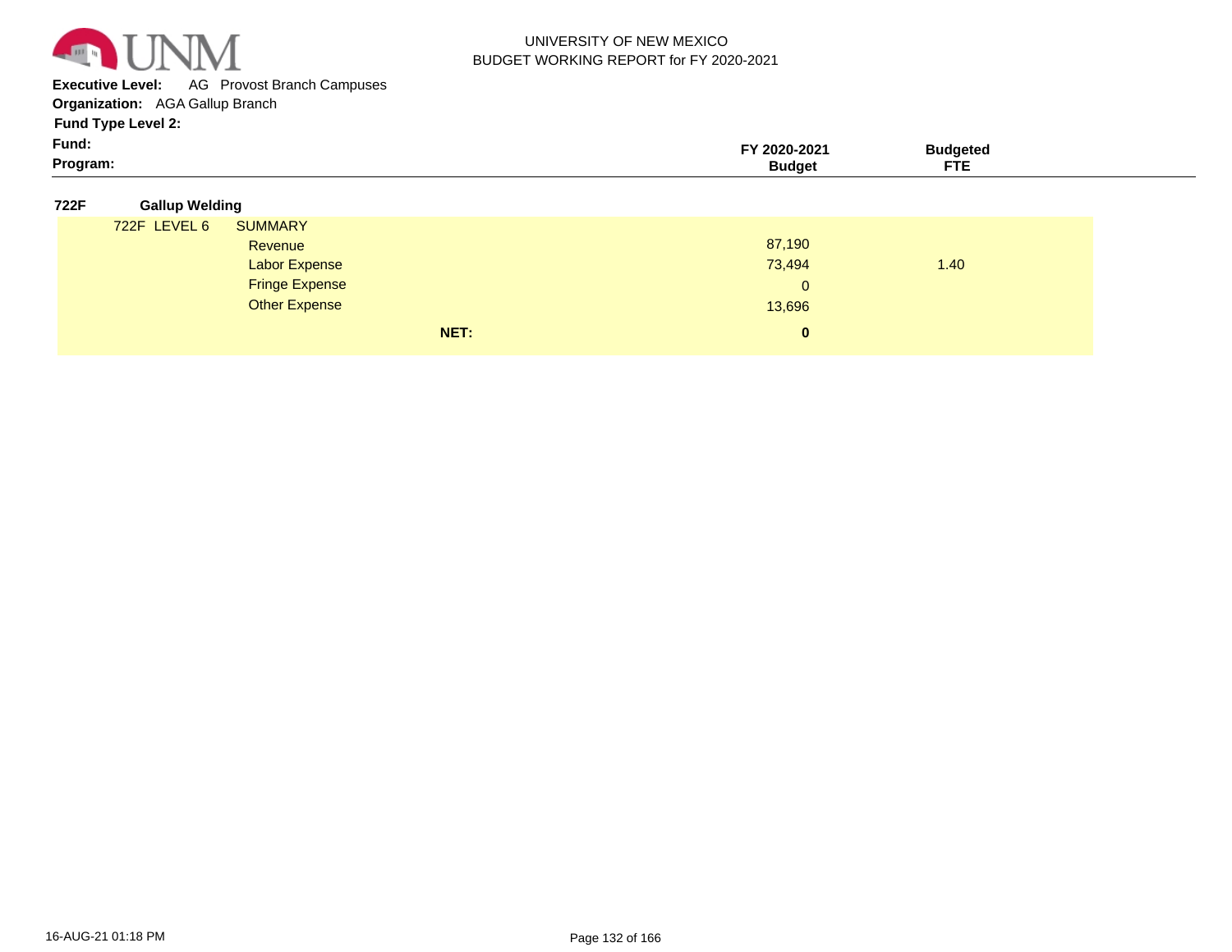UNIVERSITY OF NEW MEXICO
BUDGET WORKING REPORT for FY 2020-2021

**Executive Level:** AG Provost Branch Campuses
**Organization:** AGA Gallup Branch
**Fund Type Level 2:**
**Fund:**
**Program:**

| | | FY 2020-2021 Budget | Budgeted FTE |
|---|---|---|---|
| **722F** | **Gallup Welding** | | |
| 722F LEVEL 6 | SUMMARY | | |
| | Revenue | 87,190 | |
| | Labor Expense | 73,494 | 1.40 |
| | Fringe Expense | 0 | |
| | Other Expense | 13,696 | |
| | **NET:** | **0** | |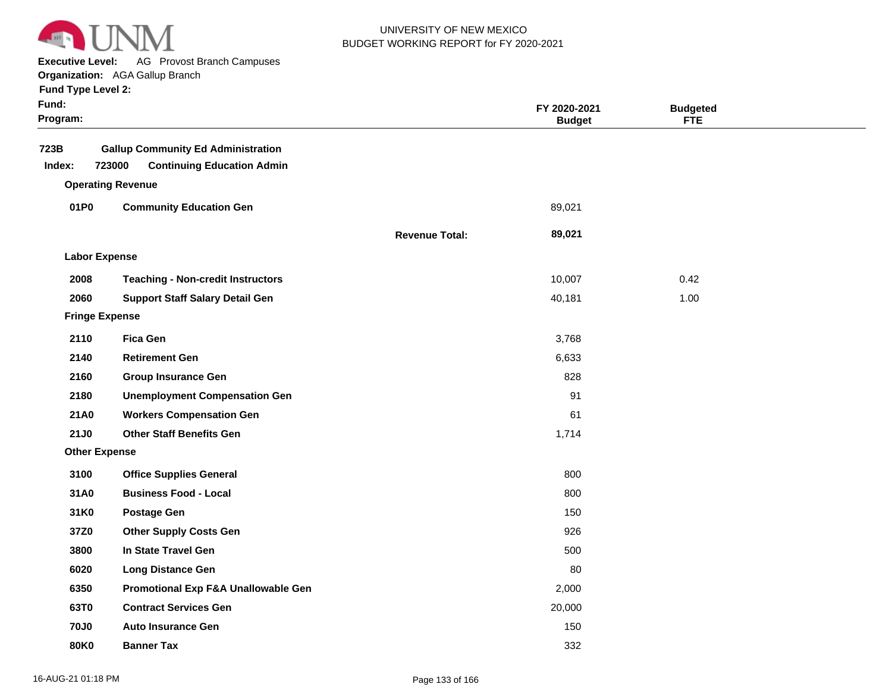UNIVERSITY OF NEW MEXICO
BUDGET WORKING REPORT for FY 2020-2021

**Executive Level:** AG Provost Branch Campuses
**Organization:** AGA Gallup Branch
**Fund Type Level 2:**
**Fund:**
**Program:**

| | | | FY 2020-2021 Budget | Budgeted FTE |
|---|---|---|---|---|
| **723B** | **Gallup Community Ed Administration** | | | |
| **Index: 723000** | **Continuing Education Admin** | | | |
| **Operating Revenue** | | | | |
| **01P0** | **Community Education Gen** | | 89,021 | |
| | | **Revenue Total:** | **89,021** | |
| **Labor Expense** | | | | |
| **2008** | **Teaching - Non-credit Instructors** | | 10,007 | 0.42 |
| **2060** | **Support Staff Salary Detail Gen** | | 40,181 | 1.00 |
| **Fringe Expense** | | | | |
| **2110** | **Fica Gen** | | 3,768 | |
| **2140** | **Retirement Gen** | | 6,633 | |
| **2160** | **Group Insurance Gen** | | 828 | |
| **2180** | **Unemployment Compensation Gen** | | 91 | |
| **21A0** | **Workers Compensation Gen** | | 61 | |
| **21J0** | **Other Staff Benefits Gen** | | 1,714 | |
| **Other Expense** | | | | |
| **3100** | **Office Supplies General** | | 800 | |
| **31A0** | **Business Food - Local** | | 800 | |
| **31K0** | **Postage Gen** | | 150 | |
| **37Z0** | **Other Supply Costs Gen** | | 926 | |
| **3800** | **In State Travel Gen** | | 500 | |
| **6020** | **Long Distance Gen** | | 80 | |
| **6350** | **Promotional Exp F&A Unallowable Gen** | | 2,000 | |
| **63T0** | **Contract Services Gen** | | 20,000 | |
| **70J0** | **Auto Insurance Gen** | | 150 | |
| **80K0** | **Banner Tax** | | 332 | |

16-AUG-21 01:18 PM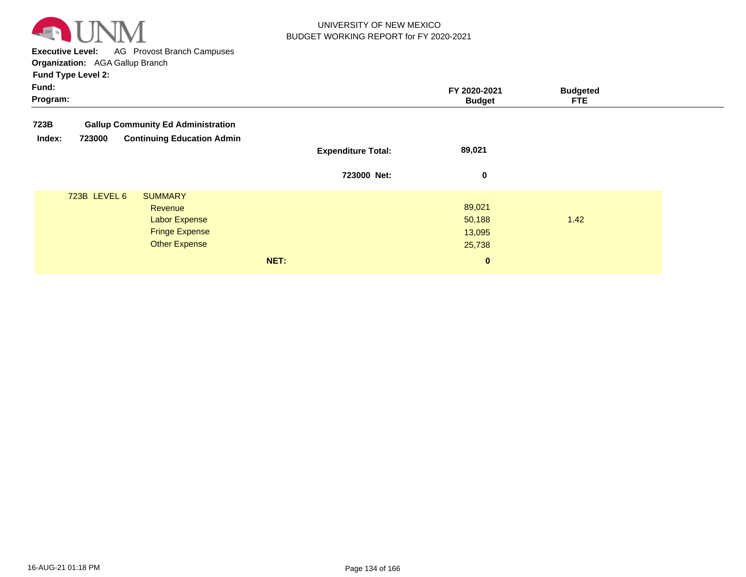UNIVERSITY OF NEW MEXICO
BUDGET WORKING REPORT for FY 2020-2021

**Executive Level:** AG Provost Branch Campuses
**Organization:** AGA Gallup Branch
**Fund Type Level 2:**
**Fund:**
**Program:**

| | | FY 2020-2021 Budget | Budgeted FTE |
|---|---|---|---|
| **723B** | **Gallup Community Ed Administration** | | |
| **Index: 723000** | **Continuing Education Admin** | | |
| | **Expenditure Total:** | **89,021** | |
| | **723000 Net:** | **0** | |
| 723B LEVEL 6 | SUMMARY | | |
| | Revenue | 89,021 | |
| | Labor Expense | 50,188 | 1.42 |
| | Fringe Expense | 13,095 | |
| | Other Expense | 25,738 | |
| | **NET:** | **0** | |

16-AUG-21 01:18 PM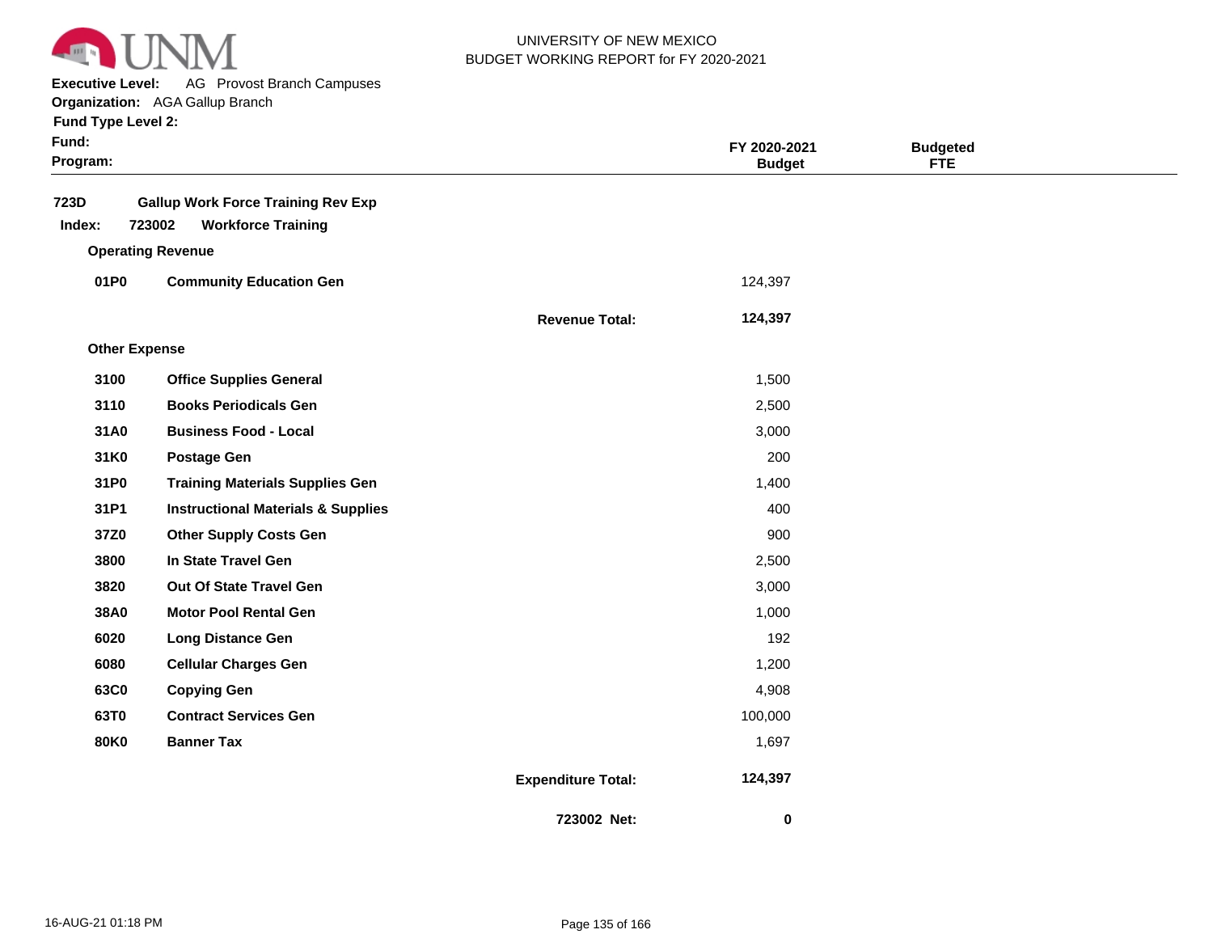UNIVERSITY OF NEW MEXICO
BUDGET WORKING REPORT for FY 2020-2021

**Executive Level:** AG Provost Branch Campuses
**Organization:** AGA Gallup Branch
**Fund Type Level 2:**
**Fund:**
**Program:**

| | | | FY 2020-2021 Budget | Budgeted FTE |
|---|---|---|---|---|
| **723D** | **Gallup Work Force Training Rev Exp** | | | |
| **Index: 723002** | **Workforce Training** | | | |
| **Operating Revenue** | | | | |
| **01P0** | **Community Education Gen** | | 124,397 | |
| | | **Revenue Total:** | **124,397** | |
| **Other Expense** | | | | |
| **3100** | **Office Supplies General** | | 1,500 | |
| **3110** | **Books Periodicals Gen** | | 2,500 | |
| **31A0** | **Business Food - Local** | | 3,000 | |
| **31K0** | **Postage Gen** | | 200 | |
| **31P0** | **Training Materials Supplies Gen** | | 1,400 | |
| **31P1** | **Instructional Materials & Supplies** | | 400 | |
| **37Z0** | **Other Supply Costs Gen** | | 900 | |
| **3800** | **In State Travel Gen** | | 2,500 | |
| **3820** | **Out Of State Travel Gen** | | 3,000 | |
| **38A0** | **Motor Pool Rental Gen** | | 1,000 | |
| **6020** | **Long Distance Gen** | | 192 | |
| **6080** | **Cellular Charges Gen** | | 1,200 | |
| **63C0** | **Copying Gen** | | 4,908 | |
| **63T0** | **Contract Services Gen** | | 100,000 | |
| **80K0** | **Banner Tax** | | 1,697 | |
| | | **Expenditure Total:** | **124,397** | |
| | | **723002 Net:** | **0** | |

16-AUG-21 01:18 PM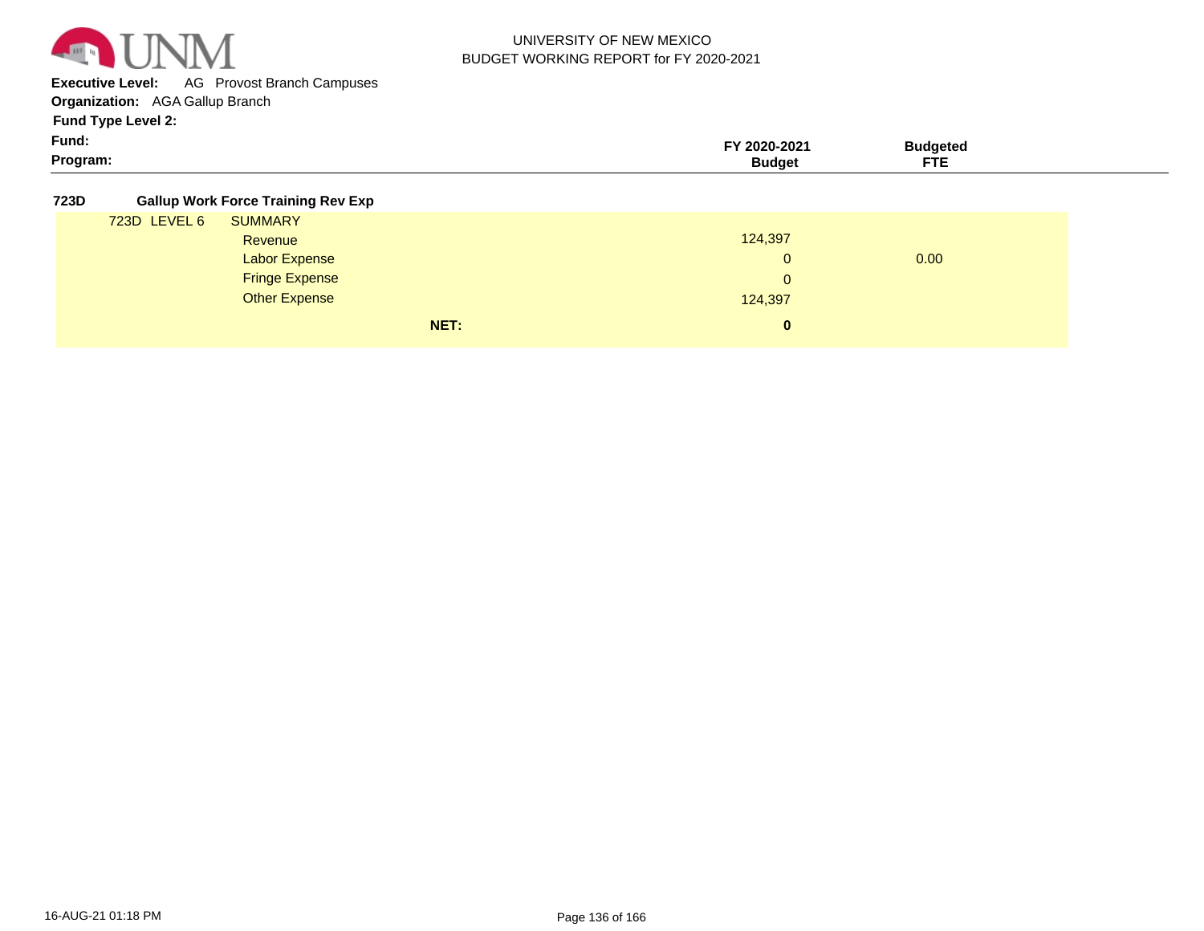UNIVERSITY OF NEW MEXICO
BUDGET WORKING REPORT for FY 2020-2021

**Executive Level:** AG Provost Branch Campuses
**Organization:** AGA Gallup Branch
**Fund Type Level 2:**
**Fund:**
**Program:**

| | | FY 2020-2021 Budget | Budgeted FTE |
|---|---|---|---|
| **723D** | **Gallup Work Force Training Rev Exp** | | |
| 723D LEVEL 6 | SUMMARY | | |
| | Revenue | 124,397 | |
| | Labor Expense | 0 | 0.00 |
| | Fringe Expense | 0 | |
| | Other Expense | 124,397 | |
| | **NET:** | **0** | |

16-AUG-21 01:18 PM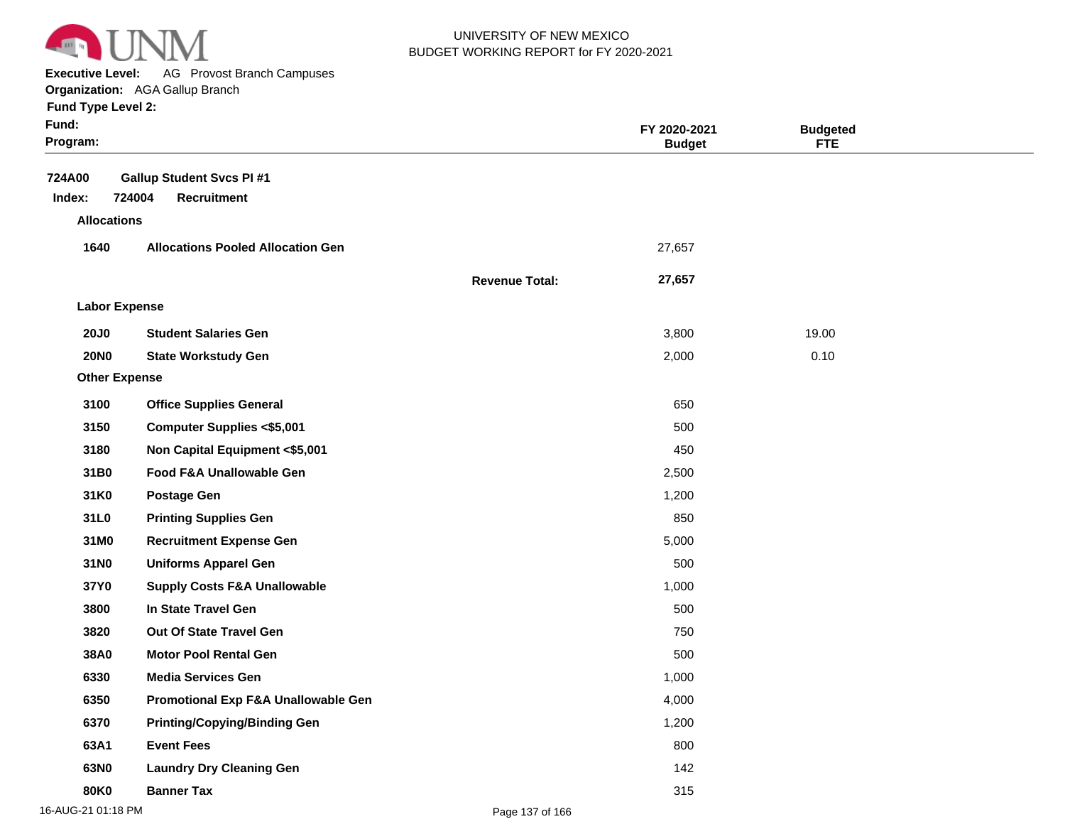UNIVERSITY OF NEW MEXICO
BUDGET WORKING REPORT for FY 2020-2021

**Executive Level:** AG Provost Branch Campuses
**Organization:** AGA Gallup Branch
**Fund Type Level 2:**
**Fund:**
**Program:**

| | | | FY 2020-2021 Budget | Budgeted FTE |
|---|---|---|---|---|
| **724A00** | **Gallup Student Svcs PI #1** | | | |
| **Index: 724004** | **Recruitment** | | | |
| **Allocations** | | | | |
| **1640** | **Allocations Pooled Allocation Gen** | | 27,657 | |
| | | **Revenue Total:** | **27,657** | |
| **Labor Expense** | | | | |
| **20J0** | **Student Salaries Gen** | | 3,800 | 19.00 |
| **20N0** | **State Workstudy Gen** | | 2,000 | 0.10 |
| **Other Expense** | | | | |
| **3100** | **Office Supplies General** | | 650 | |
| **3150** | **Computer Supplies <$5,001** | | 500 | |
| **3180** | **Non Capital Equipment <$5,001** | | 450 | |
| **31B0** | **Food F&A Unallowable Gen** | | 2,500 | |
| **31K0** | **Postage Gen** | | 1,200 | |
| **31L0** | **Printing Supplies Gen** | | 850 | |
| **31M0** | **Recruitment Expense Gen** | | 5,000 | |
| **31N0** | **Uniforms Apparel Gen** | | 500 | |
| **37Y0** | **Supply Costs F&A Unallowable** | | 1,000 | |
| **3800** | **In State Travel Gen** | | 500 | |
| **3820** | **Out Of State Travel Gen** | | 750 | |
| **38A0** | **Motor Pool Rental Gen** | | 500 | |
| **6330** | **Media Services Gen** | | 1,000 | |
| **6350** | **Promotional Exp F&A Unallowable Gen** | | 4,000 | |
| **6370** | **Printing/Copying/Binding Gen** | | 1,200 | |
| **63A1** | **Event Fees** | | 800 | |
| **63N0** | **Laundry Dry Cleaning Gen** | | 142 | |
| **80K0** | **Banner Tax** | | 315 | |

16-AUG-21 01:18 PM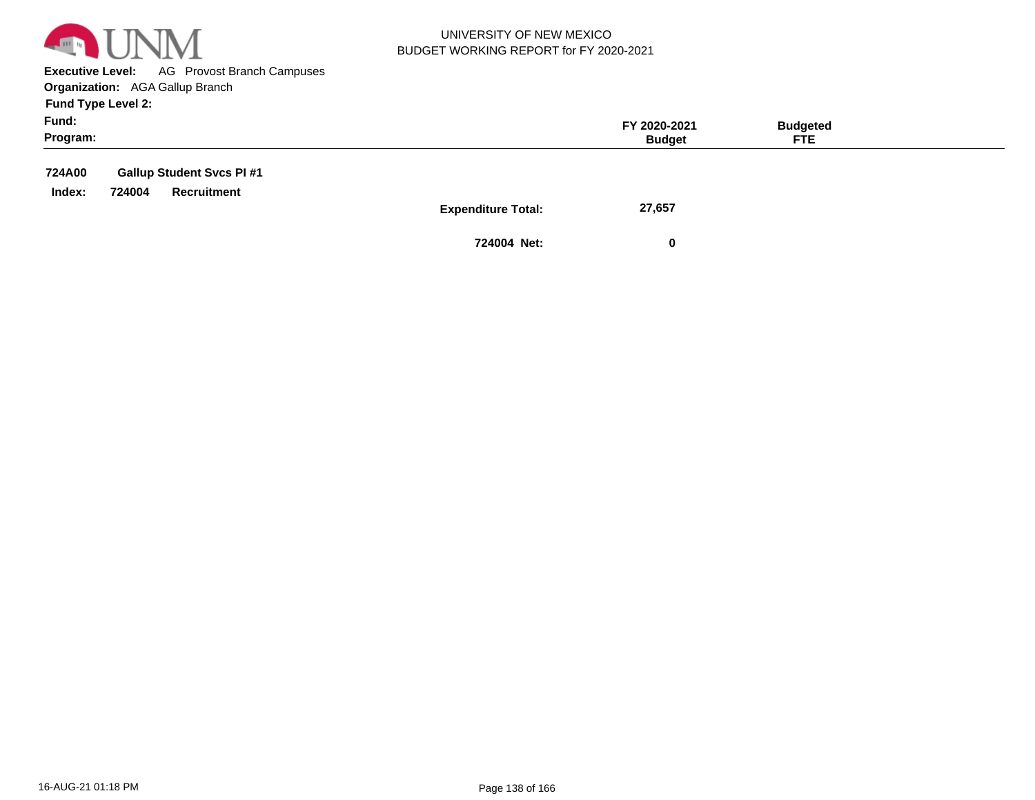UNIVERSITY OF NEW MEXICO
BUDGET WORKING REPORT for FY 2020-2021

**Executive Level:** AG Provost Branch Campuses
**Organization:** AGA Gallup Branch
**Fund Type Level 2:**
**Fund:**
**Program:**

| | | FY 2020-2021 Budget | Budgeted FTE |
|---|---|---|---|
| **724A00** | **Gallup Student Svcs PI #1** | | |
| **Index: 724004** | **Recruitment** | | |
| | **Expenditure Total:** | **27,657** | |
| | **724004 Net:** | **0** | |

16-AUG-21 01:18 PM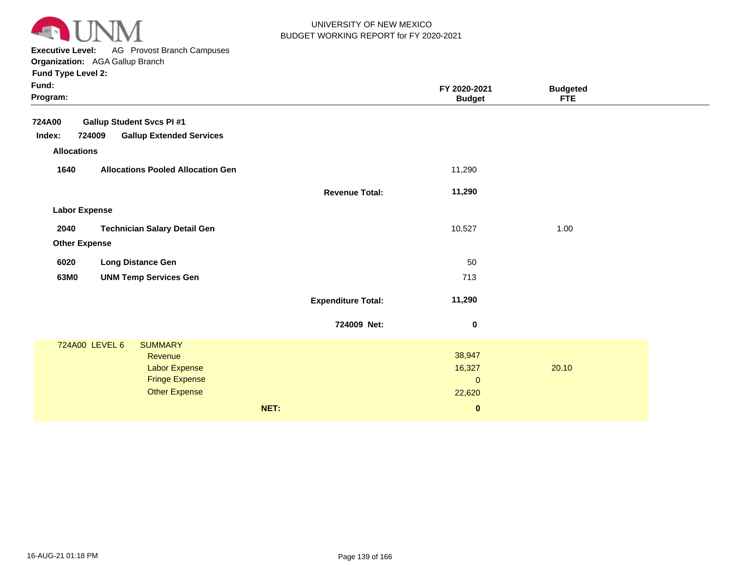UNIVERSITY OF NEW MEXICO
BUDGET WORKING REPORT for FY 2020-2021

**Executive Level:** AG Provost Branch Campuses
**Organization:** AGA Gallup Branch
**Fund Type Level 2:**
**Fund:**
**Program:**

| | | | FY 2020-2021 Budget | Budgeted FTE |
|---|---|---|---|---|
| **724A00** | **Gallup Student Svcs PI #1** | | | |
| **Index: 724009** | **Gallup Extended Services** | | | |
| **Allocations** | | | | |
| **1640** | **Allocations Pooled Allocation Gen** | | 11,290 | |
| | | **Revenue Total:** | **11,290** | |
| **Labor Expense** | | | | |
| **2040** | **Technician Salary Detail Gen** | | 10,527 | 1.00 |
| **Other Expense** | | | | |
| **6020** | **Long Distance Gen** | | 50 | |
| **63M0** | **UNM Temp Services Gen** | | 713 | |
| | | **Expenditure Total:** | **11,290** | |
| | | **724009 Net:** | **0** | |

| 724A00 LEVEL 6 | SUMMARY | | |
|---|---|---|---|
| | Revenue | 38,947 | |
| | Labor Expense | 16,327 | 20.10 |
| | Fringe Expense | 0 | |
| | Other Expense | 22,620 | |
| | **NET:** | **0** | |

16-AUG-21 01:18 PM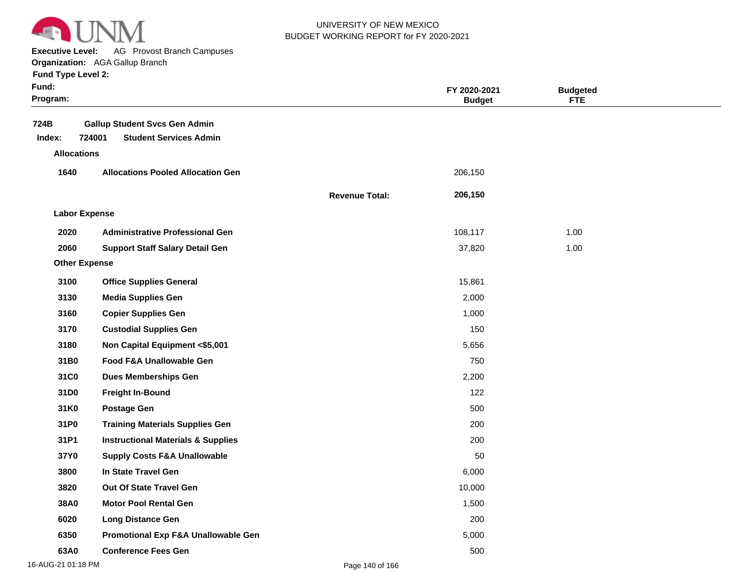UNIVERSITY OF NEW MEXICO
BUDGET WORKING REPORT for FY 2020-2021

**Executive Level:** AG Provost Branch Campuses
**Organization:** AGA Gallup Branch
**Fund Type Level 2:**
**Fund:**
**Program:**

| | | | FY 2020-2021 Budget | Budgeted FTE |
|---|---|---|---|---|
| **724B** | **Gallup Student Svcs Gen Admin** | | | |
| **Index: 724001** | **Student Services Admin** | | | |
| **Allocations** | | | | |
| **1640** | **Allocations Pooled Allocation Gen** | | 206,150 | |
| | | **Revenue Total:** | **206,150** | |
| **Labor Expense** | | | | |
| **2020** | **Administrative Professional Gen** | | 108,117 | 1.00 |
| **2060** | **Support Staff Salary Detail Gen** | | 37,820 | 1.00 |
| **Other Expense** | | | | |
| **3100** | **Office Supplies General** | | 15,861 | |
| **3130** | **Media Supplies Gen** | | 2,000 | |
| **3160** | **Copier Supplies Gen** | | 1,000 | |
| **3170** | **Custodial Supplies Gen** | | 150 | |
| **3180** | **Non Capital Equipment <$5,001** | | 5,656 | |
| **31B0** | **Food F&A Unallowable Gen** | | 750 | |
| **31C0** | **Dues Memberships Gen** | | 2,200 | |
| **31D0** | **Freight In-Bound** | | 122 | |
| **31K0** | **Postage Gen** | | 500 | |
| **31P0** | **Training Materials Supplies Gen** | | 200 | |
| **31P1** | **Instructional Materials & Supplies** | | 200 | |
| **37Y0** | **Supply Costs F&A Unallowable** | | 50 | |
| **3800** | **In State Travel Gen** | | 6,000 | |
| **3820** | **Out Of State Travel Gen** | | 10,000 | |
| **38A0** | **Motor Pool Rental Gen** | | 1,500 | |
| **6020** | **Long Distance Gen** | | 200 | |
| **6350** | **Promotional Exp F&A Unallowable Gen** | | 5,000 | |
| **63A0** | **Conference Fees Gen** | | 500 | |

16-AUG-21 01:18 PM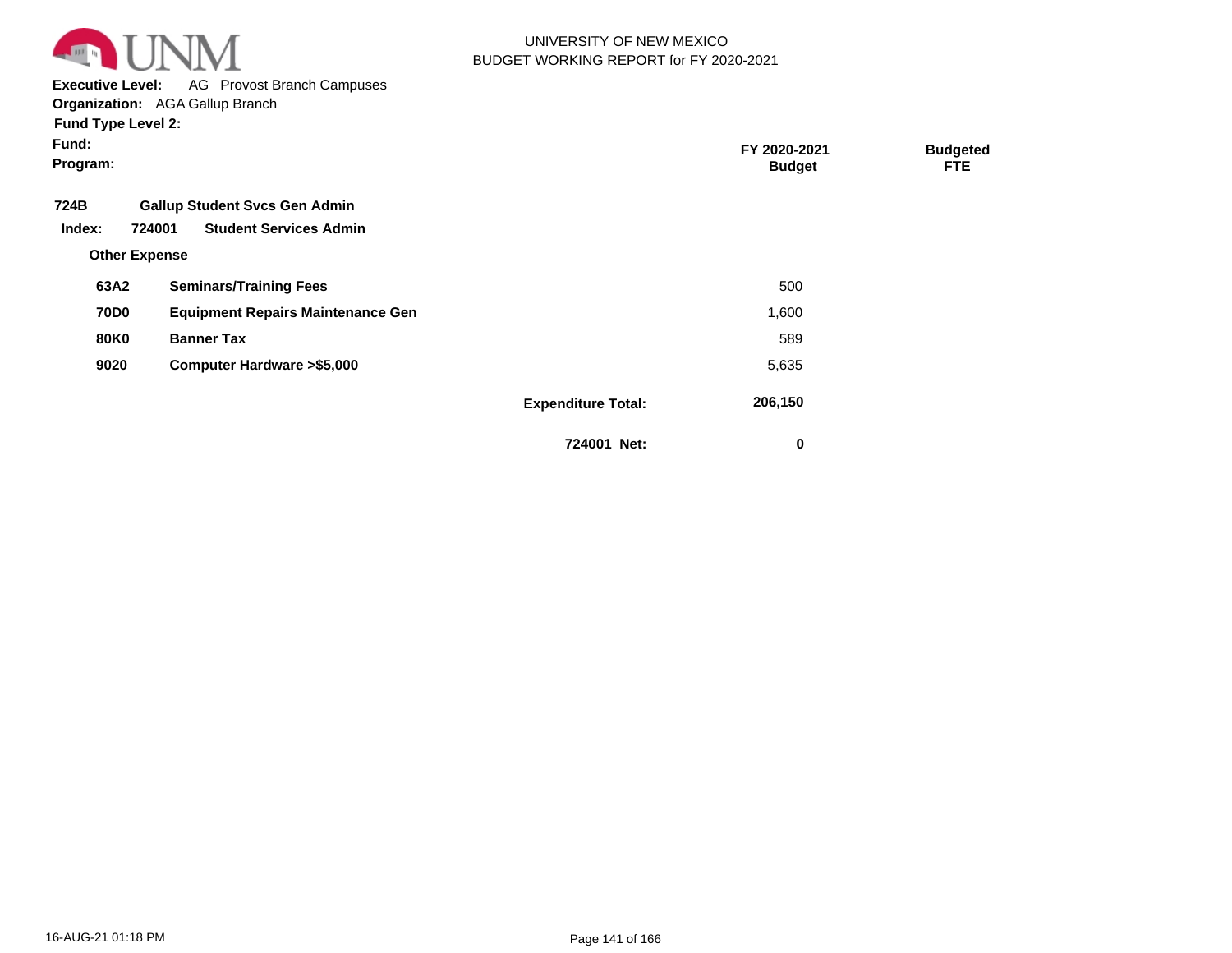UNIVERSITY OF NEW MEXICO
BUDGET WORKING REPORT for FY 2020-2021

**Executive Level:** AG Provost Branch Campuses
**Organization:** AGA Gallup Branch
**Fund Type Level 2:**
**Fund:**
**Program:**

| | | | FY 2020-2021 Budget | Budgeted FTE |
|---|---|---|---|---|
| **724B** | **Gallup Student Svcs Gen Admin** | | | |
| **Index: 724001** | **Student Services Admin** | | | |
| **Other Expense** | | | | |
| **63A2** | **Seminars/Training Fees** | | 500 | |
| **70D0** | **Equipment Repairs Maintenance Gen** | | 1,600 | |
| **80K0** | **Banner Tax** | | 589 | |
| **9020** | **Computer Hardware >$5,000** | | 5,635 | |
| | | **Expenditure Total:** | **206,150** | |
| | | **724001 Net:** | **0** | |

16-AUG-21 01:18 PM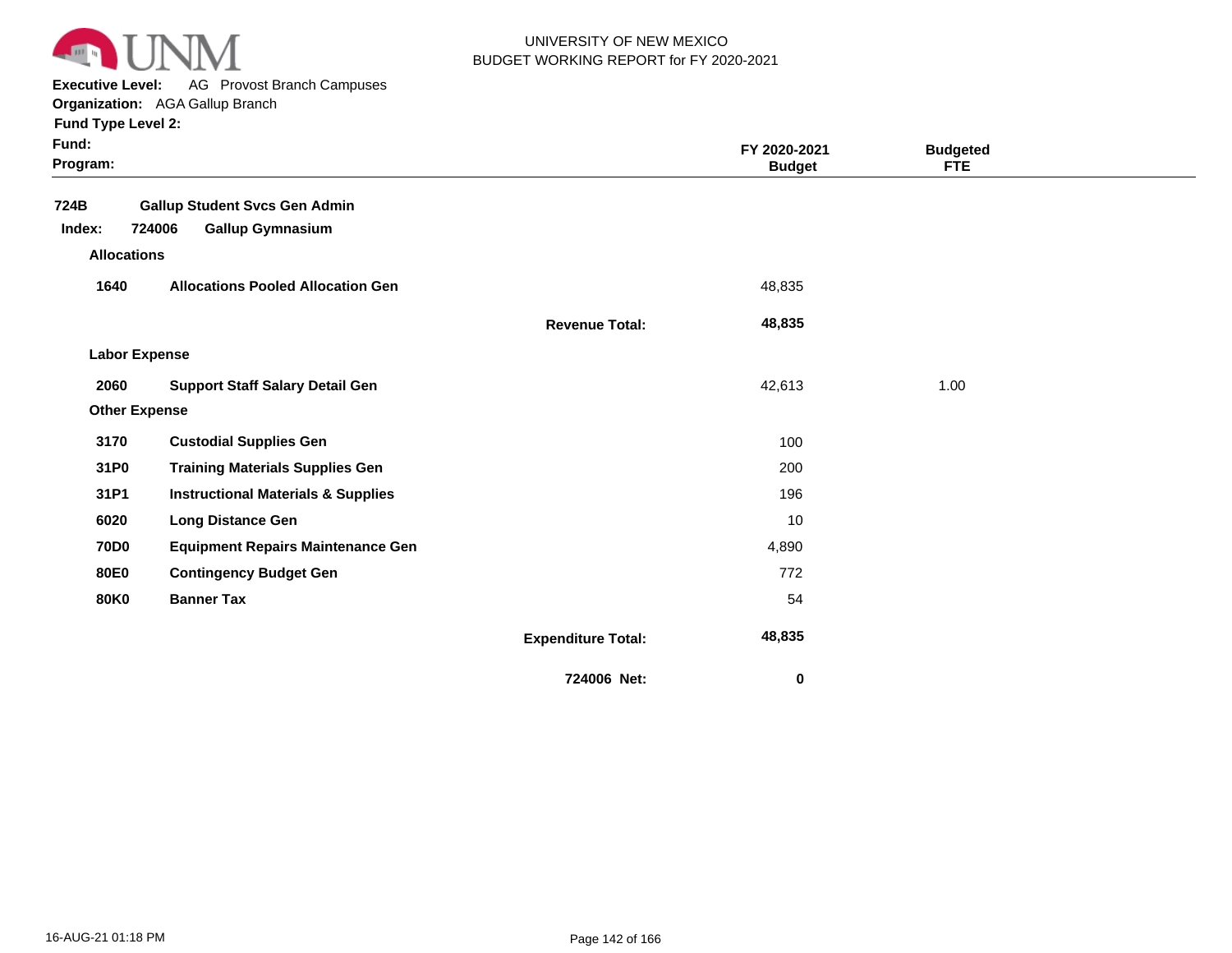UNIVERSITY OF NEW MEXICO
BUDGET WORKING REPORT for FY 2020-2021

**Executive Level:** AG Provost Branch Campuses
**Organization:** AGA Gallup Branch
**Fund Type Level 2:**
**Fund:**
**Program:**

| | | | FY 2020-2021 Budget | Budgeted FTE |
|---|---|---|---|---|
| **724B** | **Gallup Student Svcs Gen Admin** | | | |
| **Index: 724006** | **Gallup Gymnasium** | | | |
| **Allocations** | | | | |
| **1640** | **Allocations Pooled Allocation Gen** | | 48,835 | |
| | | **Revenue Total:** | **48,835** | |
| **Labor Expense** | | | | |
| **2060** | **Support Staff Salary Detail Gen** | | 42,613 | 1.00 |
| **Other Expense** | | | | |
| **3170** | **Custodial Supplies Gen** | | 100 | |
| **31P0** | **Training Materials Supplies Gen** | | 200 | |
| **31P1** | **Instructional Materials & Supplies** | | 196 | |
| **6020** | **Long Distance Gen** | | 10 | |
| **70D0** | **Equipment Repairs Maintenance Gen** | | 4,890 | |
| **80E0** | **Contingency Budget Gen** | | 772 | |
| **80K0** | **Banner Tax** | | 54 | |
| | | **Expenditure Total:** | **48,835** | |
| | | **724006 Net:** | **0** | |

16-AUG-21 01:18 PM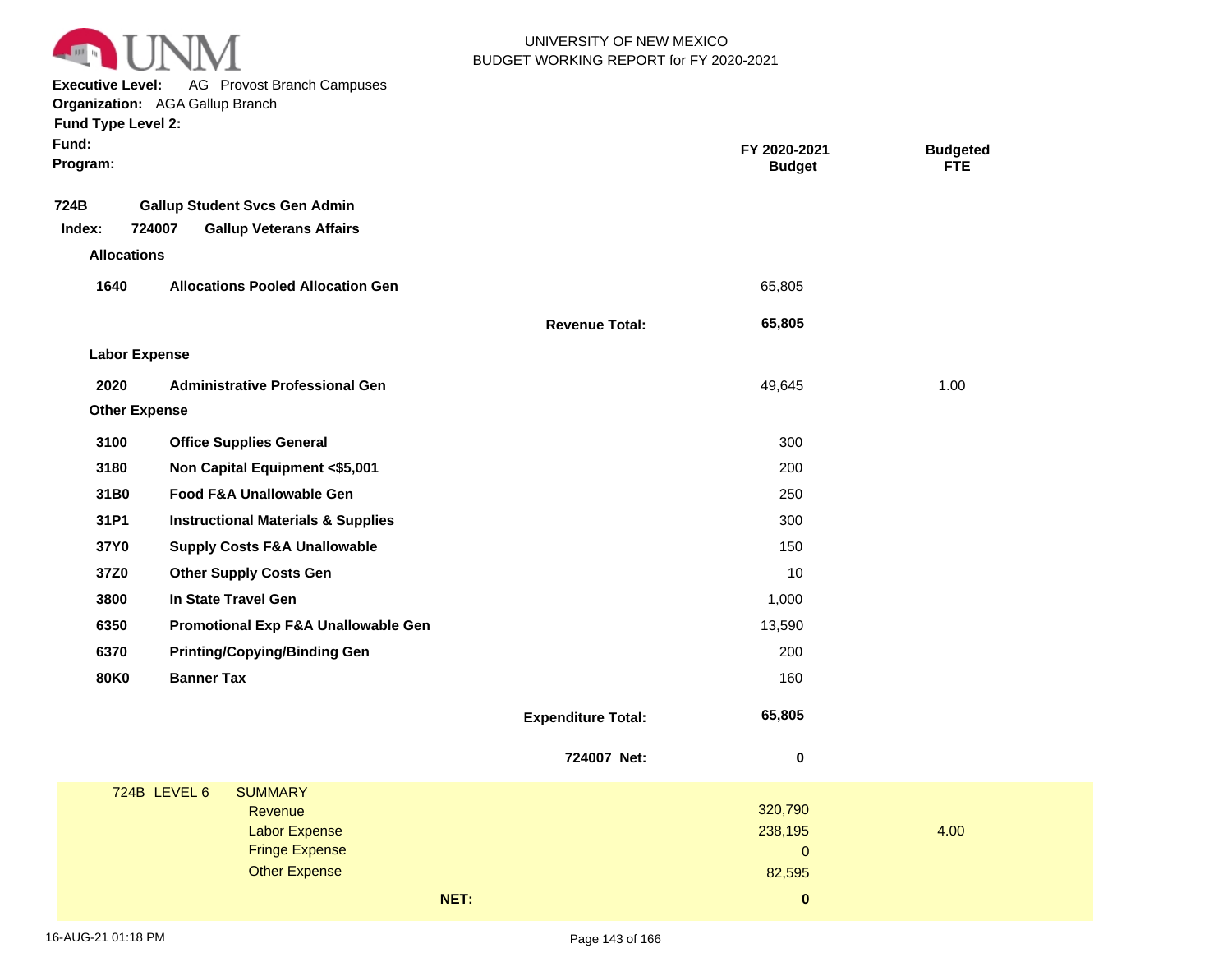UNIVERSITY OF NEW MEXICO
BUDGET WORKING REPORT for FY 2020-2021

**Executive Level:** AG Provost Branch Campuses
**Organization:** AGA Gallup Branch
**Fund Type Level 2:**
**Fund:**
**Program:**

| | | | FY 2020-2021 Budget | Budgeted FTE |
|---|---|---|---|---|
| **724B** | **Gallup Student Svcs Gen Admin** | | | |
| **Index: 724007** | **Gallup Veterans Affairs** | | | |
| **Allocations** | | | | |
| **1640** | **Allocations Pooled Allocation Gen** | | 65,805 | |
| | | **Revenue Total:** | **65,805** | |
| **Labor Expense** | | | | |
| **2020** | **Administrative Professional Gen** | | 49,645 | 1.00 |
| **Other Expense** | | | | |
| **3100** | **Office Supplies General** | | 300 | |
| **3180** | **Non Capital Equipment <$5,001** | | 200 | |
| **31B0** | **Food F&A Unallowable Gen** | | 250 | |
| **31P1** | **Instructional Materials & Supplies** | | 300 | |
| **37Y0** | **Supply Costs F&A Unallowable** | | 150 | |
| **37Z0** | **Other Supply Costs Gen** | | 10 | |
| **3800** | **In State Travel Gen** | | 1,000 | |
| **6350** | **Promotional Exp F&A Unallowable Gen** | | 13,590 | |
| **6370** | **Printing/Copying/Binding Gen** | | 200 | |
| **80K0** | **Banner Tax** | | 160 | |
| | | **Expenditure Total:** | **65,805** | |
| | | **724007 Net:** | **0** | |

| 724B LEVEL 6 | SUMMARY | | |
|---|---|---|---|
| | Revenue | 320,790 | |
| | Labor Expense | 238,195 | 4.00 |
| | Fringe Expense | 0 | |
| | Other Expense | 82,595 | |
| | **NET:** | **0** | |

16-AUG-21 01:18 PM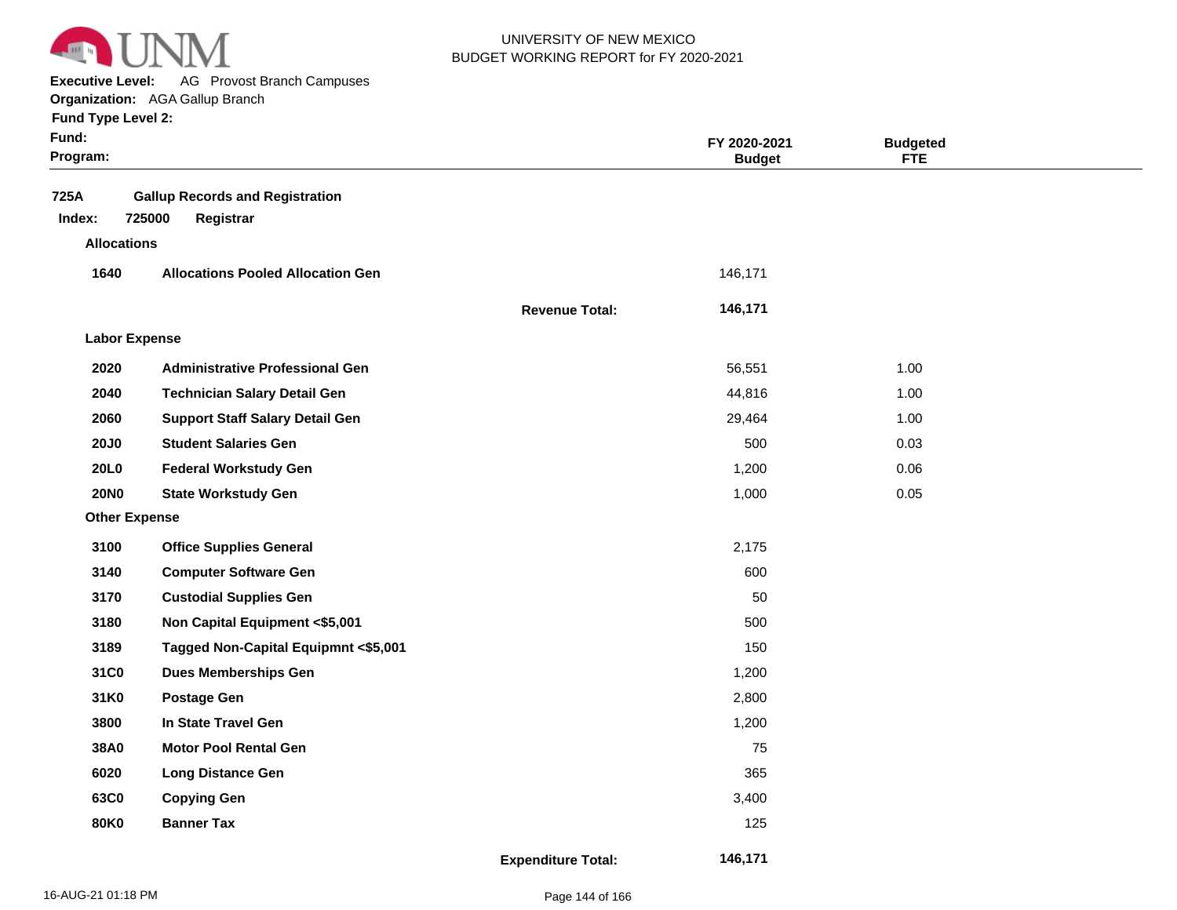UNIVERSITY OF NEW MEXICO
BUDGET WORKING REPORT for FY 2020-2021

**Executive Level:** AG Provost Branch Campuses
**Organization:** AGA Gallup Branch
**Fund Type Level 2:**
**Fund:**
**Program:**

| | | | FY 2020-2021 Budget | Budgeted FTE |
|---|---|---|---|---|
| **725A** | **Gallup Records and Registration** | | | |
| **Index: 725000** | **Registrar** | | | |
| **Allocations** | | | | |
| **1640** | **Allocations Pooled Allocation Gen** | | 146,171 | |
| | | **Revenue Total:** | **146,171** | |
| **Labor Expense** | | | | |
| **2020** | **Administrative Professional Gen** | | 56,551 | 1.00 |
| **2040** | **Technician Salary Detail Gen** | | 44,816 | 1.00 |
| **2060** | **Support Staff Salary Detail Gen** | | 29,464 | 1.00 |
| **20J0** | **Student Salaries Gen** | | 500 | 0.03 |
| **20L0** | **Federal Workstudy Gen** | | 1,200 | 0.06 |
| **20N0** | **State Workstudy Gen** | | 1,000 | 0.05 |
| **Other Expense** | | | | |
| **3100** | **Office Supplies General** | | 2,175 | |
| **3140** | **Computer Software Gen** | | 600 | |
| **3170** | **Custodial Supplies Gen** | | 50 | |
| **3180** | **Non Capital Equipment <$5,001** | | 500 | |
| **3189** | **Tagged Non-Capital Equipmnt <$5,001** | | 150 | |
| **31C0** | **Dues Memberships Gen** | | 1,200 | |
| **31K0** | **Postage Gen** | | 2,800 | |
| **3800** | **In State Travel Gen** | | 1,200 | |
| **38A0** | **Motor Pool Rental Gen** | | 75 | |
| **6020** | **Long Distance Gen** | | 365 | |
| **63C0** | **Copying Gen** | | 3,400 | |
| **80K0** | **Banner Tax** | | 125 | |
| | | **Expenditure Total:** | **146,171** | |

16-AUG-21 01:18 PM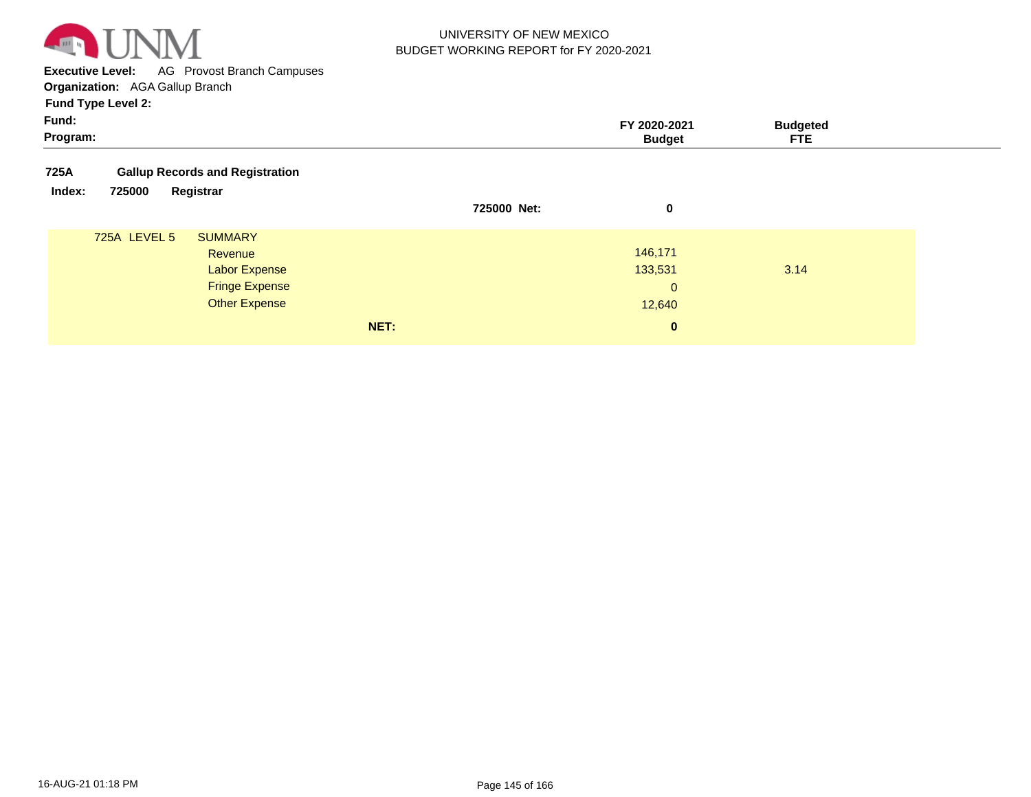**Executive Level:** AG Provost Branch Campuses

**Organization:** AGA Gallup Branch

**Fund Type Level 2:**

**Fund:**

**Program:**

| | | FY 2020-2021 Budget | Budgeted FTE |
|---|---|---|---|
| **725A** | **Gallup Records and Registration** | | |
| **Index: 725000** | **Registrar** | | |
| | **725000 Net:** | **0** | |
| 725A LEVEL 5 | SUMMARY | | |
| | Revenue | 146,171 | |
| | Labor Expense | 133,531 | 3.14 |
| | Fringe Expense | 0 | |
| | Other Expense | 12,640 | |
| | **NET:** | **0** | |

16-AUG-21 01:18 PM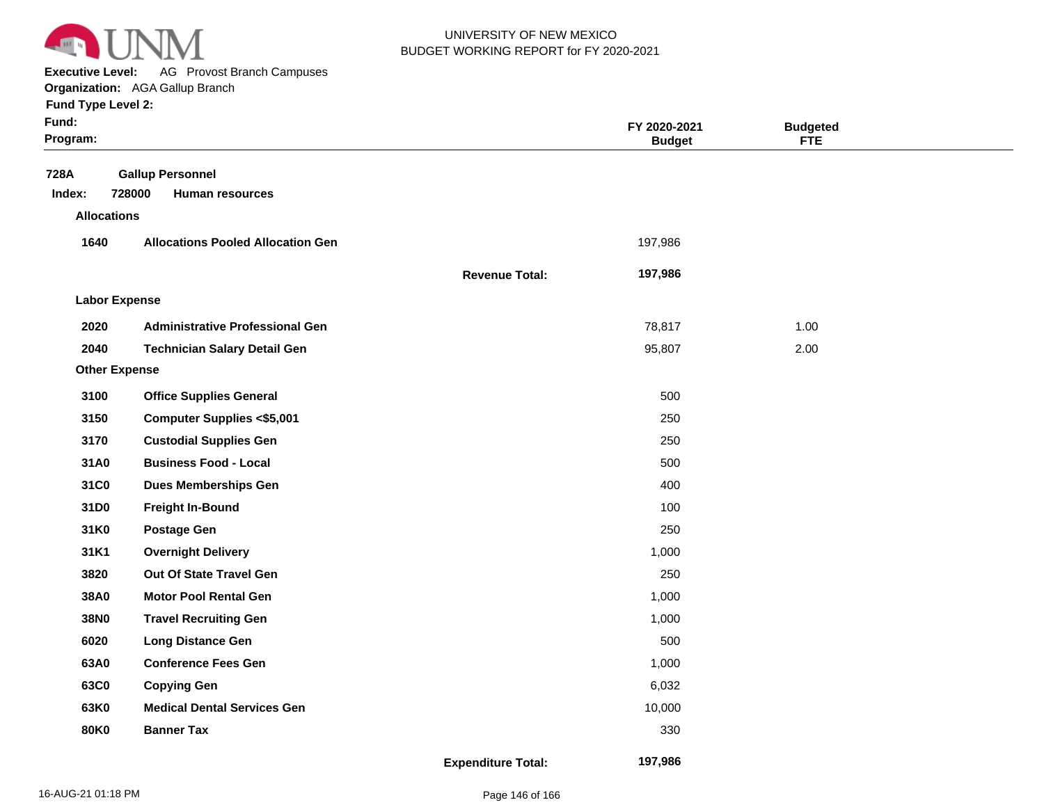UNIVERSITY OF NEW MEXICO
BUDGET WORKING REPORT for FY 2020-2021

**Executive Level:** AG Provost Branch Campuses
**Organization:** AGA Gallup Branch
**Fund Type Level 2:**
**Fund:**
**Program:**

| | | | FY 2020-2021 Budget | Budgeted FTE |
|---|---|---|---|---|
| **728A** | **Gallup Personnel** | | | |
| **Index: 728000** | **Human resources** | | | |
| **Allocations** | | | | |
| **1640** | **Allocations Pooled Allocation Gen** | | 197,986 | |
| | | **Revenue Total:** | **197,986** | |
| **Labor Expense** | | | | |
| **2020** | **Administrative Professional Gen** | | 78,817 | 1.00 |
| **2040** | **Technician Salary Detail Gen** | | 95,807 | 2.00 |
| **Other Expense** | | | | |
| **3100** | **Office Supplies General** | | 500 | |
| **3150** | **Computer Supplies <$5,001** | | 250 | |
| **3170** | **Custodial Supplies Gen** | | 250 | |
| **31A0** | **Business Food - Local** | | 500 | |
| **31C0** | **Dues Memberships Gen** | | 400 | |
| **31D0** | **Freight In-Bound** | | 100 | |
| **31K0** | **Postage Gen** | | 250 | |
| **31K1** | **Overnight Delivery** | | 1,000 | |
| **3820** | **Out Of State Travel Gen** | | 250 | |
| **38A0** | **Motor Pool Rental Gen** | | 1,000 | |
| **38N0** | **Travel Recruiting Gen** | | 1,000 | |
| **6020** | **Long Distance Gen** | | 500 | |
| **63A0** | **Conference Fees Gen** | | 1,000 | |
| **63C0** | **Copying Gen** | | 6,032 | |
| **63K0** | **Medical Dental Services Gen** | | 10,000 | |
| **80K0** | **Banner Tax** | | 330 | |
| | | **Expenditure Total:** | **197,986** | |

16-AUG-21 01:18 PM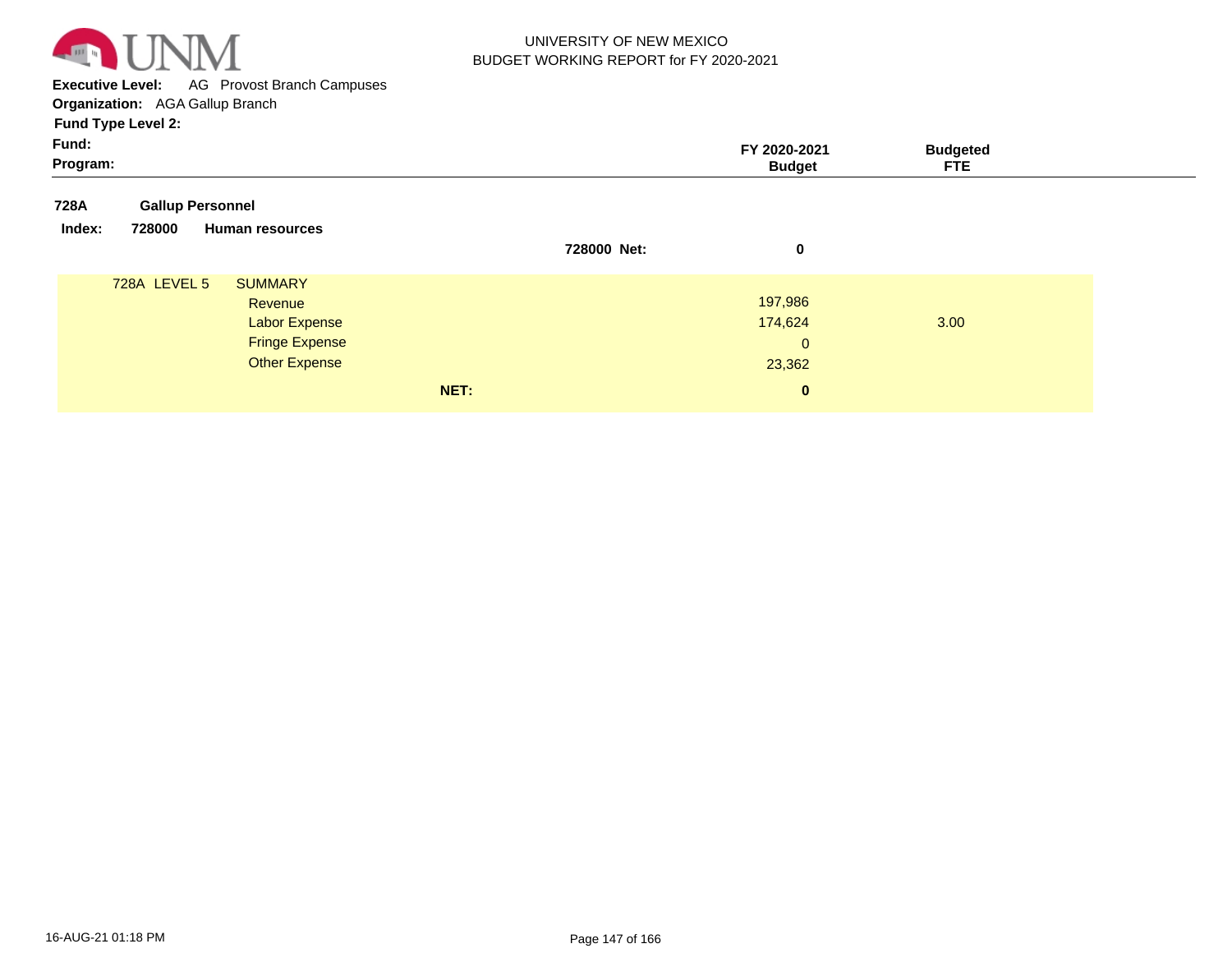UNIVERSITY OF NEW MEXICO
BUDGET WORKING REPORT for FY 2020-2021

**Executive Level:** AG Provost Branch Campuses
**Organization:** AGA Gallup Branch
**Fund Type Level 2:**
**Fund:**
**Program:**

| | | FY 2020-2021 Budget | Budgeted FTE |
|---|---|---|---|
| **728A** | **Gallup Personnel** | | |
| **Index: 728000** | **Human resources** | | |
| | **728000 Net:** | **0** | |
| 728A LEVEL 5 | SUMMARY | | |
| | Revenue | 197,986 | |
| | Labor Expense | 174,624 | 3.00 |
| | Fringe Expense | 0 | |
| | Other Expense | 23,362 | |
| | **NET:** | **0** | |

16-AUG-21 01:18 PM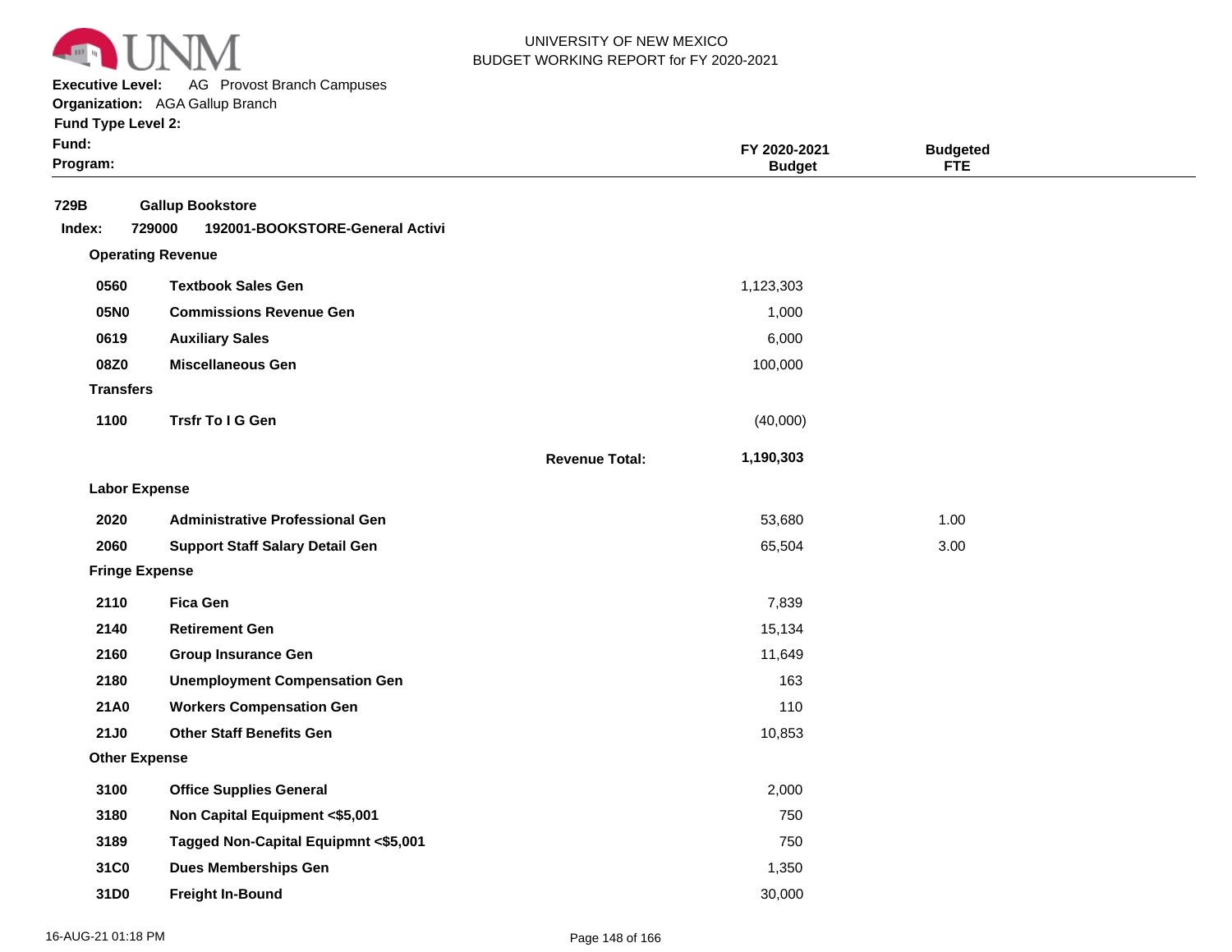UNIVERSITY OF NEW MEXICO
BUDGET WORKING REPORT for FY 2020-2021

**Executive Level:** AG Provost Branch Campuses
**Organization:** AGA Gallup Branch
**Fund Type Level 2:**
**Fund:**
**Program:**

| | | FY 2020-2021 Budget | Budgeted FTE |
|---|---|---|---|
| **729B** | **Gallup Bookstore** | | |
| **Index: 729000** | **192001-BOOKSTORE-General Activi** | | |
| **Operating Revenue** | | | |
| **0560** | **Textbook Sales Gen** | 1,123,303 | |
| **05N0** | **Commissions Revenue Gen** | 1,000 | |
| **0619** | **Auxiliary Sales** | 6,000 | |
| **08Z0** | **Miscellaneous Gen** | 100,000 | |
| **Transfers** | | | |
| **1100** | **Trsfr To I G Gen** | (40,000) | |
| | **Revenue Total:** | **1,190,303** | |
| **Labor Expense** | | | |
| **2020** | **Administrative Professional Gen** | 53,680 | 1.00 |
| **2060** | **Support Staff Salary Detail Gen** | 65,504 | 3.00 |
| **Fringe Expense** | | | |
| **2110** | **Fica Gen** | 7,839 | |
| **2140** | **Retirement Gen** | 15,134 | |
| **2160** | **Group Insurance Gen** | 11,649 | |
| **2180** | **Unemployment Compensation Gen** | 163 | |
| **21A0** | **Workers Compensation Gen** | 110 | |
| **21J0** | **Other Staff Benefits Gen** | 10,853 | |
| **Other Expense** | | | |
| **3100** | **Office Supplies General** | 2,000 | |
| **3180** | **Non Capital Equipment <$5,001** | 750 | |
| **3189** | **Tagged Non-Capital Equipmnt <$5,001** | 750 | |
| **31C0** | **Dues Memberships Gen** | 1,350 | |
| **31D0** | **Freight In-Bound** | 30,000 | |

16-AUG-21 01:18 PM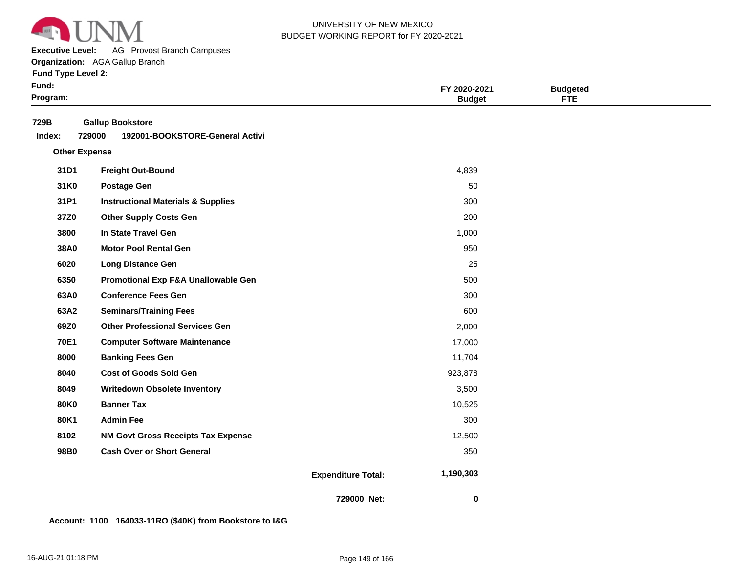UNIVERSITY OF NEW MEXICO
BUDGET WORKING REPORT for FY 2020-2021

**Executive Level:** AG Provost Branch Campuses
**Organization:** AGA Gallup Branch
**Fund Type Level 2:**
**Fund:**
**Program:**

| | | FY 2020-2021 Budget | Budgeted FTE |
|---|---|---|---|
| **729B** | **Gallup Bookstore** | | |
| **Index: 729000** | **192001-BOOKSTORE-General Activi** | | |
| **Other Expense** | | | |
| **31D1** | **Freight Out-Bound** | 4,839 | |
| **31K0** | **Postage Gen** | 50 | |
| **31P1** | **Instructional Materials & Supplies** | 300 | |
| **37Z0** | **Other Supply Costs Gen** | 200 | |
| **3800** | **In State Travel Gen** | 1,000 | |
| **38A0** | **Motor Pool Rental Gen** | 950 | |
| **6020** | **Long Distance Gen** | 25 | |
| **6350** | **Promotional Exp F&A Unallowable Gen** | 500 | |
| **63A0** | **Conference Fees Gen** | 300 | |
| **63A2** | **Seminars/Training Fees** | 600 | |
| **69Z0** | **Other Professional Services Gen** | 2,000 | |
| **70E1** | **Computer Software Maintenance** | 17,000 | |
| **8000** | **Banking Fees Gen** | 11,704 | |
| **8040** | **Cost of Goods Sold Gen** | 923,878 | |
| **8049** | **Writedown Obsolete Inventory** | 3,500 | |
| **80K0** | **Banner Tax** | 10,525 | |
| **80K1** | **Admin Fee** | 300 | |
| **8102** | **NM Govt Gross Receipts Tax Expense** | 12,500 | |
| **98B0** | **Cash Over or Short General** | 350 | |
| | **Expenditure Total:** | **1,190,303** | |
| | **729000 Net:** | **0** | |

**Account: 1100 164033-11RO ($40K) from Bookstore to I&G**

16-AUG-21 01:18 PM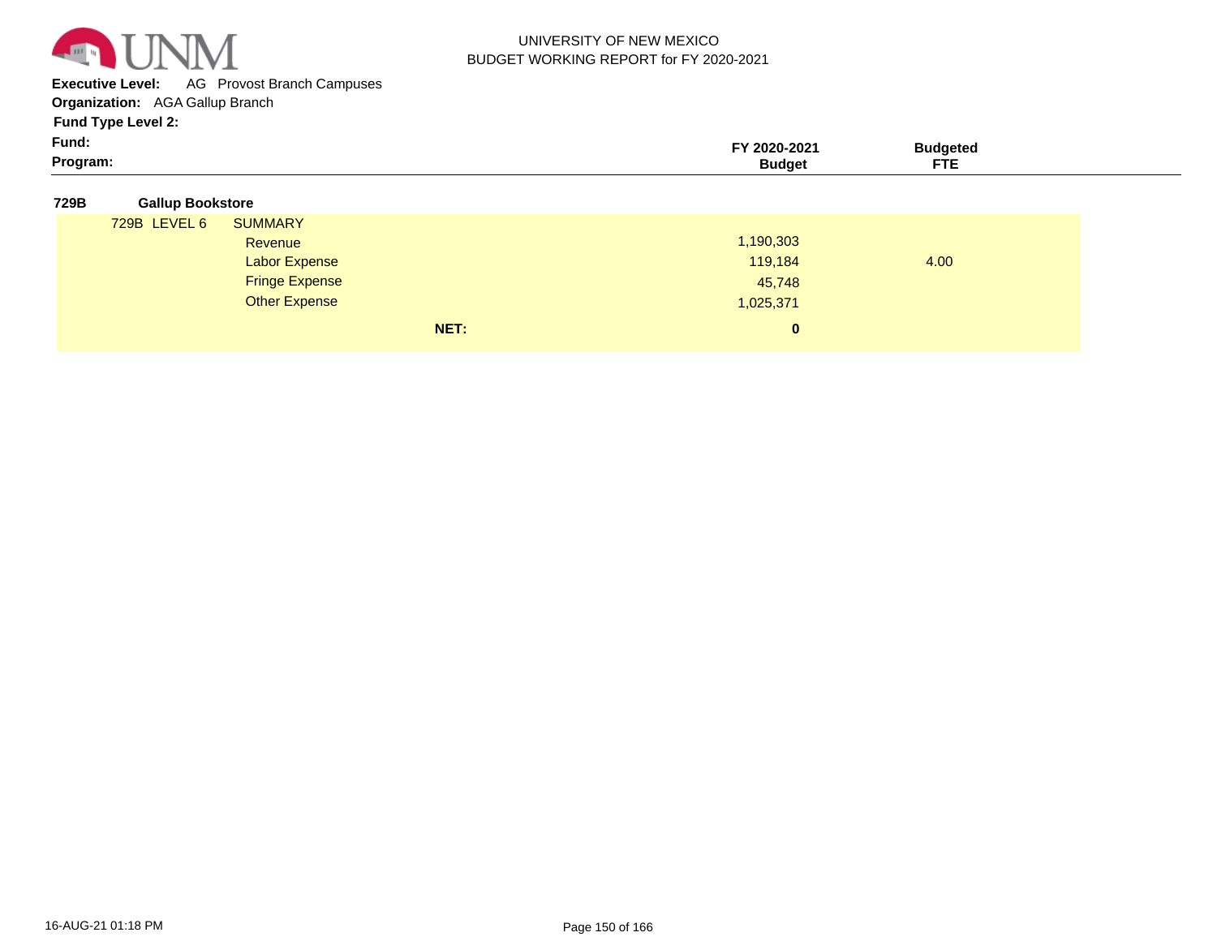UNIVERSITY OF NEW MEXICO
BUDGET WORKING REPORT for FY 2020-2021

**Executive Level:** AG Provost Branch Campuses
**Organization:** AGA Gallup Branch
**Fund Type Level 2:**
**Fund:**
**Program:**

| | | FY 2020-2021 Budget | Budgeted FTE |
|---|---|---|---|
| **729B** | **Gallup Bookstore** | | |
| 729B LEVEL 6 | SUMMARY | | |
| | Revenue | 1,190,303 | |
| | Labor Expense | 119,184 | 4.00 |
| | Fringe Expense | 45,748 | |
| | Other Expense | 1,025,371 | |
| | **NET:** | **0** | |

16-AUG-21 01:18 PM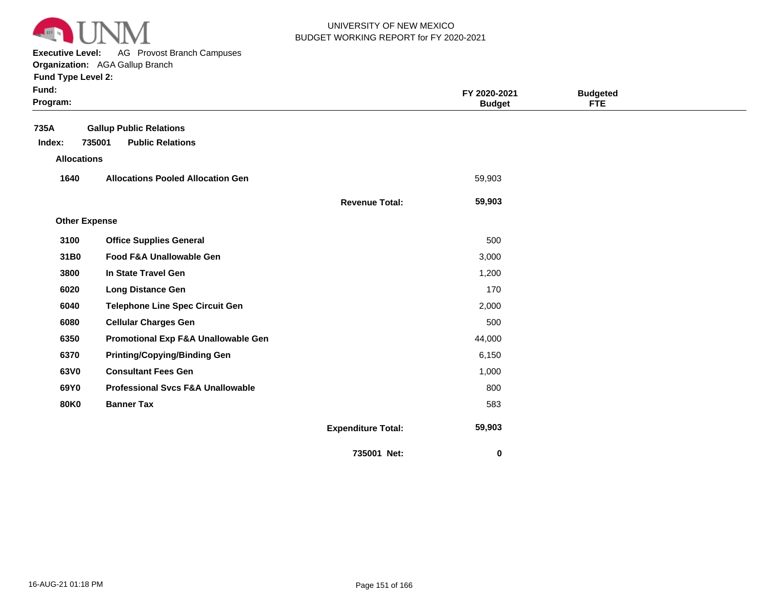UNIVERSITY OF NEW MEXICO
BUDGET WORKING REPORT for FY 2020-2021

**Executive Level:** AG Provost Branch Campuses
**Organization:** AGA Gallup Branch
**Fund Type Level 2:**
**Fund:**
**Program:**

| | | | FY 2020-2021 Budget | Budgeted FTE |
|---|---|---|---|---|
| **735A** | **Gallup Public Relations** | | | |
| **Index: 735001** | **Public Relations** | | | |
| **Allocations** | | | | |
| **1640** | **Allocations Pooled Allocation Gen** | | 59,903 | |
| | | **Revenue Total:** | **59,903** | |
| **Other Expense** | | | | |
| **3100** | **Office Supplies General** | | 500 | |
| **31B0** | **Food F&A Unallowable Gen** | | 3,000 | |
| **3800** | **In State Travel Gen** | | 1,200 | |
| **6020** | **Long Distance Gen** | | 170 | |
| **6040** | **Telephone Line Spec Circuit Gen** | | 2,000 | |
| **6080** | **Cellular Charges Gen** | | 500 | |
| **6350** | **Promotional Exp F&A Unallowable Gen** | | 44,000 | |
| **6370** | **Printing/Copying/Binding Gen** | | 6,150 | |
| **63V0** | **Consultant Fees Gen** | | 1,000 | |
| **69Y0** | **Professional Svcs F&A Unallowable** | | 800 | |
| **80K0** | **Banner Tax** | | 583 | |
| | | **Expenditure Total:** | **59,903** | |
| | | **735001 Net:** | **0** | |

16-AUG-21 01:18 PM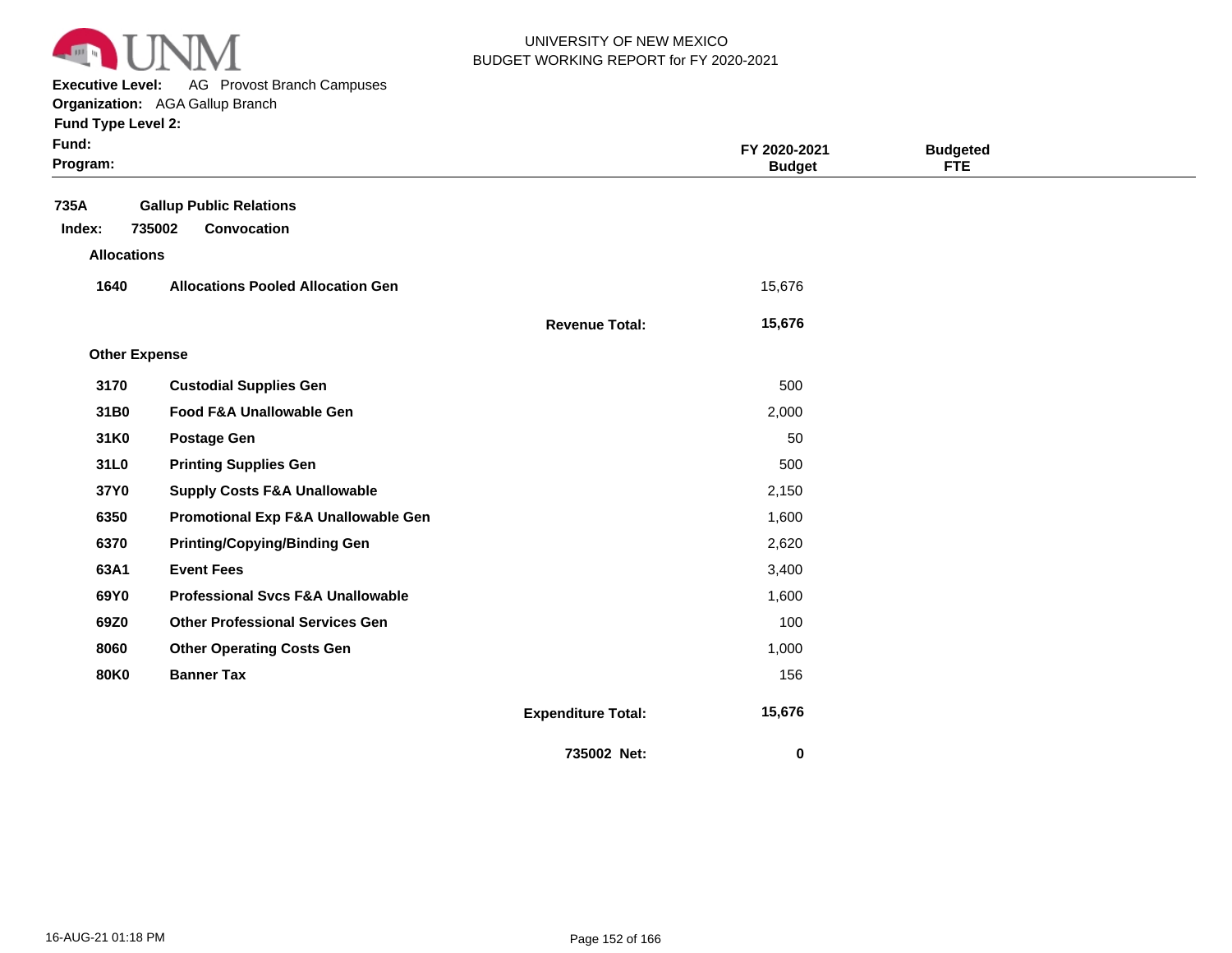UNIVERSITY OF NEW MEXICO
BUDGET WORKING REPORT for FY 2020-2021

**Executive Level:** AG Provost Branch Campuses
**Organization:** AGA Gallup Branch
**Fund Type Level 2:**
**Fund:**
**Program:**

| | | | FY 2020-2021 Budget | Budgeted FTE |
|---|---|---|---|---|
| **735A** | **Gallup Public Relations** | | | |
| **Index: 735002** | **Convocation** | | | |
| **Allocations** | | | | |
| **1640** | **Allocations Pooled Allocation Gen** | | 15,676 | |
| | | **Revenue Total:** | **15,676** | |
| **Other Expense** | | | | |
| **3170** | **Custodial Supplies Gen** | | 500 | |
| **31B0** | **Food F&A Unallowable Gen** | | 2,000 | |
| **31K0** | **Postage Gen** | | 50 | |
| **31L0** | **Printing Supplies Gen** | | 500 | |
| **37Y0** | **Supply Costs F&A Unallowable** | | 2,150 | |
| **6350** | **Promotional Exp F&A Unallowable Gen** | | 1,600 | |
| **6370** | **Printing/Copying/Binding Gen** | | 2,620 | |
| **63A1** | **Event Fees** | | 3,400 | |
| **69Y0** | **Professional Svcs F&A Unallowable** | | 1,600 | |
| **69Z0** | **Other Professional Services Gen** | | 100 | |
| **8060** | **Other Operating Costs Gen** | | 1,000 | |
| **80K0** | **Banner Tax** | | 156 | |
| | | **Expenditure Total:** | **15,676** | |
| | | **735002 Net:** | **0** | |

16-AUG-21 01:18 PM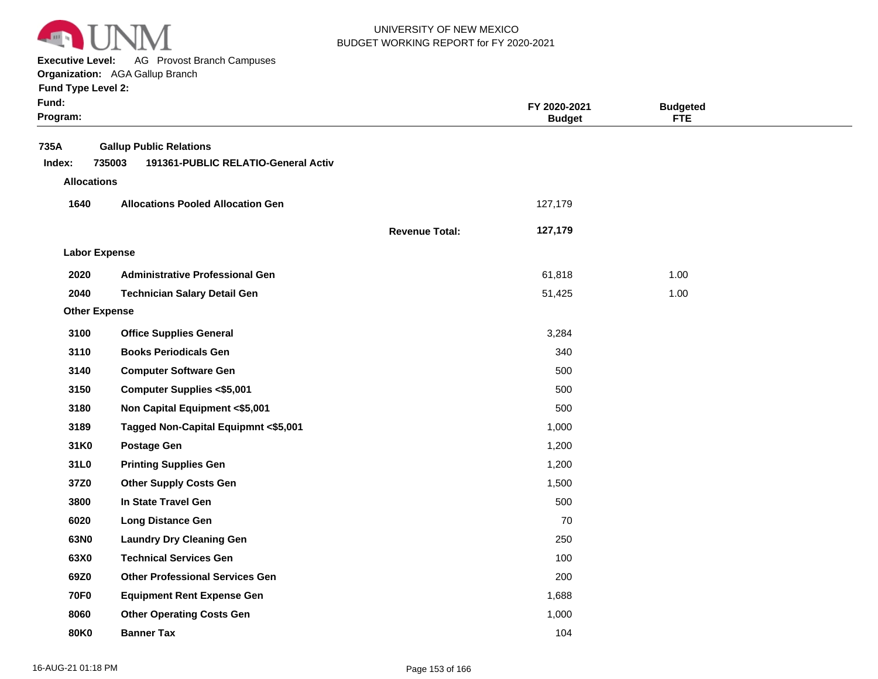UNIVERSITY OF NEW MEXICO
BUDGET WORKING REPORT for FY 2020-2021

**Executive Level:** AG Provost Branch Campuses
**Organization:** AGA Gallup Branch
**Fund Type Level 2:**
**Fund:**
**Program:**

| | | | FY 2020-2021 Budget | Budgeted FTE |
|---|---|---|---|---|
| **735A** | **Gallup Public Relations** | | | |
| **Index: 735003** | **191361-PUBLIC RELATIO-General Activ** | | | |
| **Allocations** | | | | |
| **1640** | **Allocations Pooled Allocation Gen** | | 127,179 | |
| | | **Revenue Total:** | **127,179** | |
| **Labor Expense** | | | | |
| **2020** | **Administrative Professional Gen** | | 61,818 | 1.00 |
| **2040** | **Technician Salary Detail Gen** | | 51,425 | 1.00 |
| **Other Expense** | | | | |
| **3100** | **Office Supplies General** | | 3,284 | |
| **3110** | **Books Periodicals Gen** | | 340 | |
| **3140** | **Computer Software Gen** | | 500 | |
| **3150** | **Computer Supplies <$5,001** | | 500 | |
| **3180** | **Non Capital Equipment <$5,001** | | 500 | |
| **3189** | **Tagged Non-Capital Equipmnt <$5,001** | | 1,000 | |
| **31K0** | **Postage Gen** | | 1,200 | |
| **31L0** | **Printing Supplies Gen** | | 1,200 | |
| **37Z0** | **Other Supply Costs Gen** | | 1,500 | |
| **3800** | **In State Travel Gen** | | 500 | |
| **6020** | **Long Distance Gen** | | 70 | |
| **63N0** | **Laundry Dry Cleaning Gen** | | 250 | |
| **63X0** | **Technical Services Gen** | | 100 | |
| **69Z0** | **Other Professional Services Gen** | | 200 | |
| **70F0** | **Equipment Rent Expense Gen** | | 1,688 | |
| **8060** | **Other Operating Costs Gen** | | 1,000 | |
| **80K0** | **Banner Tax** | | 104 | |

16-AUG-21 01:18 PM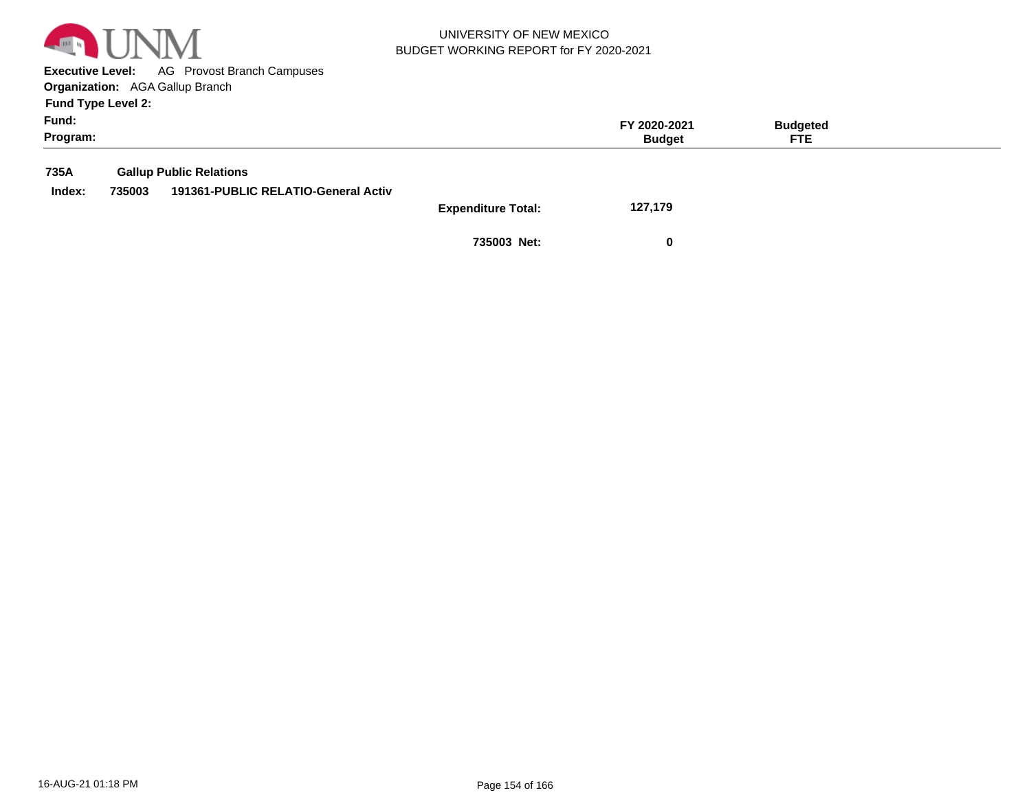UNIVERSITY OF NEW MEXICO
BUDGET WORKING REPORT for FY 2020-2021

**Executive Level:** AG Provost Branch Campuses
**Organization:** AGA Gallup Branch
**Fund Type Level 2:**
**Fund:**
**Program:**

| | | | FY 2020-2021 Budget | Budgeted FTE |
|---|---|---|---|---|
| **735A** | **Gallup Public Relations** | | | |
| **Index: 735003** | **191361-PUBLIC RELATIO-General Activ** | | | |
| | | **Expenditure Total:** | **127,179** | |
| | | **735003 Net:** | **0** | |

16-AUG-21 01:18 PM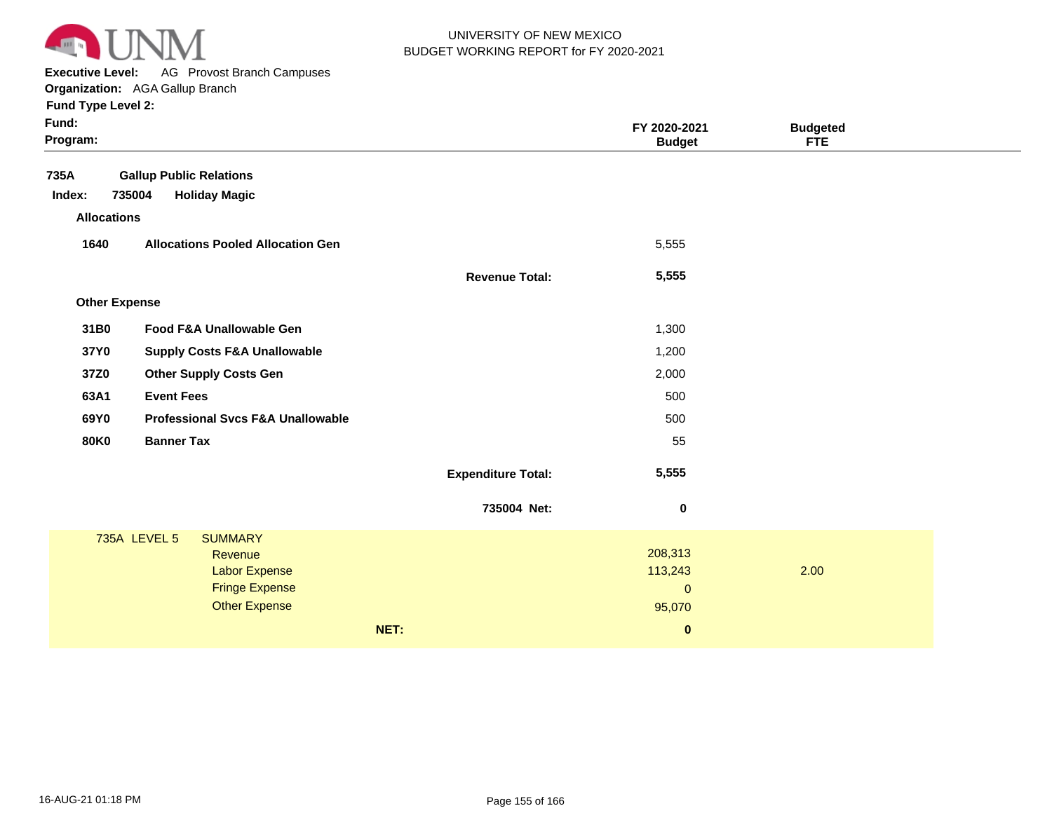UNIVERSITY OF NEW MEXICO
BUDGET WORKING REPORT for FY 2020-2021

**Executive Level:** AG Provost Branch Campuses
**Organization:** AGA Gallup Branch
**Fund Type Level 2:**
**Fund:**
**Program:**

| | | | FY 2020-2021 Budget | Budgeted FTE |
|---|---|---|---|---|
| **735A** | **Gallup Public Relations** | | | |
| **Index: 735004** | **Holiday Magic** | | | |
| **Allocations** | | | | |
| **1640** | **Allocations Pooled Allocation Gen** | | 5,555 | |
| | | **Revenue Total:** | **5,555** | |
| **Other Expense** | | | | |
| **31B0** | **Food F&A Unallowable Gen** | | 1,300 | |
| **37Y0** | **Supply Costs F&A Unallowable** | | 1,200 | |
| **37Z0** | **Other Supply Costs Gen** | | 2,000 | |
| **63A1** | **Event Fees** | | 500 | |
| **69Y0** | **Professional Svcs F&A Unallowable** | | 500 | |
| **80K0** | **Banner Tax** | | 55 | |
| | | **Expenditure Total:** | **5,555** | |
| | | **735004 Net:** | **0** | |

| 735A LEVEL 5 | SUMMARY | | FY 2020-2021 Budget | Budgeted FTE |
|---|---|---|---|---|
| | Revenue | | 208,313 | |
| | Labor Expense | | 113,243 | 2.00 |
| | Fringe Expense | | 0 | |
| | Other Expense | | 95,070 | |
| | | **NET:** | **0** | |

16-AUG-21 01:18 PM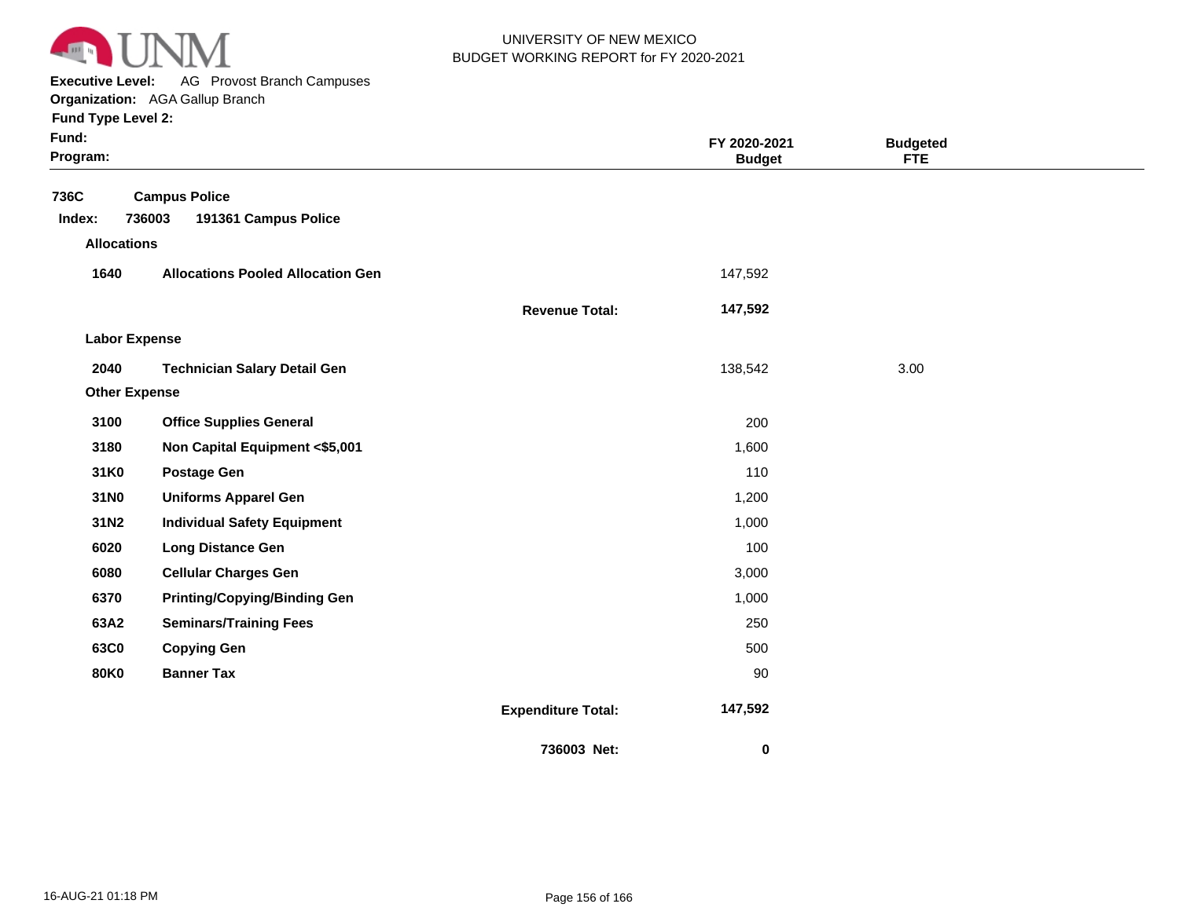UNIVERSITY OF NEW MEXICO
BUDGET WORKING REPORT for FY 2020-2021

**Executive Level:** AG Provost Branch Campuses
**Organization:** AGA Gallup Branch
**Fund Type Level 2:**
**Fund:**
**Program:**

| | | | FY 2020-2021 Budget | Budgeted FTE |
|---|---|---|---|---|
| **736C** | **Campus Police** | | | |
| **Index: 736003** | **191361 Campus Police** | | | |
| **Allocations** | | | | |
| **1640** | **Allocations Pooled Allocation Gen** | | 147,592 | |
| | | **Revenue Total:** | **147,592** | |
| **Labor Expense** | | | | |
| **2040** | **Technician Salary Detail Gen** | | 138,542 | 3.00 |
| **Other Expense** | | | | |
| **3100** | **Office Supplies General** | | 200 | |
| **3180** | **Non Capital Equipment <$5,001** | | 1,600 | |
| **31K0** | **Postage Gen** | | 110 | |
| **31N0** | **Uniforms Apparel Gen** | | 1,200 | |
| **31N2** | **Individual Safety Equipment** | | 1,000 | |
| **6020** | **Long Distance Gen** | | 100 | |
| **6080** | **Cellular Charges Gen** | | 3,000 | |
| **6370** | **Printing/Copying/Binding Gen** | | 1,000 | |
| **63A2** | **Seminars/Training Fees** | | 250 | |
| **63C0** | **Copying Gen** | | 500 | |
| **80K0** | **Banner Tax** | | 90 | |
| | | **Expenditure Total:** | **147,592** | |
| | | **736003 Net:** | **0** | |

16-AUG-21 01:18 PM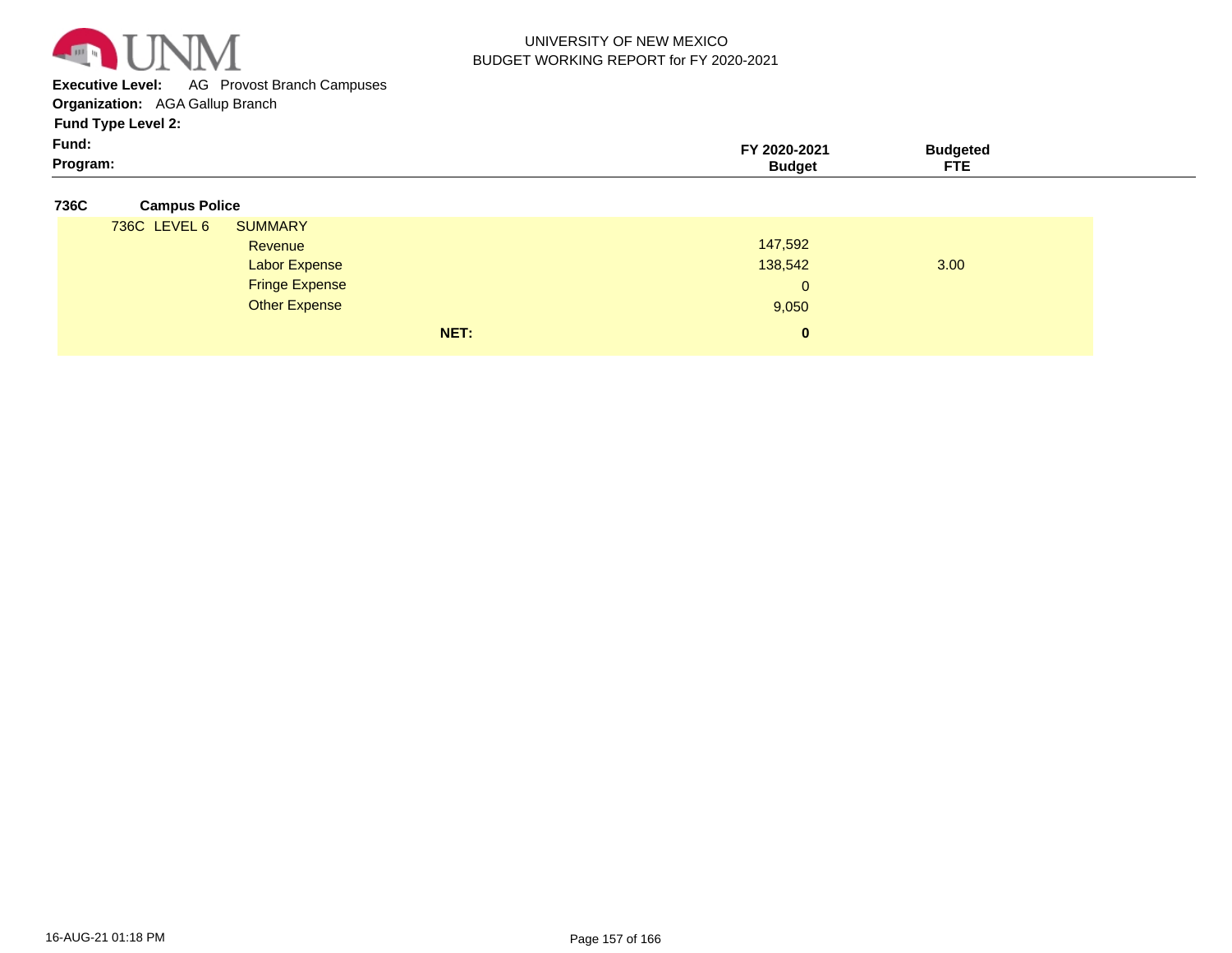UNIVERSITY OF NEW MEXICO
BUDGET WORKING REPORT for FY 2020-2021

**Executive Level:** AG Provost Branch Campuses
**Organization:** AGA Gallup Branch
**Fund Type Level 2:**
**Fund:**
**Program:**

| | | | FY 2020-2021 Budget | Budgeted FTE |
|---|---|---|---|---|
| **736C** | **Campus Police** | | | |
| 736C LEVEL 6 | SUMMARY | | | |
| | Revenue | | 147,592 | |
| | Labor Expense | | 138,542 | 3.00 |
| | Fringe Expense | | 0 | |
| | Other Expense | | 9,050 | |
| | | **NET:** | **0** | |

16-AUG-21 01:18 PM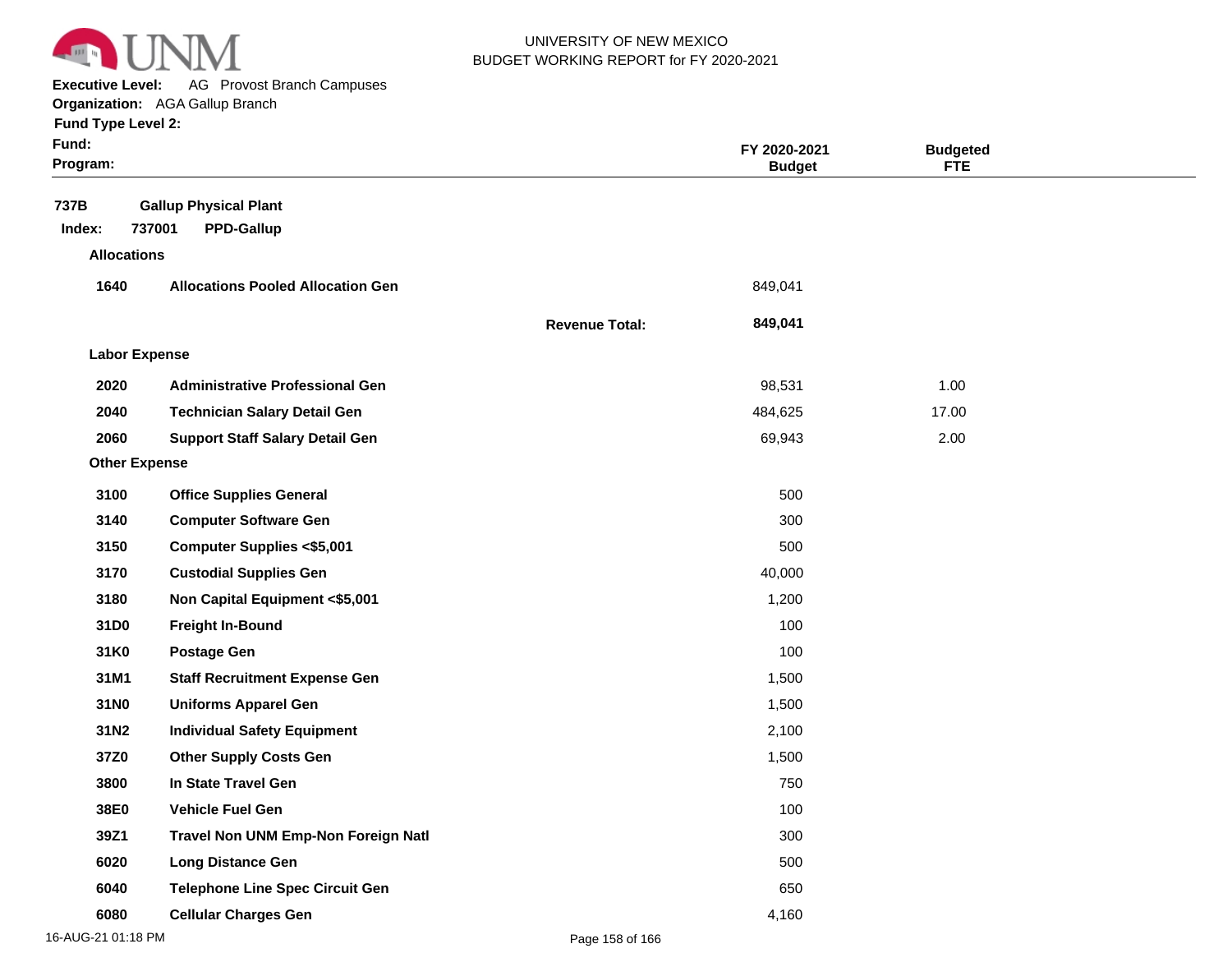UNIVERSITY OF NEW MEXICO
BUDGET WORKING REPORT for FY 2020-2021

**Executive Level:** AG Provost Branch Campuses
**Organization:** AGA Gallup Branch
**Fund Type Level 2:**
**Fund:**
**Program:**

| | | | FY 2020-2021 Budget | Budgeted FTE |
|---|---|---|---|---|
| **737B** | **Gallup Physical Plant** | | | |
| **Index: 737001** | **PPD-Gallup** | | | |
| **Allocations** | | | | |
| **1640** | **Allocations Pooled Allocation Gen** | | 849,041 | |
| | | **Revenue Total:** | **849,041** | |
| **Labor Expense** | | | | |
| **2020** | **Administrative Professional Gen** | | 98,531 | 1.00 |
| **2040** | **Technician Salary Detail Gen** | | 484,625 | 17.00 |
| **2060** | **Support Staff Salary Detail Gen** | | 69,943 | 2.00 |
| **Other Expense** | | | | |
| **3100** | **Office Supplies General** | | 500 | |
| **3140** | **Computer Software Gen** | | 300 | |
| **3150** | **Computer Supplies <$5,001** | | 500 | |
| **3170** | **Custodial Supplies Gen** | | 40,000 | |
| **3180** | **Non Capital Equipment <$5,001** | | 1,200 | |
| **31D0** | **Freight In-Bound** | | 100 | |
| **31K0** | **Postage Gen** | | 100 | |
| **31M1** | **Staff Recruitment Expense Gen** | | 1,500 | |
| **31N0** | **Uniforms Apparel Gen** | | 1,500 | |
| **31N2** | **Individual Safety Equipment** | | 2,100 | |
| **37Z0** | **Other Supply Costs Gen** | | 1,500 | |
| **3800** | **In State Travel Gen** | | 750 | |
| **38E0** | **Vehicle Fuel Gen** | | 100 | |
| **39Z1** | **Travel Non UNM Emp-Non Foreign Natl** | | 300 | |
| **6020** | **Long Distance Gen** | | 500 | |
| **6040** | **Telephone Line Spec Circuit Gen** | | 650 | |
| **6080** | **Cellular Charges Gen** | | 4,160 | |

16-AUG-21 01:18 PM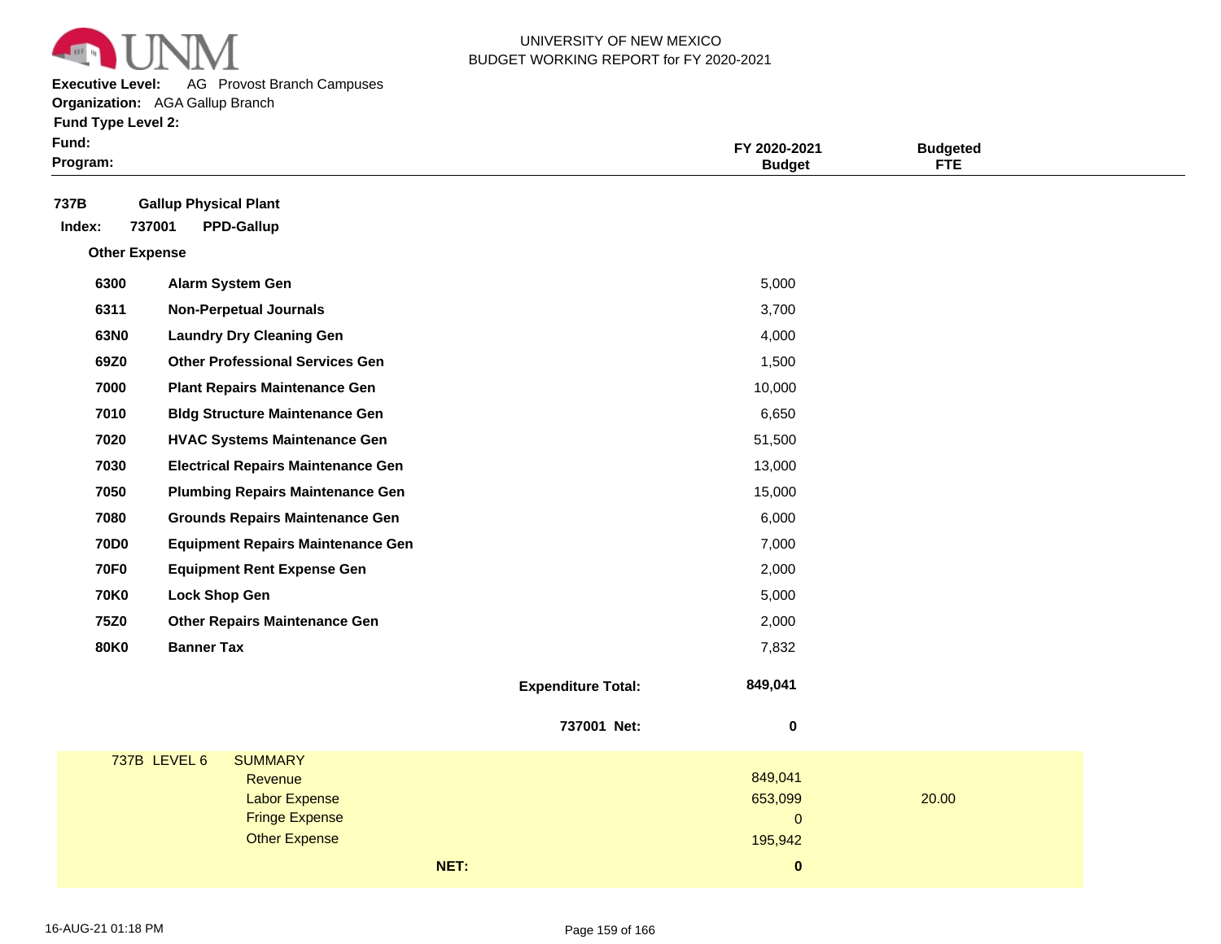UNIVERSITY OF NEW MEXICO
BUDGET WORKING REPORT for FY 2020-2021

**Executive Level:** AG Provost Branch Campuses
**Organization:** AGA Gallup Branch
**Fund Type Level 2:**
**Fund:**
**Program:**

| | | | FY 2020-2021 Budget | Budgeted FTE |
|---|---|---|---|---|
| **737B** | **Gallup Physical Plant** | | | |
| **Index: 737001** | **PPD-Gallup** | | | |
| **Other Expense** | | | | |
| **6300** | **Alarm System Gen** | | 5,000 | |
| **6311** | **Non-Perpetual Journals** | | 3,700 | |
| **63N0** | **Laundry Dry Cleaning Gen** | | 4,000 | |
| **69Z0** | **Other Professional Services Gen** | | 1,500 | |
| **7000** | **Plant Repairs Maintenance Gen** | | 10,000 | |
| **7010** | **Bldg Structure Maintenance Gen** | | 6,650 | |
| **7020** | **HVAC Systems Maintenance Gen** | | 51,500 | |
| **7030** | **Electrical Repairs Maintenance Gen** | | 13,000 | |
| **7050** | **Plumbing Repairs Maintenance Gen** | | 15,000 | |
| **7080** | **Grounds Repairs Maintenance Gen** | | 6,000 | |
| **70D0** | **Equipment Repairs Maintenance Gen** | | 7,000 | |
| **70F0** | **Equipment Rent Expense Gen** | | 2,000 | |
| **70K0** | **Lock Shop Gen** | | 5,000 | |
| **75Z0** | **Other Repairs Maintenance Gen** | | 2,000 | |
| **80K0** | **Banner Tax** | | 7,832 | |
| | | **Expenditure Total:** | **849,041** | |
| | | **737001 Net:** | **0** | |

| 737B LEVEL 6 | SUMMARY | | |
|---|---|---|---|
| | Revenue | 849,041 | |
| | Labor Expense | 653,099 | 20.00 |
| | Fringe Expense | 0 | |
| | Other Expense | 195,942 | |
| | **NET:** | **0** | |

16-AUG-21 01:18 PM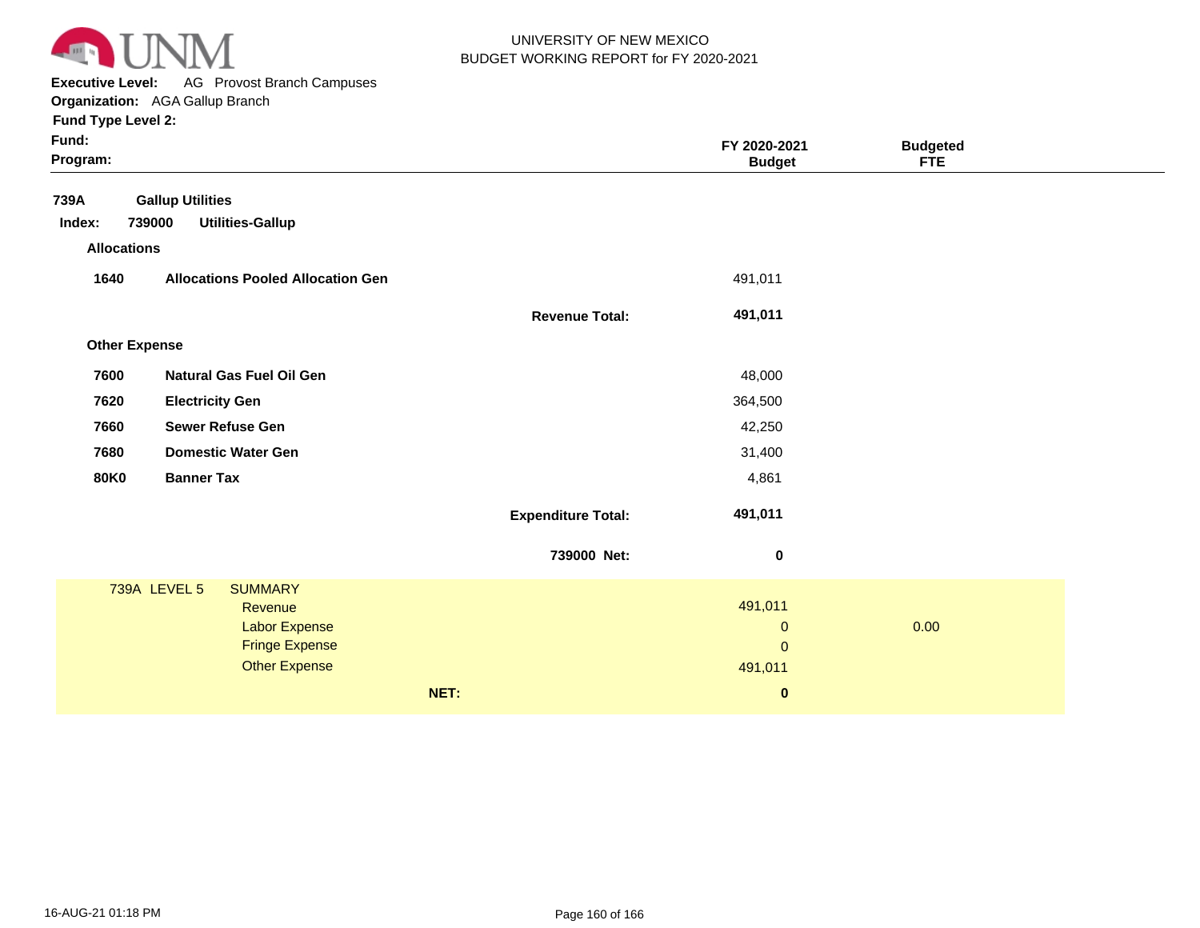UNIVERSITY OF NEW MEXICO
BUDGET WORKING REPORT for FY 2020-2021

**Executive Level:** AG Provost Branch Campuses
**Organization:** AGA Gallup Branch
**Fund Type Level 2:**
**Fund:**
**Program:**

| | | | FY 2020-2021 Budget | Budgeted FTE |
|---|---|---|---|---|
| **739A** | **Gallup Utilities** | | | |
| **Index: 739000** | **Utilities-Gallup** | | | |
| **Allocations** | | | | |
| **1640** | **Allocations Pooled Allocation Gen** | | 491,011 | |
| | | **Revenue Total:** | **491,011** | |
| **Other Expense** | | | | |
| **7600** | **Natural Gas Fuel Oil Gen** | | 48,000 | |
| **7620** | **Electricity Gen** | | 364,500 | |
| **7660** | **Sewer Refuse Gen** | | 42,250 | |
| **7680** | **Domestic Water Gen** | | 31,400 | |
| **80K0** | **Banner Tax** | | 4,861 | |
| | | **Expenditure Total:** | **491,011** | |
| | | **739000 Net:** | **0** | |

| 739A LEVEL 5 | SUMMARY | | |
|---|---|---|---|
| | Revenue | 491,011 | |
| | Labor Expense | 0 | 0.00 |
| | Fringe Expense | 0 | |
| | Other Expense | 491,011 | |
| | **NET:** | **0** | |

16-AUG-21 01:18 PM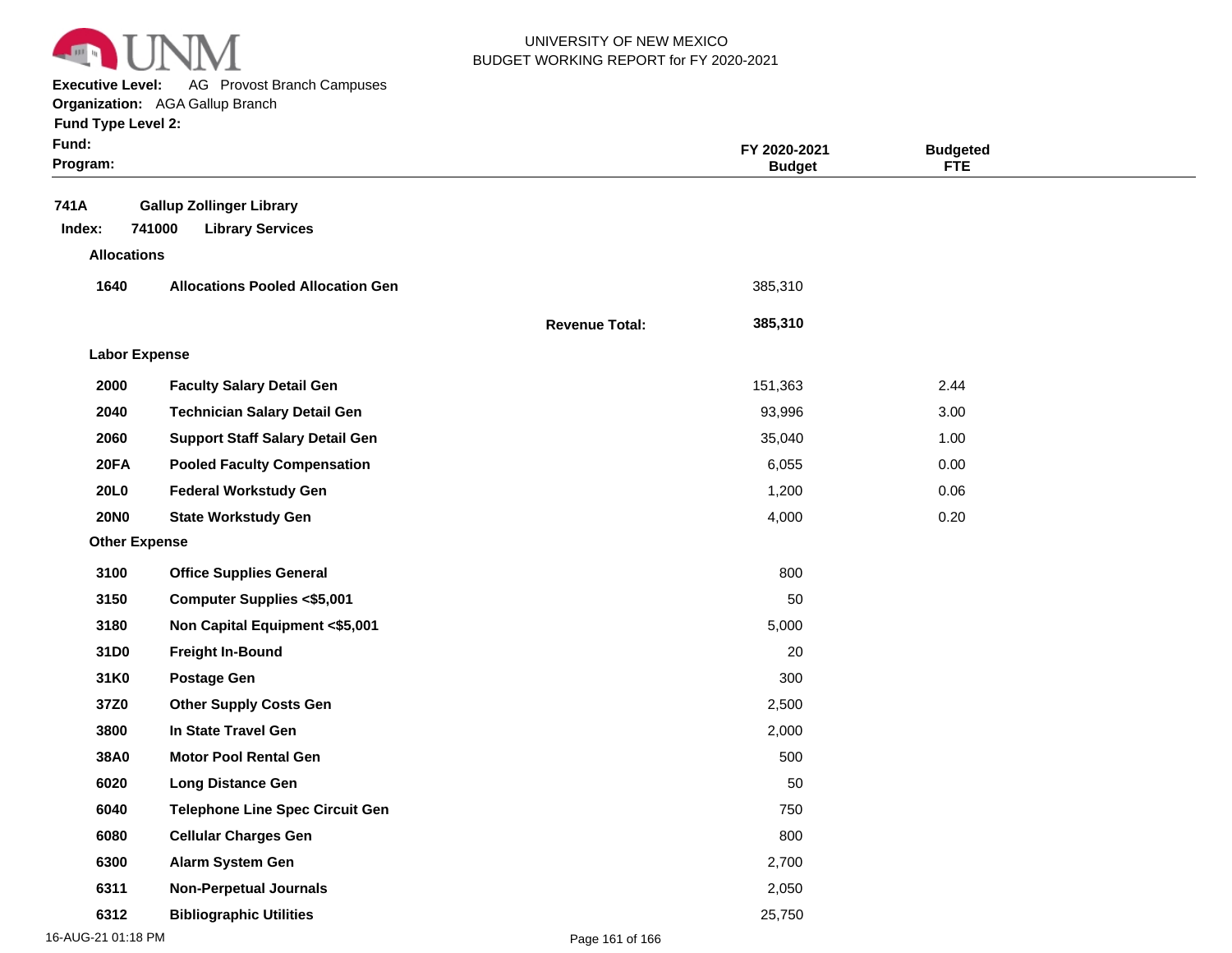UNIVERSITY OF NEW MEXICO
BUDGET WORKING REPORT for FY 2020-2021

**Executive Level:** AG Provost Branch Campuses
**Organization:** AGA Gallup Branch
**Fund Type Level 2:**
**Fund:**
**Program:**

| | | | FY 2020-2021 Budget | Budgeted FTE |
|---|---|---|---|---|
| **741A** | **Gallup Zollinger Library** | | | |
| **Index: 741000** | **Library Services** | | | |
| **Allocations** | | | | |
| **1640** | **Allocations Pooled Allocation Gen** | | 385,310 | |
| | | **Revenue Total:** | **385,310** | |
| **Labor Expense** | | | | |
| **2000** | **Faculty Salary Detail Gen** | | 151,363 | 2.44 |
| **2040** | **Technician Salary Detail Gen** | | 93,996 | 3.00 |
| **2060** | **Support Staff Salary Detail Gen** | | 35,040 | 1.00 |
| **20FA** | **Pooled Faculty Compensation** | | 6,055 | 0.00 |
| **20L0** | **Federal Workstudy Gen** | | 1,200 | 0.06 |
| **20N0** | **State Workstudy Gen** | | 4,000 | 0.20 |
| **Other Expense** | | | | |
| **3100** | **Office Supplies General** | | 800 | |
| **3150** | **Computer Supplies <$5,001** | | 50 | |
| **3180** | **Non Capital Equipment <$5,001** | | 5,000 | |
| **31D0** | **Freight In-Bound** | | 20 | |
| **31K0** | **Postage Gen** | | 300 | |
| **37Z0** | **Other Supply Costs Gen** | | 2,500 | |
| **3800** | **In State Travel Gen** | | 2,000 | |
| **38A0** | **Motor Pool Rental Gen** | | 500 | |
| **6020** | **Long Distance Gen** | | 50 | |
| **6040** | **Telephone Line Spec Circuit Gen** | | 750 | |
| **6080** | **Cellular Charges Gen** | | 800 | |
| **6300** | **Alarm System Gen** | | 2,700 | |
| **6311** | **Non-Perpetual Journals** | | 2,050 | |
| **6312** | **Bibliographic Utilities** | | 25,750 | |

16-AUG-21 01:18 PM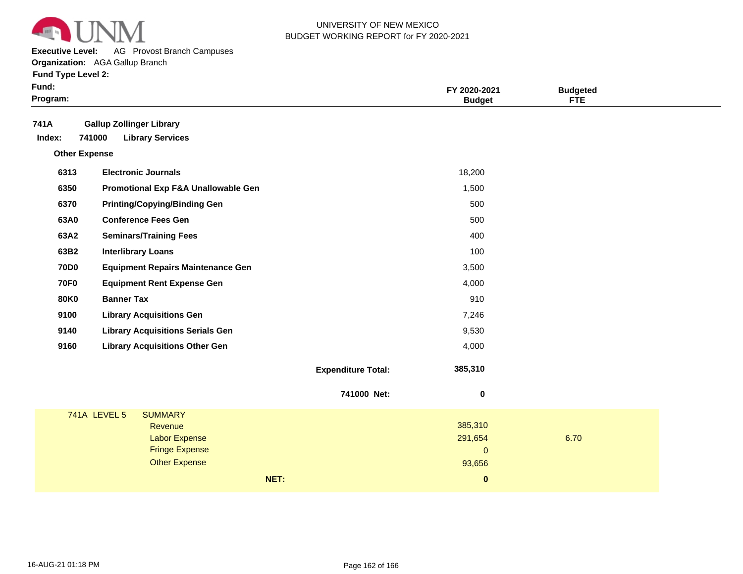UNIVERSITY OF NEW MEXICO
BUDGET WORKING REPORT for FY 2020-2021

**Executive Level:** AG Provost Branch Campuses
**Organization:** AGA Gallup Branch
**Fund Type Level 2:**
**Fund:**
**Program:**

| | | FY 2020-2021 Budget | Budgeted FTE |
|---|---|---|---|
| **741A** | **Gallup Zollinger Library** | | |
| **Index: 741000** | **Library Services** | | |
| **Other Expense** | | | |
| **6313** | **Electronic Journals** | 18,200 | |
| **6350** | **Promotional Exp F&A Unallowable Gen** | 1,500 | |
| **6370** | **Printing/Copying/Binding Gen** | 500 | |
| **63A0** | **Conference Fees Gen** | 500 | |
| **63A2** | **Seminars/Training Fees** | 400 | |
| **63B2** | **Interlibrary Loans** | 100 | |
| **70D0** | **Equipment Repairs Maintenance Gen** | 3,500 | |
| **70F0** | **Equipment Rent Expense Gen** | 4,000 | |
| **80K0** | **Banner Tax** | 910 | |
| **9100** | **Library Acquisitions Gen** | 7,246 | |
| **9140** | **Library Acquisitions Serials Gen** | 9,530 | |
| **9160** | **Library Acquisitions Other Gen** | 4,000 | |
| | **Expenditure Total:** | **385,310** | |
| | **741000 Net:** | **0** | |

| 741A LEVEL 5 | SUMMARY | | |
|---|---|---|---|
| | Revenue | 385,310 | |
| | Labor Expense | 291,654 | 6.70 |
| | Fringe Expense | 0 | |
| | Other Expense | 93,656 | |
| | **NET:** | **0** | |

16-AUG-21 01:18 PM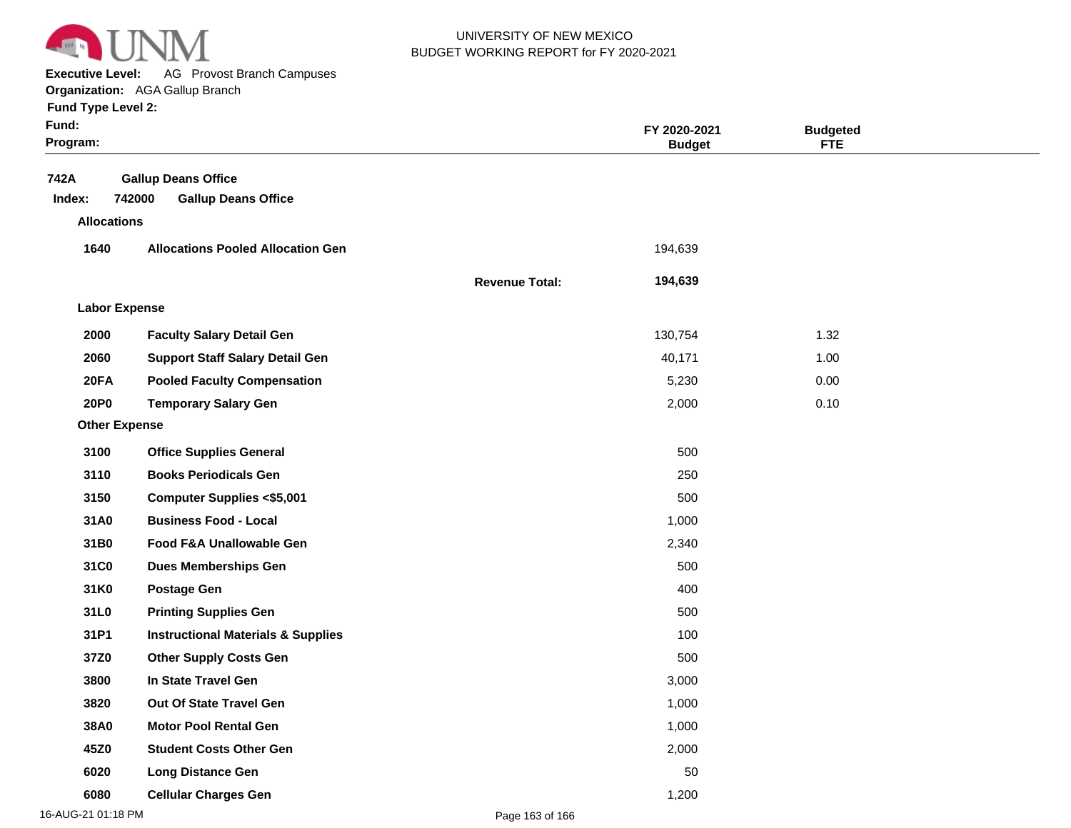UNIVERSITY OF NEW MEXICO
BUDGET WORKING REPORT for FY 2020-2021

**Executive Level:** AG Provost Branch Campuses
**Organization:** AGA Gallup Branch
**Fund Type Level 2:**
**Fund:**
**Program:**

| | | | FY 2020-2021 Budget | Budgeted FTE |
|---|---|---|---|---|
| **742A** | **Gallup Deans Office** | | | |
| **Index: 742000** | **Gallup Deans Office** | | | |
| **Allocations** | | | | |
| **1640** | **Allocations Pooled Allocation Gen** | | 194,639 | |
| | | **Revenue Total:** | **194,639** | |
| **Labor Expense** | | | | |
| **2000** | **Faculty Salary Detail Gen** | | 130,754 | 1.32 |
| **2060** | **Support Staff Salary Detail Gen** | | 40,171 | 1.00 |
| **20FA** | **Pooled Faculty Compensation** | | 5,230 | 0.00 |
| **20P0** | **Temporary Salary Gen** | | 2,000 | 0.10 |
| **Other Expense** | | | | |
| **3100** | **Office Supplies General** | | 500 | |
| **3110** | **Books Periodicals Gen** | | 250 | |
| **3150** | **Computer Supplies <$5,001** | | 500 | |
| **31A0** | **Business Food - Local** | | 1,000 | |
| **31B0** | **Food F&A Unallowable Gen** | | 2,340 | |
| **31C0** | **Dues Memberships Gen** | | 500 | |
| **31K0** | **Postage Gen** | | 400 | |
| **31L0** | **Printing Supplies Gen** | | 500 | |
| **31P1** | **Instructional Materials & Supplies** | | 100 | |
| **37Z0** | **Other Supply Costs Gen** | | 500 | |
| **3800** | **In State Travel Gen** | | 3,000 | |
| **3820** | **Out Of State Travel Gen** | | 1,000 | |
| **38A0** | **Motor Pool Rental Gen** | | 1,000 | |
| **45Z0** | **Student Costs Other Gen** | | 2,000 | |
| **6020** | **Long Distance Gen** | | 50 | |
| **6080** | **Cellular Charges Gen** | | 1,200 | |

16-AUG-21 01:18 PM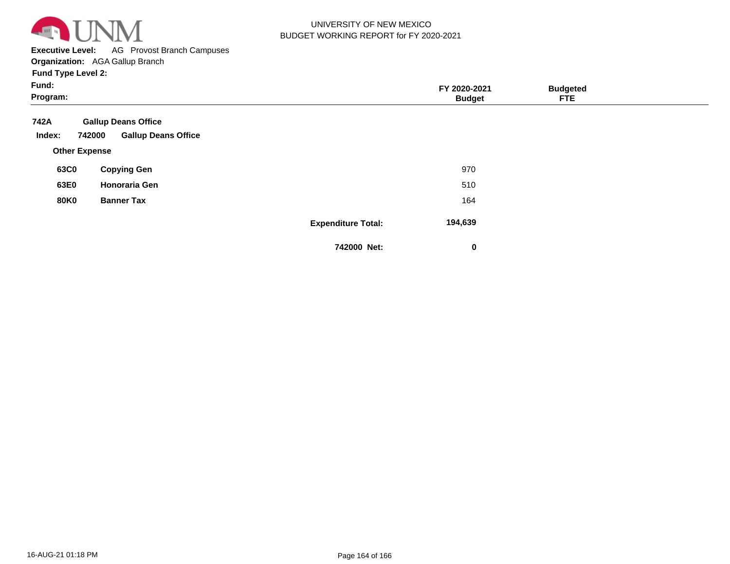UNIVERSITY OF NEW MEXICO
BUDGET WORKING REPORT for FY 2020-2021

**Executive Level:** AG Provost Branch Campuses
**Organization:** AGA Gallup Branch
**Fund Type Level 2:**
**Fund:**
**Program:**

| | | FY 2020-2021 Budget | Budgeted FTE |
|---|---|---|---|
| **742A** | **Gallup Deans Office** | | |
| **Index: 742000** | **Gallup Deans Office** | | |
| **Other Expense** | | | |
| **63C0** | **Copying Gen** | 970 | |
| **63E0** | **Honoraria Gen** | 510 | |
| **80K0** | **Banner Tax** | 164 | |
| | **Expenditure Total:** | **194,639** | |
| | **742000 Net:** | **0** | |

16-AUG-21 01:18 PM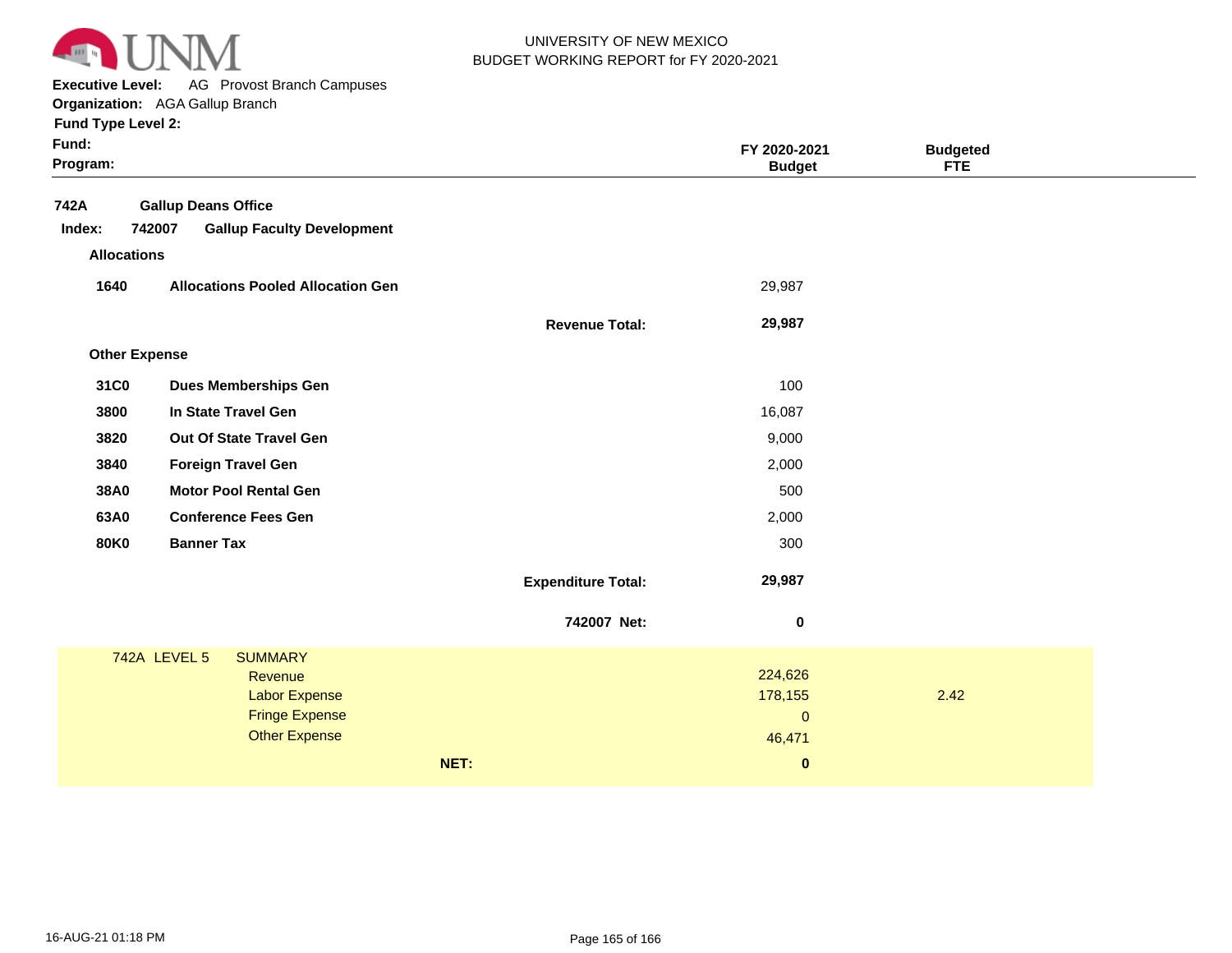UNIVERSITY OF NEW MEXICO
BUDGET WORKING REPORT for FY 2020-2021

**Executive Level:** AG Provost Branch Campuses
**Organization:** AGA Gallup Branch
**Fund Type Level 2:**
**Fund:**
**Program:**

| | | | FY 2020-2021 Budget | Budgeted FTE |
|---|---|---|---|---|
| **742A** | **Gallup Deans Office** | | | |
| **Index: 742007** | **Gallup Faculty Development** | | | |
| **Allocations** | | | | |
| **1640** | **Allocations Pooled Allocation Gen** | | 29,987 | |
| | | **Revenue Total:** | **29,987** | |
| **Other Expense** | | | | |
| **31C0** | **Dues Memberships Gen** | | 100 | |
| **3800** | **In State Travel Gen** | | 16,087 | |
| **3820** | **Out Of State Travel Gen** | | 9,000 | |
| **3840** | **Foreign Travel Gen** | | 2,000 | |
| **38A0** | **Motor Pool Rental Gen** | | 500 | |
| **63A0** | **Conference Fees Gen** | | 2,000 | |
| **80K0** | **Banner Tax** | | 300 | |
| | | **Expenditure Total:** | **29,987** | |
| | | **742007 Net:** | **0** | |

| 742A LEVEL 5 | SUMMARY | | |
|---|---|---|---|
| | Revenue | 224,626 | |
| | Labor Expense | 178,155 | 2.42 |
| | Fringe Expense | 0 | |
| | Other Expense | 46,471 | |
| | **NET:** | **0** | |

16-AUG-21 01:18 PM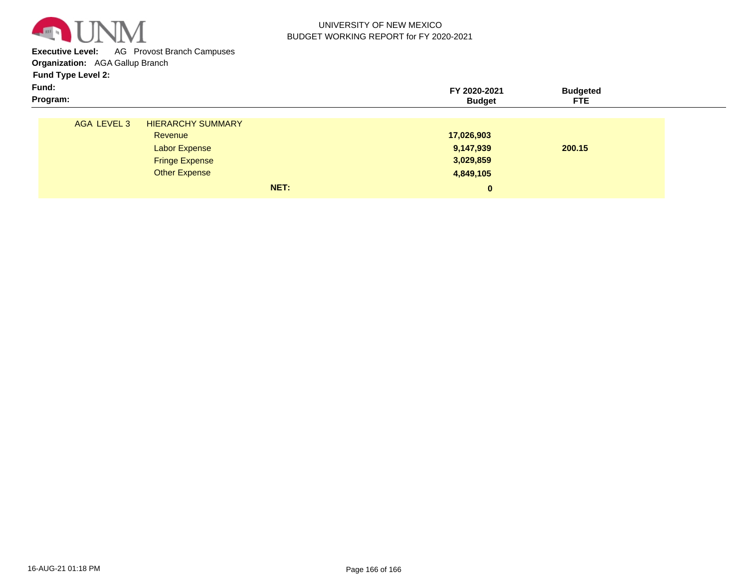UNIVERSITY OF NEW MEXICO
BUDGET WORKING REPORT for FY 2020-2021

**Executive Level:** AG Provost Branch Campuses
**Organization:** AGA Gallup Branch
**Fund Type Level 2:**
**Fund:**
**Program:**

| | | FY 2020-2021 Budget | Budgeted FTE |
|---|---|---|---|
| AGA LEVEL 3 | HIERARCHY SUMMARY | | |
| | Revenue | **17,026,903** | |
| | Labor Expense | **9,147,939** | **200.15** |
| | Fringe Expense | **3,029,859** | |
| | Other Expense | **4,849,105** | |
| | **NET:** | **0** | |

16-AUG-21 01:18 PM